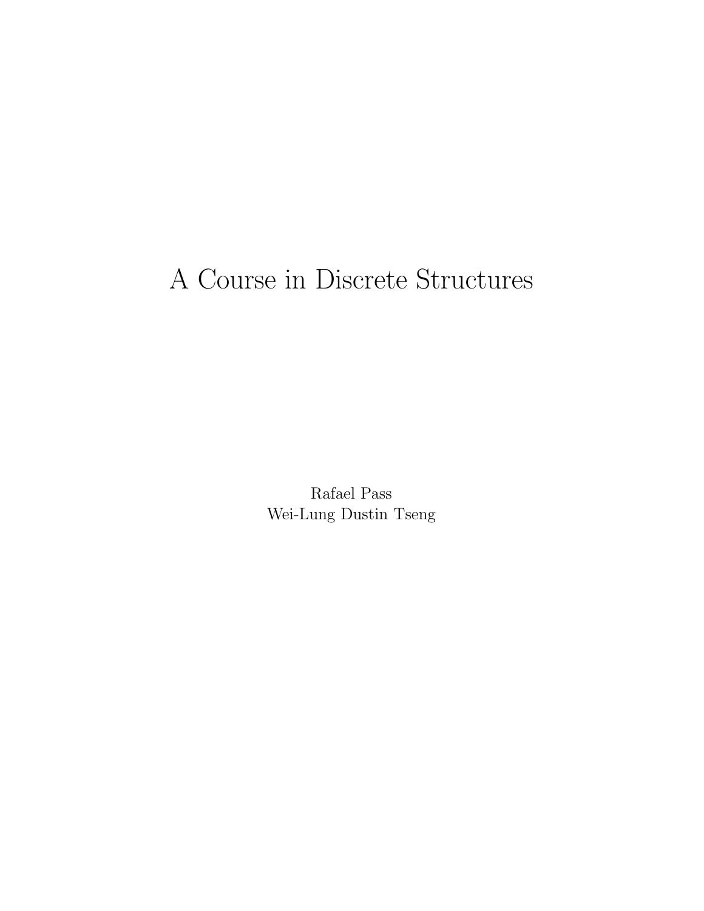# A Course in Discrete Structures

Rafael Pass
Wei-Lung Dustin Tseng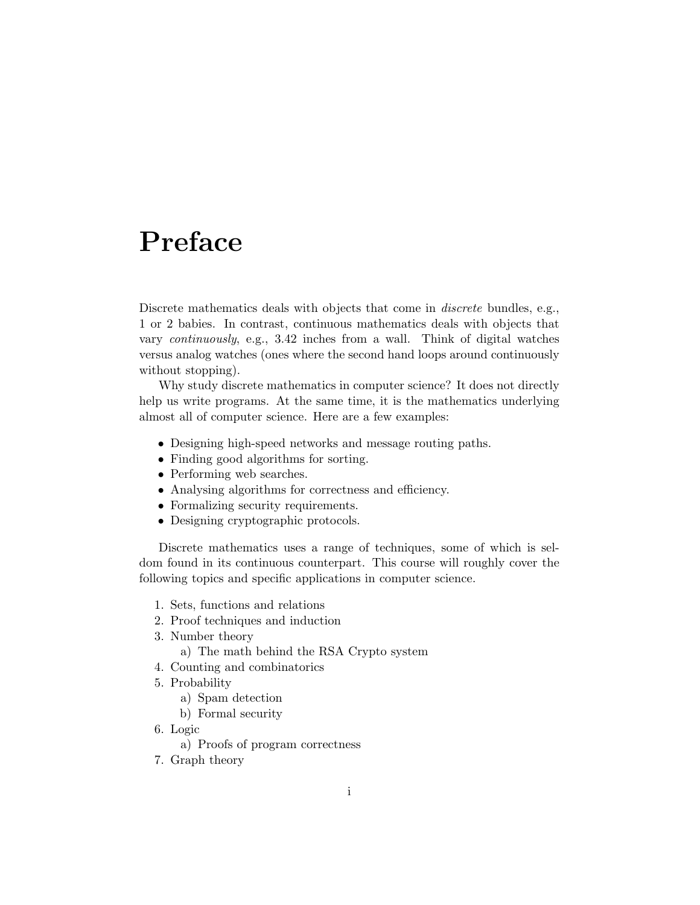# Preface

Discrete mathematics deals with objects that come in *discrete* bundles, e.g., 1 or 2 babies. In contrast, continuous mathematics deals with objects that vary *continuously*, e.g., 3.42 inches from a wall. Think of digital watches versus analog watches (ones where the second hand loops around continuously without stopping).

Why study discrete mathematics in computer science? It does not directly help us write programs. At the same time, it is the mathematics underlying almost all of computer science. Here are a few examples:

- Designing high-speed networks and message routing paths.
- Finding good algorithms for sorting.
- Performing web searches.
- Analysing algorithms for correctness and efficiency.
- Formalizing security requirements.
- Designing cryptographic protocols.

Discrete mathematics uses a range of techniques, some of which is seldom found in its continuous counterpart. This course will roughly cover the following topics and specific applications in computer science.

1. Sets, functions and relations
2. Proof techniques and induction
3. Number theory
   a) The math behind the RSA Crypto system
4. Counting and combinatorics
5. Probability
   a) Spam detection
   b) Formal security
6. Logic
   a) Proofs of program correctness
7. Graph theory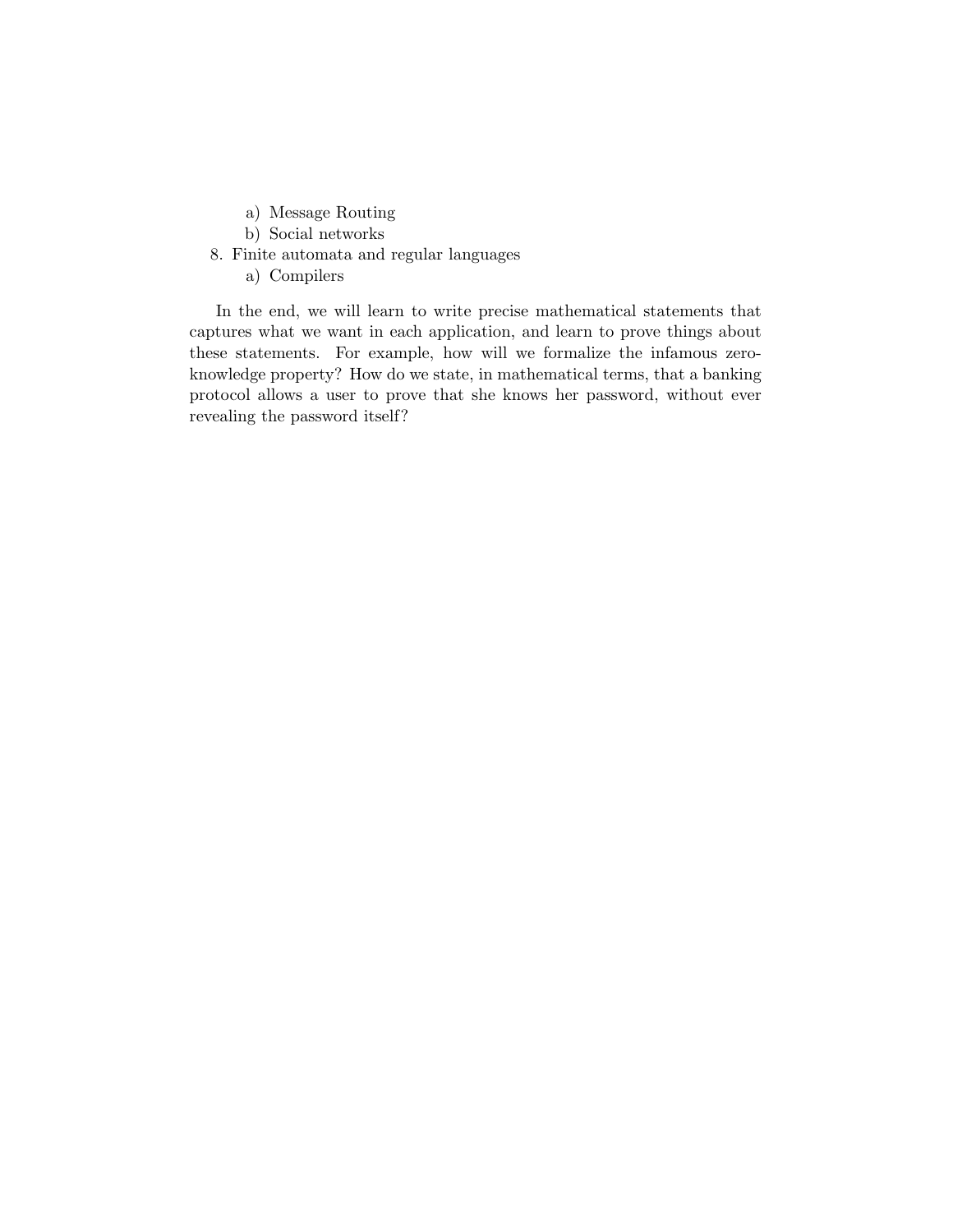a) Message Routing
   b) Social networks

8. Finite automata and regular languages
   a) Compilers

In the end, we will learn to write precise mathematical statements that captures what we want in each application, and learn to prove things about these statements. For example, how will we formalize the infamous zero-knowledge property? How do we state, in mathematical terms, that a banking protocol allows a user to prove that she knows her password, without ever revealing the password itself?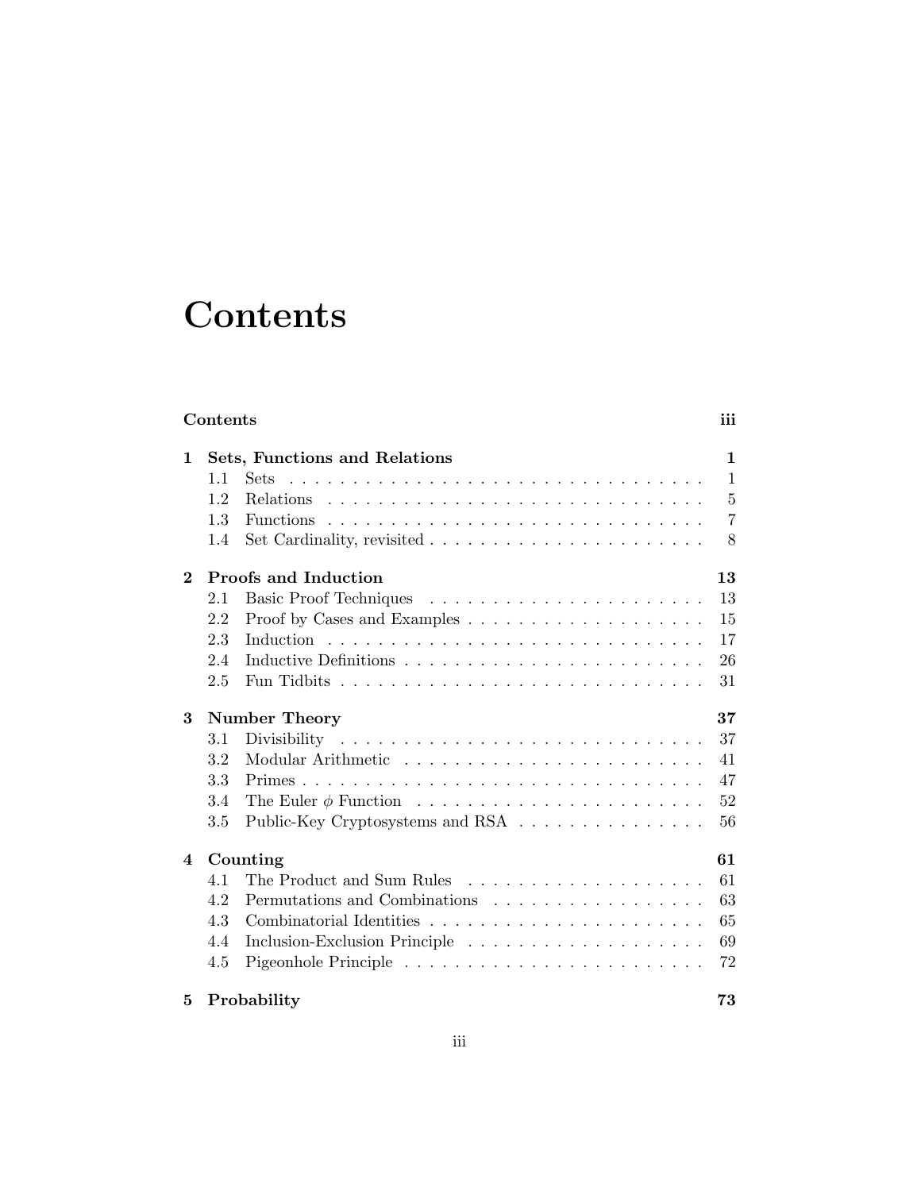# Contents

**Contents** **iii**

**1 Sets, Functions and Relations** **1**

- 1.1 Sets . . . . . 1
- 1.2 Relations . . . . . 5
- 1.3 Functions . . . . . 7
- 1.4 Set Cardinality, revisited . . . . . 8

**2 Proofs and Induction** **13**

- 2.1 Basic Proof Techniques . . . . . 13
- 2.2 Proof by Cases and Examples . . . . . 15
- 2.3 Induction . . . . . 17
- 2.4 Inductive Definitions . . . . . 26
- 2.5 Fun Tidbits . . . . . 31

**3 Number Theory** **37**

- 3.1 Divisibility . . . . . 37
- 3.2 Modular Arithmetic . . . . . 41
- 3.3 Primes . . . . . 47
- 3.4 The Euler $\phi$ Function . . . . . 52
- 3.5 Public-Key Cryptosystems and RSA . . . . . 56

**4 Counting** **61**

- 4.1 The Product and Sum Rules . . . . . 61
- 4.2 Permutations and Combinations . . . . . 63
- 4.3 Combinatorial Identities . . . . . 65
- 4.4 Inclusion-Exclusion Principle . . . . . 69
- 4.5 Pigeonhole Principle . . . . . 72

**5 Probability** **73**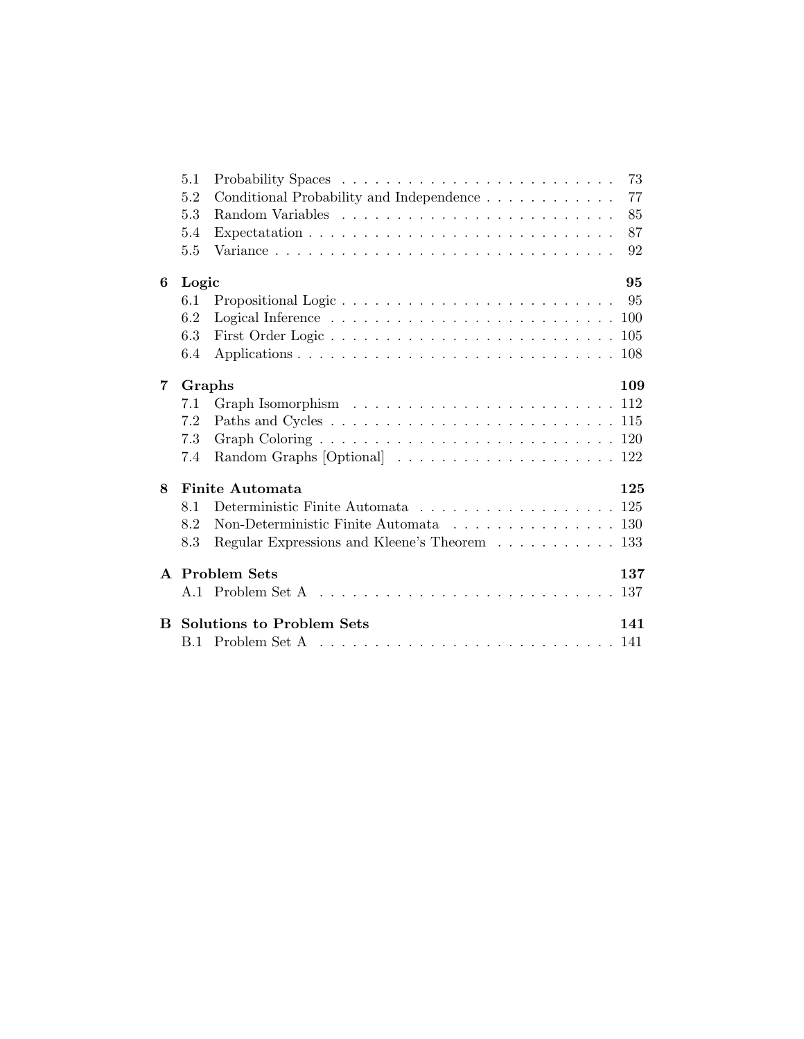5.1 Probability Spaces . . . . . . . . . . . . . . . . . . . . . . . . . 73
5.2 Conditional Probability and Independence . . . . . . . . . . . . 77
5.3 Random Variables . . . . . . . . . . . . . . . . . . . . . . . . 85
5.4 Expectatation . . . . . . . . . . . . . . . . . . . . . . . . . . 87
5.5 Variance . . . . . . . . . . . . . . . . . . . . . . . . . . . . . 92

**6 Logic 95**

6.1 Propositional Logic . . . . . . . . . . . . . . . . . . . . . . . . 95
6.2 Logical Inference . . . . . . . . . . . . . . . . . . . . . . . . . 100
6.3 First Order Logic . . . . . . . . . . . . . . . . . . . . . . . . . 105
6.4 Applications . . . . . . . . . . . . . . . . . . . . . . . . . . . . 108

**7 Graphs 109**

7.1 Graph Isomorphism . . . . . . . . . . . . . . . . . . . . . . . . 112
7.2 Paths and Cycles . . . . . . . . . . . . . . . . . . . . . . . . . 115
7.3 Graph Coloring . . . . . . . . . . . . . . . . . . . . . . . . . . 120
7.4 Random Graphs [Optional] . . . . . . . . . . . . . . . . . . . . 122

**8 Finite Automata 125**

8.1 Deterministic Finite Automata . . . . . . . . . . . . . . . . . . 125
8.2 Non-Deterministic Finite Automata . . . . . . . . . . . . . . . 130
8.3 Regular Expressions and Kleene's Theorem . . . . . . . . . . . 133

**A Problem Sets 137**

A.1 Problem Set A . . . . . . . . . . . . . . . . . . . . . . . . . . 137

**B Solutions to Problem Sets 141**

B.1 Problem Set A . . . . . . . . . . . . . . . . . . . . . . . . . . 141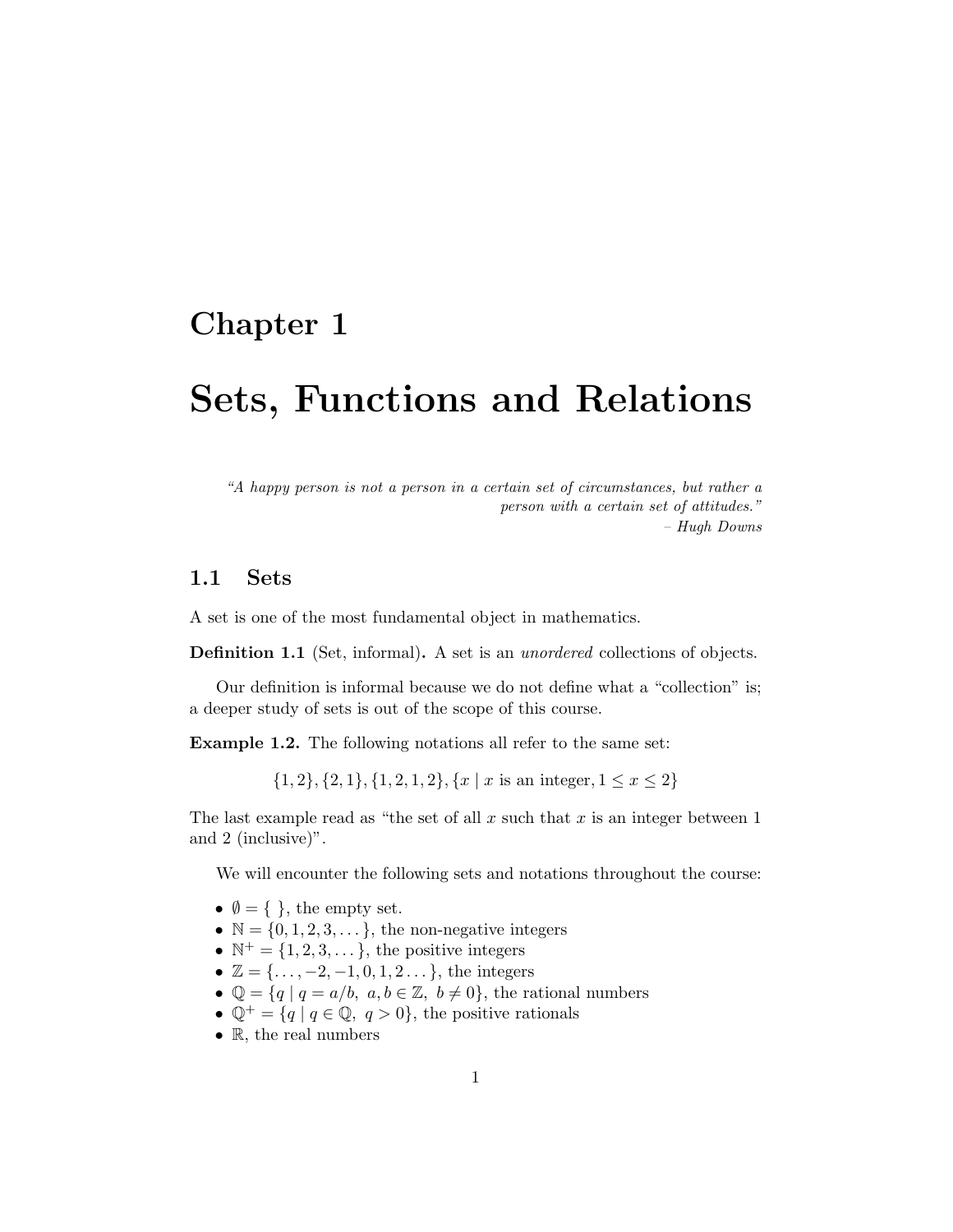# Chapter 1

# Sets, Functions and Relations

*"A happy person is not a person in a certain set of circumstances, but rather a person with a certain set of attitudes."*
*– Hugh Downs*

## 1.1 Sets

A set is one of the most fundamental object in mathematics.

**Definition 1.1** (Set, informal)**.** A set is an *unordered* collections of objects.

Our definition is informal because we do not define what a "collection" is; a deeper study of sets is out of the scope of this course.

**Example 1.2.** The following notations all refer to the same set:

$$\{1, 2\}, \{2, 1\}, \{1, 2, 1, 2\}, \{x \mid x \text{ is an integer}, 1 \leq x \leq 2\}$$

The last example read as "the set of all $x$ such that $x$ is an integer between 1 and 2 (inclusive)".

We will encounter the following sets and notations throughout the course:

- $\emptyset = \{\ \}$, the empty set.
- $\mathbb{N} = \{0, 1, 2, 3, \dots\}$, the non-negative integers
- $\mathbb{N}^+ = \{1, 2, 3, \dots\}$, the positive integers
- $\mathbb{Z} = \{\dots, -2, -1, 0, 1, 2 \dots\}$, the integers
- $\mathbb{Q} = \{q \mid q = a/b,\ a, b \in \mathbb{Z},\ b \neq 0\}$, the rational numbers
- $\mathbb{Q}^+ = \{q \mid q \in \mathbb{Q},\ q > 0\}$, the positive rationals
- $\mathbb{R}$, the real numbers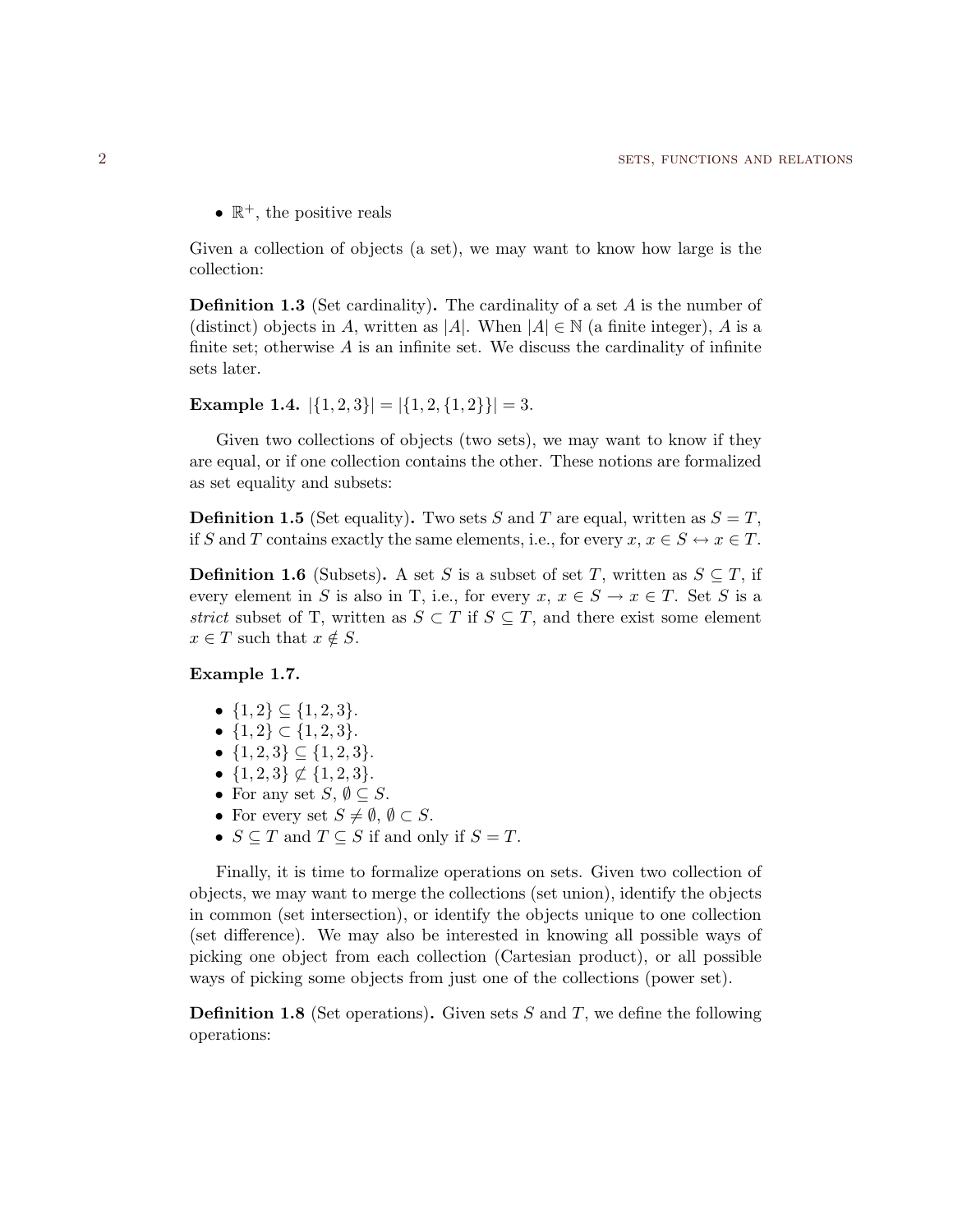- $\mathbb{R}^+$, the positive reals

Given a collection of objects (a set), we may want to know how large is the collection:

**Definition 1.3** (Set cardinality)**.** The cardinality of a set $A$ is the number of (distinct) objects in $A$, written as $|A|$. When $|A| \in \mathbb{N}$ (a finite integer), $A$ is a finite set; otherwise $A$ is an infinite set. We discuss the cardinality of infinite sets later.

**Example 1.4.** $|\{1, 2, 3\}| = |\{1, 2, \{1, 2\}\}| = 3$.

Given two collections of objects (two sets), we may want to know if they are equal, or if one collection contains the other. These notions are formalized as set equality and subsets:

**Definition 1.5** (Set equality)**.** Two sets $S$ and $T$ are equal, written as $S = T$, if $S$ and $T$ contains exactly the same elements, i.e., for every $x$, $x \in S \leftrightarrow x \in T$.

**Definition 1.6** (Subsets)**.** A set $S$ is a subset of set $T$, written as $S \subseteq T$, if every element in $S$ is also in T, i.e., for every $x$, $x \in S \rightarrow x \in T$. Set $S$ is a *strict* subset of T, written as $S \subset T$ if $S \subseteq T$, and there exist some element $x \in T$ such that $x \notin S$.

**Example 1.7.**

- $\{1, 2\} \subseteq \{1, 2, 3\}$.
- $\{1, 2\} \subset \{1, 2, 3\}$.
- $\{1, 2, 3\} \subseteq \{1, 2, 3\}$.
- $\{1, 2, 3\} \not\subset \{1, 2, 3\}$.
- For any set $S$, $\emptyset \subseteq S$.
- For every set $S \neq \emptyset$, $\emptyset \subset S$.
- $S \subseteq T$ and $T \subseteq S$ if and only if $S = T$.

Finally, it is time to formalize operations on sets. Given two collection of objects, we may want to merge the collections (set union), identify the objects in common (set intersection), or identify the objects unique to one collection (set difference). We may also be interested in knowing all possible ways of picking one object from each collection (Cartesian product), or all possible ways of picking some objects from just one of the collections (power set).

**Definition 1.8** (Set operations)**.** Given sets $S$ and $T$, we define the following operations: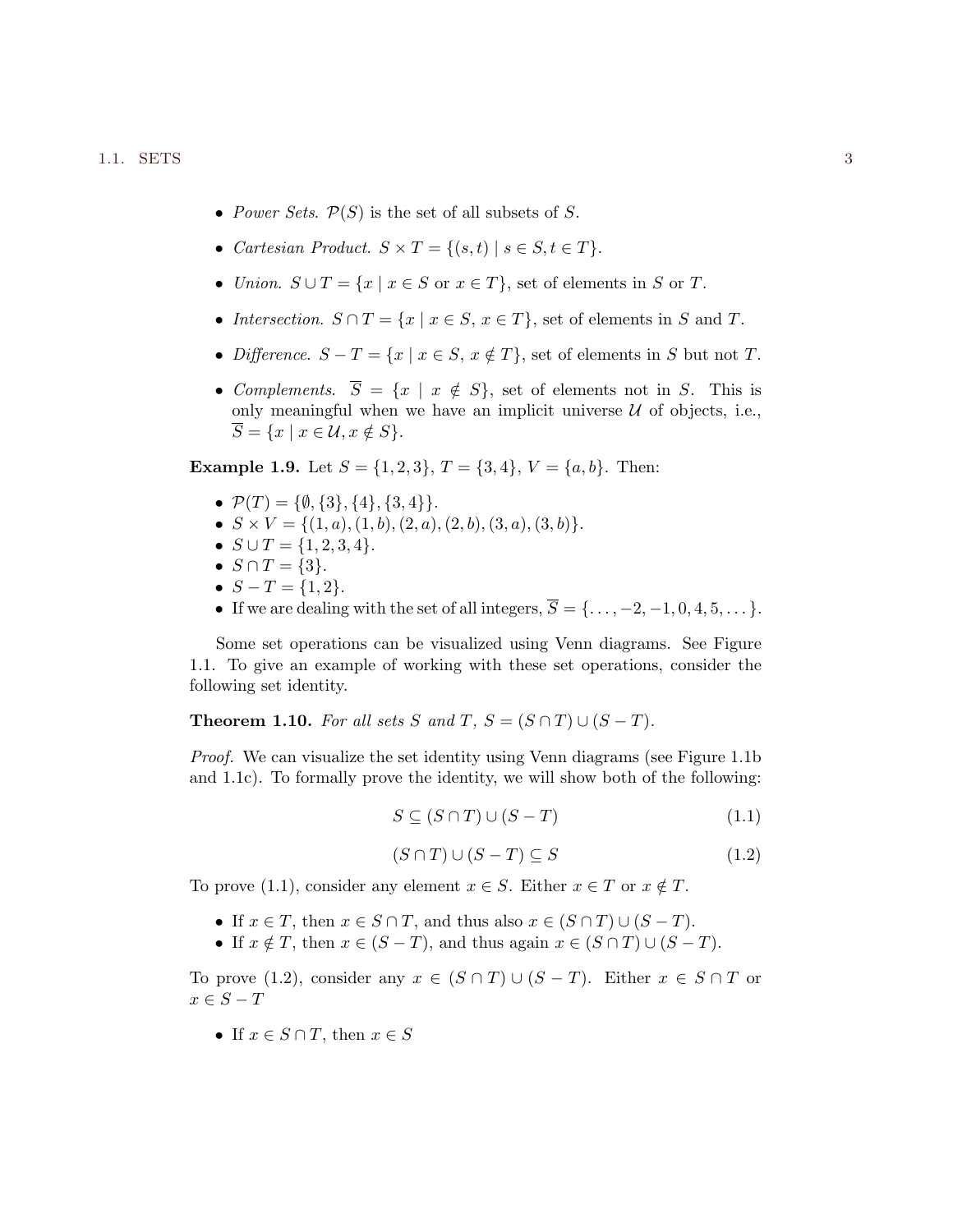- *Power Sets*. $\mathcal{P}(S)$ is the set of all subsets of $S$.
- *Cartesian Product*. $S \times T = \{(s,t) \mid s \in S, t \in T\}$.
- *Union*. $S \cup T = \{x \mid x \in S \text{ or } x \in T\}$, set of elements in $S$ or $T$.
- *Intersection*. $S \cap T = \{x \mid x \in S,\ x \in T\}$, set of elements in $S$ and $T$.
- *Difference*. $S - T = \{x \mid x \in S,\ x \notin T\}$, set of elements in $S$ but not $T$.
- *Complements*. $\overline{S} = \{x \mid x \notin S\}$, set of elements not in $S$. This is only meaningful when we have an implicit universe $\mathcal{U}$ of objects, i.e., $\overline{S} = \{x \mid x \in \mathcal{U}, x \notin S\}$.

**Example 1.9.** Let $S = \{1, 2, 3\}$, $T = \{3, 4\}$, $V = \{a, b\}$. Then:

- $\mathcal{P}(T) = \{\emptyset, \{3\}, \{4\}, \{3, 4\}\}$.
- $S \times V = \{(1, a), (1, b), (2, a), (2, b), (3, a), (3, b)\}$.
- $S \cup T = \{1, 2, 3, 4\}$.
- $S \cap T = \{3\}$.
- $S - T = \{1, 2\}$.
- If we are dealing with the set of all integers, $\overline{S} = \{\dots, -2, -1, 0, 4, 5, \dots\}$.

Some set operations can be visualized using Venn diagrams. See Figure 1.1. To give an example of working with these set operations, consider the following set identity.

**Theorem 1.10.** *For all sets $S$ and $T$, $S = (S \cap T) \cup (S - T)$.*

*Proof.* We can visualize the set identity using Venn diagrams (see Figure 1.1b and 1.1c). To formally prove the identity, we will show both of the following:

$$S \subseteq (S \cap T) \cup (S - T) \tag{1.1}$$

$$(S \cap T) \cup (S - T) \subseteq S \tag{1.2}$$

To prove (1.1), consider any element $x \in S$. Either $x \in T$ or $x \notin T$.

- If $x \in T$, then $x \in S \cap T$, and thus also $x \in (S \cap T) \cup (S - T)$.
- If $x \notin T$, then $x \in (S - T)$, and thus again $x \in (S \cap T) \cup (S - T)$.

To prove (1.2), consider any $x \in (S \cap T) \cup (S - T)$. Either $x \in S \cap T$ or $x \in S - T$

- If $x \in S \cap T$, then $x \in S$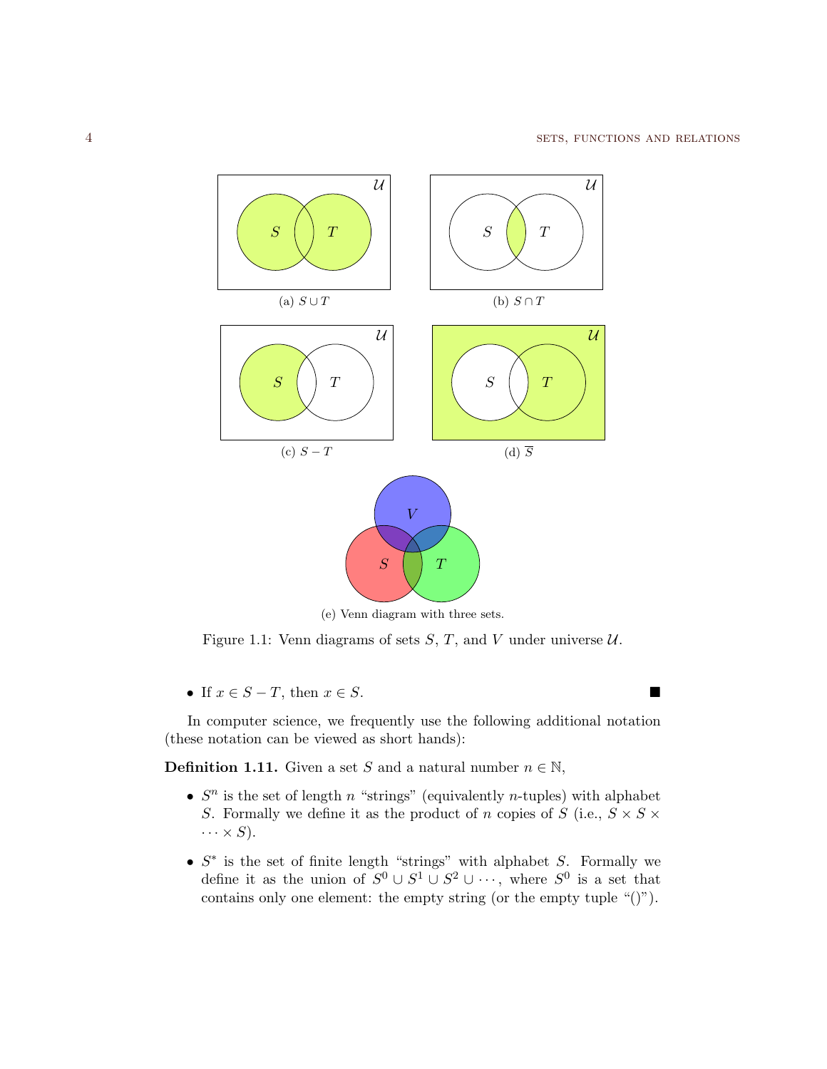(a) $S \cup T$

(b) $S \cap T$

(c) $S - T$

(d) $\overline{S}$

(e) Venn diagram with three sets.

Figure 1.1: Venn diagrams of sets $S$, $T$, and $V$ under universe $\mathcal{U}$.

- If $x \in S - T$, then $x \in S$. ■

In computer science, we frequently use the following additional notation (these notation can be viewed as short hands):

**Definition 1.11.** Given a set $S$ and a natural number $n \in \mathbb{N}$,

- $S^n$ is the set of length $n$ "strings" (equivalently $n$-tuples) with alphabet $S$. Formally we define it as the product of $n$ copies of $S$ (i.e., $S \times S \times \cdots \times S$).
- $S^*$ is the set of finite length "strings" with alphabet $S$. Formally we define it as the union of $S^0 \cup S^1 \cup S^2 \cup \cdots$, where $S^0$ is a set that contains only one element: the empty string (or the empty tuple "()").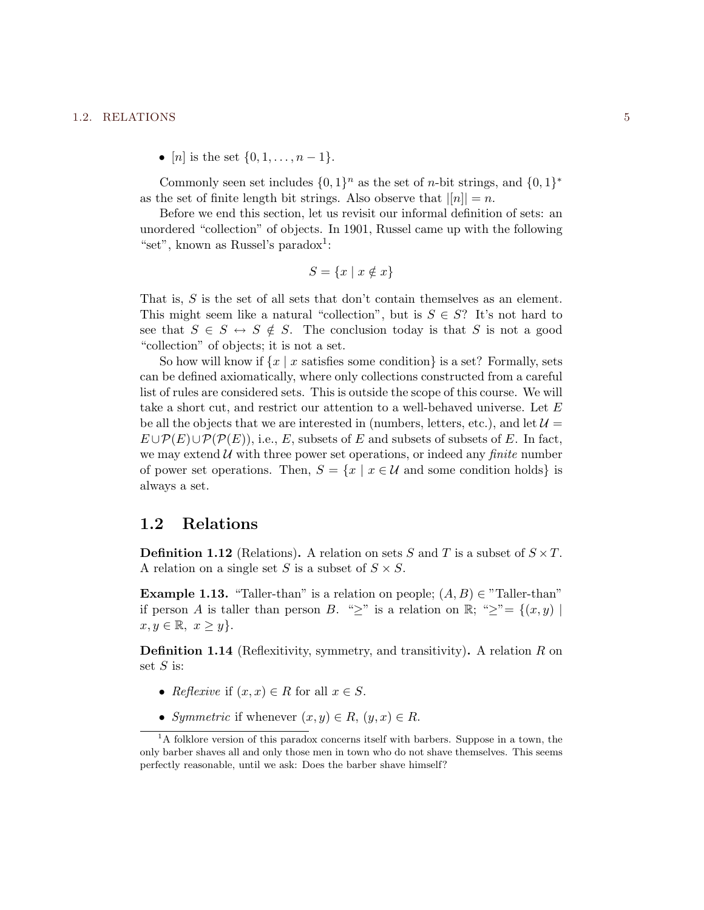- $[n]$ is the set $\{0, 1, \ldots, n-1\}$.

Commonly seen set includes $\{0,1\}^n$ as the set of $n$-bit strings, and $\{0,1\}^*$ as the set of finite length bit strings. Also observe that $|[n]| = n$.

Before we end this section, let us revisit our informal definition of sets: an unordered "collection" of objects. In 1901, Russel came up with the following "set", known as Russel's paradox[1]:

$$S = \{x \mid x \notin x\}$$

That is, $S$ is the set of all sets that don't contain themselves as an element. This might seem like a natural "collection", but is $S \in S$? It's not hard to see that $S \in S \leftrightarrow S \notin S$. The conclusion today is that $S$ is not a good "collection" of objects; it is not a set.

So how will know if $\{x \mid x \text{ satisfies some condition}\}$ is a set? Formally, sets can be defined axiomatically, where only collections constructed from a careful list of rules are considered sets. This is outside the scope of this course. We will take a short cut, and restrict our attention to a well-behaved universe. Let $E$ be all the objects that we are interested in (numbers, letters, etc.), and let $\mathcal{U} = E \cup \mathcal{P}(E) \cup \mathcal{P}(\mathcal{P}(E))$, i.e., $E$, subsets of $E$ and subsets of subsets of $E$. In fact, we may extend $\mathcal{U}$ with three power set operations, or indeed any *finite* number of power set operations. Then, $S = \{x \mid x \in \mathcal{U} \text{ and some condition holds}\}$ is always a set.

## 1.2 Relations

**Definition 1.12** (Relations)**.** A relation on sets $S$ and $T$ is a subset of $S \times T$. A relation on a single set $S$ is a subset of $S \times S$.

**Example 1.13.** "Taller-than" is a relation on people; $(A, B) \in$ "Taller-than" if person $A$ is taller than person $B$. "$\geq$" is a relation on $\mathbb{R}$; "$\geq$"$= \{(x, y) \mid x, y \in \mathbb{R},\ x \geq y\}$.

**Definition 1.14** (Reflexitivity, symmetry, and transitivity)**.** A relation $R$ on set $S$ is:

- *Reflexive* if $(x, x) \in R$ for all $x \in S$.
- *Symmetric* if whenever $(x, y) \in R$, $(y, x) \in R$.

[1] A folklore version of this paradox concerns itself with barbers. Suppose in a town, the only barber shaves all and only those men in town who do not shave themselves. This seems perfectly reasonable, until we ask: Does the barber shave himself?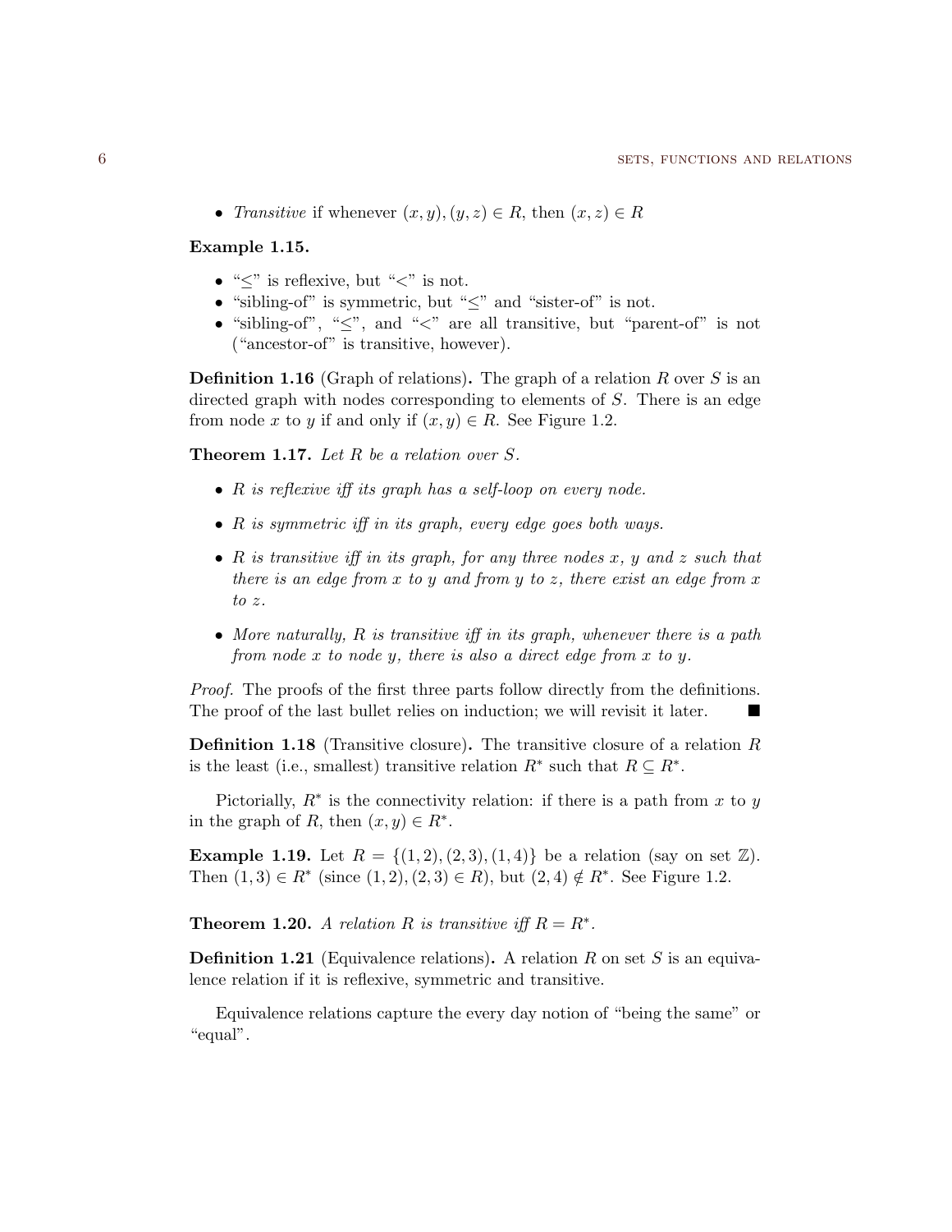- *Transitive* if whenever $(x, y), (y, z) \in R$, then $(x, z) \in R$

**Example 1.15.**

- "$\leq$" is reflexive, but "$<$" is not.
- "sibling-of" is symmetric, but "$\leq$" and "sister-of" is not.
- "sibling-of", "$\leq$", and "$<$" are all transitive, but "parent-of" is not ("ancestor-of" is transitive, however).

**Definition 1.16** (Graph of relations)**.** The graph of a relation $R$ over $S$ is an directed graph with nodes corresponding to elements of $S$. There is an edge from node $x$ to $y$ if and only if $(x, y) \in R$. See Figure 1.2.

**Theorem 1.17.** *Let $R$ be a relation over $S$.*

- *$R$ is reflexive iff its graph has a self-loop on every node.*
- *$R$ is symmetric iff in its graph, every edge goes both ways.*
- *$R$ is transitive iff in its graph, for any three nodes $x$, $y$ and $z$ such that there is an edge from $x$ to $y$ and from $y$ to $z$, there exist an edge from $x$ to $z$.*
- *More naturally, $R$ is transitive iff in its graph, whenever there is a path from node $x$ to node $y$, there is also a direct edge from $x$ to $y$.*

*Proof.* The proofs of the first three parts follow directly from the definitions. The proof of the last bullet relies on induction; we will revisit it later. ■

**Definition 1.18** (Transitive closure)**.** The transitive closure of a relation $R$ is the least (i.e., smallest) transitive relation $R^*$ such that $R \subseteq R^*$.

Pictorially, $R^*$ is the connectivity relation: if there is a path from $x$ to $y$ in the graph of $R$, then $(x, y) \in R^*$.

**Example 1.19.** Let $R = \{(1, 2), (2, 3), (1, 4)\}$ be a relation (say on set $\mathbb{Z}$). Then $(1, 3) \in R^*$ (since $(1, 2), (2, 3) \in R$), but $(2, 4) \notin R^*$. See Figure 1.2.

**Theorem 1.20.** *A relation $R$ is transitive iff $R = R^*$.*

**Definition 1.21** (Equivalence relations)**.** A relation $R$ on set $S$ is an equivalence relation if it is reflexive, symmetric and transitive.

Equivalence relations capture the every day notion of "being the same" or "equal".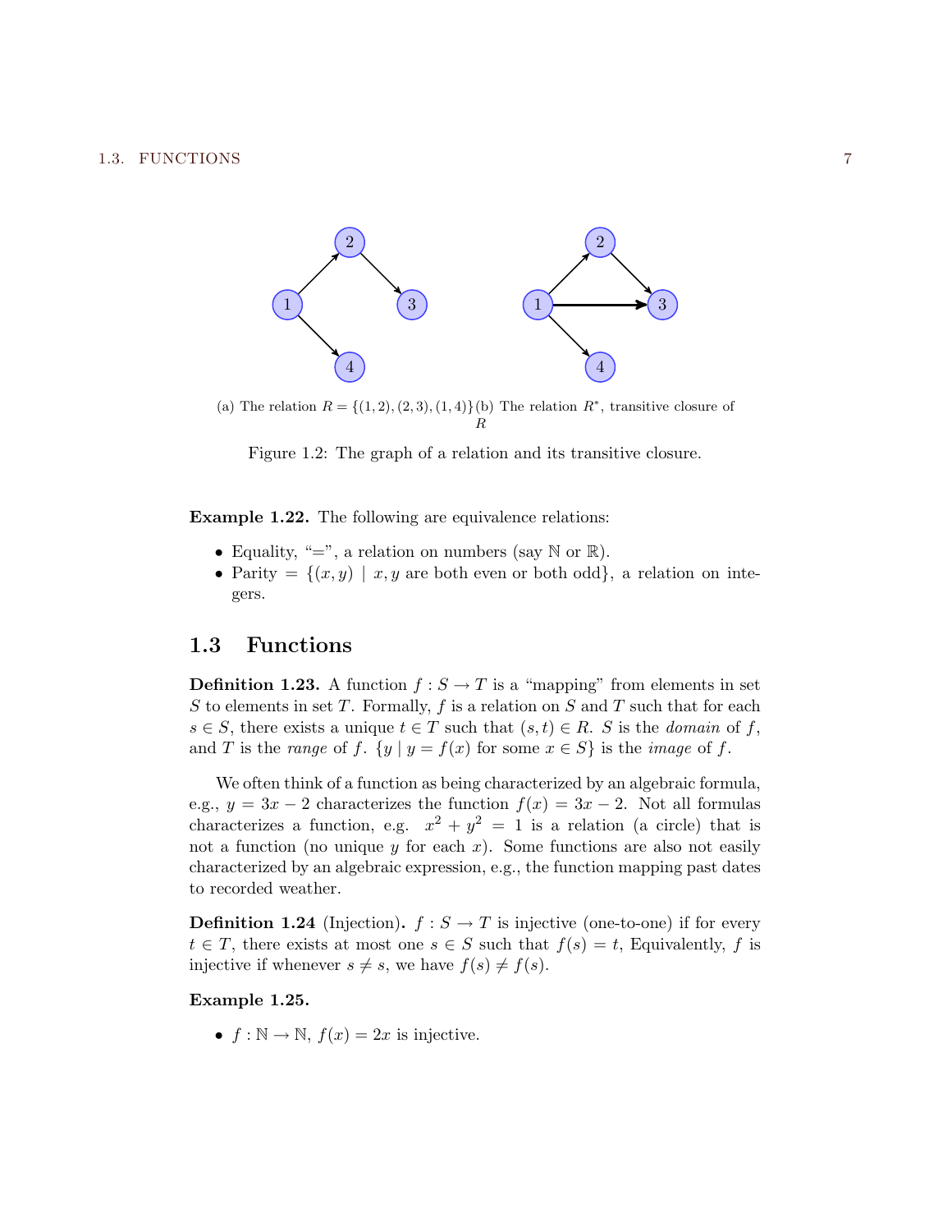(a) The relation $R = \{(1,2),(2,3),(1,4)\}$ (b) The relation $R^*$, transitive closure of $R$

Figure 1.2: The graph of a relation and its transitive closure.

**Example 1.22.** The following are equivalence relations:

- Equality, "=", a relation on numbers (say $\mathbb{N}$ or $\mathbb{R}$).
- Parity $= \{(x, y) \mid x, y \text{ are both even or both odd}\}$, a relation on integers.

## 1.3 Functions

**Definition 1.23.** A function $f : S \to T$ is a "mapping" from elements in set $S$ to elements in set $T$. Formally, $f$ is a relation on $S$ and $T$ such that for each $s \in S$, there exists a unique $t \in T$ such that $(s, t) \in R$. $S$ is the *domain* of $f$, and $T$ is the *range* of $f$. $\{y \mid y = f(x) \text{ for some } x \in S\}$ is the *image* of $f$.

We often think of a function as being characterized by an algebraic formula, e.g., $y = 3x - 2$ characterizes the function $f(x) = 3x - 2$. Not all formulas characterizes a function, e.g. $x^2 + y^2 = 1$ is a relation (a circle) that is not a function (no unique $y$ for each $x$). Some functions are also not easily characterized by an algebraic expression, e.g., the function mapping past dates to recorded weather.

**Definition 1.24** (Injection)**.** $f : S \to T$ is injective (one-to-one) if for every $t \in T$, there exists at most one $s \in S$ such that $f(s) = t$, Equivalently, $f$ is injective if whenever $s \neq s$, we have $f(s) \neq f(s)$.

**Example 1.25.**

- $f : \mathbb{N} \to \mathbb{N}$, $f(x) = 2x$ is injective.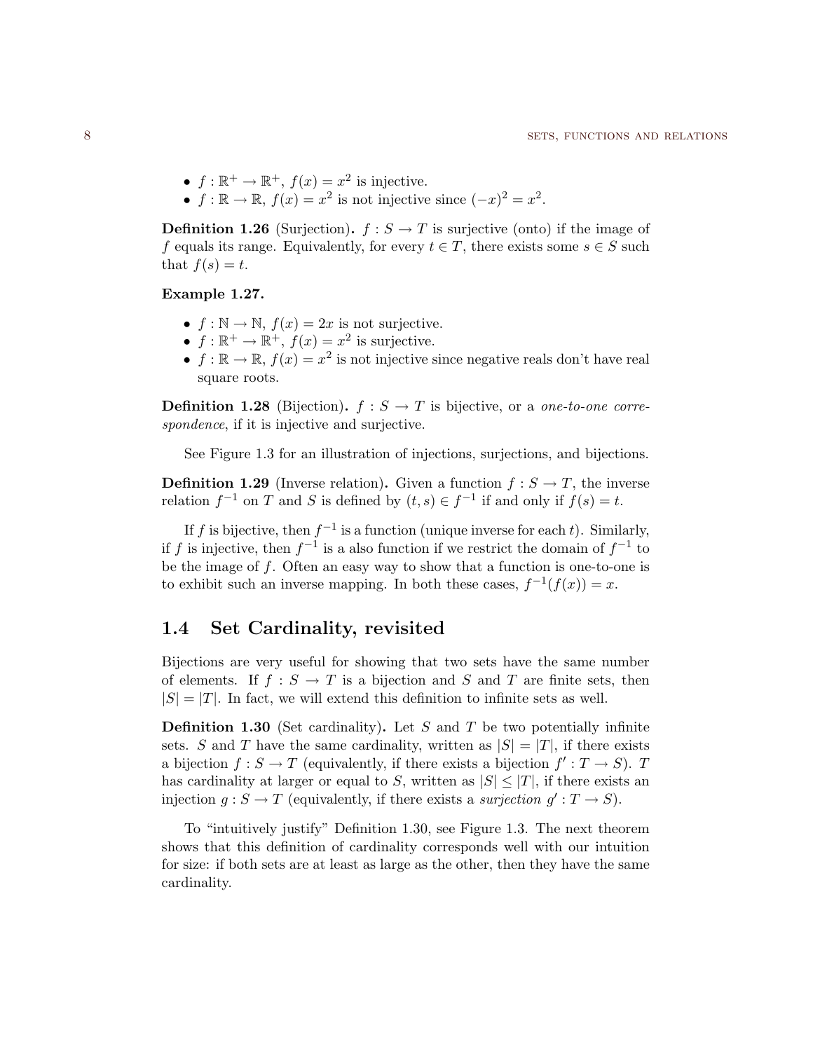- $f : \mathbb{R}^+ \to \mathbb{R}^+$, $f(x) = x^2$ is injective.
- $f : \mathbb{R} \to \mathbb{R}$, $f(x) = x^2$ is not injective since $(-x)^2 = x^2$.

**Definition 1.26** (Surjection)**.** $f : S \to T$ is surjective (onto) if the image of $f$ equals its range. Equivalently, for every $t \in T$, there exists some $s \in S$ such that $f(s) = t$.

**Example 1.27.**

- $f : \mathbb{N} \to \mathbb{N}$, $f(x) = 2x$ is not surjective.
- $f : \mathbb{R}^+ \to \mathbb{R}^+$, $f(x) = x^2$ is surjective.
- $f : \mathbb{R} \to \mathbb{R}$, $f(x) = x^2$ is not injective since negative reals don't have real square roots.

**Definition 1.28** (Bijection)**.** $f : S \to T$ is bijective, or a *one-to-one correspondence*, if it is injective and surjective.

See Figure 1.3 for an illustration of injections, surjections, and bijections.

**Definition 1.29** (Inverse relation)**.** Given a function $f : S \to T$, the inverse relation $f^{-1}$ on $T$ and $S$ is defined by $(t, s) \in f^{-1}$ if and only if $f(s) = t$.

If $f$ is bijective, then $f^{-1}$ is a function (unique inverse for each $t$). Similarly, if $f$ is injective, then $f^{-1}$ is a also function if we restrict the domain of $f^{-1}$ to be the image of $f$. Often an easy way to show that a function is one-to-one is to exhibit such an inverse mapping. In both these cases, $f^{-1}(f(x)) = x$.

## 1.4 Set Cardinality, revisited

Bijections are very useful for showing that two sets have the same number of elements. If $f : S \to T$ is a bijection and $S$ and $T$ are finite sets, then $|S| = |T|$. In fact, we will extend this definition to infinite sets as well.

**Definition 1.30** (Set cardinality)**.** Let $S$ and $T$ be two potentially infinite sets. $S$ and $T$ have the same cardinality, written as $|S| = |T|$, if there exists a bijection $f : S \to T$ (equivalently, if there exists a bijection $f' : T \to S$). $T$ has cardinality at larger or equal to $S$, written as $|S| \leq |T|$, if there exists an injection $g : S \to T$ (equivalently, if there exists a *surjection* $g' : T \to S$).

To "intuitively justify" Definition 1.30, see Figure 1.3. The next theorem shows that this definition of cardinality corresponds well with our intuition for size: if both sets are at least as large as the other, then they have the same cardinality.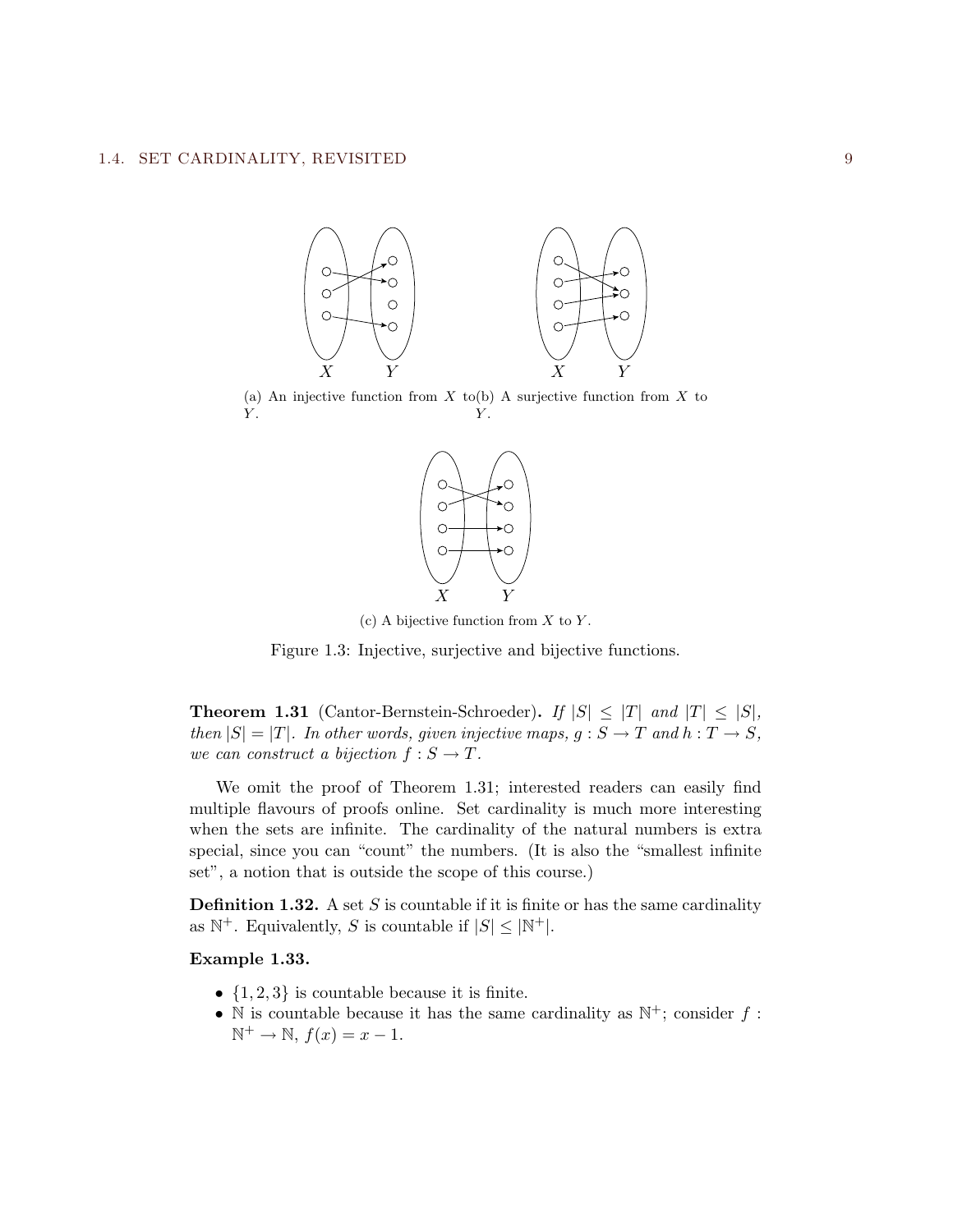(a) An injective function from $X$ to $Y$.

(b) A surjective function from $X$ to $Y$.

(c) A bijective function from $X$ to $Y$.

Figure 1.3: Injective, surjective and bijective functions.

**Theorem 1.31** (Cantor-Bernstein-Schroeder)**.** *If $|S| \leq |T|$ and $|T| \leq |S|$, then $|S| = |T|$. In other words, given injective maps, $g : S \to T$ and $h : T \to S$, we can construct a bijection $f : S \to T$.*

We omit the proof of Theorem 1.31; interested readers can easily find multiple flavours of proofs online. Set cardinality is much more interesting when the sets are infinite. The cardinality of the natural numbers is extra special, since you can "count" the numbers. (It is also the "smallest infinite set", a notion that is outside the scope of this course.)

**Definition 1.32.** A set $S$ is countable if it is finite or has the same cardinality as $\mathbb{N}^+$. Equivalently, $S$ is countable if $|S| \leq |\mathbb{N}^+|$.

**Example 1.33.**

- $\{1, 2, 3\}$ is countable because it is finite.
- $\mathbb{N}$ is countable because it has the same cardinality as $\mathbb{N}^+$; consider $f : \mathbb{N}^+ \to \mathbb{N}$, $f(x) = x - 1$.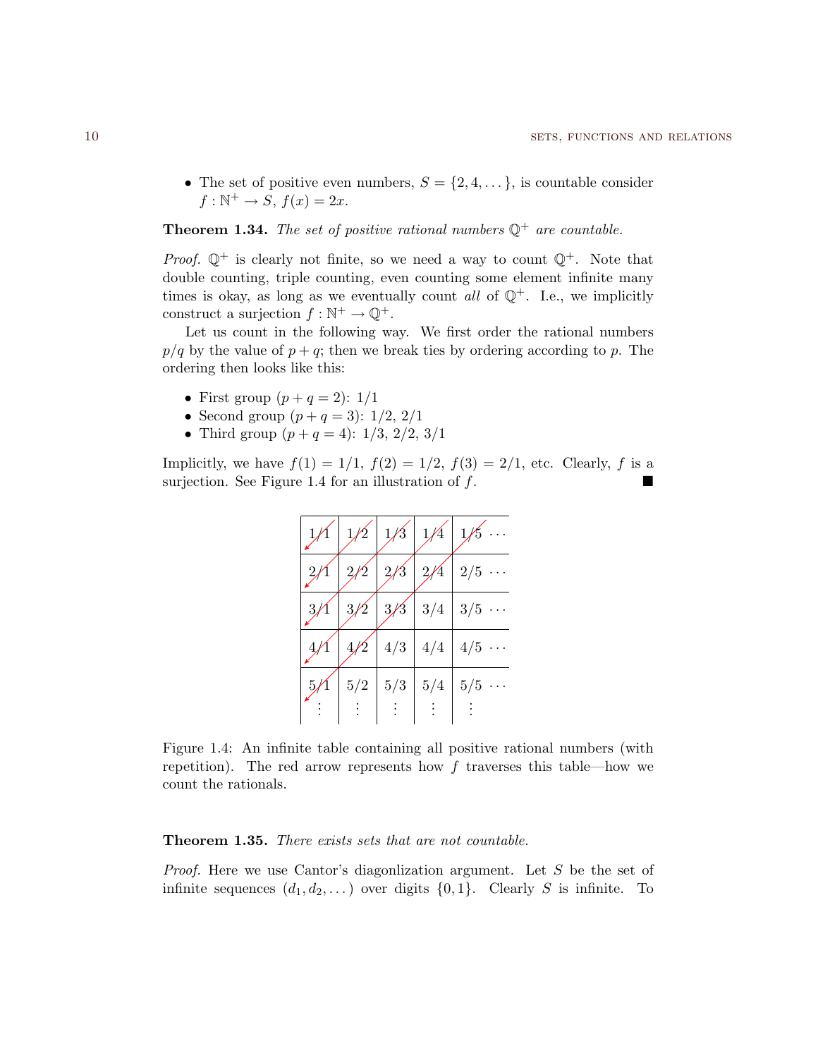- The set of positive even numbers, $S = \{2, 4, \dots\}$, is countable consider $f : \mathbb{N}^+ \to S$, $f(x) = 2x$.

**Theorem 1.34.** *The set of positive rational numbers $\mathbb{Q}^+$ are countable.*

*Proof.* $\mathbb{Q}^+$ is clearly not finite, so we need a way to count $\mathbb{Q}^+$. Note that double counting, triple counting, even counting some element infinite many times is okay, as long as we eventually count *all* of $\mathbb{Q}^+$. I.e., we implicitly construct a surjection $f : \mathbb{N}^+ \to \mathbb{Q}^+$.

Let us count in the following way. We first order the rational numbers $p/q$ by the value of $p + q$; then we break ties by ordering according to $p$. The ordering then looks like this:

- First group ($p + q = 2$): 1/1
- Second group ($p + q = 3$): 1/2, 2/1
- Third group ($p + q = 4$): 1/3, 2/2, 3/1

Implicitly, we have $f(1) = 1/1$, $f(2) = 1/2$, $f(3) = 2/1$, etc. Clearly, $f$ is a surjection. See Figure 1.4 for an illustration of $f$. ■

| 1/1 | 1/2 | 1/3 | 1/4 | 1/5 ⋯ |
|---|---|---|---|---|
| 2/1 | 2/2 | 2/3 | 2/4 | 2/5 ⋯ |
| 3/1 | 3/2 | 3/3 | 3/4 | 3/5 ⋯ |
| 4/1 | 4/2 | 4/3 | 4/4 | 4/5 ⋯ |
| 5/1 | 5/2 | 5/3 | 5/4 | 5/5 ⋯ |
| ⋮ | ⋮ | ⋮ | ⋮ | ⋮ |

Figure 1.4: An infinite table containing all positive rational numbers (with repetition). The red arrow represents how $f$ traverses this table—how we count the rationals.

**Theorem 1.35.** *There exists sets that are not countable.*

*Proof.* Here we use Cantor's diagonlization argument. Let $S$ be the set of infinite sequences $(d_1, d_2, \dots)$ over digits $\{0, 1\}$. Clearly $S$ is infinite. To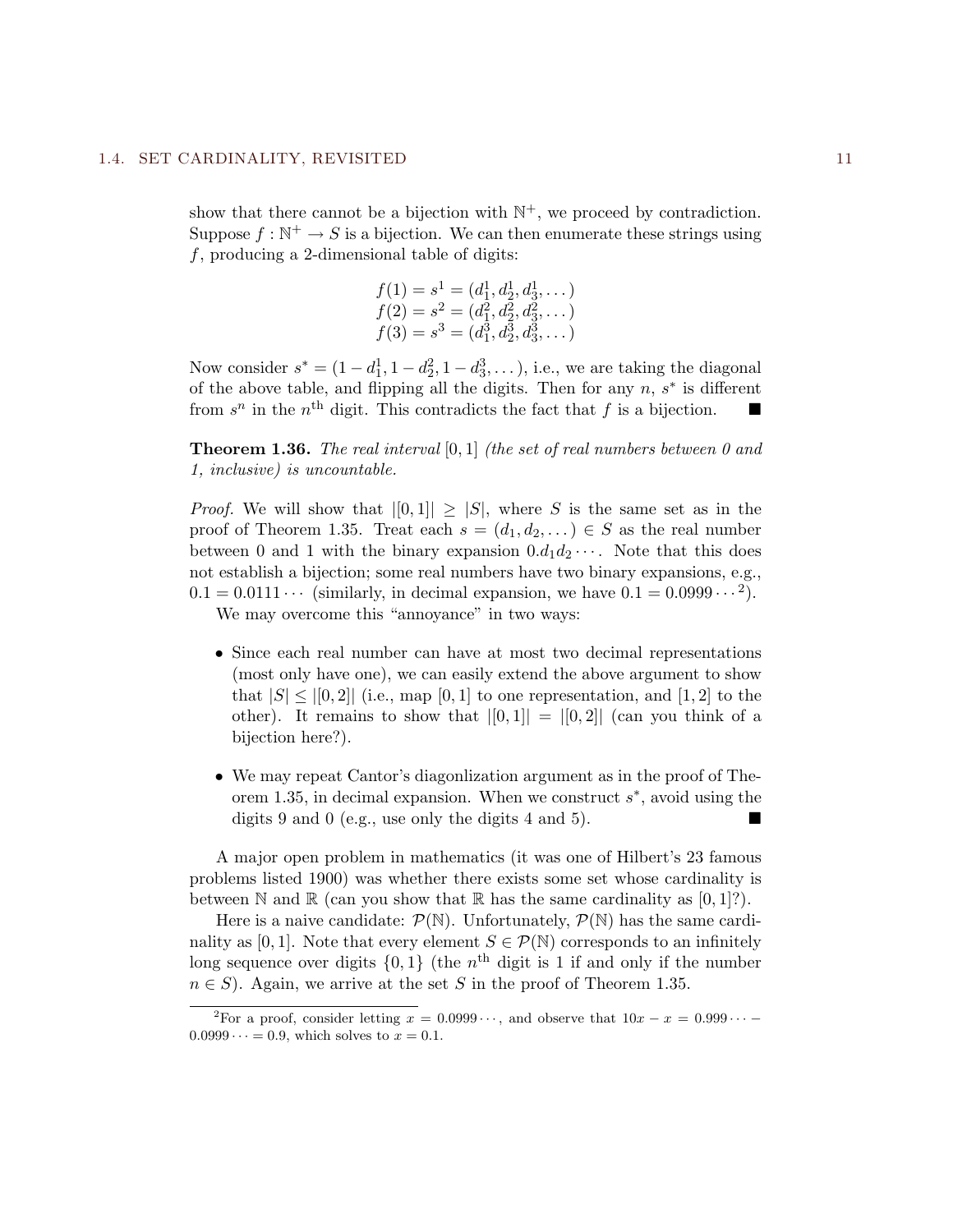show that there cannot be a bijection with $\mathbb{N}^+$, we proceed by contradiction. Suppose $f : \mathbb{N}^+ \to S$ is a bijection. We can then enumerate these strings using $f$, producing a 2-dimensional table of digits:

$$
\begin{aligned}
f(1) &= s^1 = (d_1^1, d_2^1, d_3^1, \dots) \\
f(2) &= s^2 = (d_1^2, d_2^2, d_3^2, \dots) \\
f(3) &= s^3 = (d_1^3, d_2^3, d_3^3, \dots)
\end{aligned}
$$

Now consider $s^* = (1 - d_1^1, 1 - d_2^2, 1 - d_3^3, \dots)$, i.e., we are taking the diagonal of the above table, and flipping all the digits. Then for any $n$, $s^*$ is different from $s^n$ in the $n^{\text{th}}$ digit. This contradicts the fact that $f$ is a bijection. ■

**Theorem 1.36.** *The real interval* $[0, 1]$ *(the set of real numbers between 0 and 1, inclusive) is uncountable.*

*Proof.* We will show that $|[0, 1]| \geq |S|$, where $S$ is the same set as in the proof of Theorem 1.35. Treat each $s = (d_1, d_2, \dots) \in S$ as the real number between 0 and 1 with the binary expansion $0.d_1d_2\cdots$. Note that this does not establish a bijection; some real numbers have two binary expansions, e.g., $0.1 = 0.0111\cdots$ (similarly, in decimal expansion, we have $0.1 = 0.0999\cdots$[2]).

We may overcome this "annoyance" in two ways:

- Since each real number can have at most two decimal representations (most only have one), we can easily extend the above argument to show that $|S| \leq |[0, 2]|$ (i.e., map $[0, 1]$ to one representation, and $[1, 2]$ to the other). It remains to show that $|[0, 1]| = |[0, 2]|$ (can you think of a bijection here?).
- We may repeat Cantor's diagonlization argument as in the proof of Theorem 1.35, in decimal expansion. When we construct $s^*$, avoid using the digits 9 and 0 (e.g., use only the digits 4 and 5). ■

A major open problem in mathematics (it was one of Hilbert's 23 famous problems listed 1900) was whether there exists some set whose cardinality is between $\mathbb{N}$ and $\mathbb{R}$ (can you show that $\mathbb{R}$ has the same cardinality as $[0, 1]$?).

Here is a naive candidate: $\mathcal{P}(\mathbb{N})$. Unfortunately, $\mathcal{P}(\mathbb{N})$ has the same cardinality as $[0, 1]$. Note that every element $S \in \mathcal{P}(\mathbb{N})$ corresponds to an infinitely long sequence over digits $\{0, 1\}$ (the $n^{\text{th}}$ digit is 1 if and only if the number $n \in S$). Again, we arrive at the set $S$ in the proof of Theorem 1.35.

---

[2] For a proof, consider letting $x = 0.0999\cdots$, and observe that $10x - x = 0.999\cdots - 0.0999\cdots = 0.9$, which solves to $x = 0.1$.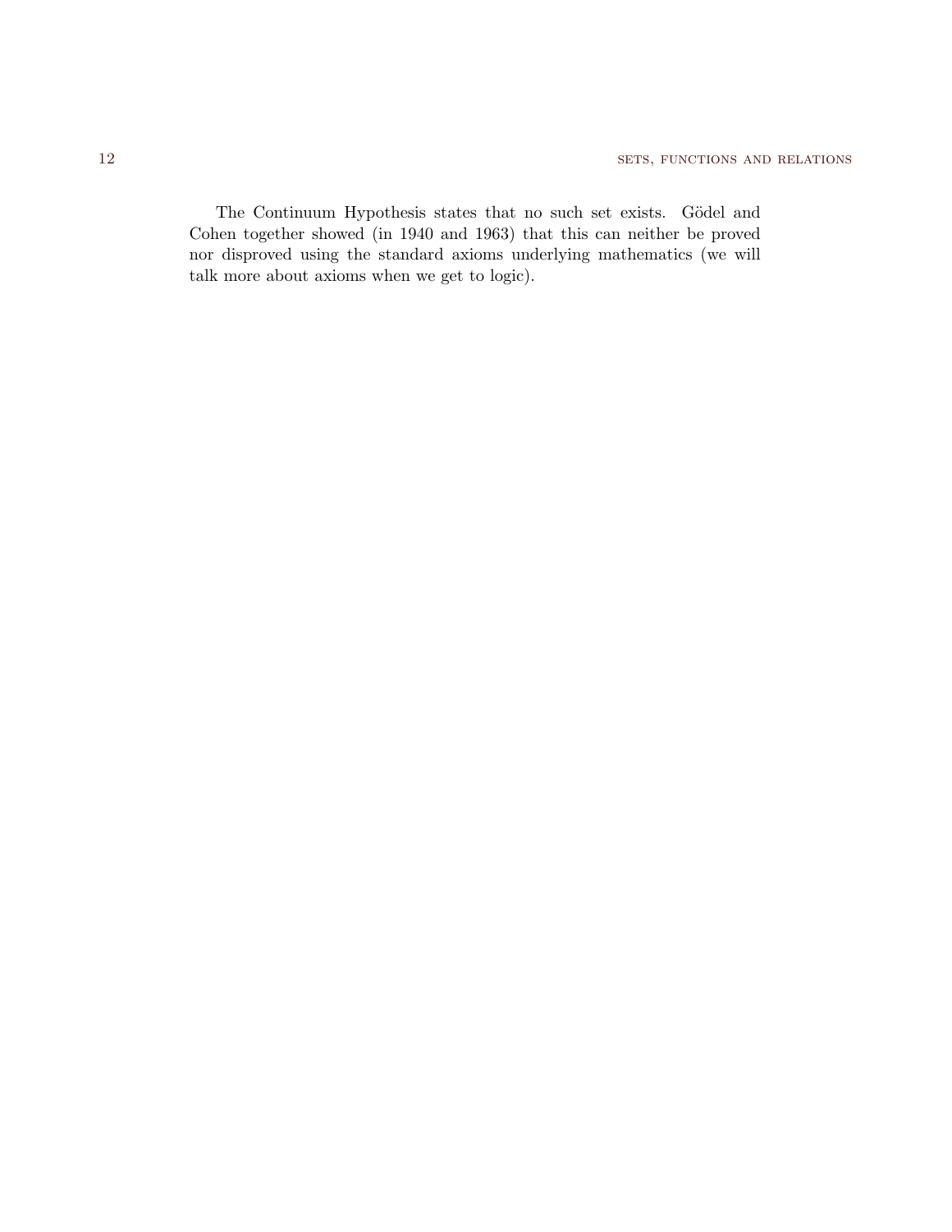The Continuum Hypothesis states that no such set exists. Gödel and Cohen together showed (in 1940 and 1963) that this can neither be proved nor disproved using the standard axioms underlying mathematics (we will talk more about axioms when we get to logic).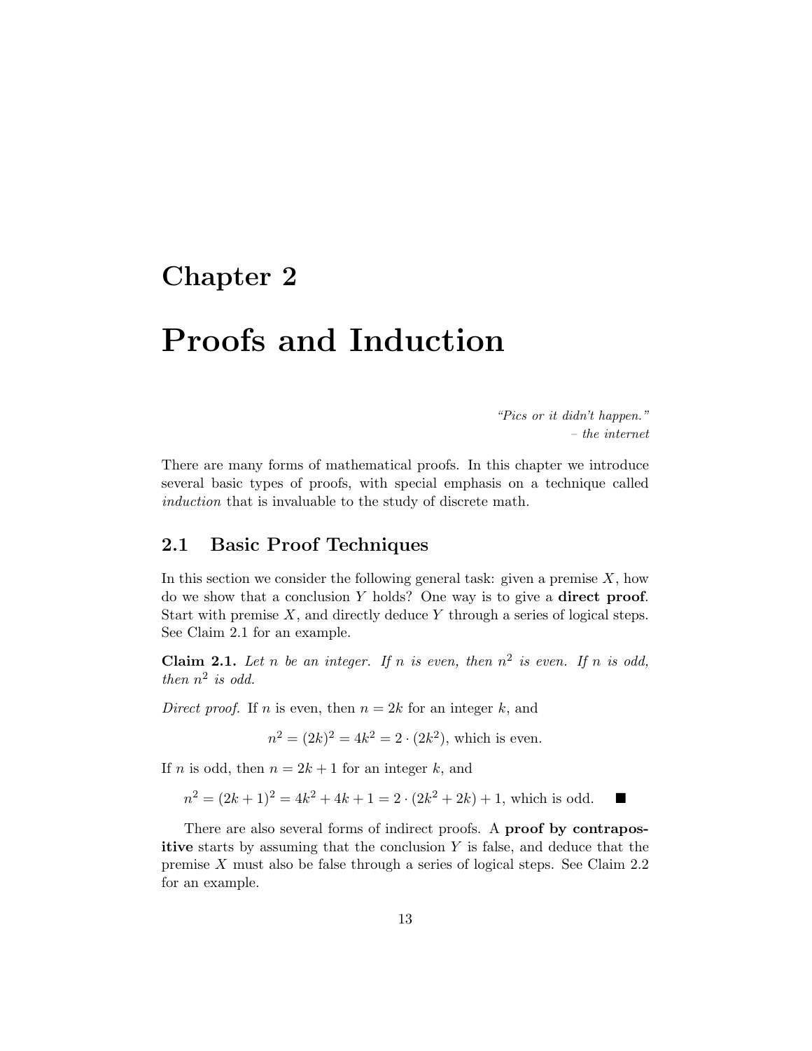# Chapter 2

# Proofs and Induction

*"Pics or it didn't happen."*
*– the internet*

There are many forms of mathematical proofs. In this chapter we introduce several basic types of proofs, with special emphasis on a technique called *induction* that is invaluable to the study of discrete math.

## 2.1 Basic Proof Techniques

In this section we consider the following general task: given a premise $X$, how do we show that a conclusion $Y$ holds? One way is to give a **direct proof**. Start with premise $X$, and directly deduce $Y$ through a series of logical steps. See Claim 2.1 for an example.

**Claim 2.1.** *Let $n$ be an integer. If $n$ is even, then $n^2$ is even. If $n$ is odd, then $n^2$ is odd.*

*Direct proof.* If $n$ is even, then $n = 2k$ for an integer $k$, and

$$n^2 = (2k)^2 = 4k^2 = 2 \cdot (2k^2), \text{ which is even.}$$

If $n$ is odd, then $n = 2k + 1$ for an integer $k$, and

$$n^2 = (2k + 1)^2 = 4k^2 + 4k + 1 = 2 \cdot (2k^2 + 2k) + 1, \text{ which is odd.} \quad \blacksquare$$

There are also several forms of indirect proofs. A **proof by contrapositive** starts by assuming that the conclusion $Y$ is false, and deduce that the premise $X$ must also be false through a series of logical steps. See Claim 2.2 for an example.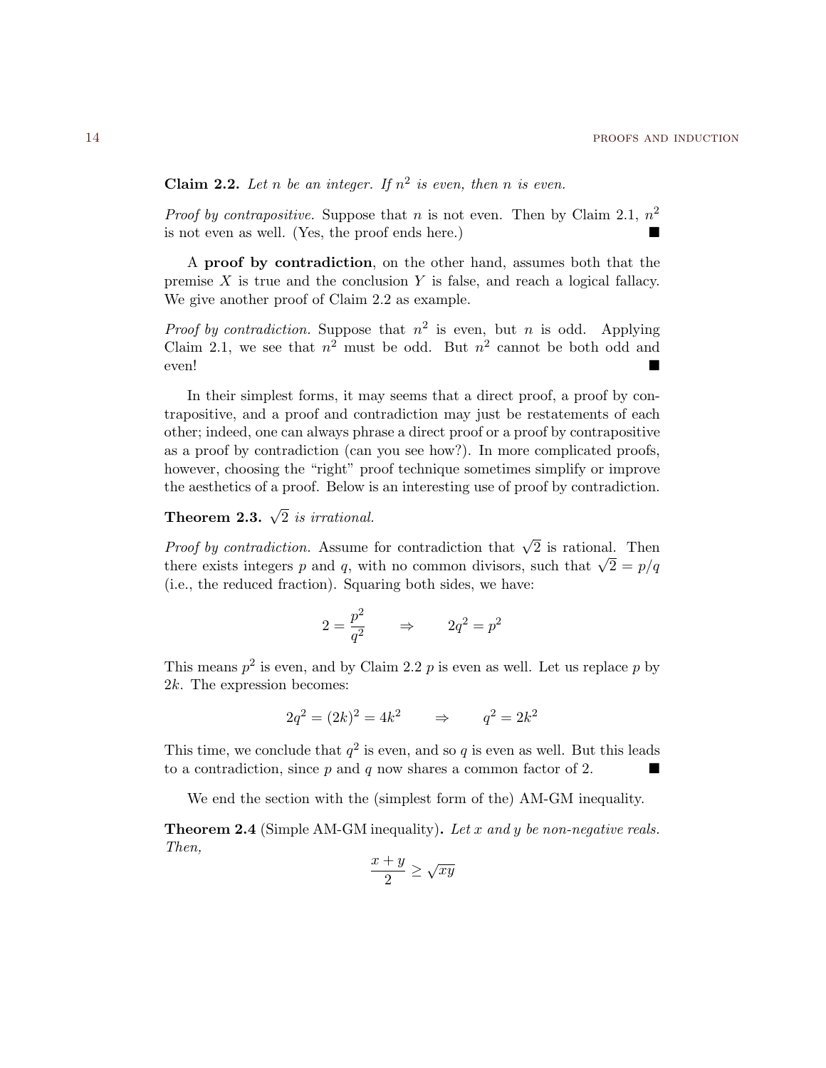**Claim 2.2.** *Let $n$ be an integer. If $n^2$ is even, then $n$ is even.*

*Proof by contrapositive.* Suppose that $n$ is not even. Then by Claim 2.1, $n^2$ is not even as well. (Yes, the proof ends here.) ∎

A **proof by contradiction**, on the other hand, assumes both that the premise $X$ is true and the conclusion $Y$ is false, and reach a logical fallacy. We give another proof of Claim 2.2 as example.

*Proof by contradiction.* Suppose that $n^2$ is even, but $n$ is odd. Applying Claim 2.1, we see that $n^2$ must be odd. But $n^2$ cannot be both odd and even! ∎

In their simplest forms, it may seems that a direct proof, a proof by contrapositive, and a proof and contradiction may just be restatements of each other; indeed, one can always phrase a direct proof or a proof by contrapositive as a proof by contradiction (can you see how?). In more complicated proofs, however, choosing the "right" proof technique sometimes simplify or improve the aesthetics of a proof. Below is an interesting use of proof by contradiction.

**Theorem 2.3.** *$\sqrt{2}$ is irrational.*

*Proof by contradiction.* Assume for contradiction that $\sqrt{2}$ is rational. Then there exists integers $p$ and $q$, with no common divisors, such that $\sqrt{2} = p/q$ (i.e., the reduced fraction). Squaring both sides, we have:

$$2 = \frac{p^2}{q^2} \qquad \Rightarrow \qquad 2q^2 = p^2$$

This means $p^2$ is even, and by Claim 2.2 $p$ is even as well. Let us replace $p$ by $2k$. The expression becomes:

$$2q^2 = (2k)^2 = 4k^2 \qquad \Rightarrow \qquad q^2 = 2k^2$$

This time, we conclude that $q^2$ is even, and so $q$ is even as well. But this leads to a contradiction, since $p$ and $q$ now shares a common factor of 2. ∎

We end the section with the (simplest form of the) AM-GM inequality.

**Theorem 2.4** (Simple AM-GM inequality)**.** *Let $x$ and $y$ be non-negative reals. Then,*

$$\frac{x+y}{2} \geq \sqrt{xy}$$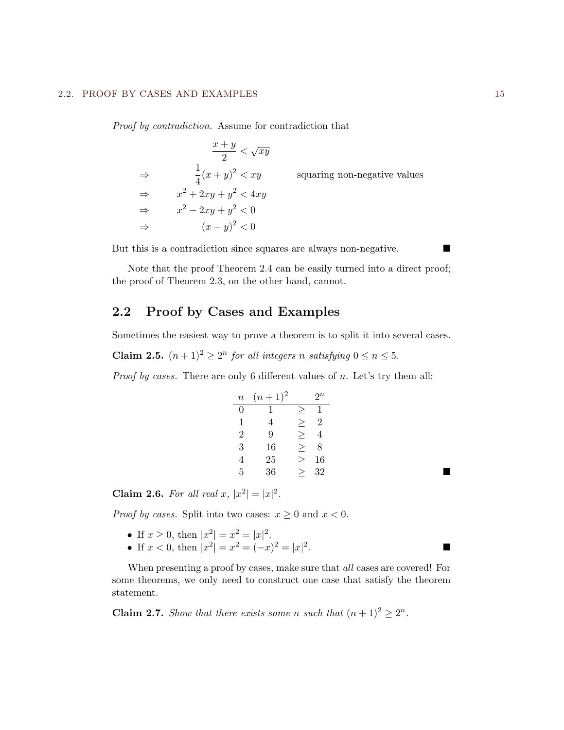*Proof by contradiction.* Assume for contradiction that

$$
\begin{aligned}
& \frac{x+y}{2} < \sqrt{xy} & \\
\Rightarrow \quad & \frac{1}{4}(x+y)^2 < xy & \text{squaring non-negative values} \\
\Rightarrow \quad & x^2 + 2xy + y^2 < 4xy & \\
\Rightarrow \quad & x^2 - 2xy + y^2 < 0 & \\
\Rightarrow \quad & (x-y)^2 < 0 &
\end{aligned}
$$

But this is a contradiction since squares are always non-negative. ■

Note that the proof Theorem 2.4 can be easily turned into a direct proof; the proof of Theorem 2.3, on the other hand, cannot.

## 2.2 Proof by Cases and Examples

Sometimes the easiest way to prove a theorem is to split it into several cases.

**Claim 2.5.** *$(n+1)^2 \geq 2^n$ for all integers $n$ satisfying $0 \leq n \leq 5$.*

*Proof by cases.* There are only 6 different values of $n$. Let's try them all:

| $n$ | $(n+1)^2$ | | $2^n$ |
|---|---|---|---|
| 0 | 1 | $\geq$ | 1 |
| 1 | 4 | $\geq$ | 2 |
| 2 | 9 | $\geq$ | 4 |
| 3 | 16 | $\geq$ | 8 |
| 4 | 25 | $\geq$ | 16 |
| 5 | 36 | $\geq$ | 32 |

■

**Claim 2.6.** *For all real $x$, $|x^2| = |x|^2$.*

*Proof by cases.* Split into two cases: $x \geq 0$ and $x < 0$.

- If $x \geq 0$, then $|x^2| = x^2 = |x|^2$.
- If $x < 0$, then $|x^2| = x^2 = (-x)^2 = |x|^2$. ■

When presenting a proof by cases, make sure that *all* cases are covered! For some theorems, we only need to construct one case that satisfy the theorem statement.

**Claim 2.7.** *Show that there exists some $n$ such that $(n+1)^2 \geq 2^n$.*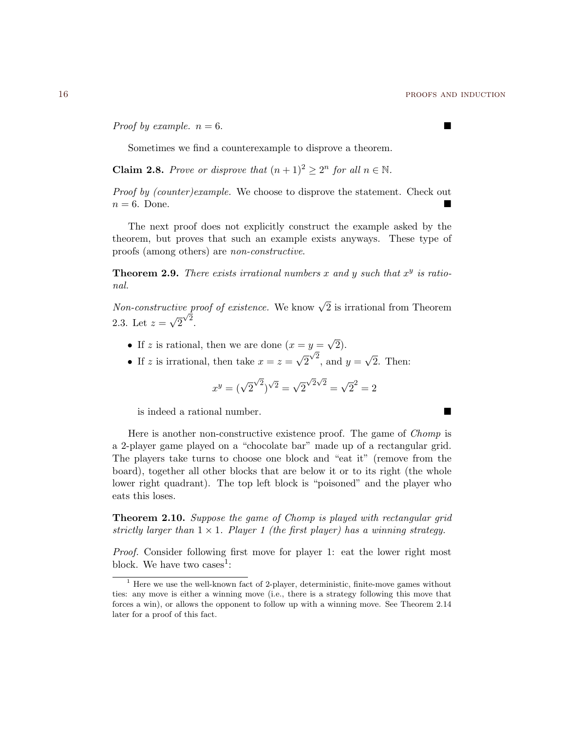*Proof by example.* $n = 6$. ∎

Sometimes we find a counterexample to disprove a theorem.

**Claim 2.8.** *Prove or disprove that $(n+1)^2 \geq 2^n$ for all $n \in \mathbb{N}$.*

*Proof by (counter)example.* We choose to disprove the statement. Check out $n = 6$. Done. ∎

The next proof does not explicitly construct the example asked by the theorem, but proves that such an example exists anyways. These type of proofs (among others) are *non-constructive*.

**Theorem 2.9.** *There exists irrational numbers $x$ and $y$ such that $x^y$ is rational.*

*Non-constructive proof of existence.* We know $\sqrt{2}$ is irrational from Theorem 2.3. Let $z = \sqrt{2}^{\sqrt{2}}$.

- If $z$ is rational, then we are done ($x = y = \sqrt{2}$).
- If $z$ is irrational, then take $x = z = \sqrt{2}^{\sqrt{2}}$, and $y = \sqrt{2}$. Then:

$$x^y = (\sqrt{2}^{\sqrt{2}})^{\sqrt{2}} = \sqrt{2}^{\sqrt{2}\sqrt{2}} = \sqrt{2}^2 = 2$$

  is indeed a rational number. ∎

Here is another non-constructive existence proof. The game of *Chomp* is a 2-player game played on a "chocolate bar" made up of a rectangular grid. The players take turns to choose one block and "eat it" (remove from the board), together all other blocks that are below it or to its right (the whole lower right quadrant). The top left block is "poisoned" and the player who eats this loses.

**Theorem 2.10.** *Suppose the game of Chomp is played with rectangular grid strictly larger than $1 \times 1$. Player 1 (the first player) has a winning strategy.*

*Proof.* Consider following first move for player 1: eat the lower right most block. We have two cases[1]:

[1] Here we use the well-known fact of 2-player, deterministic, finite-move games without ties: any move is either a winning move (i.e., there is a strategy following this move that forces a win), or allows the opponent to follow up with a winning move. See Theorem 2.14 later for a proof of this fact.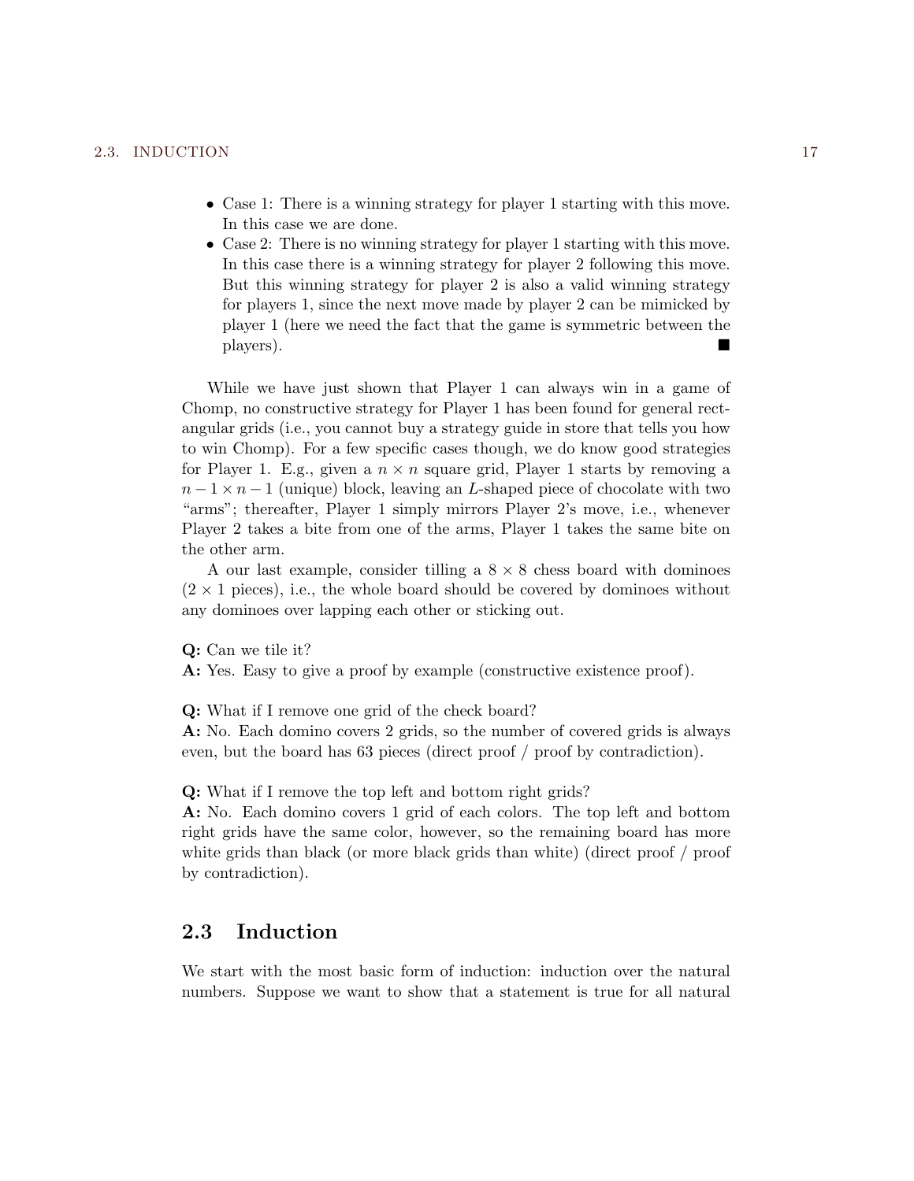- Case 1: There is a winning strategy for player 1 starting with this move. In this case we are done.
- Case 2: There is no winning strategy for player 1 starting with this move. In this case there is a winning strategy for player 2 following this move. But this winning strategy for player 2 is also a valid winning strategy for players 1, since the next move made by player 2 can be mimicked by player 1 (here we need the fact that the game is symmetric between the players). ■

While we have just shown that Player 1 can always win in a game of Chomp, no constructive strategy for Player 1 has been found for general rectangular grids (i.e., you cannot buy a strategy guide in store that tells you how to win Chomp). For a few specific cases though, we do know good strategies for Player 1. E.g., given a $n \times n$ square grid, Player 1 starts by removing a $n-1 \times n-1$ (unique) block, leaving an $L$-shaped piece of chocolate with two "arms"; thereafter, Player 1 simply mirrors Player 2's move, i.e., whenever Player 2 takes a bite from one of the arms, Player 1 takes the same bite on the other arm.

A our last example, consider tilling a $8 \times 8$ chess board with dominoes ($2 \times 1$ pieces), i.e., the whole board should be covered by dominoes without any dominoes over lapping each other or sticking out.

**Q:** Can we tile it?
**A:** Yes. Easy to give a proof by example (constructive existence proof).

**Q:** What if I remove one grid of the check board?
**A:** No. Each domino covers 2 grids, so the number of covered grids is always even, but the board has 63 pieces (direct proof / proof by contradiction).

**Q:** What if I remove the top left and bottom right grids?
**A:** No. Each domino covers 1 grid of each colors. The top left and bottom right grids have the same color, however, so the remaining board has more white grids than black (or more black grids than white) (direct proof / proof by contradiction).

## 2.3 Induction

We start with the most basic form of induction: induction over the natural numbers. Suppose we want to show that a statement is true for all natural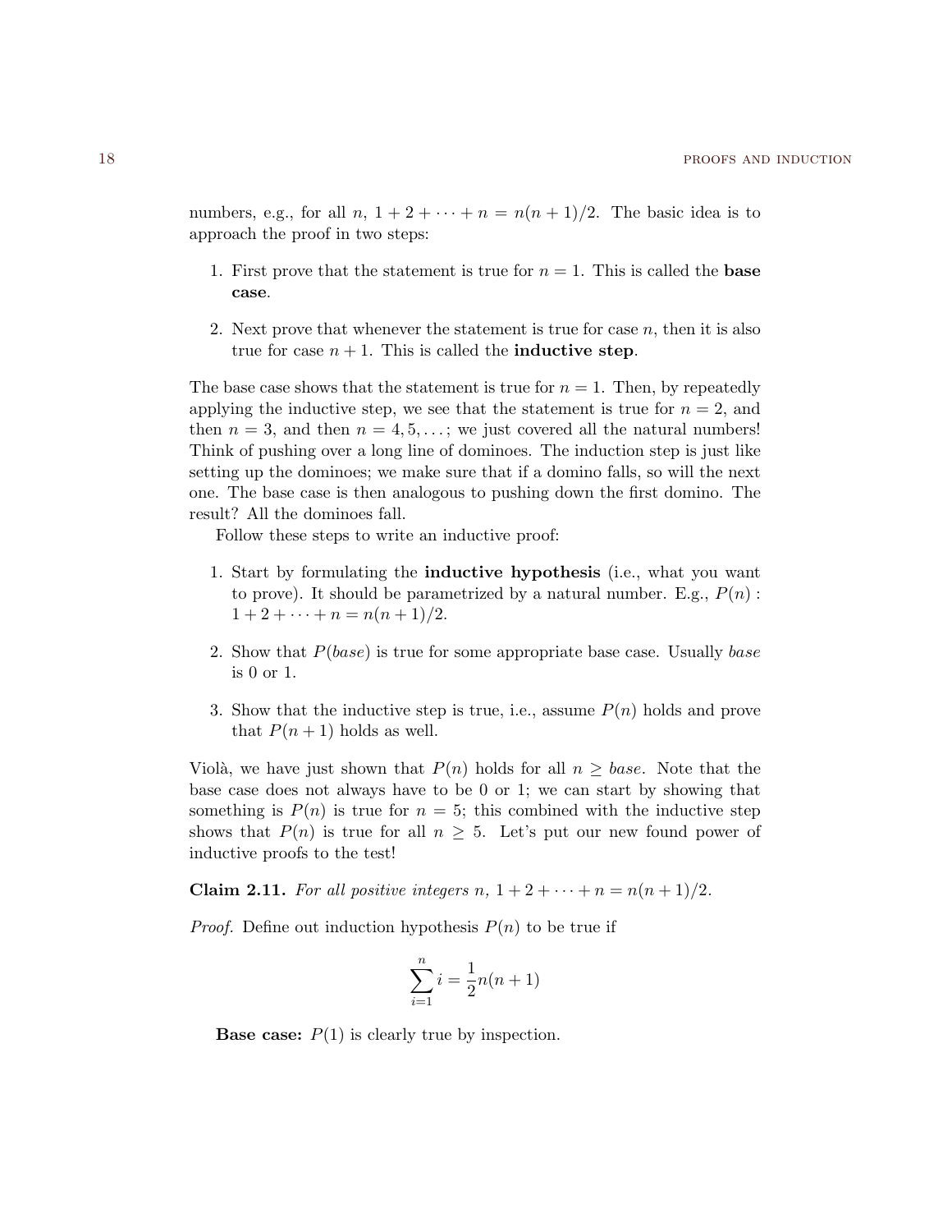numbers, e.g., for all $n$, $1 + 2 + \cdots + n = n(n+1)/2$. The basic idea is to approach the proof in two steps:

1. First prove that the statement is true for $n = 1$. This is called the **base case**.

2. Next prove that whenever the statement is true for case $n$, then it is also true for case $n + 1$. This is called the **inductive step**.

The base case shows that the statement is true for $n = 1$. Then, by repeatedly applying the inductive step, we see that the statement is true for $n = 2$, and then $n = 3$, and then $n = 4, 5, \ldots$; we just covered all the natural numbers! Think of pushing over a long line of dominoes. The induction step is just like setting up the dominoes; we make sure that if a domino falls, so will the next one. The base case is then analogous to pushing down the first domino. The result? All the dominoes fall.

Follow these steps to write an inductive proof:

1. Start by formulating the **inductive hypothesis** (i.e., what you want to prove). It should be parametrized by a natural number. E.g., $P(n)$ : $1 + 2 + \cdots + n = n(n+1)/2$.

2. Show that $P(\mathit{base})$ is true for some appropriate base case. Usually *base* is 0 or 1.

3. Show that the inductive step is true, i.e., assume $P(n)$ holds and prove that $P(n+1)$ holds as well.

Violà, we have just shown that $P(n)$ holds for all $n \geq \mathit{base}$. Note that the base case does not always have to be 0 or 1; we can start by showing that something is $P(n)$ is true for $n = 5$; this combined with the inductive step shows that $P(n)$ is true for all $n \geq 5$. Let's put our new found power of inductive proofs to the test!

**Claim 2.11.** *For all positive integers $n$, $1 + 2 + \cdots + n = n(n+1)/2$.*

*Proof.* Define out induction hypothesis $P(n)$ to be true if

$$\sum_{i=1}^{n} i = \frac{1}{2}n(n+1)$$

**Base case:** $P(1)$ is clearly true by inspection.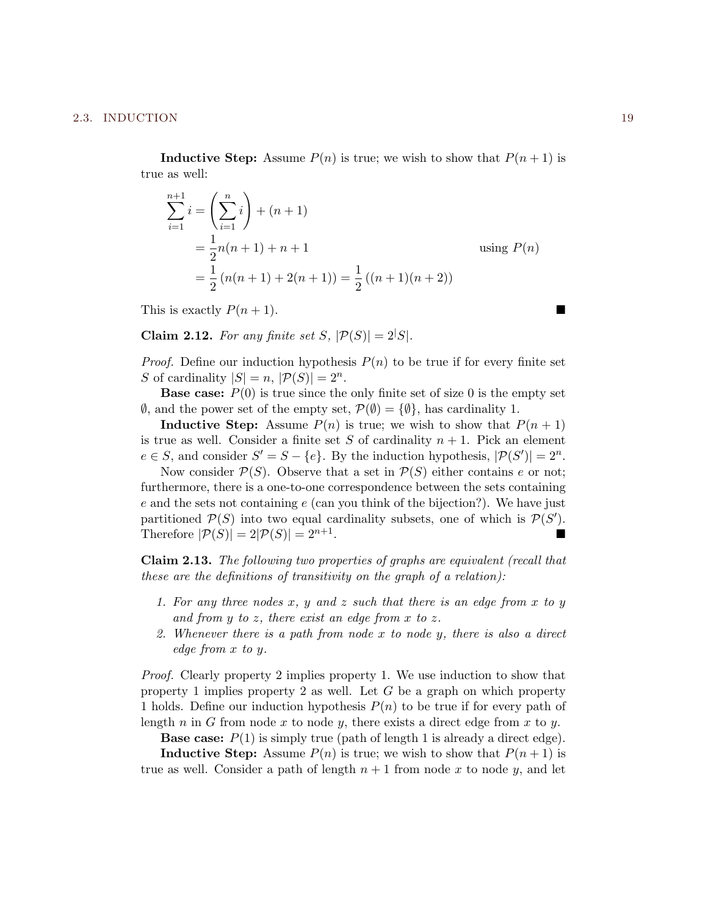**Inductive Step:** Assume $P(n)$ is true; we wish to show that $P(n+1)$ is true as well:

$$
\begin{aligned}
\sum_{i=1}^{n+1} i &= \left(\sum_{i=1}^{n} i\right) + (n+1) \\
&= \frac{1}{2}n(n+1) + n + 1 && \text{using } P(n) \\
&= \frac{1}{2}\left(n(n+1) + 2(n+1)\right) = \frac{1}{2}\left((n+1)(n+2)\right)
\end{aligned}
$$

This is exactly $P(n+1)$. ■

**Claim 2.12.** *For any finite set $S$, $|\mathcal{P}(S)| = 2^|S|$.*

*Proof.* Define our induction hypothesis $P(n)$ to be true if for every finite set $S$ of cardinality $|S| = n$, $|\mathcal{P}(S)| = 2^n$.

**Base case:** $P(0)$ is true since the only finite set of size 0 is the empty set $\emptyset$, and the power set of the empty set, $\mathcal{P}(\emptyset) = \{\emptyset\}$, has cardinality 1.

**Inductive Step:** Assume $P(n)$ is true; we wish to show that $P(n+1)$ is true as well. Consider a finite set $S$ of cardinality $n+1$. Pick an element $e \in S$, and consider $S' = S - \{e\}$. By the induction hypothesis, $|\mathcal{P}(S')| = 2^n$.

Now consider $\mathcal{P}(S)$. Observe that a set in $\mathcal{P}(S)$ either contains $e$ or not; furthermore, there is a one-to-one correspondence between the sets containing $e$ and the sets not containing $e$ (can you think of the bijection?). We have just partitioned $\mathcal{P}(S)$ into two equal cardinality subsets, one of which is $\mathcal{P}(S')$. Therefore $|\mathcal{P}(S)| = 2|\mathcal{P}(S)| = 2^{n+1}$. ■

**Claim 2.13.** *The following two properties of graphs are equivalent (recall that these are the definitions of transitivity on the graph of a relation):*

1. *For any three nodes $x$, $y$ and $z$ such that there is an edge from $x$ to $y$ and from $y$ to $z$, there exist an edge from $x$ to $z$.*
2. *Whenever there is a path from node $x$ to node $y$, there is also a direct edge from $x$ to $y$.*

*Proof.* Clearly property 2 implies property 1. We use induction to show that property 1 implies property 2 as well. Let $G$ be a graph on which property 1 holds. Define our induction hypothesis $P(n)$ to be true if for every path of length $n$ in $G$ from node $x$ to node $y$, there exists a direct edge from $x$ to $y$.

**Base case:** $P(1)$ is simply true (path of length 1 is already a direct edge).

**Inductive Step:** Assume $P(n)$ is true; we wish to show that $P(n+1)$ is true as well. Consider a path of length $n+1$ from node $x$ to node $y$, and let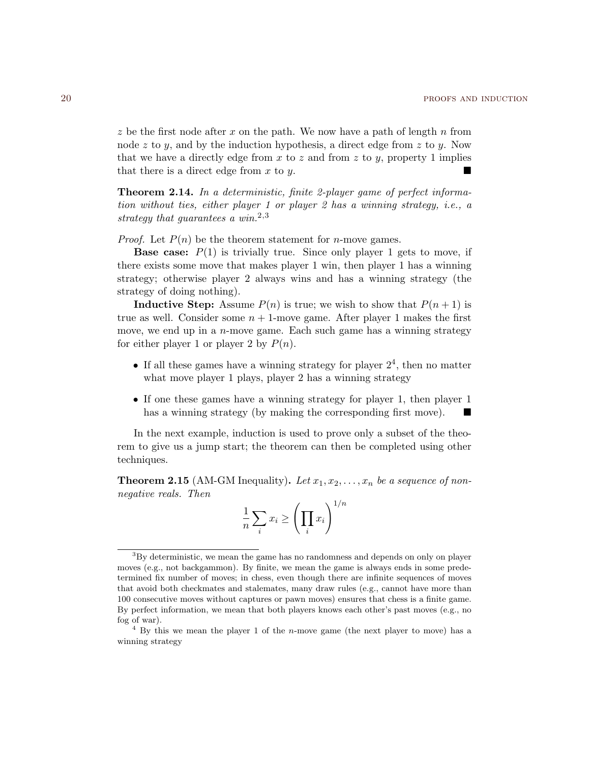$z$ be the first node after $x$ on the path. We now have a path of length $n$ from node $z$ to $y$, and by the induction hypothesis, a direct edge from $z$ to $y$. Now that we have a directly edge from $x$ to $z$ and from $z$ to $y$, property 1 implies that there is a direct edge from $x$ to $y$. ■

**Theorem 2.14.** *In a deterministic, finite 2-player game of perfect information without ties, either player 1 or player 2 has a winning strategy, i.e., a strategy that guarantees a win.*[2,3]

*Proof.* Let $P(n)$ be the theorem statement for $n$-move games.

**Base case:** $P(1)$ is trivially true. Since only player 1 gets to move, if there exists some move that makes player 1 win, then player 1 has a winning strategy; otherwise player 2 always wins and has a winning strategy (the strategy of doing nothing).

**Inductive Step:** Assume $P(n)$ is true; we wish to show that $P(n+1)$ is true as well. Consider some $n+1$-move game. After player 1 makes the first move, we end up in a $n$-move game. Each such game has a winning strategy for either player 1 or player 2 by $P(n)$.

- If all these games have a winning strategy for player 2[4], then no matter what move player 1 plays, player 2 has a winning strategy
- If one these games have a winning strategy for player 1, then player 1 has a winning strategy (by making the corresponding first move). ■

In the next example, induction is used to prove only a subset of the theorem to give us a jump start; the theorem can then be completed using other techniques.

**Theorem 2.15** (AM-GM Inequality)**.** *Let $x_1, x_2, \ldots, x_n$ be a sequence of non-negative reals. Then*

$$\frac{1}{n}\sum_i x_i \geq \left(\prod_i x_i\right)^{1/n}$$

---

[3] By deterministic, we mean the game has no randomness and depends on only on player moves (e.g., not backgammon). By finite, we mean the game is always ends in some predetermined fix number of moves; in chess, even though there are infinite sequences of moves that avoid both checkmates and stalemates, many draw rules (e.g., cannot have more than 100 consecutive moves without captures or pawn moves) ensures that chess is a finite game. By perfect information, we mean that both players knows each other's past moves (e.g., no fog of war).

[4] By this we mean the player 1 of the $n$-move game (the next player to move) has a winning strategy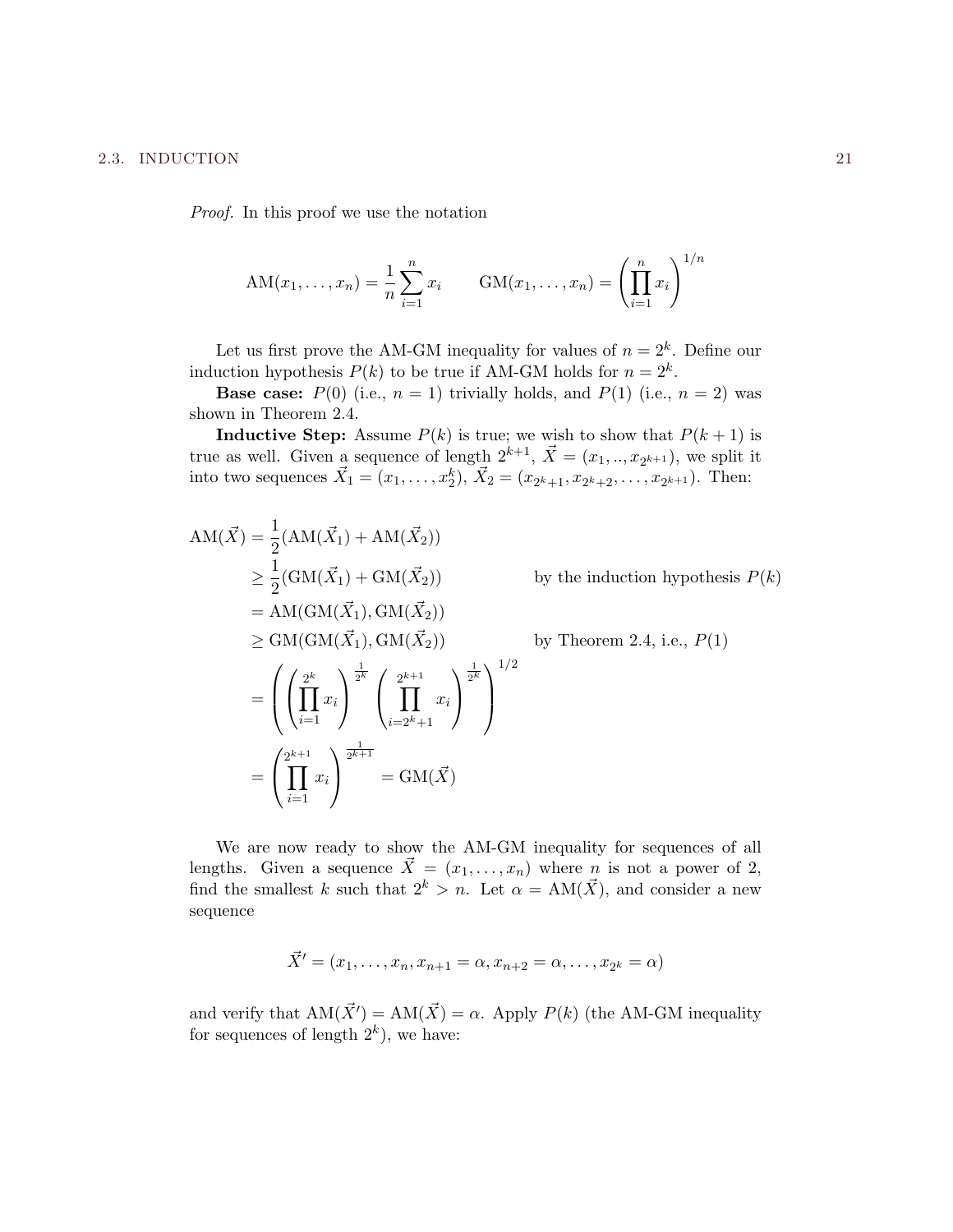*Proof.* In this proof we use the notation

$$\mathrm{AM}(x_1, \ldots, x_n) = \frac{1}{n}\sum_{i=1}^{n} x_i \qquad \mathrm{GM}(x_1, \ldots, x_n) = \left(\prod_{i=1}^{n} x_i\right)^{1/n}$$

Let us first prove the AM-GM inequality for values of $n = 2^k$. Define our induction hypothesis $P(k)$ to be true if AM-GM holds for $n = 2^k$.

**Base case:** $P(0)$ (i.e., $n = 1$) trivially holds, and $P(1)$ (i.e., $n = 2$) was shown in Theorem 2.4.

**Inductive Step:** Assume $P(k)$ is true; we wish to show that $P(k+1)$ is true as well. Given a sequence of length $2^{k+1}$, $\vec{X} = (x_1, .., x_{2^{k+1}})$, we split it into two sequences $\vec{X}_1 = (x_1, \ldots, x_2^k)$, $\vec{X}_2 = (x_{2^k+1}, x_{2^k+2}, \ldots, x_{2^{k+1}})$. Then:

$$\begin{aligned}
\mathrm{AM}(\vec{X}) &= \frac{1}{2}(\mathrm{AM}(\vec{X}_1) + \mathrm{AM}(\vec{X}_2)) \\
&\geq \frac{1}{2}(\mathrm{GM}(\vec{X}_1) + \mathrm{GM}(\vec{X}_2)) && \text{by the induction hypothesis } P(k) \\
&= \mathrm{AM}(\mathrm{GM}(\vec{X}_1), \mathrm{GM}(\vec{X}_2)) \\
&\geq \mathrm{GM}(\mathrm{GM}(\vec{X}_1), \mathrm{GM}(\vec{X}_2)) && \text{by Theorem 2.4, i.e., } P(1) \\
&= \left(\left(\prod_{i=1}^{2^k} x_i\right)^{\frac{1}{2^k}} \left(\prod_{i=2^k+1}^{2^{k+1}} x_i\right)^{\frac{1}{2^k}}\right)^{1/2} \\
&= \left(\prod_{i=1}^{2^{k+1}} x_i\right)^{\frac{1}{2^{k+1}}} = \mathrm{GM}(\vec{X})
\end{aligned}$$

We are now ready to show the AM-GM inequality for sequences of all lengths. Given a sequence $\vec{X} = (x_1, \ldots, x_n)$ where $n$ is not a power of 2, find the smallest $k$ such that $2^k > n$. Let $\alpha = \mathrm{AM}(\vec{X})$, and consider a new sequence

$$\vec{X}' = (x_1, \ldots, x_n, x_{n+1} = \alpha, x_{n+2} = \alpha, \ldots, x_{2^k} = \alpha)$$

and verify that $\mathrm{AM}(\vec{X}') = \mathrm{AM}(\vec{X}) = \alpha$. Apply $P(k)$ (the AM-GM inequality for sequences of length $2^k$), we have: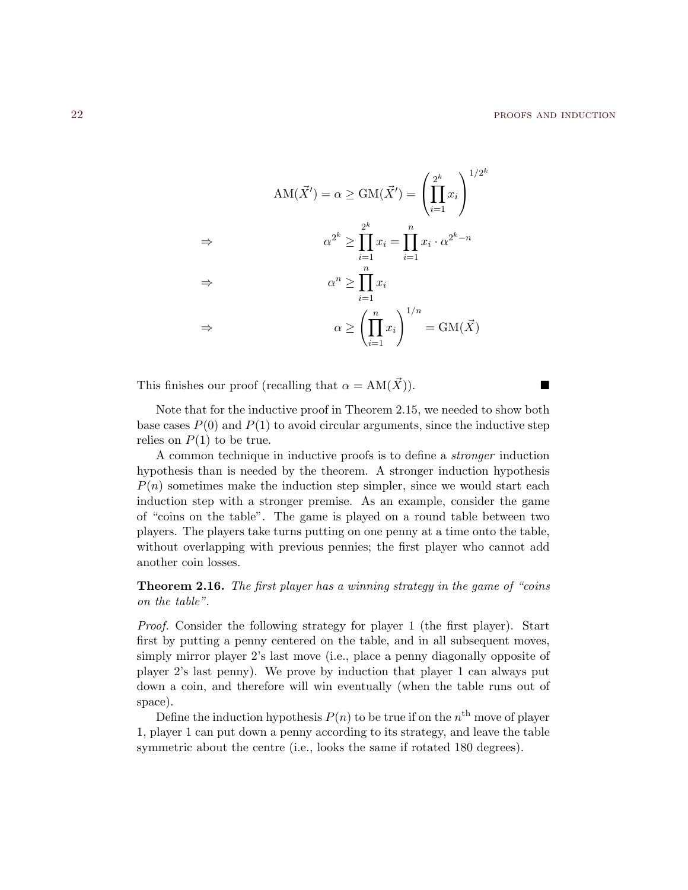$$
\begin{aligned}
& \text{AM}(\vec{X}') = \alpha \geq \text{GM}(\vec{X}') = \left( \prod_{i=1}^{2^k} x_i \right)^{1/2^k} \\
\Rightarrow \quad & \alpha^{2^k} \geq \prod_{i=1}^{2^k} x_i = \prod_{i=1}^{n} x_i \cdot \alpha^{2^k - n} \\
\Rightarrow \quad & \alpha^n \geq \prod_{i=1}^{n} x_i \\
\Rightarrow \quad & \alpha \geq \left( \prod_{i=1}^{n} x_i \right)^{1/n} = \text{GM}(\vec{X})
\end{aligned}
$$

This finishes our proof (recalling that $\alpha = \text{AM}(\vec{X})$). ∎

Note that for the inductive proof in Theorem 2.15, we needed to show both base cases $P(0)$ and $P(1)$ to avoid circular arguments, since the inductive step relies on $P(1)$ to be true.

A common technique in inductive proofs is to define a *stronger* induction hypothesis than is needed by the theorem. A stronger induction hypothesis $P(n)$ sometimes make the induction step simpler, since we would start each induction step with a stronger premise. As an example, consider the game of "coins on the table". The game is played on a round table between two players. The players take turns putting on one penny at a time onto the table, without overlapping with previous pennies; the first player who cannot add another coin losses.

**Theorem 2.16.** *The first player has a winning strategy in the game of "coins on the table".*

*Proof.* Consider the following strategy for player 1 (the first player). Start first by putting a penny centered on the table, and in all subsequent moves, simply mirror player 2's last move (i.e., place a penny diagonally opposite of player 2's last penny). We prove by induction that player 1 can always put down a coin, and therefore will win eventually (when the table runs out of space).

Define the induction hypothesis $P(n)$ to be true if on the $n^{\text{th}}$ move of player 1, player 1 can put down a penny according to its strategy, and leave the table symmetric about the centre (i.e., looks the same if rotated 180 degrees).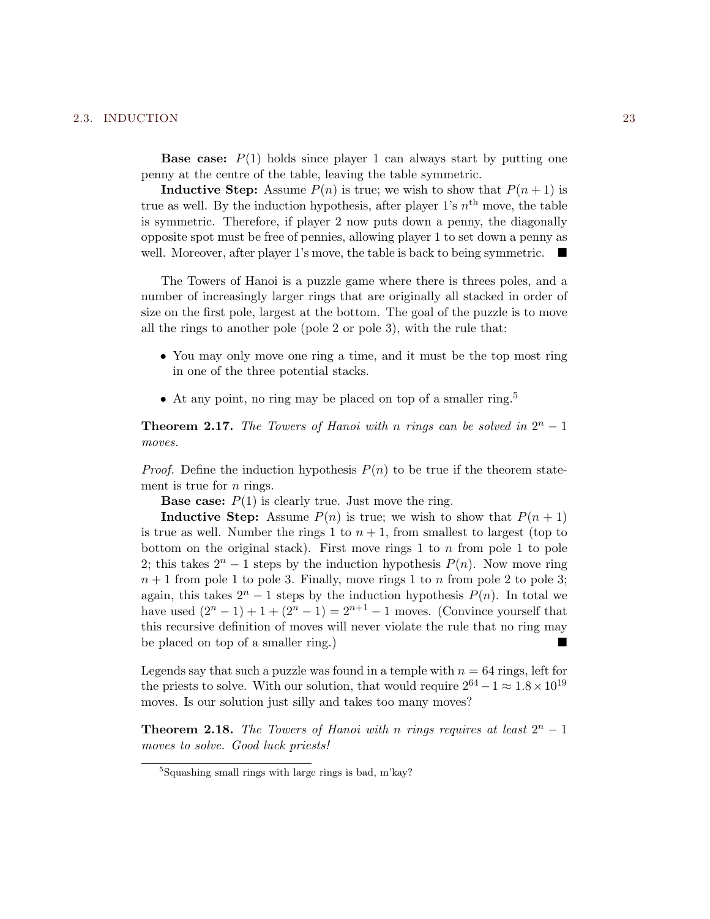**Base case:** $P(1)$ holds since player 1 can always start by putting one penny at the centre of the table, leaving the table symmetric.

**Inductive Step:** Assume $P(n)$ is true; we wish to show that $P(n+1)$ is true as well. By the induction hypothesis, after player 1's $n^{\text{th}}$ move, the table is symmetric. Therefore, if player 2 now puts down a penny, the diagonally opposite spot must be free of pennies, allowing player 1 to set down a penny as well. Moreover, after player 1's move, the table is back to being symmetric. ■

The Towers of Hanoi is a puzzle game where there is threes poles, and a number of increasingly larger rings that are originally all stacked in order of size on the first pole, largest at the bottom. The goal of the puzzle is to move all the rings to another pole (pole 2 or pole 3), with the rule that:

- You may only move one ring a time, and it must be the top most ring in one of the three potential stacks.
- At any point, no ring may be placed on top of a smaller ring.[5]

**Theorem 2.17.** *The Towers of Hanoi with $n$ rings can be solved in $2^n - 1$ moves.*

*Proof.* Define the induction hypothesis $P(n)$ to be true if the theorem statement is true for $n$ rings.

**Base case:** $P(1)$ is clearly true. Just move the ring.

**Inductive Step:** Assume $P(n)$ is true; we wish to show that $P(n+1)$ is true as well. Number the rings 1 to $n+1$, from smallest to largest (top to bottom on the original stack). First move rings 1 to $n$ from pole 1 to pole 2; this takes $2^n - 1$ steps by the induction hypothesis $P(n)$. Now move ring $n+1$ from pole 1 to pole 3. Finally, move rings 1 to $n$ from pole 2 to pole 3; again, this takes $2^n - 1$ steps by the induction hypothesis $P(n)$. In total we have used $(2^n - 1) + 1 + (2^n - 1) = 2^{n+1} - 1$ moves. (Convince yourself that this recursive definition of moves will never violate the rule that no ring may be placed on top of a smaller ring.) ■

Legends say that such a puzzle was found in a temple with $n = 64$ rings, left for the priests to solve. With our solution, that would require $2^{64} - 1 \approx 1.8 \times 10^{19}$ moves. Is our solution just silly and takes too many moves?

**Theorem 2.18.** *The Towers of Hanoi with $n$ rings requires at least $2^n - 1$ moves to solve. Good luck priests!*

[5] Squashing small rings with large rings is bad, m'kay?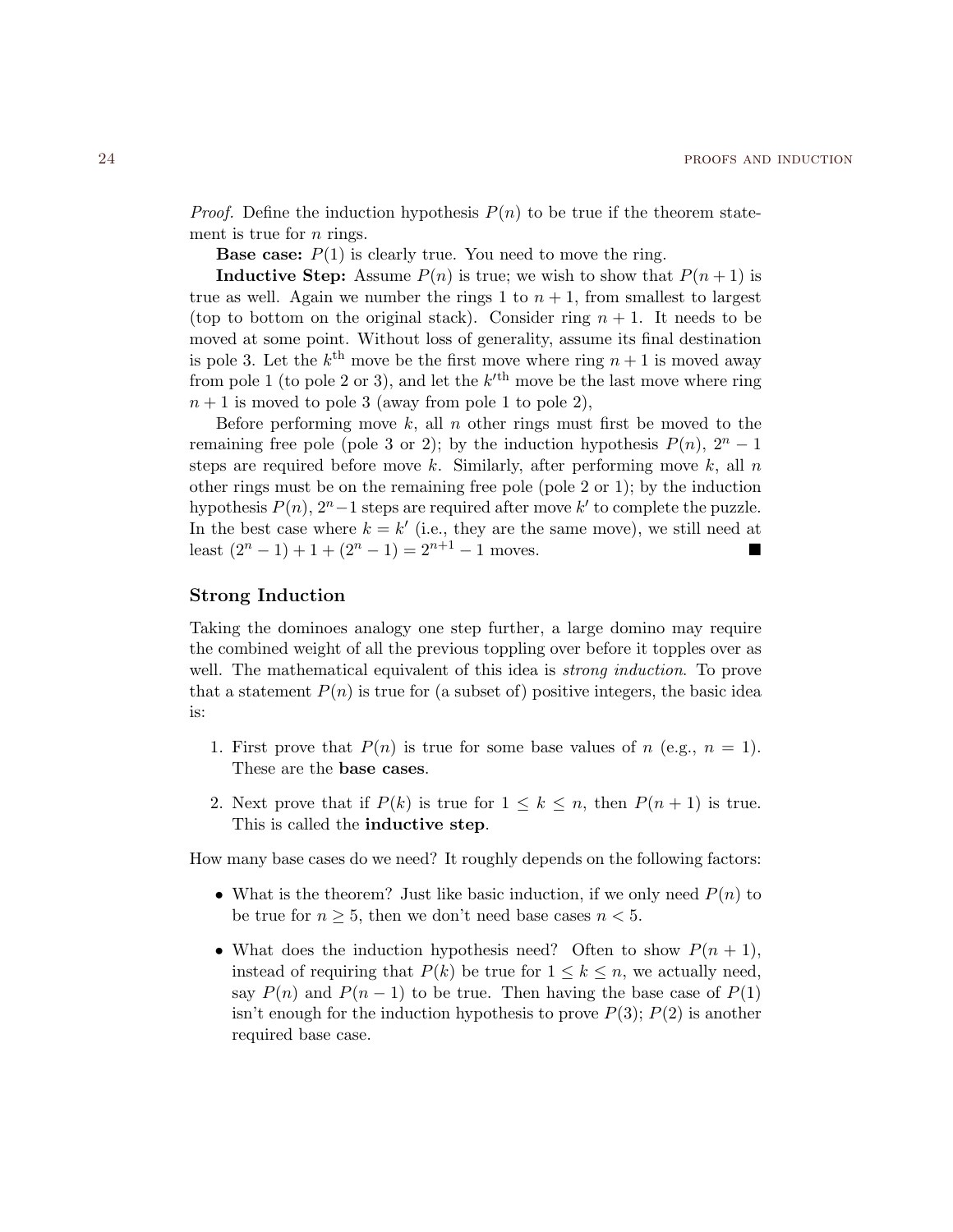*Proof.* Define the induction hypothesis $P(n)$ to be true if the theorem statement is true for $n$ rings.

**Base case:** $P(1)$ is clearly true. You need to move the ring.

**Inductive Step:** Assume $P(n)$ is true; we wish to show that $P(n+1)$ is true as well. Again we number the rings 1 to $n+1$, from smallest to largest (top to bottom on the original stack). Consider ring $n+1$. It needs to be moved at some point. Without loss of generality, assume its final destination is pole 3. Let the $k^{\text{th}}$ move be the first move where ring $n+1$ is moved away from pole 1 (to pole 2 or 3), and let the $k'^{\text{th}}$ move be the last move where ring $n+1$ is moved to pole 3 (away from pole 1 to pole 2),

Before performing move $k$, all $n$ other rings must first be moved to the remaining free pole (pole 3 or 2); by the induction hypothesis $P(n)$, $2^n - 1$ steps are required before move $k$. Similarly, after performing move $k$, all $n$ other rings must be on the remaining free pole (pole 2 or 1); by the induction hypothesis $P(n)$, $2^n - 1$ steps are required after move $k'$ to complete the puzzle. In the best case where $k = k'$ (i.e., they are the same move), we still need at least $(2^n - 1) + 1 + (2^n - 1) = 2^{n+1} - 1$ moves. ■

### Strong Induction

Taking the dominoes analogy one step further, a large domino may require the combined weight of all the previous toppling over before it topples over as well. The mathematical equivalent of this idea is *strong induction*. To prove that a statement $P(n)$ is true for (a subset of) positive integers, the basic idea is:

1. First prove that $P(n)$ is true for some base values of $n$ (e.g., $n = 1$). These are the **base cases**.
2. Next prove that if $P(k)$ is true for $1 \le k \le n$, then $P(n+1)$ is true. This is called the **inductive step**.

How many base cases do we need? It roughly depends on the following factors:

- What is the theorem? Just like basic induction, if we only need $P(n)$ to be true for $n \ge 5$, then we don't need base cases $n < 5$.
- What does the induction hypothesis need? Often to show $P(n+1)$, instead of requiring that $P(k)$ be true for $1 \le k \le n$, we actually need, say $P(n)$ and $P(n-1)$ to be true. Then having the base case of $P(1)$ isn't enough for the induction hypothesis to prove $P(3)$; $P(2)$ is another required base case.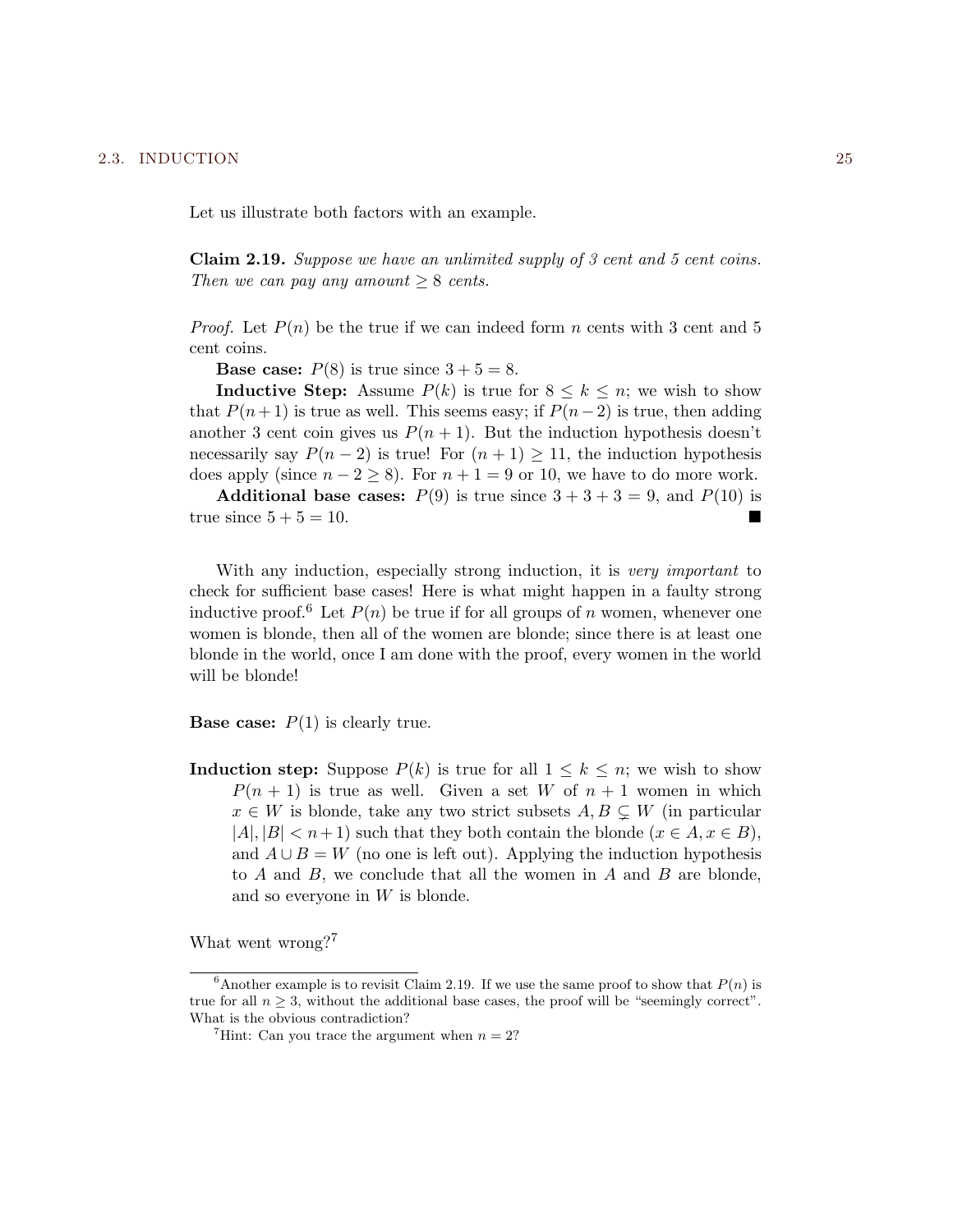Let us illustrate both factors with an example.

**Claim 2.19.** *Suppose we have an unlimited supply of 3 cent and 5 cent coins. Then we can pay any amount $\geq 8$ cents.*

*Proof.* Let $P(n)$ be the true if we can indeed form $n$ cents with 3 cent and 5 cent coins.

**Base case:** $P(8)$ is true since $3 + 5 = 8$.

**Inductive Step:** Assume $P(k)$ is true for $8 \leq k \leq n$; we wish to show that $P(n+1)$ is true as well. This seems easy; if $P(n-2)$ is true, then adding another 3 cent coin gives us $P(n+1)$. But the induction hypothesis doesn't necessarily say $P(n-2)$ is true! For $(n+1) \geq 11$, the induction hypothesis does apply (since $n - 2 \geq 8$). For $n + 1 = 9$ or 10, we have to do more work.

**Additional base cases:** $P(9)$ is true since $3 + 3 + 3 = 9$, and $P(10)$ is true since $5 + 5 = 10$. ■

With any induction, especially strong induction, it is *very important* to check for sufficient base cases! Here is what might happen in a faulty strong inductive proof.[6] Let $P(n)$ be true if for all groups of $n$ women, whenever one women is blonde, then all of the women are blonde; since there is at least one blonde in the world, once I am done with the proof, every women in the world will be blonde!

**Base case:** $P(1)$ is clearly true.

**Induction step:** Suppose $P(k)$ is true for all $1 \leq k \leq n$; we wish to show $P(n+1)$ is true as well. Given a set $W$ of $n+1$ women in which $x \in W$ is blonde, take any two strict subsets $A, B \subsetneq W$ (in particular $|A|, |B| < n+1$) such that they both contain the blonde ($x \in A, x \in B$), and $A \cup B = W$ (no one is left out). Applying the induction hypothesis to $A$ and $B$, we conclude that all the women in $A$ and $B$ are blonde, and so everyone in $W$ is blonde.

What went wrong?[7]

---

[6] Another example is to revisit Claim 2.19. If we use the same proof to show that $P(n)$ is true for all $n \geq 3$, without the additional base cases, the proof will be "seemingly correct". What is the obvious contradiction?

[7] Hint: Can you trace the argument when $n = 2$?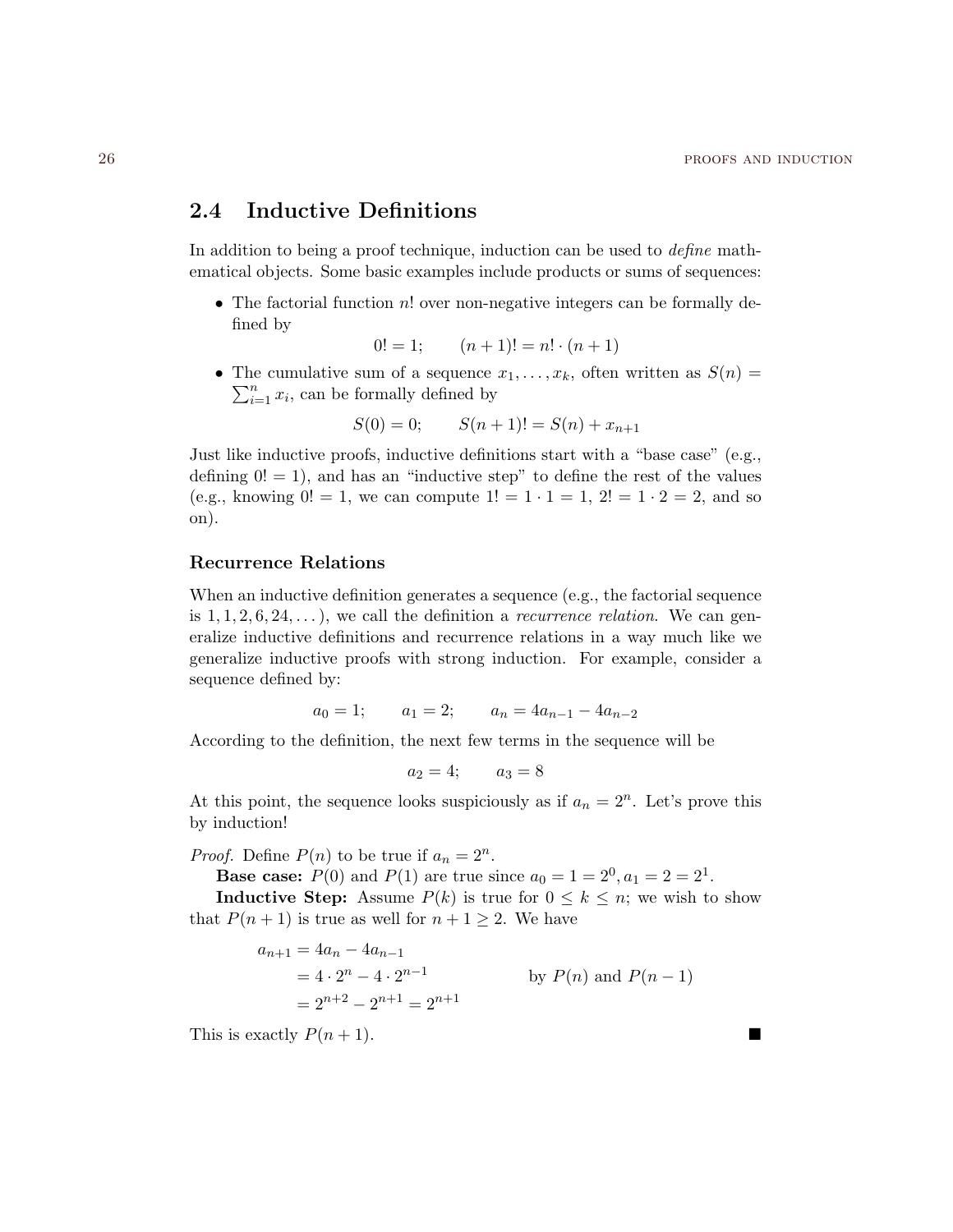## 2.4 Inductive Definitions

In addition to being a proof technique, induction can be used to *define* mathematical objects. Some basic examples include products or sums of sequences:

- The factorial function $n!$ over non-negative integers can be formally defined by

$$0! = 1; \qquad (n+1)! = n! \cdot (n+1)$$

- The cumulative sum of a sequence $x_1, \dots, x_k$, often written as $S(n) = \sum_{i=1}^{n} x_i$, can be formally defined by

$$S(0) = 0; \qquad S(n+1)! = S(n) + x_{n+1}$$

Just like inductive proofs, inductive definitions start with a "base case" (e.g., defining $0! = 1$), and has an "inductive step" to define the rest of the values (e.g., knowing $0! = 1$, we can compute $1! = 1 \cdot 1 = 1$, $2! = 1 \cdot 2 = 2$, and so on).

### Recurrence Relations

When an inductive definition generates a sequence (e.g., the factorial sequence is $1, 1, 2, 6, 24, \dots$), we call the definition a *recurrence relation*. We can generalize inductive definitions and recurrence relations in a way much like we generalize inductive proofs with strong induction. For example, consider a sequence defined by:

$$a_0 = 1; \qquad a_1 = 2; \qquad a_n = 4a_{n-1} - 4a_{n-2}$$

According to the definition, the next few terms in the sequence will be

$$a_2 = 4; \qquad a_3 = 8$$

At this point, the sequence looks suspiciously as if $a_n = 2^n$. Let's prove this by induction!

*Proof.* Define $P(n)$ to be true if $a_n = 2^n$.

**Base case:** $P(0)$ and $P(1)$ are true since $a_0 = 1 = 2^0, a_1 = 2 = 2^1$.

**Inductive Step:** Assume $P(k)$ is true for $0 \leq k \leq n$; we wish to show that $P(n+1)$ is true as well for $n + 1 \geq 2$. We have

$$\begin{aligned} a_{n+1} &= 4a_n - 4a_{n-1} \\ &= 4 \cdot 2^n - 4 \cdot 2^{n-1} && \text{by } P(n) \text{ and } P(n-1) \\ &= 2^{n+2} - 2^{n+1} = 2^{n+1} \end{aligned}$$

This is exactly $P(n+1)$. ■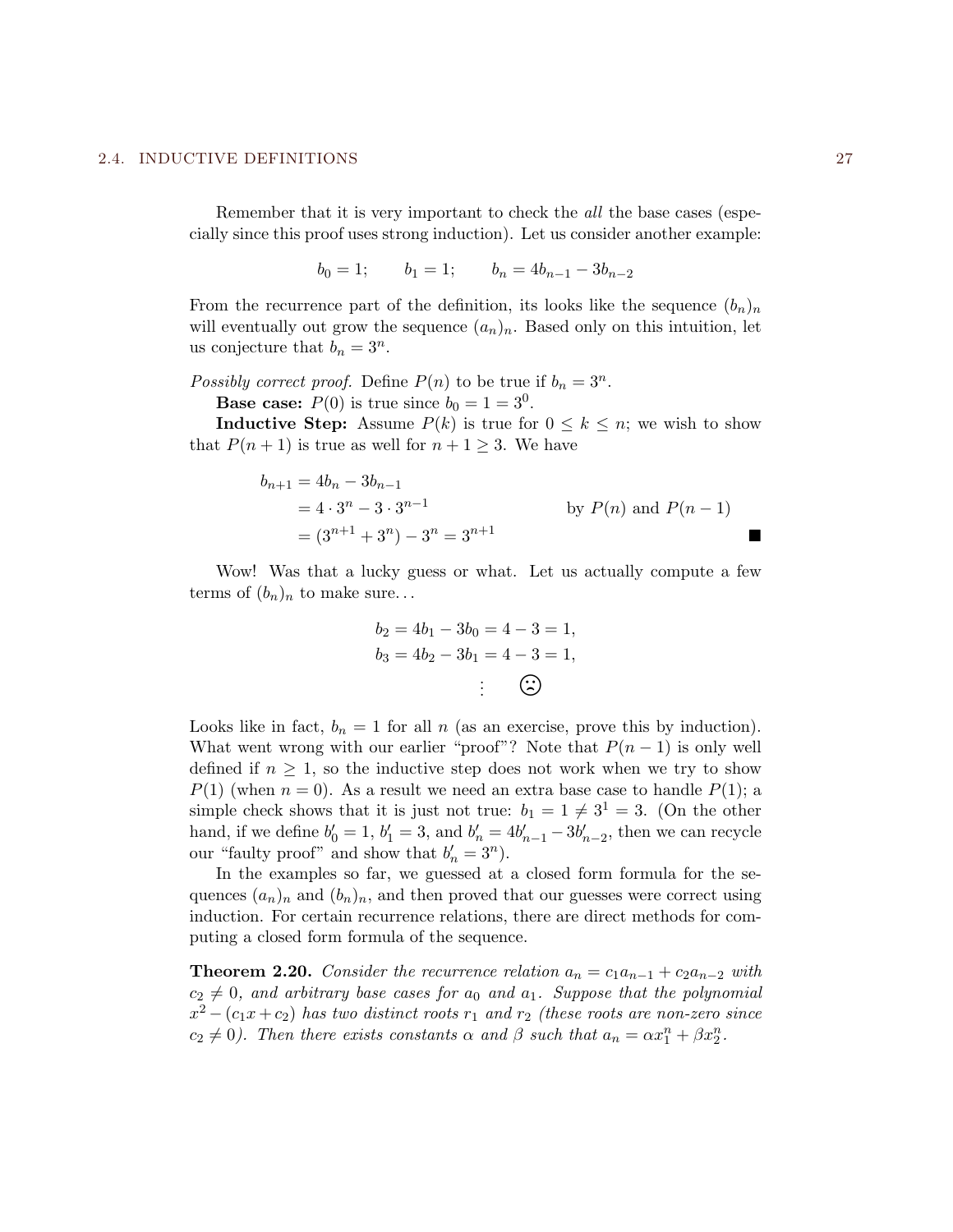Remember that it is very important to check the *all* the base cases (especially since this proof uses strong induction). Let us consider another example:

$$b_0 = 1; \qquad b_1 = 1; \qquad b_n = 4b_{n-1} - 3b_{n-2}$$

From the recurrence part of the definition, its looks like the sequence $(b_n)_n$ will eventually out grow the sequence $(a_n)_n$. Based only on this intuition, let us conjecture that $b_n = 3^n$.

*Possibly correct proof.* Define $P(n)$ to be true if $b_n = 3^n$.

**Base case:** $P(0)$ is true since $b_0 = 1 = 3^0$.

**Inductive Step:** Assume $P(k)$ is true for $0 \leq k \leq n$; we wish to show that $P(n+1)$ is true as well for $n + 1 \geq 3$. We have

$$\begin{aligned} b_{n+1} &= 4b_n - 3b_{n-1} \\ &= 4 \cdot 3^n - 3 \cdot 3^{n-1} && \text{by } P(n) \text{ and } P(n-1) \\ &= (3^{n+1} + 3^n) - 3^n = 3^{n+1} \end{aligned}$$

■

Wow! Was that a lucky guess or what. Let us actually compute a few terms of $(b_n)_n$ to make sure...

$$\begin{aligned} b_2 &= 4b_1 - 3b_0 = 4 - 3 = 1, \\ b_3 &= 4b_2 - 3b_1 = 4 - 3 = 1, \\ &\vdots \quad ☹ \end{aligned}$$

Looks like in fact, $b_n = 1$ for all $n$ (as an exercise, prove this by induction). What went wrong with our earlier "proof"? Note that $P(n-1)$ is only well defined if $n \geq 1$, so the inductive step does not work when we try to show $P(1)$ (when $n = 0$). As a result we need an extra base case to handle $P(1)$; a simple check shows that it is just not true: $b_1 = 1 \neq 3^1 = 3$. (On the other hand, if we define $b'_0 = 1$, $b'_1 = 3$, and $b'_n = 4b'_{n-1} - 3b'_{n-2}$, then we can recycle our "faulty proof" and show that $b'_n = 3^n$).

In the examples so far, we guessed at a closed form formula for the sequences $(a_n)_n$ and $(b_n)_n$, and then proved that our guesses were correct using induction. For certain recurrence relations, there are direct methods for computing a closed form formula of the sequence.

**Theorem 2.20.** *Consider the recurrence relation $a_n = c_1 a_{n-1} + c_2 a_{n-2}$ with $c_2 \neq 0$, and arbitrary base cases for $a_0$ and $a_1$. Suppose that the polynomial $x^2 - (c_1 x + c_2)$ has two distinct roots $r_1$ and $r_2$ (these roots are non-zero since $c_2 \neq 0$). Then there exists constants $\alpha$ and $\beta$ such that $a_n = \alpha x_1^n + \beta x_2^n$.*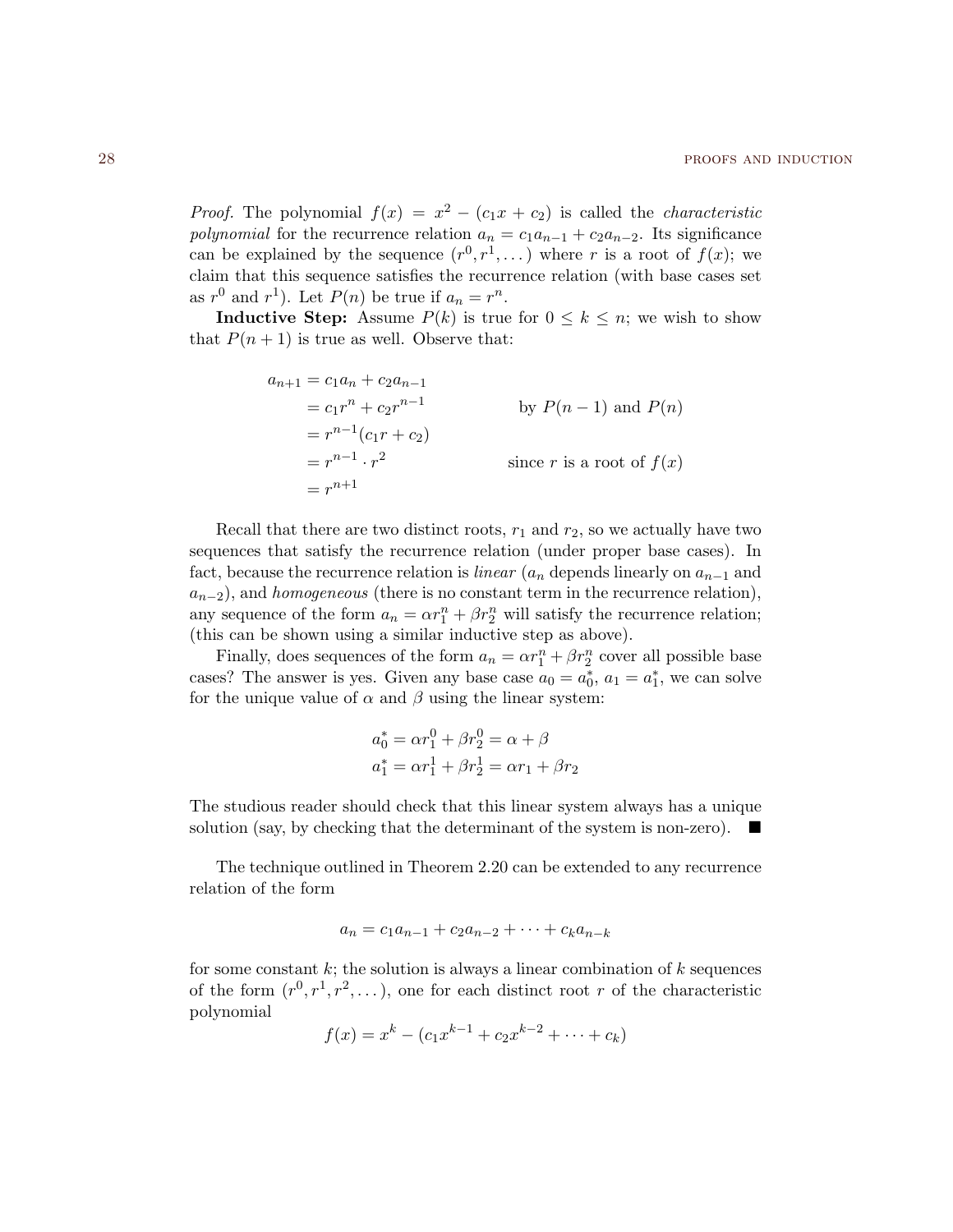*Proof.* The polynomial $f(x) = x^2 - (c_1 x + c_2)$ is called the *characteristic polynomial* for the recurrence relation $a_n = c_1 a_{n-1} + c_2 a_{n-2}$. Its significance can be explained by the sequence $(r^0, r^1, \dots)$ where $r$ is a root of $f(x)$; we claim that this sequence satisfies the recurrence relation (with base cases set as $r^0$ and $r^1$). Let $P(n)$ be true if $a_n = r^n$.

**Inductive Step:** Assume $P(k)$ is true for $0 \leq k \leq n$; we wish to show that $P(n+1)$ is true as well. Observe that:

$$
\begin{aligned}
a_{n+1} &= c_1 a_n + c_2 a_{n-1} \\
&= c_1 r^n + c_2 r^{n-1} && \text{by } P(n-1) \text{ and } P(n) \\
&= r^{n-1}(c_1 r + c_2) \\
&= r^{n-1} \cdot r^2 && \text{since } r \text{ is a root of } f(x) \\
&= r^{n+1}
\end{aligned}
$$

Recall that there are two distinct roots, $r_1$ and $r_2$, so we actually have two sequences that satisfy the recurrence relation (under proper base cases). In fact, because the recurrence relation is *linear* ($a_n$ depends linearly on $a_{n-1}$ and $a_{n-2}$), and *homogeneous* (there is no constant term in the recurrence relation), any sequence of the form $a_n = \alpha r_1^n + \beta r_2^n$ will satisfy the recurrence relation; (this can be shown using a similar inductive step as above).

Finally, does sequences of the form $a_n = \alpha r_1^n + \beta r_2^n$ cover all possible base cases? The answer is yes. Given any base case $a_0 = a_0^*$, $a_1 = a_1^*$, we can solve for the unique value of $\alpha$ and $\beta$ using the linear system:

$$
\begin{aligned}
a_0^* &= \alpha r_1^0 + \beta r_2^0 = \alpha + \beta \\
a_1^* &= \alpha r_1^1 + \beta r_2^1 = \alpha r_1 + \beta r_2
\end{aligned}
$$

The studious reader should check that this linear system always has a unique solution (say, by checking that the determinant of the system is non-zero). ∎

The technique outlined in Theorem 2.20 can be extended to any recurrence relation of the form

$$a_n = c_1 a_{n-1} + c_2 a_{n-2} + \cdots + c_k a_{n-k}$$

for some constant $k$; the solution is always a linear combination of $k$ sequences of the form $(r^0, r^1, r^2, \dots)$, one for each distinct root $r$ of the characteristic polynomial

$$f(x) = x^k - (c_1 x^{k-1} + c_2 x^{k-2} + \cdots + c_k)$$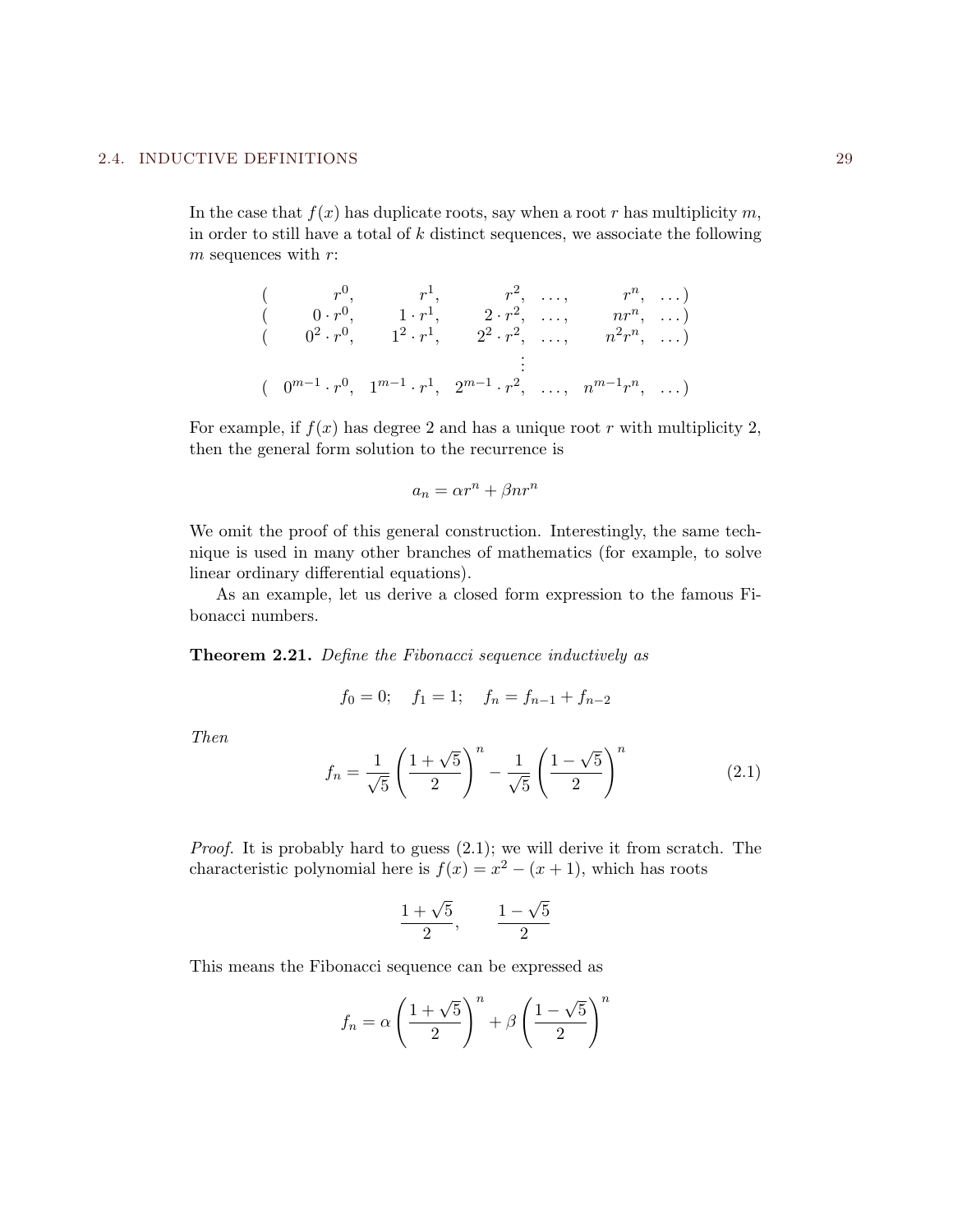In the case that $f(x)$ has duplicate roots, say when a root $r$ has multiplicity $m$, in order to still have a total of $k$ distinct sequences, we associate the following $m$ sequences with $r$:

$$
\begin{array}{lrrrcrl}
( & r^0, & r^1, & r^2, & \ldots, & r^n, & \ldots) \\
( & 0 \cdot r^0, & 1 \cdot r^1, & 2 \cdot r^2, & \ldots, & nr^n, & \ldots) \\
( & 0^2 \cdot r^0, & 1^2 \cdot r^1, & 2^2 \cdot r^2, & \ldots, & n^2 r^n, & \ldots) \\
 & & & \vdots & & & \\
( & 0^{m-1} \cdot r^0, & 1^{m-1} \cdot r^1, & 2^{m-1} \cdot r^2, & \ldots, & n^{m-1} r^n, & \ldots)
\end{array}
$$

For example, if $f(x)$ has degree 2 and has a unique root $r$ with multiplicity 2, then the general form solution to the recurrence is

$$a_n = \alpha r^n + \beta n r^n$$

We omit the proof of this general construction. Interestingly, the same technique is used in many other branches of mathematics (for example, to solve linear ordinary differential equations).

As an example, let us derive a closed form expression to the famous Fibonacci numbers.

**Theorem 2.21.** *Define the Fibonacci sequence inductively as*

$$f_0 = 0; \quad f_1 = 1; \quad f_n = f_{n-1} + f_{n-2}$$

*Then*

$$f_n = \frac{1}{\sqrt{5}} \left( \frac{1 + \sqrt{5}}{2} \right)^n - \frac{1}{\sqrt{5}} \left( \frac{1 - \sqrt{5}}{2} \right)^n \tag{2.1}$$

*Proof.* It is probably hard to guess (2.1); we will derive it from scratch. The characteristic polynomial here is $f(x) = x^2 - (x + 1)$, which has roots

$$\frac{1 + \sqrt{5}}{2}, \qquad \frac{1 - \sqrt{5}}{2}$$

This means the Fibonacci sequence can be expressed as

$$f_n = \alpha \left( \frac{1 + \sqrt{5}}{2} \right)^n + \beta \left( \frac{1 - \sqrt{5}}{2} \right)^n$$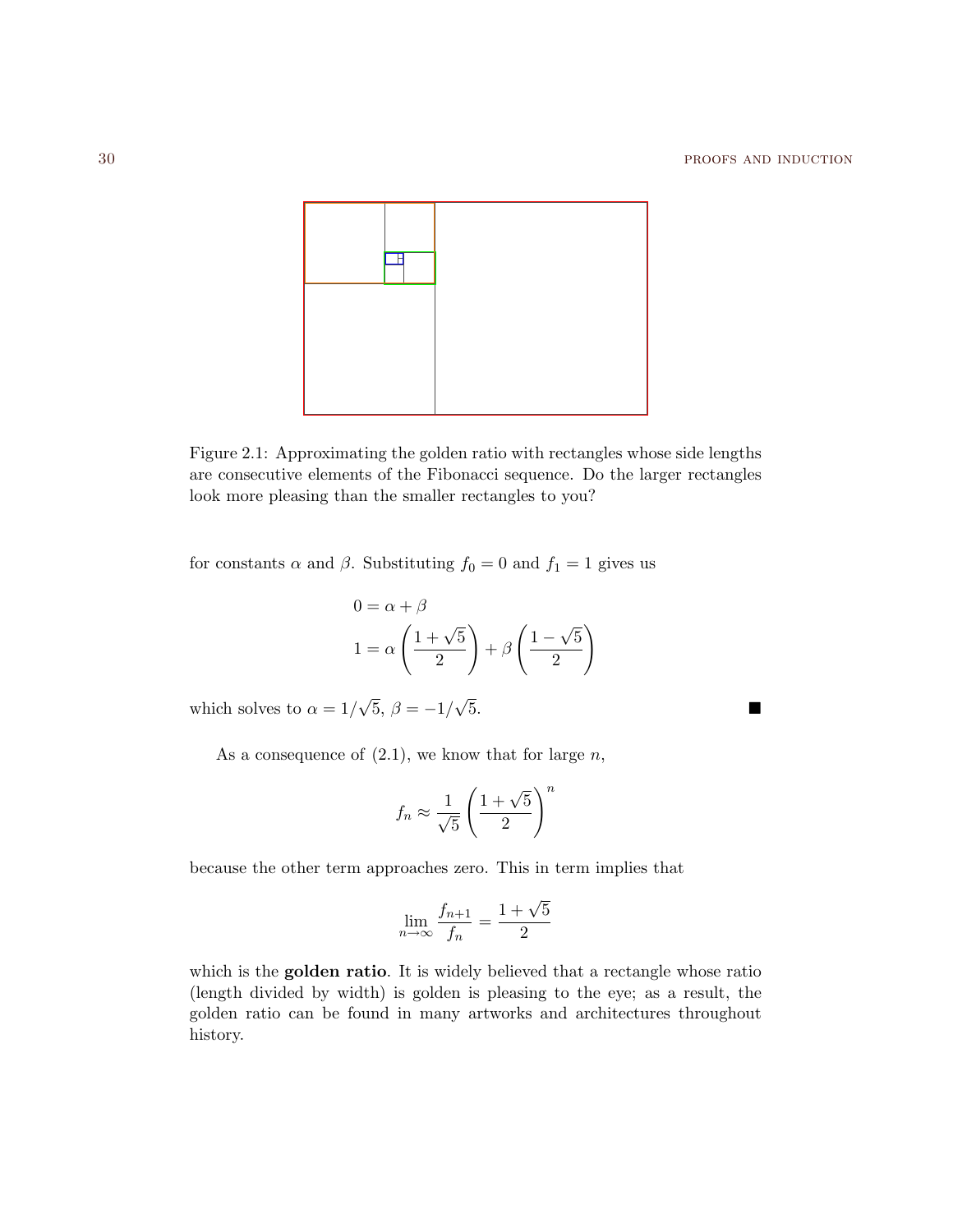Figure 2.1: Approximating the golden ratio with rectangles whose side lengths are consecutive elements of the Fibonacci sequence. Do the larger rectangles look more pleasing than the smaller rectangles to you?

for constants $\alpha$ and $\beta$. Substituting $f_0 = 0$ and $f_1 = 1$ gives us

$$
\begin{aligned}
0 &= \alpha + \beta \\
1 &= \alpha \left( \frac{1+\sqrt{5}}{2} \right) + \beta \left( \frac{1-\sqrt{5}}{2} \right)
\end{aligned}
$$

which solves to $\alpha = 1/\sqrt{5}$, $\beta = -1/\sqrt{5}$. ■

As a consequence of (2.1), we know that for large $n$,

$$
f_n \approx \frac{1}{\sqrt{5}} \left( \frac{1+\sqrt{5}}{2} \right)^n
$$

because the other term approaches zero. This in term implies that

$$
\lim_{n \to \infty} \frac{f_{n+1}}{f_n} = \frac{1+\sqrt{5}}{2}
$$

which is the **golden ratio**. It is widely believed that a rectangle whose ratio (length divided by width) is golden is pleasing to the eye; as a result, the golden ratio can be found in many artworks and architectures throughout history.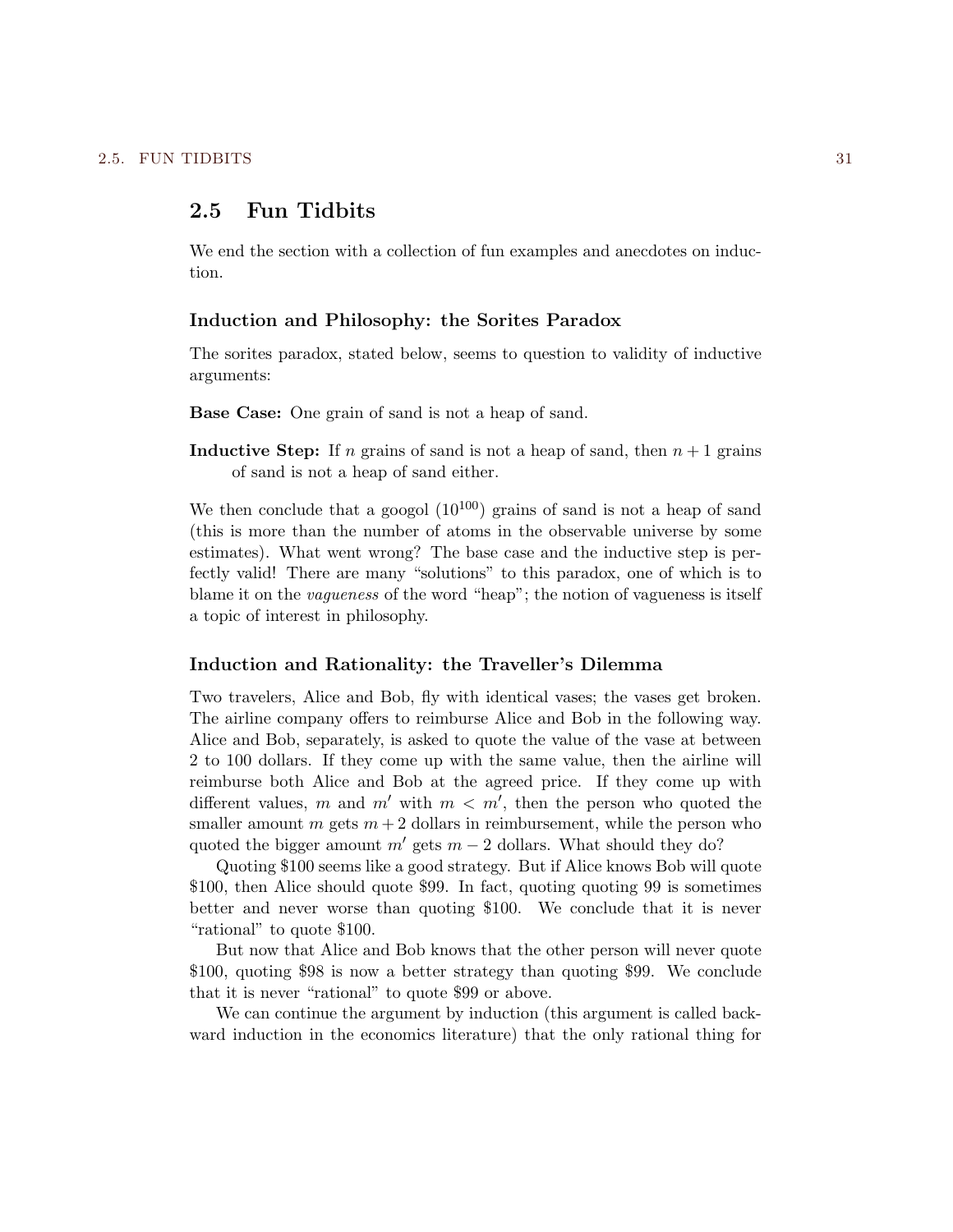## 2.5 Fun Tidbits

We end the section with a collection of fun examples and anecdotes on induction.

### Induction and Philosophy: the Sorites Paradox

The sorites paradox, stated below, seems to question to validity of inductive arguments:

**Base Case:** One grain of sand is not a heap of sand.

**Inductive Step:** If $n$ grains of sand is not a heap of sand, then $n+1$ grains of sand is not a heap of sand either.

We then conclude that a googol ($10^{100}$) grains of sand is not a heap of sand (this is more than the number of atoms in the observable universe by some estimates). What went wrong? The base case and the inductive step is perfectly valid! There are many "solutions" to this paradox, one of which is to blame it on the *vagueness* of the word "heap"; the notion of vagueness is itself a topic of interest in philosophy.

### Induction and Rationality: the Traveller's Dilemma

Two travelers, Alice and Bob, fly with identical vases; the vases get broken. The airline company offers to reimburse Alice and Bob in the following way. Alice and Bob, separately, is asked to quote the value of the vase at between 2 to 100 dollars. If they come up with the same value, then the airline will reimburse both Alice and Bob at the agreed price. If they come up with different values, $m$ and $m'$ with $m < m'$, then the person who quoted the smaller amount $m$ gets $m+2$ dollars in reimbursement, while the person who quoted the bigger amount $m'$ gets $m-2$ dollars. What should they do?

Quoting \$100 seems like a good strategy. But if Alice knows Bob will quote \$100, then Alice should quote \$99. In fact, quoting quoting 99 is sometimes better and never worse than quoting \$100. We conclude that it is never "rational" to quote \$100.

But now that Alice and Bob knows that the other person will never quote \$100, quoting \$98 is now a better strategy than quoting \$99. We conclude that it is never "rational" to quote \$99 or above.

We can continue the argument by induction (this argument is called backward induction in the economics literature) that the only rational thing for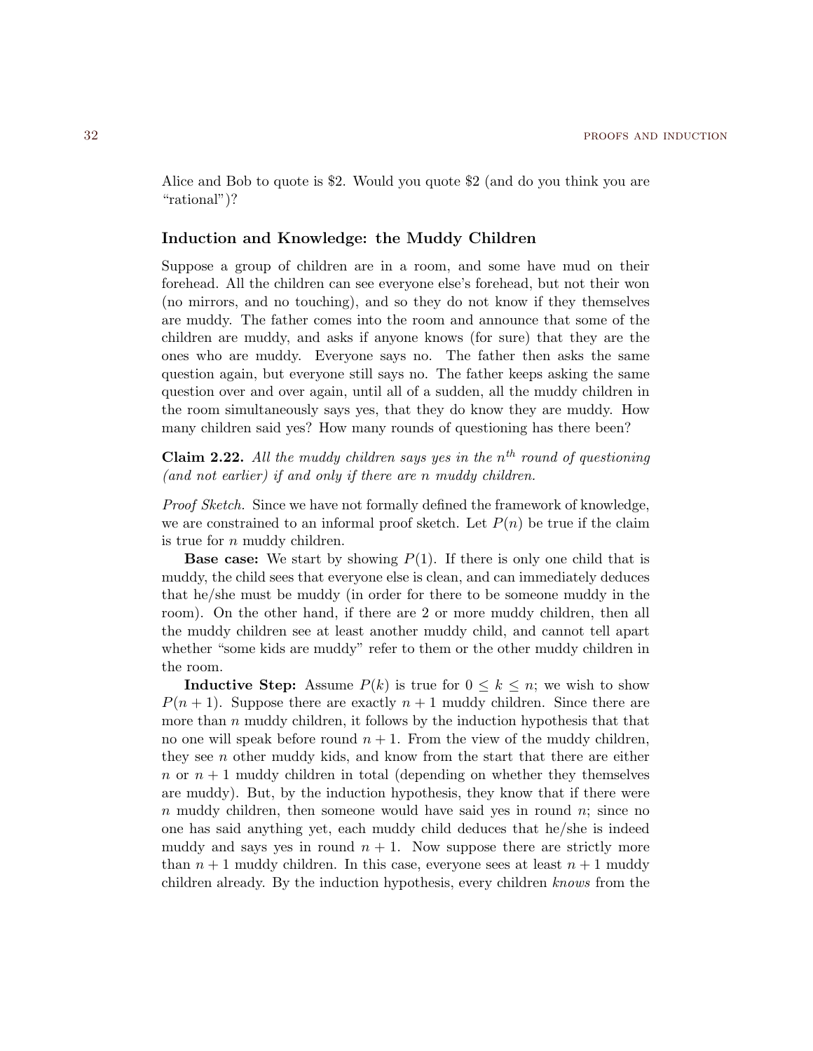Alice and Bob to quote is $2. Would you quote $2 (and do you think you are "rational")?

### Induction and Knowledge: the Muddy Children

Suppose a group of children are in a room, and some have mud on their forehead. All the children can see everyone else's forehead, but not their won (no mirrors, and no touching), and so they do not know if they themselves are muddy. The father comes into the room and announce that some of the children are muddy, and asks if anyone knows (for sure) that they are the ones who are muddy. Everyone says no. The father then asks the same question again, but everyone still says no. The father keeps asking the same question over and over again, until all of a sudden, all the muddy children in the room simultaneously says yes, that they do know they are muddy. How many children said yes? How many rounds of questioning has there been?

**Claim 2.22.** *All the muddy children says yes in the $n^{th}$ round of questioning (and not earlier) if and only if there are $n$ muddy children.*

*Proof Sketch.* Since we have not formally defined the framework of knowledge, we are constrained to an informal proof sketch. Let $P(n)$ be true if the claim is true for $n$ muddy children.

**Base case:** We start by showing $P(1)$. If there is only one child that is muddy, the child sees that everyone else is clean, and can immediately deduces that he/she must be muddy (in order for there to be someone muddy in the room). On the other hand, if there are 2 or more muddy children, then all the muddy children see at least another muddy child, and cannot tell apart whether "some kids are muddy" refer to them or the other muddy children in the room.

**Inductive Step:** Assume $P(k)$ is true for $0 \leq k \leq n$; we wish to show $P(n+1)$. Suppose there are exactly $n+1$ muddy children. Since there are more than $n$ muddy children, it follows by the induction hypothesis that that no one will speak before round $n+1$. From the view of the muddy children, they see $n$ other muddy kids, and know from the start that there are either $n$ or $n+1$ muddy children in total (depending on whether they themselves are muddy). But, by the induction hypothesis, they know that if there were $n$ muddy children, then someone would have said yes in round $n$; since no one has said anything yet, each muddy child deduces that he/she is indeed muddy and says yes in round $n+1$. Now suppose there are strictly more than $n+1$ muddy children. In this case, everyone sees at least $n+1$ muddy children already. By the induction hypothesis, every children *knows* from the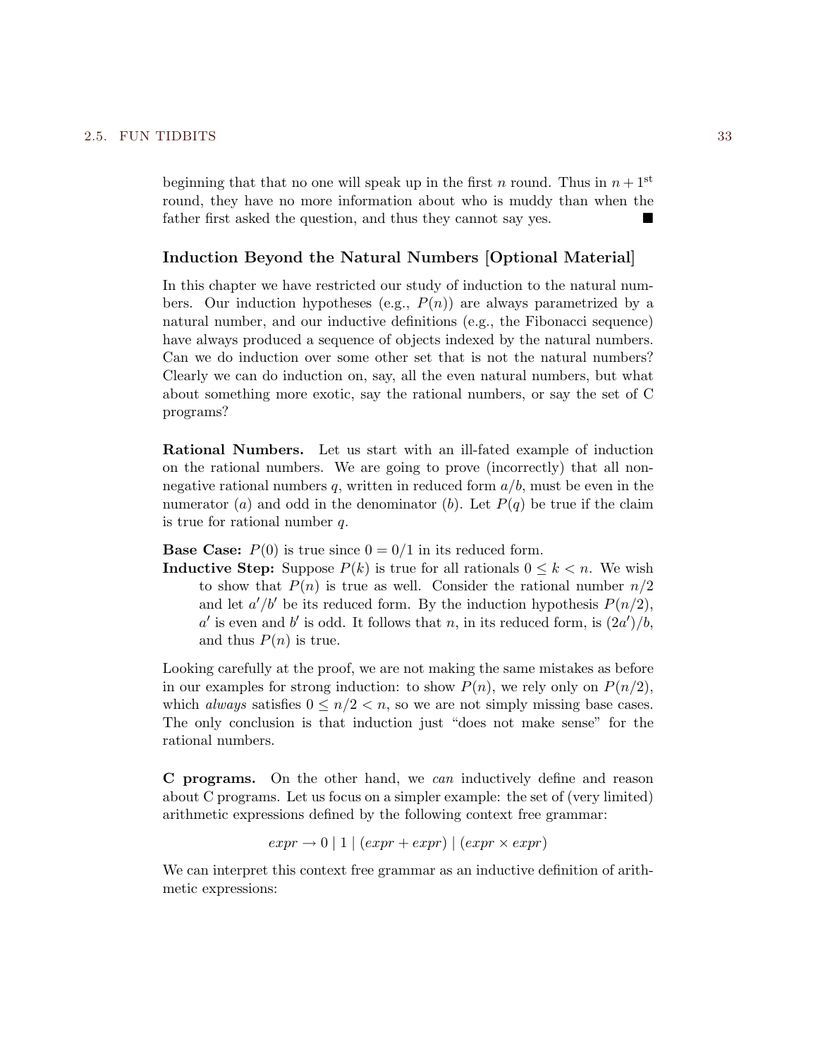beginning that that no one will speak up in the first $n$ round. Thus in $n+1^{\text{st}}$ round, they have no more information about who is muddy than when the father first asked the question, and thus they cannot say yes. ■

### Induction Beyond the Natural Numbers [Optional Material]

In this chapter we have restricted our study of induction to the natural numbers. Our induction hypotheses (e.g., $P(n)$) are always parametrized by a natural number, and our inductive definitions (e.g., the Fibonacci sequence) have always produced a sequence of objects indexed by the natural numbers. Can we do induction over some other set that is not the natural numbers? Clearly we can do induction on, say, all the even natural numbers, but what about something more exotic, say the rational numbers, or say the set of C programs?

**Rational Numbers.** Let us start with an ill-fated example of induction on the rational numbers. We are going to prove (incorrectly) that all non-negative rational numbers $q$, written in reduced form $a/b$, must be even in the numerator ($a$) and odd in the denominator ($b$). Let $P(q)$ be true if the claim is true for rational number $q$.

**Base Case:** $P(0)$ is true since $0 = 0/1$ in its reduced form.

**Inductive Step:** Suppose $P(k)$ is true for all rationals $0 \leq k < n$. We wish to show that $P(n)$ is true as well. Consider the rational number $n/2$ and let $a'/b'$ be its reduced form. By the induction hypothesis $P(n/2)$, $a'$ is even and $b'$ is odd. It follows that $n$, in its reduced form, is $(2a')/b$, and thus $P(n)$ is true.

Looking carefully at the proof, we are not making the same mistakes as before in our examples for strong induction: to show $P(n)$, we rely only on $P(n/2)$, which *always* satisfies $0 \leq n/2 < n$, so we are not simply missing base cases. The only conclusion is that induction just "does not make sense" for the rational numbers.

**C programs.** On the other hand, we *can* inductively define and reason about C programs. Let us focus on a simpler example: the set of (very limited) arithmetic expressions defined by the following context free grammar:

$$expr \to 0 \mid 1 \mid (expr + expr) \mid (expr \times expr)$$

We can interpret this context free grammar as an inductive definition of arithmetic expressions: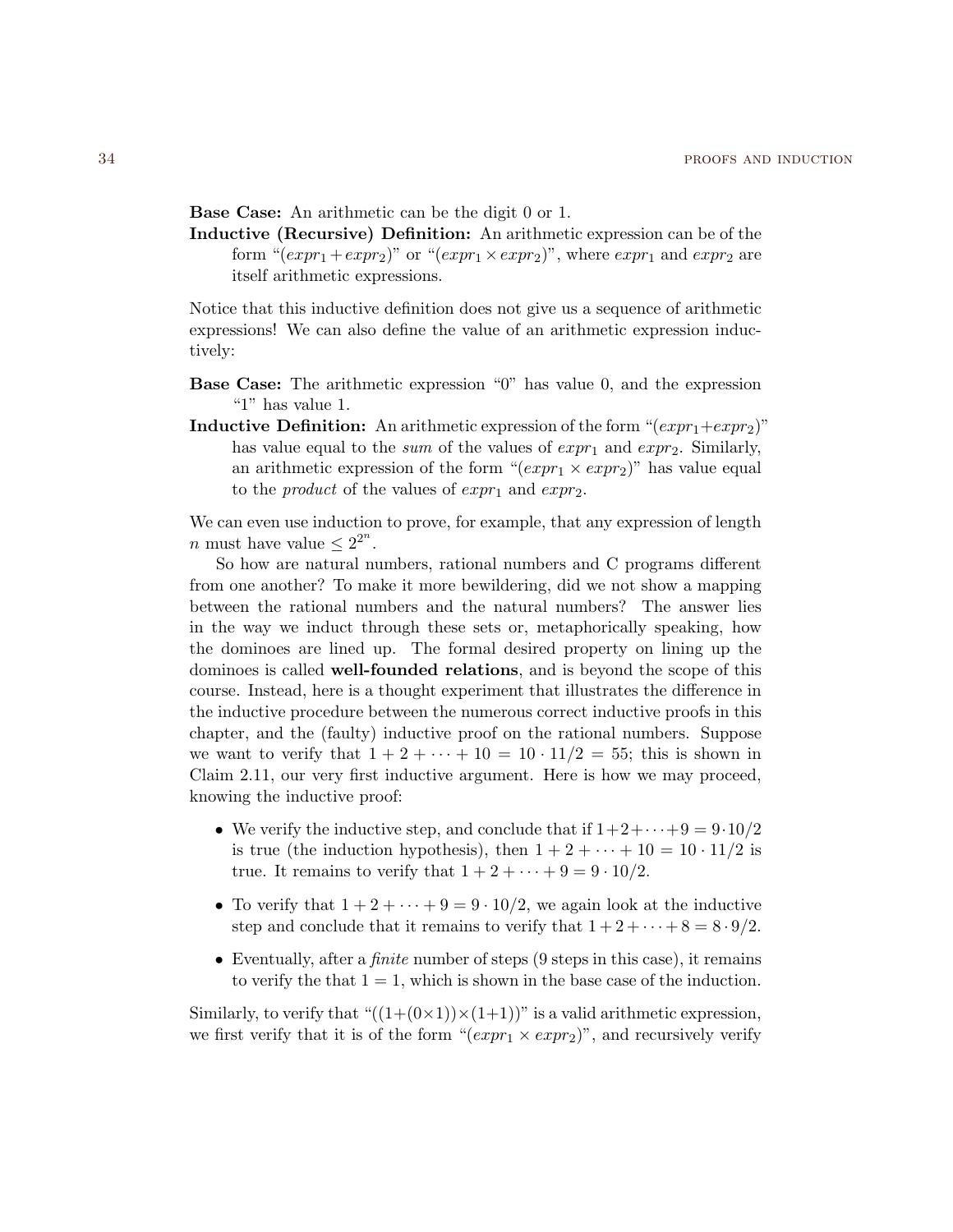**Base Case:** An arithmetic can be the digit 0 or 1.

**Inductive (Recursive) Definition:** An arithmetic expression can be of the form "$(expr_1 + expr_2)$" or "$(expr_1 \times expr_2)$", where $expr_1$ and $expr_2$ are itself arithmetic expressions.

Notice that this inductive definition does not give us a sequence of arithmetic expressions! We can also define the value of an arithmetic expression inductively:

**Base Case:** The arithmetic expression "0" has value 0, and the expression "1" has value 1.

**Inductive Definition:** An arithmetic expression of the form "$(expr_1+expr_2)$" has value equal to the *sum* of the values of $expr_1$ and $expr_2$. Similarly, an arithmetic expression of the form "$(expr_1 \times expr_2)$" has value equal to the *product* of the values of $expr_1$ and $expr_2$.

We can even use induction to prove, for example, that any expression of length $n$ must have value $\leq 2^{2^n}$.

So how are natural numbers, rational numbers and C programs different from one another? To make it more bewildering, did we not show a mapping between the rational numbers and the natural numbers? The answer lies in the way we induct through these sets or, metaphorically speaking, how the dominoes are lined up. The formal desired property on lining up the dominoes is called **well-founded relations**, and is beyond the scope of this course. Instead, here is a thought experiment that illustrates the difference in the inductive procedure between the numerous correct inductive proofs in this chapter, and the (faulty) inductive proof on the rational numbers. Suppose we want to verify that $1 + 2 + \cdots + 10 = 10 \cdot 11/2 = 55$; this is shown in Claim 2.11, our very first inductive argument. Here is how we may proceed, knowing the inductive proof:

- We verify the inductive step, and conclude that if $1+2+\cdots+9 = 9 \cdot 10/2$ is true (the induction hypothesis), then $1 + 2 + \cdots + 10 = 10 \cdot 11/2$ is true. It remains to verify that $1 + 2 + \cdots + 9 = 9 \cdot 10/2$.
- To verify that $1 + 2 + \cdots + 9 = 9 \cdot 10/2$, we again look at the inductive step and conclude that it remains to verify that $1+2+\cdots+8 = 8 \cdot 9/2$.
- Eventually, after a *finite* number of steps (9 steps in this case), it remains to verify the that $1 = 1$, which is shown in the base case of the induction.

Similarly, to verify that "$((1+(0\times1))\times(1+1))$" is a valid arithmetic expression, we first verify that it is of the form "$(expr_1 \times expr_2)$", and recursively verify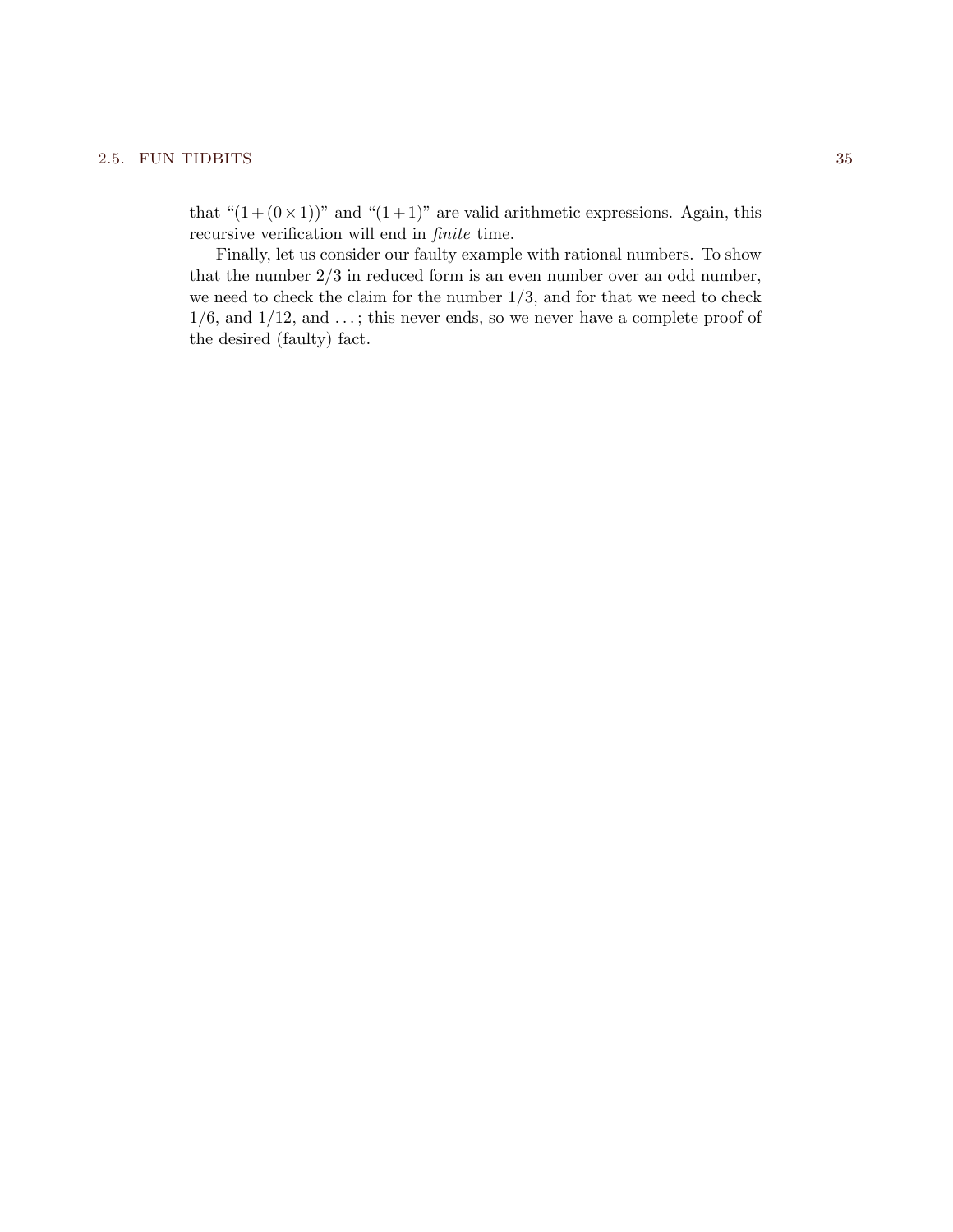that "$(1+(0\times 1))$" and "$(1+1)$" are valid arithmetic expressions. Again, this recursive verification will end in *finite* time.

Finally, let us consider our faulty example with rational numbers. To show that the number $2/3$ in reduced form is an even number over an odd number, we need to check the claim for the number $1/3$, and for that we need to check $1/6$, and $1/12$, and ...; this never ends, so we never have a complete proof of the desired (faulty) fact.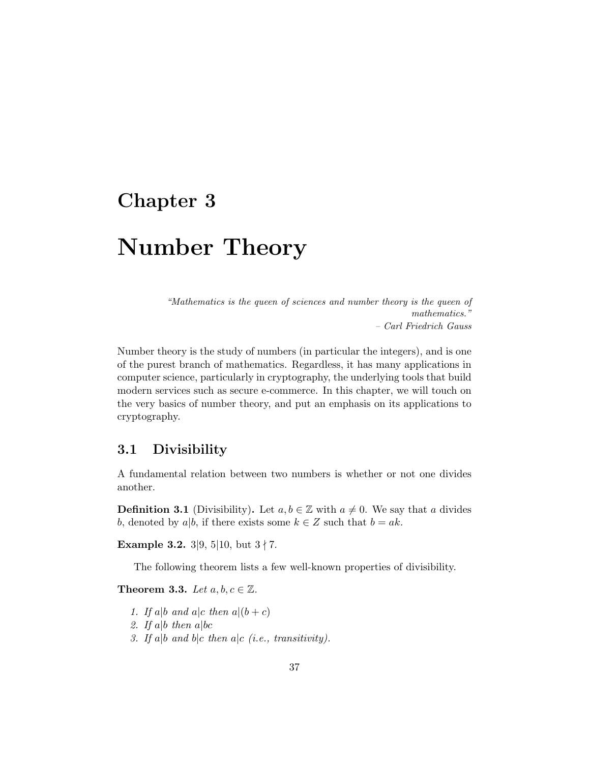# Chapter 3

# Number Theory

> *"Mathematics is the queen of sciences and number theory is the queen of mathematics."*
>
> *– Carl Friedrich Gauss*

Number theory is the study of numbers (in particular the integers), and is one of the purest branch of mathematics. Regardless, it has many applications in computer science, particularly in cryptography, the underlying tools that build modern services such as secure e-commerce. In this chapter, we will touch on the very basics of number theory, and put an emphasis on its applications to cryptography.

## 3.1 Divisibility

A fundamental relation between two numbers is whether or not one divides another.

**Definition 3.1** (Divisibility)**.** Let $a, b \in \mathbb{Z}$ with $a \neq 0$. We say that $a$ divides $b$, denoted by $a|b$, if there exists some $k \in Z$ such that $b = ak$.

**Example 3.2.** $3|9$, $5|10$, but $3 \nmid 7$.

The following theorem lists a few well-known properties of divisibility.

**Theorem 3.3.** *Let $a, b, c \in \mathbb{Z}$.*

1. *If $a|b$ and $a|c$ then $a|(b+c)$*
2. *If $a|b$ then $a|bc$*
3. *If $a|b$ and $b|c$ then $a|c$ (i.e., transitivity).*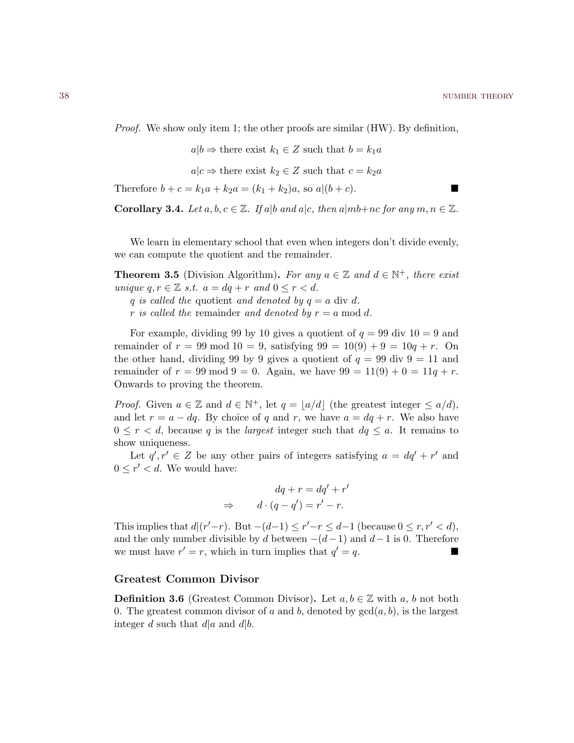*Proof.* We show only item 1; the other proofs are similar (HW). By definition,

$$a|b \Rightarrow \text{there exist } k_1 \in Z \text{ such that } b = k_1 a$$

$$a|c \Rightarrow \text{there exist } k_2 \in Z \text{ such that } c = k_2 a$$

Therefore $b + c = k_1 a + k_2 a = (k_1 + k_2)a$, so $a|(b + c)$. ∎

**Corollary 3.4.** *Let $a, b, c \in \mathbb{Z}$. If $a|b$ and $a|c$, then $a|mb+nc$ for any $m, n \in \mathbb{Z}$.*

We learn in elementary school that even when integers don't divide evenly, we can compute the quotient and the remainder.

**Theorem 3.5** (Division Algorithm)**.** *For any $a \in \mathbb{Z}$ and $d \in \mathbb{N}^+$, there exist unique $q, r \in \mathbb{Z}$ s.t. $a = dq + r$ and $0 \le r < d$.*
*$q$ is called the* quotient *and denoted by $q = a \text{ div } d$.*
*$r$ is called the* remainder *and denoted by $r = a \bmod d$.*

For example, dividing 99 by 10 gives a quotient of $q = 99 \text{ div } 10 = 9$ and remainder of $r = 99 \bmod 10 = 9$, satisfying $99 = 10(9) + 9 = 10q + r$. On the other hand, dividing 99 by 9 gives a quotient of $q = 99 \text{ div } 9 = 11$ and remainder of $r = 99 \bmod 9 = 0$. Again, we have $99 = 11(9) + 0 = 11q + r$. Onwards to proving the theorem.

*Proof.* Given $a \in \mathbb{Z}$ and $d \in \mathbb{N}^+$, let $q = \lfloor a/d \rfloor$ (the greatest integer $\le a/d$), and let $r = a - dq$. By choice of $q$ and $r$, we have $a = dq + r$. We also have $0 \le r < d$, because $q$ is the *largest* integer such that $dq \le a$. It remains to show uniqueness.

Let $q', r' \in Z$ be any other pairs of integers satisfying $a = dq' + r'$ and $0 \le r' < d$. We would have:

$$dq + r = dq' + r'$$
$$\Rightarrow \qquad d \cdot (q - q') = r' - r.$$

This implies that $d|(r' - r)$. But $-(d-1) \le r' - r \le d-1$ (because $0 \le r, r' < d$), and the only number divisible by $d$ between $-(d-1)$ and $d-1$ is 0. Therefore we must have $r' = r$, which in turn implies that $q' = q$. ∎

### Greatest Common Divisor

**Definition 3.6** (Greatest Common Divisor)**.** Let $a, b \in \mathbb{Z}$ with $a$, $b$ not both 0. The greatest common divisor of $a$ and $b$, denoted by $\gcd(a, b)$, is the largest integer $d$ such that $d|a$ and $d|b$.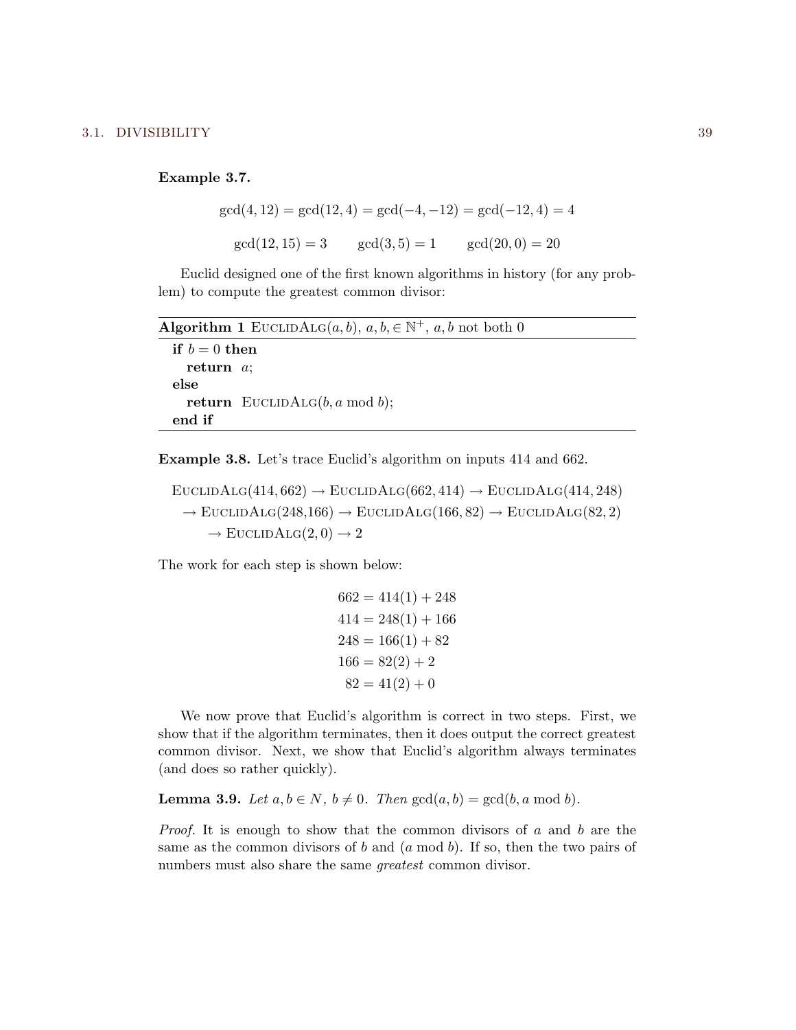**Example 3.7.**

$$\gcd(4, 12) = \gcd(12, 4) = \gcd(-4, -12) = \gcd(-12, 4) = 4$$

$$\gcd(12, 15) = 3 \qquad \gcd(3, 5) = 1 \qquad \gcd(20, 0) = 20$$

Euclid designed one of the first known algorithms in history (for any problem) to compute the greatest common divisor:

**Algorithm 1** $\textsc{EuclidAlg}(a, b)$, $a, b, \in \mathbb{N}^+$, $a, b$ not both 0

```
if b = 0 then
  return a;
else
  return EuclidAlg(b, a mod b);
end if
```

**Example 3.8.** Let's trace Euclid's algorithm on inputs 414 and 662.

$$\textsc{EuclidAlg}(414, 662) \to \textsc{EuclidAlg}(662, 414) \to \textsc{EuclidAlg}(414, 248)$$
$$\to \textsc{EuclidAlg}(248{,}166) \to \textsc{EuclidAlg}(166, 82) \to \textsc{EuclidAlg}(82, 2)$$
$$\to \textsc{EuclidAlg}(2, 0) \to 2$$

The work for each step is shown below:

$$\begin{aligned}
662 &= 414(1) + 248 \\
414 &= 248(1) + 166 \\
248 &= 166(1) + 82 \\
166 &= 82(2) + 2 \\
82 &= 41(2) + 0
\end{aligned}$$

We now prove that Euclid's algorithm is correct in two steps. First, we show that if the algorithm terminates, then it does output the correct greatest common divisor. Next, we show that Euclid's algorithm always terminates (and does so rather quickly).

**Lemma 3.9.** *Let $a, b \in N$, $b \neq 0$. Then* $\gcd(a, b) = \gcd(b, a \bmod b)$.

*Proof.* It is enough to show that the common divisors of $a$ and $b$ are the same as the common divisors of $b$ and $(a \bmod b)$. If so, then the two pairs of numbers must also share the same *greatest* common divisor.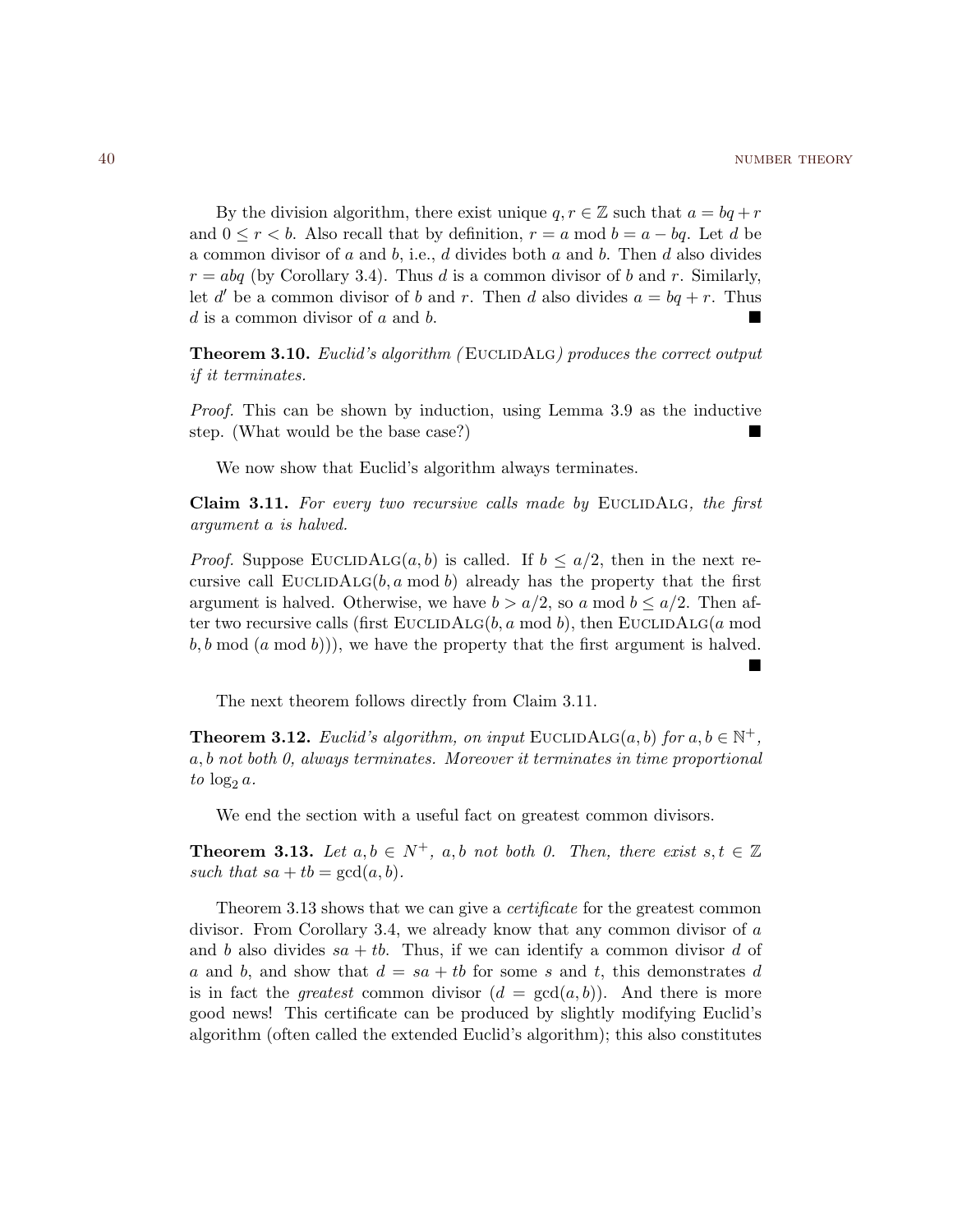By the division algorithm, there exist unique $q, r \in \mathbb{Z}$ such that $a = bq + r$ and $0 \leq r < b$. Also recall that by definition, $r = a \bmod b = a - bq$. Let $d$ be a common divisor of $a$ and $b$, i.e., $d$ divides both $a$ and $b$. Then $d$ also divides $r = abq$ (by Corollary 3.4). Thus $d$ is a common divisor of $b$ and $r$. Similarly, let $d'$ be a common divisor of $b$ and $r$. Then $d$ also divides $a = bq + r$. Thus $d$ is a common divisor of $a$ and $b$. ∎

**Theorem 3.10.** *Euclid's algorithm (*EuclidAlg*) produces the correct output if it terminates.*

*Proof.* This can be shown by induction, using Lemma 3.9 as the inductive step. (What would be the base case?) ∎

We now show that Euclid's algorithm always terminates.

**Claim 3.11.** *For every two recursive calls made by* EuclidAlg*, the first argument $a$ is halved.*

*Proof.* Suppose EuclidAlg$(a, b)$ is called. If $b \leq a/2$, then in the next recursive call EuclidAlg$(b, a \bmod b)$ already has the property that the first argument is halved. Otherwise, we have $b > a/2$, so $a \bmod b \leq a/2$. Then after two recursive calls (first EuclidAlg$(b, a \bmod b)$, then EuclidAlg$(a \bmod b, b \bmod (a \bmod b))$), we have the property that the first argument is halved. ∎

The next theorem follows directly from Claim 3.11.

**Theorem 3.12.** *Euclid's algorithm, on input* EuclidAlg$(a, b)$ *for $a, b \in \mathbb{N}^+$, $a, b$ not both 0, always terminates. Moreover it terminates in time proportional to $\log_2 a$.*

We end the section with a useful fact on greatest common divisors.

**Theorem 3.13.** *Let $a, b \in N^+$, $a, b$ not both 0. Then, there exist $s, t \in \mathbb{Z}$ such that $sa + tb = \gcd(a, b)$.*

Theorem 3.13 shows that we can give a *certificate* for the greatest common divisor. From Corollary 3.4, we already know that any common divisor of $a$ and $b$ also divides $sa + tb$. Thus, if we can identify a common divisor $d$ of $a$ and $b$, and show that $d = sa + tb$ for some $s$ and $t$, this demonstrates $d$ is in fact the *greatest* common divisor ($d = \gcd(a, b)$). And there is more good news! This certificate can be produced by slightly modifying Euclid's algorithm (often called the extended Euclid's algorithm); this also constitutes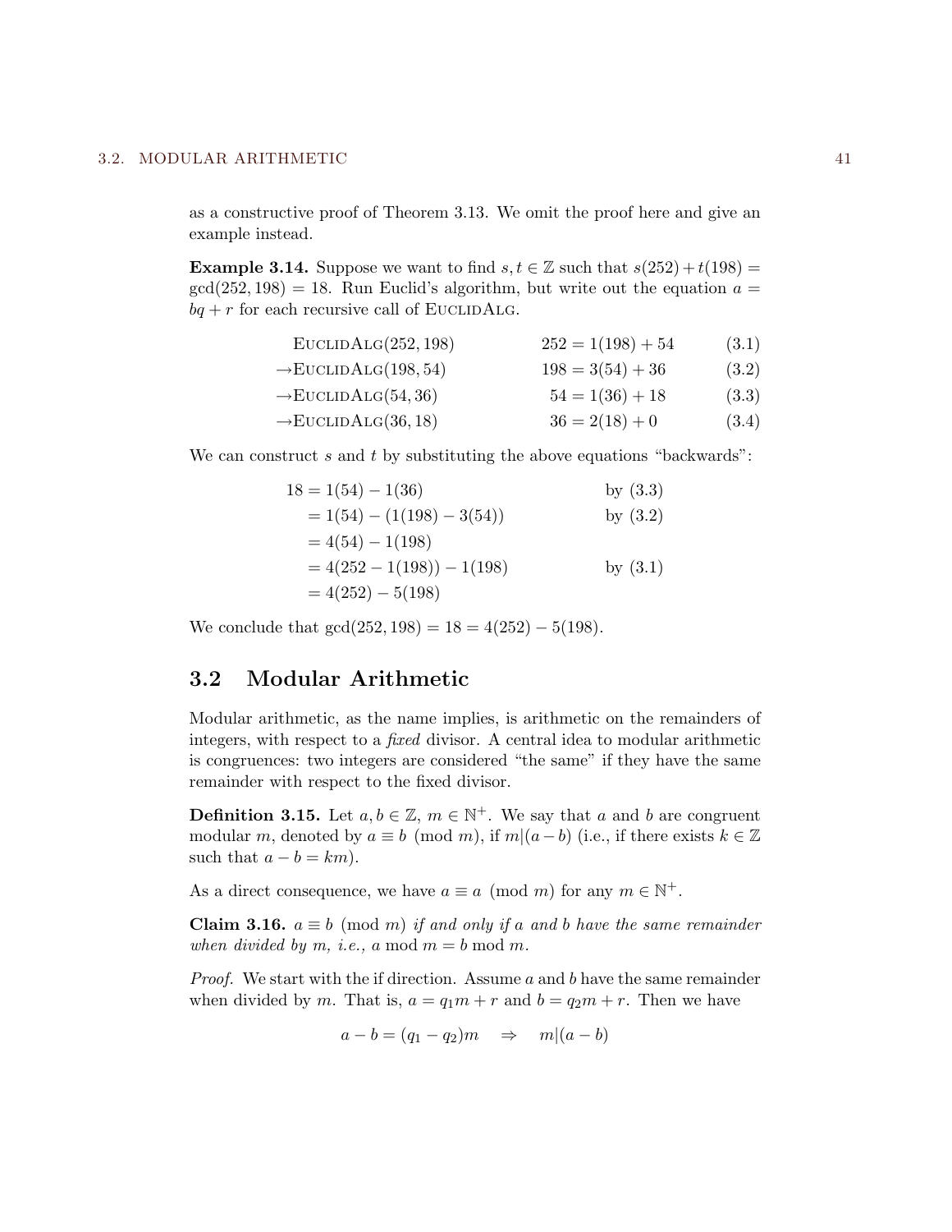as a constructive proof of Theorem 3.13. We omit the proof here and give an example instead.

**Example 3.14.** Suppose we want to find $s, t \in \mathbb{Z}$ such that $s(252) + t(198) = \gcd(252, 198) = 18$. Run Euclid's algorithm, but write out the equation $a = bq + r$ for each recursive call of EuclidAlg.

$$
\begin{aligned}
&\text{EuclidAlg}(252, 198) && 252 = 1(198) + 54 && (3.1)\\
\to&\text{EuclidAlg}(198, 54) && 198 = 3(54) + 36 && (3.2)\\
\to&\text{EuclidAlg}(54, 36) && 54 = 1(36) + 18 && (3.3)\\
\to&\text{EuclidAlg}(36, 18) && 36 = 2(18) + 0 && (3.4)
\end{aligned}
$$

We can construct $s$ and $t$ by substituting the above equations "backwards":

$$
\begin{aligned}
18 &= 1(54) - 1(36) && \text{by (3.3)}\\
&= 1(54) - (1(198) - 3(54)) && \text{by (3.2)}\\
&= 4(54) - 1(198)\\
&= 4(252 - 1(198)) - 1(198) && \text{by (3.1)}\\
&= 4(252) - 5(198)
\end{aligned}
$$

We conclude that $\gcd(252, 198) = 18 = 4(252) - 5(198)$.

## 3.2 Modular Arithmetic

Modular arithmetic, as the name implies, is arithmetic on the remainders of integers, with respect to a *fixed* divisor. A central idea to modular arithmetic is congruences: two integers are considered "the same" if they have the same remainder with respect to the fixed divisor.

**Definition 3.15.** Let $a, b \in \mathbb{Z}$, $m \in \mathbb{N}^+$. We say that $a$ and $b$ are congruent modular $m$, denoted by $a \equiv b \pmod{m}$, if $m | (a - b)$ (i.e., if there exists $k \in \mathbb{Z}$ such that $a - b = km$).

As a direct consequence, we have $a \equiv a \pmod{m}$ for any $m \in \mathbb{N}^+$.

**Claim 3.16.** *$a \equiv b \pmod{m}$ if and only if $a$ and $b$ have the same remainder when divided by $m$, i.e., $a \bmod m = b \bmod m$.*

*Proof.* We start with the if direction. Assume $a$ and $b$ have the same remainder when divided by $m$. That is, $a = q_1 m + r$ and $b = q_2 m + r$. Then we have

$$a - b = (q_1 - q_2)m \quad \Rightarrow \quad m | (a - b)$$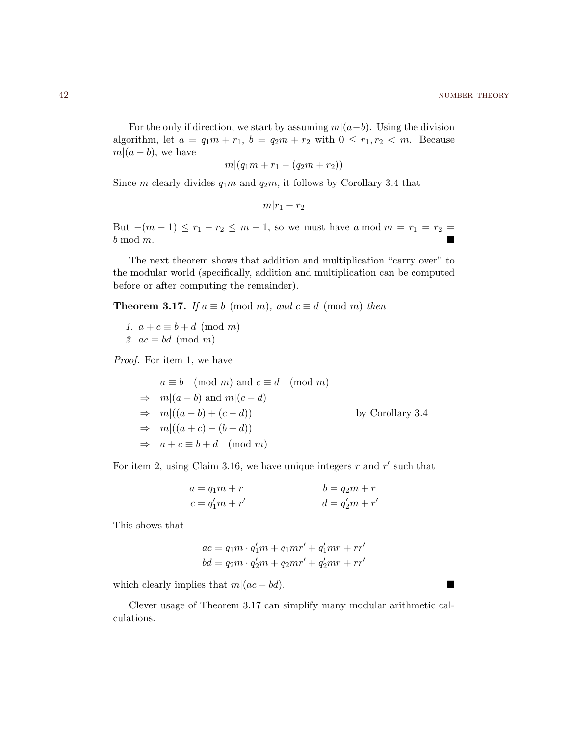For the only if direction, we start by assuming $m|(a-b)$. Using the division algorithm, let $a = q_1 m + r_1$, $b = q_2 m + r_2$ with $0 \le r_1, r_2 < m$. Because $m|(a-b)$, we have

$$m|(q_1 m + r_1 - (q_2 m + r_2))$$

Since $m$ clearly divides $q_1 m$ and $q_2 m$, it follows by Corollary 3.4 that

$$m|r_1 - r_2$$

But $-(m-1) \le r_1 - r_2 \le m - 1$, so we must have $a \bmod m = r_1 = r_2 = b \bmod m$. ■

The next theorem shows that addition and multiplication "carry over" to the modular world (specifically, addition and multiplication can be computed before or after computing the remainder).

**Theorem 3.17.** *If $a \equiv b \pmod{m}$, and $c \equiv d \pmod{m}$ then*

1. $a + c \equiv b + d \pmod{m}$
2. $ac \equiv bd \pmod{m}$

*Proof.* For item 1, we have

$$\begin{aligned}
& a \equiv b \pmod{m} \text{ and } c \equiv d \pmod{m} \\
\Rightarrow \quad & m|(a-b) \text{ and } m|(c-d) \\
\Rightarrow \quad & m|((a-b)+(c-d)) && \text{by Corollary 3.4} \\
\Rightarrow \quad & m|((a+c)-(b+d)) \\
\Rightarrow \quad & a + c \equiv b + d \pmod{m}
\end{aligned}$$

For item 2, using Claim 3.16, we have unique integers $r$ and $r'$ such that

$$\begin{aligned}
a &= q_1 m + r & \qquad b &= q_2 m + r \\
c &= q_1' m + r' & \qquad d &= q_2' m + r'
\end{aligned}$$

This shows that

$$\begin{aligned}
ac &= q_1 m \cdot q_1' m + q_1 m r' + q_1' m r + r r' \\
bd &= q_2 m \cdot q_2' m + q_2 m r' + q_2' m r + r r'
\end{aligned}$$

which clearly implies that $m|(ac - bd)$. ■

Clever usage of Theorem 3.17 can simplify many modular arithmetic calculations.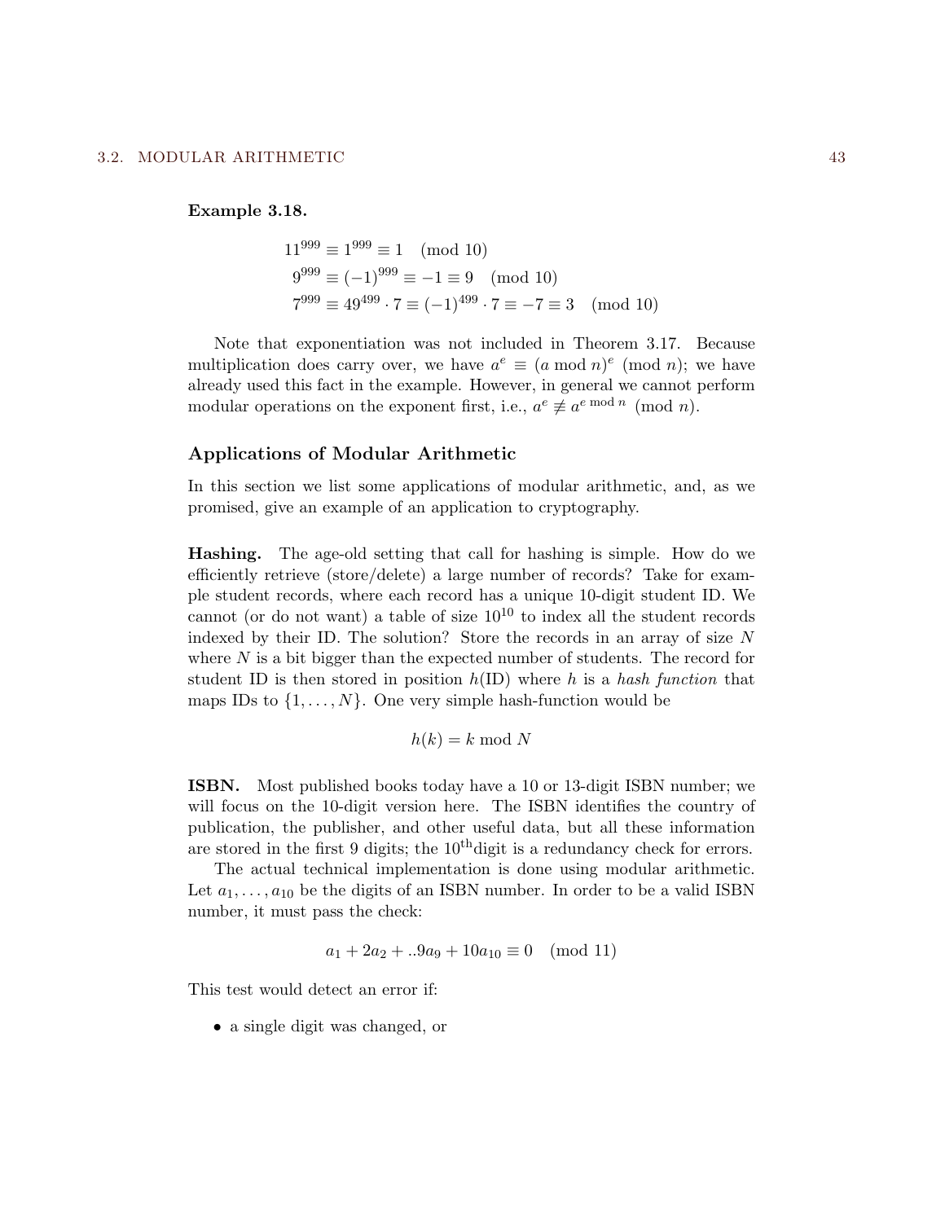**Example 3.18.**

$$
\begin{aligned}
11^{999} &\equiv 1^{999} \equiv 1 \pmod{10} \\
9^{999} &\equiv (-1)^{999} \equiv -1 \equiv 9 \pmod{10} \\
7^{999} &\equiv 49^{499} \cdot 7 \equiv (-1)^{499} \cdot 7 \equiv -7 \equiv 3 \pmod{10}
\end{aligned}
$$

Note that exponentiation was not included in Theorem 3.17. Because multiplication does carry over, we have $a^e \equiv (a \bmod n)^e \pmod{n}$; we have already used this fact in the example. However, in general we cannot perform modular operations on the exponent first, i.e., $a^e \not\equiv a^{e \bmod n} \pmod{n}$.

### Applications of Modular Arithmetic

In this section we list some applications of modular arithmetic, and, as we promised, give an example of an application to cryptography.

**Hashing.** The age-old setting that call for hashing is simple. How do we efficiently retrieve (store/delete) a large number of records? Take for example student records, where each record has a unique 10-digit student ID. We cannot (or do not want) a table of size $10^{10}$ to index all the student records indexed by their ID. The solution? Store the records in an array of size $N$ where $N$ is a bit bigger than the expected number of students. The record for student ID is then stored in position $h(\text{ID})$ where $h$ is a *hash function* that maps IDs to $\{1, \dots, N\}$. One very simple hash-function would be

$$h(k) = k \bmod N$$

**ISBN.** Most published books today have a 10 or 13-digit ISBN number; we will focus on the 10-digit version here. The ISBN identifies the country of publication, the publisher, and other useful data, but all these information are stored in the first 9 digits; the $10^{\text{th}}$digit is a redundancy check for errors.

The actual technical implementation is done using modular arithmetic. Let $a_1, \dots, a_{10}$ be the digits of an ISBN number. In order to be a valid ISBN number, it must pass the check:

$$a_1 + 2a_2 + ..9a_9 + 10a_{10} \equiv 0 \pmod{11}$$

This test would detect an error if:

- a single digit was changed, or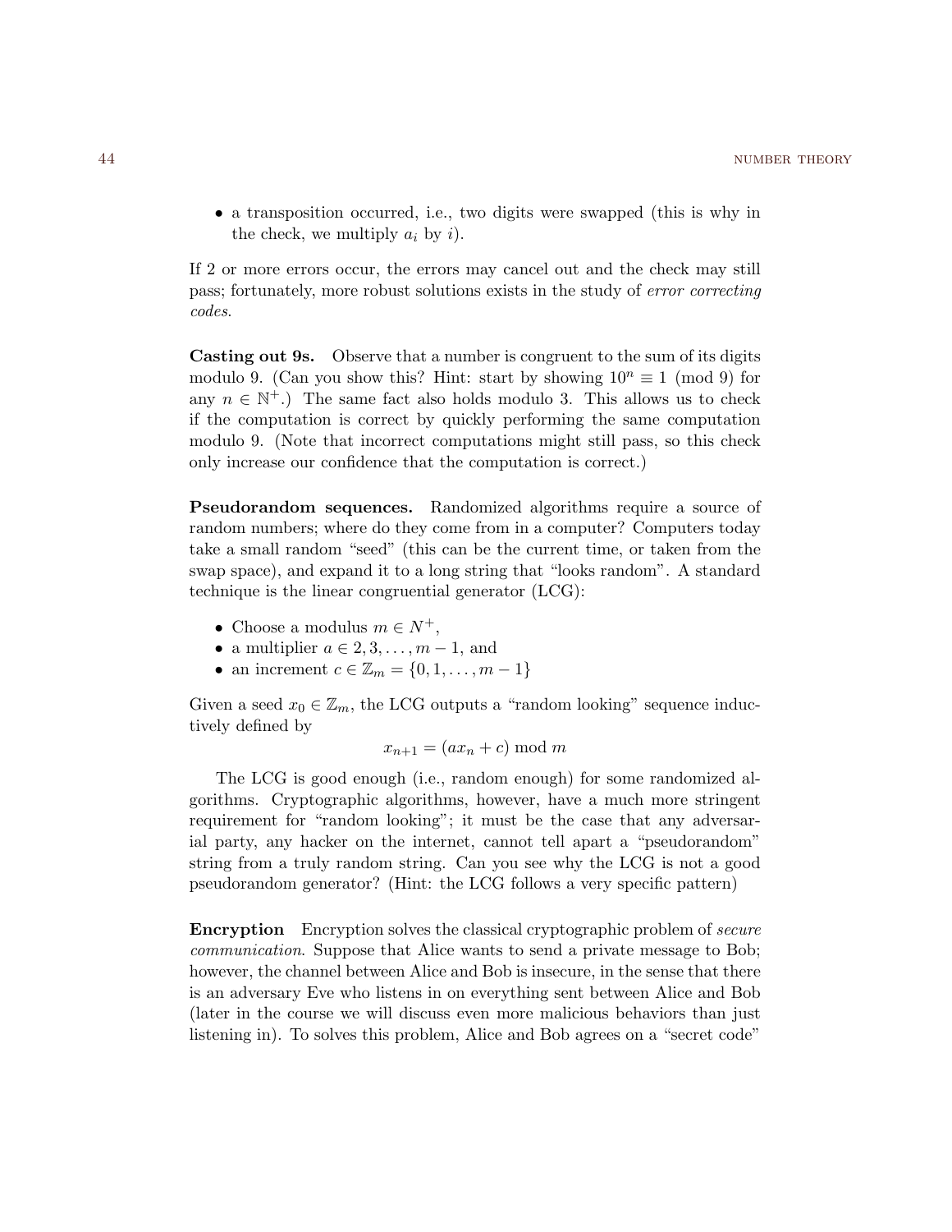- a transposition occurred, i.e., two digits were swapped (this is why in the check, we multiply $a_i$ by $i$).

If 2 or more errors occur, the errors may cancel out and the check may still pass; fortunately, more robust solutions exists in the study of *error correcting codes*.

**Casting out 9s.** Observe that a number is congruent to the sum of its digits modulo 9. (Can you show this? Hint: start by showing $10^n \equiv 1 \pmod 9$ for any $n \in \mathbb{N}^+$.) The same fact also holds modulo 3. This allows us to check if the computation is correct by quickly performing the same computation modulo 9. (Note that incorrect computations might still pass, so this check only increase our confidence that the computation is correct.)

**Pseudorandom sequences.** Randomized algorithms require a source of random numbers; where do they come from in a computer? Computers today take a small random "seed" (this can be the current time, or taken from the swap space), and expand it to a long string that "looks random". A standard technique is the linear congruential generator (LCG):

- Choose a modulus $m \in N^+$,
- a multiplier $a \in 2, 3, \ldots, m-1$, and
- an increment $c \in \mathbb{Z}_m = \{0, 1, \ldots, m-1\}$

Given a seed $x_0 \in \mathbb{Z}_m$, the LCG outputs a "random looking" sequence inductively defined by

$$x_{n+1} = (ax_n + c) \bmod m$$

The LCG is good enough (i.e., random enough) for some randomized algorithms. Cryptographic algorithms, however, have a much more stringent requirement for "random looking"; it must be the case that any adversarial party, any hacker on the internet, cannot tell apart a "pseudorandom" string from a truly random string. Can you see why the LCG is not a good pseudorandom generator? (Hint: the LCG follows a very specific pattern)

**Encryption** Encryption solves the classical cryptographic problem of *secure communication*. Suppose that Alice wants to send a private message to Bob; however, the channel between Alice and Bob is insecure, in the sense that there is an adversary Eve who listens in on everything sent between Alice and Bob (later in the course we will discuss even more malicious behaviors than just listening in). To solves this problem, Alice and Bob agrees on a "secret code"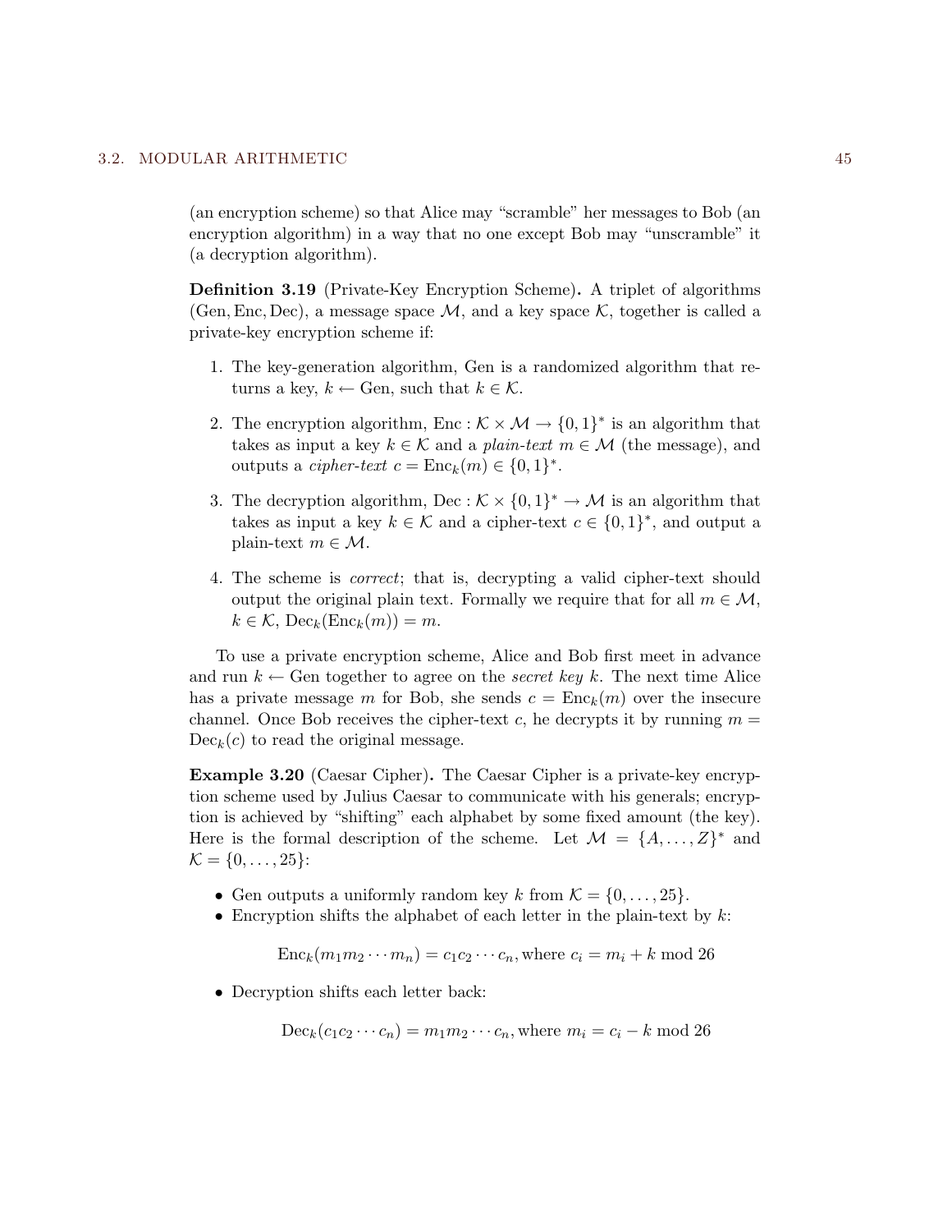(an encryption scheme) so that Alice may "scramble" her messages to Bob (an encryption algorithm) in a way that no one except Bob may "unscramble" it (a decryption algorithm).

**Definition 3.19** (Private-Key Encryption Scheme)**.** A triplet of algorithms (Gen, Enc, Dec), a message space $\mathcal{M}$, and a key space $\mathcal{K}$, together is called a private-key encryption scheme if:

1. The key-generation algorithm, Gen is a randomized algorithm that returns a key, $k \leftarrow \text{Gen}$, such that $k \in \mathcal{K}$.
2. The encryption algorithm, $\text{Enc} : \mathcal{K} \times \mathcal{M} \to \{0,1\}^*$ is an algorithm that takes as input a key $k \in \mathcal{K}$ and a *plain-text* $m \in \mathcal{M}$ (the message), and outputs a *cipher-text* $c = \text{Enc}_k(m) \in \{0,1\}^*$.
3. The decryption algorithm, $\text{Dec} : \mathcal{K} \times \{0,1\}^* \to \mathcal{M}$ is an algorithm that takes as input a key $k \in \mathcal{K}$ and a cipher-text $c \in \{0,1\}^*$, and output a plain-text $m \in \mathcal{M}$.
4. The scheme is *correct*; that is, decrypting a valid cipher-text should output the original plain text. Formally we require that for all $m \in \mathcal{M}$, $k \in \mathcal{K}$, $\text{Dec}_k(\text{Enc}_k(m)) = m$.

To use a private encryption scheme, Alice and Bob first meet in advance and run $k \leftarrow \text{Gen}$ together to agree on the *secret key* $k$. The next time Alice has a private message $m$ for Bob, she sends $c = \text{Enc}_k(m)$ over the insecure channel. Once Bob receives the cipher-text $c$, he decrypts it by running $m = \text{Dec}_k(c)$ to read the original message.

**Example 3.20** (Caesar Cipher)**.** The Caesar Cipher is a private-key encryption scheme used by Julius Caesar to communicate with his generals; encryption is achieved by "shifting" each alphabet by some fixed amount (the key). Here is the formal description of the scheme. Let $\mathcal{M} = \{A, \dots, Z\}^*$ and $\mathcal{K} = \{0, \dots, 25\}$:

- Gen outputs a uniformly random key $k$ from $\mathcal{K} = \{0, \dots, 25\}$.
- Encryption shifts the alphabet of each letter in the plain-text by $k$:

$$\text{Enc}_k(m_1 m_2 \cdots m_n) = c_1 c_2 \cdots c_n, \text{where } c_i = m_i + k \bmod 26$$

- Decryption shifts each letter back:

$$\text{Dec}_k(c_1 c_2 \cdots c_n) = m_1 m_2 \cdots c_n, \text{where } m_i = c_i - k \bmod 26$$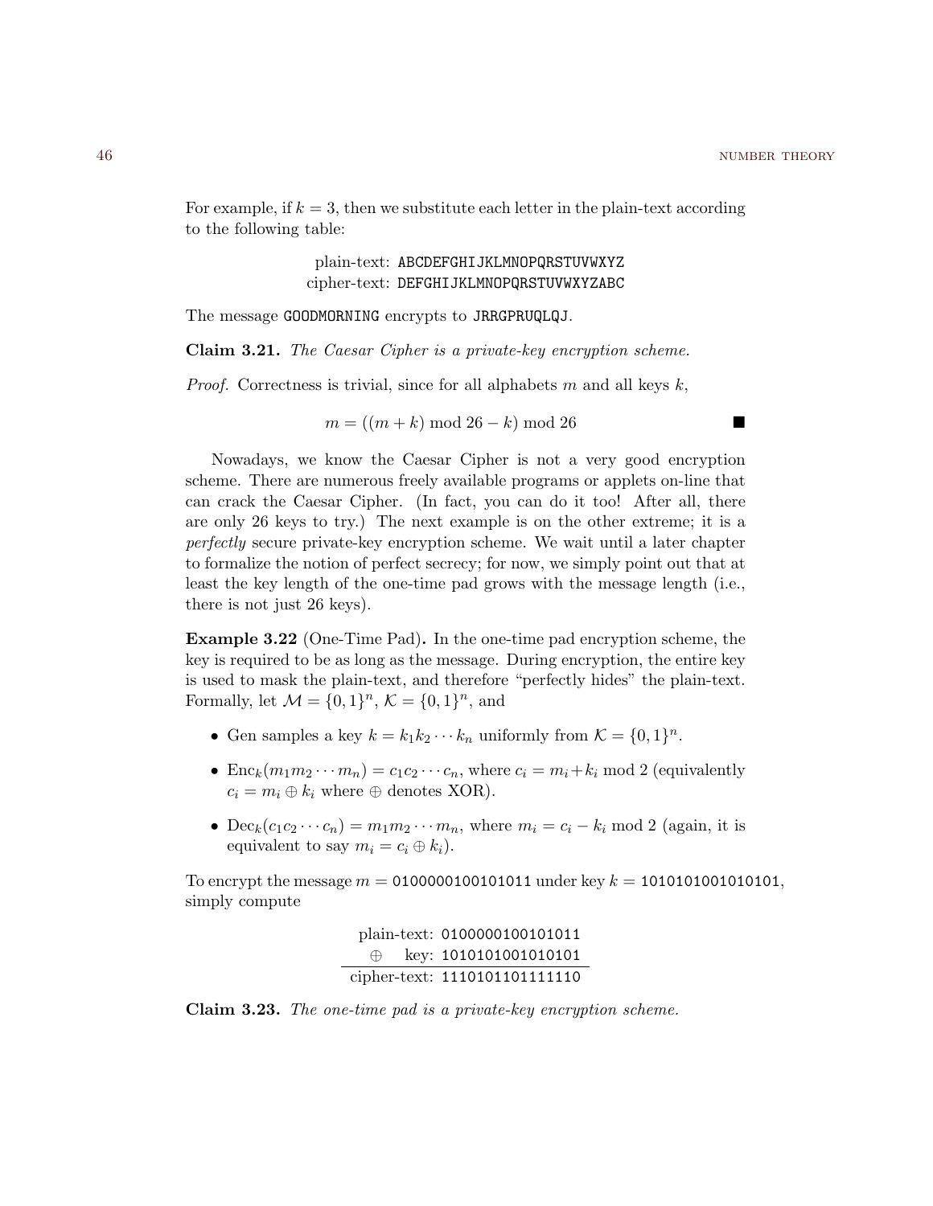For example, if $k = 3$, then we substitute each letter in the plain-text according to the following table:

```
  plain-text: ABCDEFGHIJKLMNOPQRSTUVWXYZ
 cipher-text: DEFGHIJKLMNOPQRSTUVWXYZABC
```

The message GOODMORNING encrypts to JRRGPRUQLQJ.

**Claim 3.21.** *The Caesar Cipher is a private-key encryption scheme.*

*Proof.* Correctness is trivial, since for all alphabets $m$ and all keys $k$,

$$m = ((m + k) \bmod 26 - k) \bmod 26$$

■

Nowadays, we know the Caesar Cipher is not a very good encryption scheme. There are numerous freely available programs or applets on-line that can crack the Caesar Cipher. (In fact, you can do it too! After all, there are only 26 keys to try.) The next example is on the other extreme; it is a *perfectly* secure private-key encryption scheme. We wait until a later chapter to formalize the notion of perfect secrecy; for now, we simply point out that at least the key length of the one-time pad grows with the message length (i.e., there is not just 26 keys).

**Example 3.22** (One-Time Pad)**.** In the one-time pad encryption scheme, the key is required to be as long as the message. During encryption, the entire key is used to mask the plain-text, and therefore "perfectly hides" the plain-text. Formally, let $\mathcal{M} = \{0,1\}^n$, $\mathcal{K} = \{0,1\}^n$, and

- Gen samples a key $k = k_1 k_2 \cdots k_n$ uniformly from $\mathcal{K} = \{0,1\}^n$.
- $\text{Enc}_k(m_1 m_2 \cdots m_n) = c_1 c_2 \cdots c_n$, where $c_i = m_i + k_i \bmod 2$ (equivalently $c_i = m_i \oplus k_i$ where $\oplus$ denotes XOR).
- $\text{Dec}_k(c_1 c_2 \cdots c_n) = m_1 m_2 \cdots m_n$, where $m_i = c_i - k_i \bmod 2$ (again, it is equivalent to say $m_i = c_i \oplus k_i$).

To encrypt the message $m =$ 0100000100101011 under key $k =$ 1010101001010101, simply compute

```
   plain-text: 0100000100101011
   ⊕      key: 1010101001010101
  -------------------------------
  cipher-text: 1110101101111110
```

**Claim 3.23.** *The one-time pad is a private-key encryption scheme.*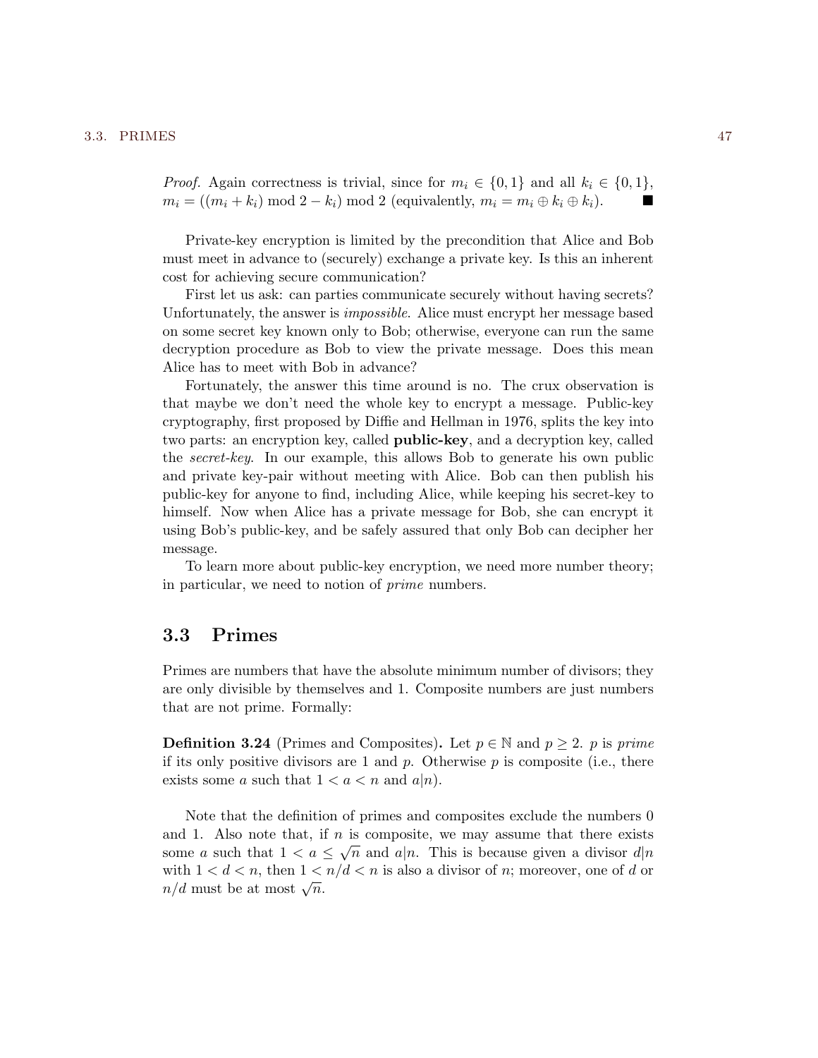*Proof.* Again correctness is trivial, since for $m_i \in \{0, 1\}$ and all $k_i \in \{0, 1\}$, $m_i = ((m_i + k_i) \bmod 2 - k_i) \bmod 2$ (equivalently, $m_i = m_i \oplus k_i \oplus k_i$). ■

Private-key encryption is limited by the precondition that Alice and Bob must meet in advance to (securely) exchange a private key. Is this an inherent cost for achieving secure communication?

First let us ask: can parties communicate securely without having secrets? Unfortunately, the answer is *impossible*. Alice must encrypt her message based on some secret key known only to Bob; otherwise, everyone can run the same decryption procedure as Bob to view the private message. Does this mean Alice has to meet with Bob in advance?

Fortunately, the answer this time around is no. The crux observation is that maybe we don't need the whole key to encrypt a message. Public-key cryptography, first proposed by Diffie and Hellman in 1976, splits the key into two parts: an encryption key, called **public-key**, and a decryption key, called the *secret-key*. In our example, this allows Bob to generate his own public and private key-pair without meeting with Alice. Bob can then publish his public-key for anyone to find, including Alice, while keeping his secret-key to himself. Now when Alice has a private message for Bob, she can encrypt it using Bob's public-key, and be safely assured that only Bob can decipher her message.

To learn more about public-key encryption, we need more number theory; in particular, we need to notion of *prime* numbers.

## 3.3 Primes

Primes are numbers that have the absolute minimum number of divisors; they are only divisible by themselves and 1. Composite numbers are just numbers that are not prime. Formally:

**Definition 3.24** (Primes and Composites)**.** Let $p \in \mathbb{N}$ and $p \geq 2$. $p$ is *prime* if its only positive divisors are 1 and $p$. Otherwise $p$ is composite (i.e., there exists some $a$ such that $1 < a < n$ and $a|n$).

Note that the definition of primes and composites exclude the numbers 0 and 1. Also note that, if $n$ is composite, we may assume that there exists some $a$ such that $1 < a \leq \sqrt{n}$ and $a|n$. This is because given a divisor $d|n$ with $1 < d < n$, then $1 < n/d < n$ is also a divisor of $n$; moreover, one of $d$ or $n/d$ must be at most $\sqrt{n}$.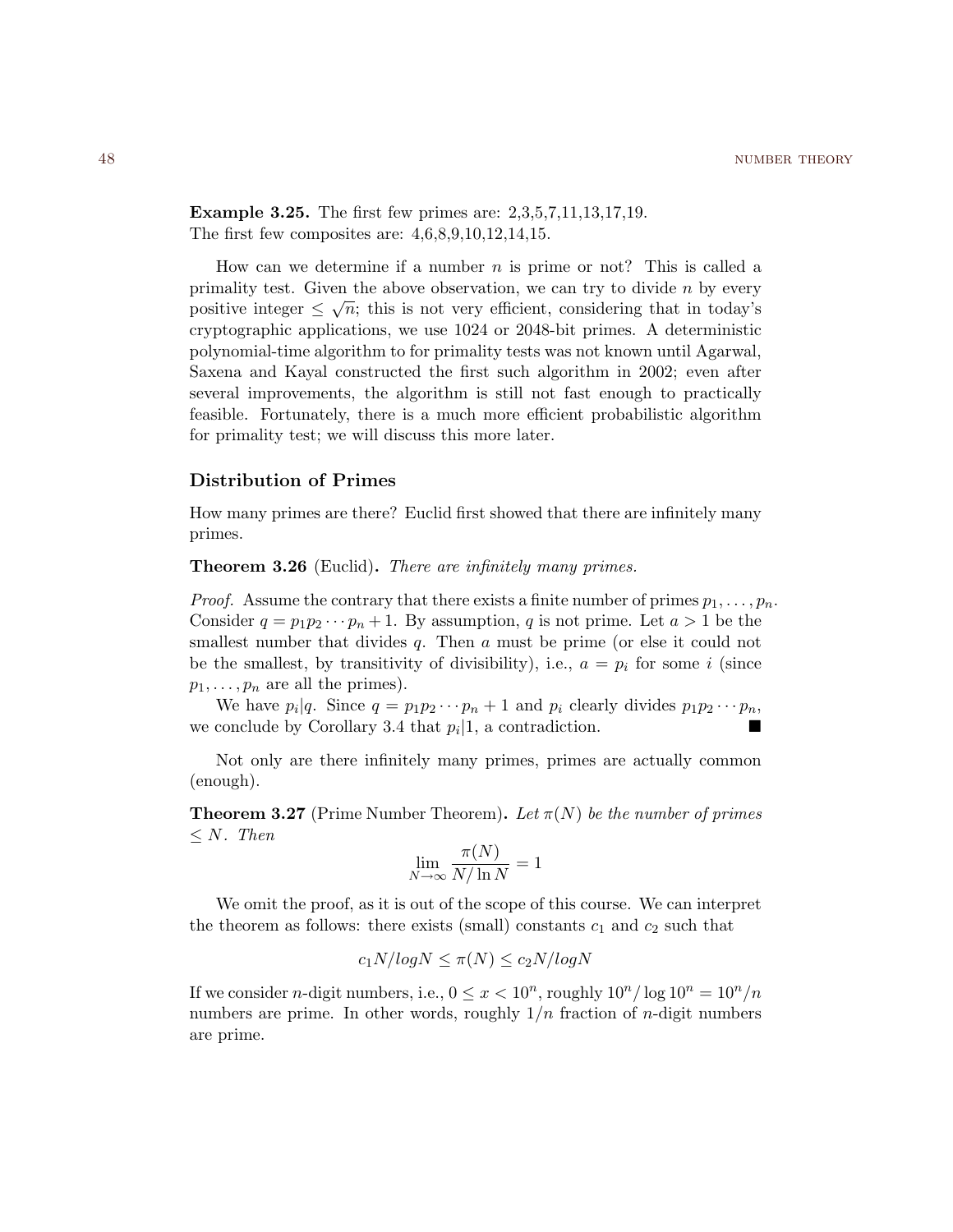**Example 3.25.** The first few primes are: 2,3,5,7,11,13,17,19.
The first few composites are: 4,6,8,9,10,12,14,15.

How can we determine if a number $n$ is prime or not? This is called a primality test. Given the above observation, we can try to divide $n$ by every positive integer $\leq \sqrt{n}$; this is not very efficient, considering that in today's cryptographic applications, we use 1024 or 2048-bit primes. A deterministic polynomial-time algorithm to for primality tests was not known until Agarwal, Saxena and Kayal constructed the first such algorithm in 2002; even after several improvements, the algorithm is still not fast enough to practically feasible. Fortunately, there is a much more efficient probabilistic algorithm for primality test; we will discuss this more later.

### Distribution of Primes

How many primes are there? Euclid first showed that there are infinitely many primes.

**Theorem 3.26** (Euclid)**.** *There are infinitely many primes.*

*Proof.* Assume the contrary that there exists a finite number of primes $p_1, \ldots, p_n$. Consider $q = p_1 p_2 \cdots p_n + 1$. By assumption, $q$ is not prime. Let $a > 1$ be the smallest number that divides $q$. Then $a$ must be prime (or else it could not be the smallest, by transitivity of divisibility), i.e., $a = p_i$ for some $i$ (since $p_1, \ldots, p_n$ are all the primes).

We have $p_i | q$. Since $q = p_1 p_2 \cdots p_n + 1$ and $p_i$ clearly divides $p_1 p_2 \cdots p_n$, we conclude by Corollary 3.4 that $p_i | 1$, a contradiction. ■

Not only are there infinitely many primes, primes are actually common (enough).

**Theorem 3.27** (Prime Number Theorem)**.** *Let $\pi(N)$ be the number of primes $\leq N$. Then*

$$\lim_{N \to \infty} \frac{\pi(N)}{N / \ln N} = 1$$

We omit the proof, as it is out of the scope of this course. We can interpret the theorem as follows: there exists (small) constants $c_1$ and $c_2$ such that

$$c_1 N / log N \leq \pi(N) \leq c_2 N / log N$$

If we consider $n$-digit numbers, i.e., $0 \leq x < 10^n$, roughly $10^n / \log 10^n = 10^n / n$ numbers are prime. In other words, roughly $1/n$ fraction of $n$-digit numbers are prime.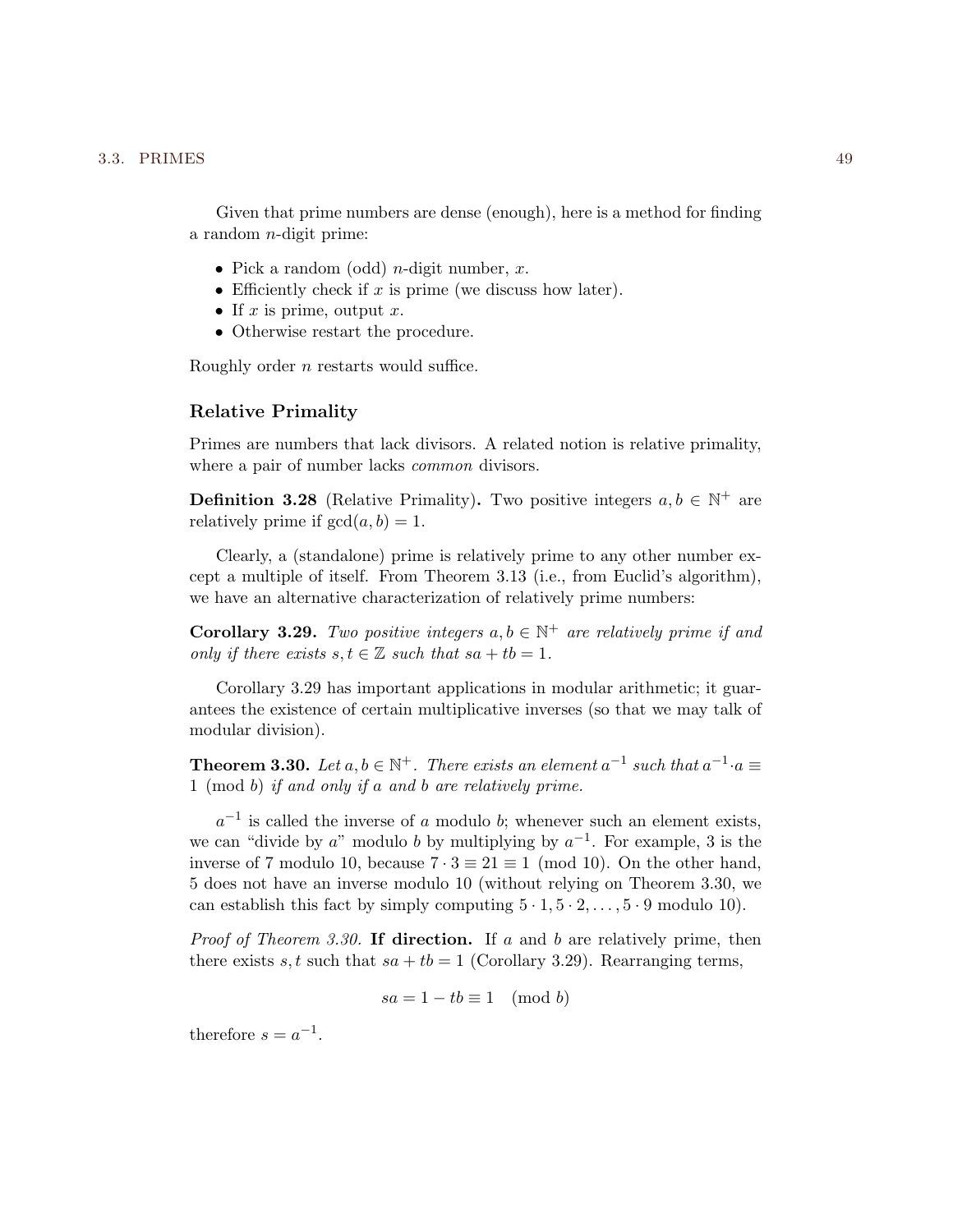Given that prime numbers are dense (enough), here is a method for finding a random $n$-digit prime:

- Pick a random (odd) $n$-digit number, $x$.
- Efficiently check if $x$ is prime (we discuss how later).
- If $x$ is prime, output $x$.
- Otherwise restart the procedure.

Roughly order $n$ restarts would suffice.

### Relative Primality

Primes are numbers that lack divisors. A related notion is relative primality, where a pair of number lacks *common* divisors.

**Definition 3.28** (Relative Primality)**.** Two positive integers $a, b \in \mathbb{N}^+$ are relatively prime if $\gcd(a, b) = 1$.

Clearly, a (standalone) prime is relatively prime to any other number except a multiple of itself. From Theorem 3.13 (i.e., from Euclid's algorithm), we have an alternative characterization of relatively prime numbers:

**Corollary 3.29.** *Two positive integers $a, b \in \mathbb{N}^+$ are relatively prime if and only if there exists $s, t \in \mathbb{Z}$ such that $sa + tb = 1$.*

Corollary 3.29 has important applications in modular arithmetic; it guarantees the existence of certain multiplicative inverses (so that we may talk of modular division).

**Theorem 3.30.** *Let $a, b \in \mathbb{N}^+$. There exists an element $a^{-1}$ such that $a^{-1} \cdot a \equiv 1 \pmod{b}$ if and only if $a$ and $b$ are relatively prime.*

$a^{-1}$ is called the inverse of $a$ modulo $b$; whenever such an element exists, we can "divide by $a$" modulo $b$ by multiplying by $a^{-1}$. For example, 3 is the inverse of 7 modulo 10, because $7 \cdot 3 \equiv 21 \equiv 1 \pmod{10}$. On the other hand, 5 does not have an inverse modulo 10 (without relying on Theorem 3.30, we can establish this fact by simply computing $5 \cdot 1, 5 \cdot 2, \ldots, 5 \cdot 9$ modulo 10).

*Proof of Theorem 3.30.* **If direction.** If $a$ and $b$ are relatively prime, then there exists $s, t$ such that $sa + tb = 1$ (Corollary 3.29). Rearranging terms,

$$sa = 1 - tb \equiv 1 \pmod{b}$$

therefore $s = a^{-1}$.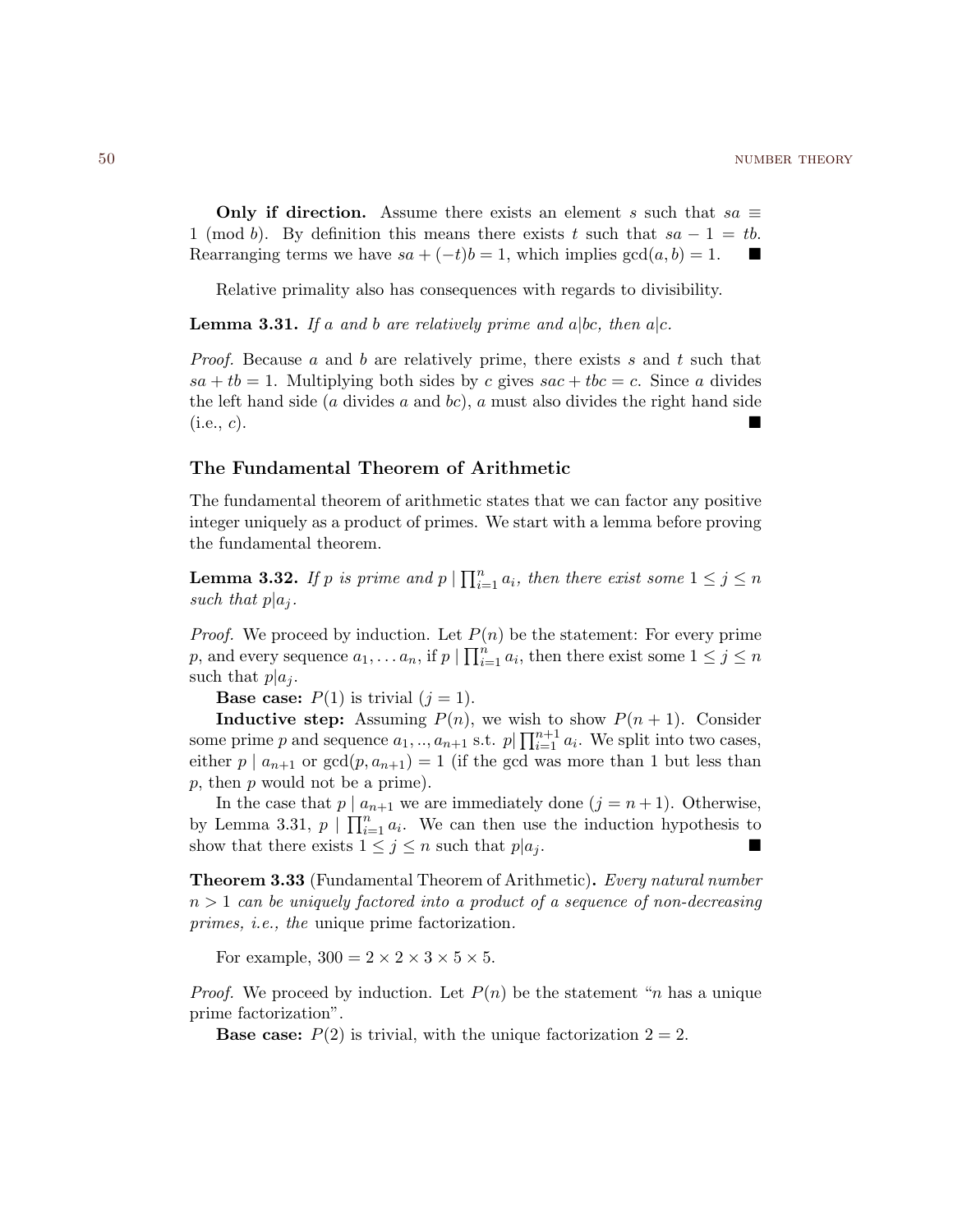**Only if direction.** Assume there exists an element $s$ such that $sa \equiv 1 \pmod{b}$. By definition this means there exists $t$ such that $sa - 1 = tb$. Rearranging terms we have $sa + (-t)b = 1$, which implies $\gcd(a, b) = 1$. ■

Relative primality also has consequences with regards to divisibility.

**Lemma 3.31.** *If $a$ and $b$ are relatively prime and $a|bc$, then $a|c$.*

*Proof.* Because $a$ and $b$ are relatively prime, there exists $s$ and $t$ such that $sa + tb = 1$. Multiplying both sides by $c$ gives $sac + tbc = c$. Since $a$ divides the left hand side ($a$ divides $a$ and $bc$), $a$ must also divides the right hand side (i.e., $c$). ■

### The Fundamental Theorem of Arithmetic

The fundamental theorem of arithmetic states that we can factor any positive integer uniquely as a product of primes. We start with a lemma before proving the fundamental theorem.

**Lemma 3.32.** *If $p$ is prime and $p \mid \prod_{i=1}^{n} a_i$, then there exist some $1 \leq j \leq n$ such that $p|a_j$.*

*Proof.* We proceed by induction. Let $P(n)$ be the statement: For every prime $p$, and every sequence $a_1, \ldots a_n$, if $p \mid \prod_{i=1}^{n} a_i$, then there exist some $1 \leq j \leq n$ such that $p|a_j$.

**Base case:** $P(1)$ is trivial ($j = 1$).

**Inductive step:** Assuming $P(n)$, we wish to show $P(n+1)$. Consider some prime $p$ and sequence $a_1, .., a_{n+1}$ s.t. $p| \prod_{i=1}^{n+1} a_i$. We split into two cases, either $p \mid a_{n+1}$ or $\gcd(p, a_{n+1}) = 1$ (if the gcd was more than 1 but less than $p$, then $p$ would not be a prime).

In the case that $p \mid a_{n+1}$ we are immediately done ($j = n+1$). Otherwise, by Lemma 3.31, $p \mid \prod_{i=1}^{n} a_i$. We can then use the induction hypothesis to show that there exists $1 \leq j \leq n$ such that $p|a_j$. ■

**Theorem 3.33** (Fundamental Theorem of Arithmetic)**.** *Every natural number $n > 1$ can be uniquely factored into a product of a sequence of non-decreasing primes, i.e., the* unique prime factorization.

For example, $300 = 2 \times 2 \times 3 \times 5 \times 5$.

*Proof.* We proceed by induction. Let $P(n)$ be the statement "$n$ has a unique prime factorization".

**Base case:** $P(2)$ is trivial, with the unique factorization $2 = 2$.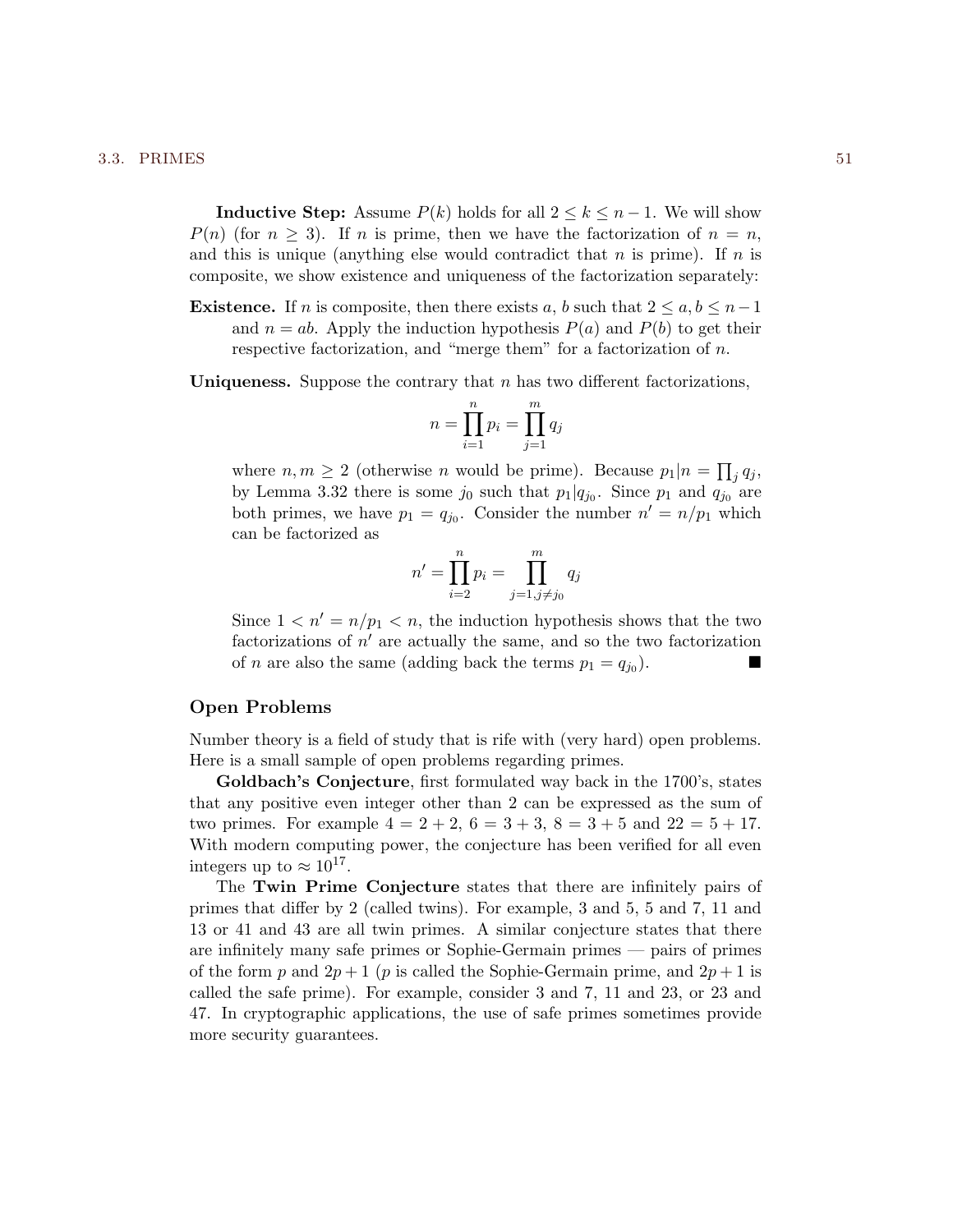**Inductive Step:** Assume $P(k)$ holds for all $2 \leq k \leq n-1$. We will show $P(n)$ (for $n \geq 3$). If $n$ is prime, then we have the factorization of $n = n$, and this is unique (anything else would contradict that $n$ is prime). If $n$ is composite, we show existence and uniqueness of the factorization separately:

**Existence.** If $n$ is composite, then there exists $a$, $b$ such that $2 \leq a, b \leq n-1$ and $n = ab$. Apply the induction hypothesis $P(a)$ and $P(b)$ to get their respective factorization, and "merge them" for a factorization of $n$.

**Uniqueness.** Suppose the contrary that $n$ has two different factorizations,

$$n = \prod_{i=1}^{n} p_i = \prod_{j=1}^{m} q_j$$

where $n, m \geq 2$ (otherwise $n$ would be prime). Because $p_1 | n = \prod_j q_j$, by Lemma 3.32 there is some $j_0$ such that $p_1 | q_{j_0}$. Since $p_1$ and $q_{j_0}$ are both primes, we have $p_1 = q_{j_0}$. Consider the number $n' = n/p_1$ which can be factorized as

$$n' = \prod_{i=2}^{n} p_i = \prod_{j=1, j \neq j_0}^{m} q_j$$

Since $1 < n' = n/p_1 < n$, the induction hypothesis shows that the two factorizations of $n'$ are actually the same, and so the two factorization of $n$ are also the same (adding back the terms $p_1 = q_{j_0}$). ■

### Open Problems

Number theory is a field of study that is rife with (very hard) open problems. Here is a small sample of open problems regarding primes.

**Goldbach's Conjecture**, first formulated way back in the 1700's, states that any positive even integer other than 2 can be expressed as the sum of two primes. For example $4 = 2 + 2$, $6 = 3 + 3$, $8 = 3 + 5$ and $22 = 5 + 17$. With modern computing power, the conjecture has been verified for all even integers up to $\approx 10^{17}$.

The **Twin Prime Conjecture** states that there are infinitely pairs of primes that differ by 2 (called twins). For example, 3 and 5, 5 and 7, 11 and 13 or 41 and 43 are all twin primes. A similar conjecture states that there are infinitely many safe primes or Sophie-Germain primes — pairs of primes of the form $p$ and $2p + 1$ ($p$ is called the Sophie-Germain prime, and $2p + 1$ is called the safe prime). For example, consider 3 and 7, 11 and 23, or 23 and 47. In cryptographic applications, the use of safe primes sometimes provide more security guarantees.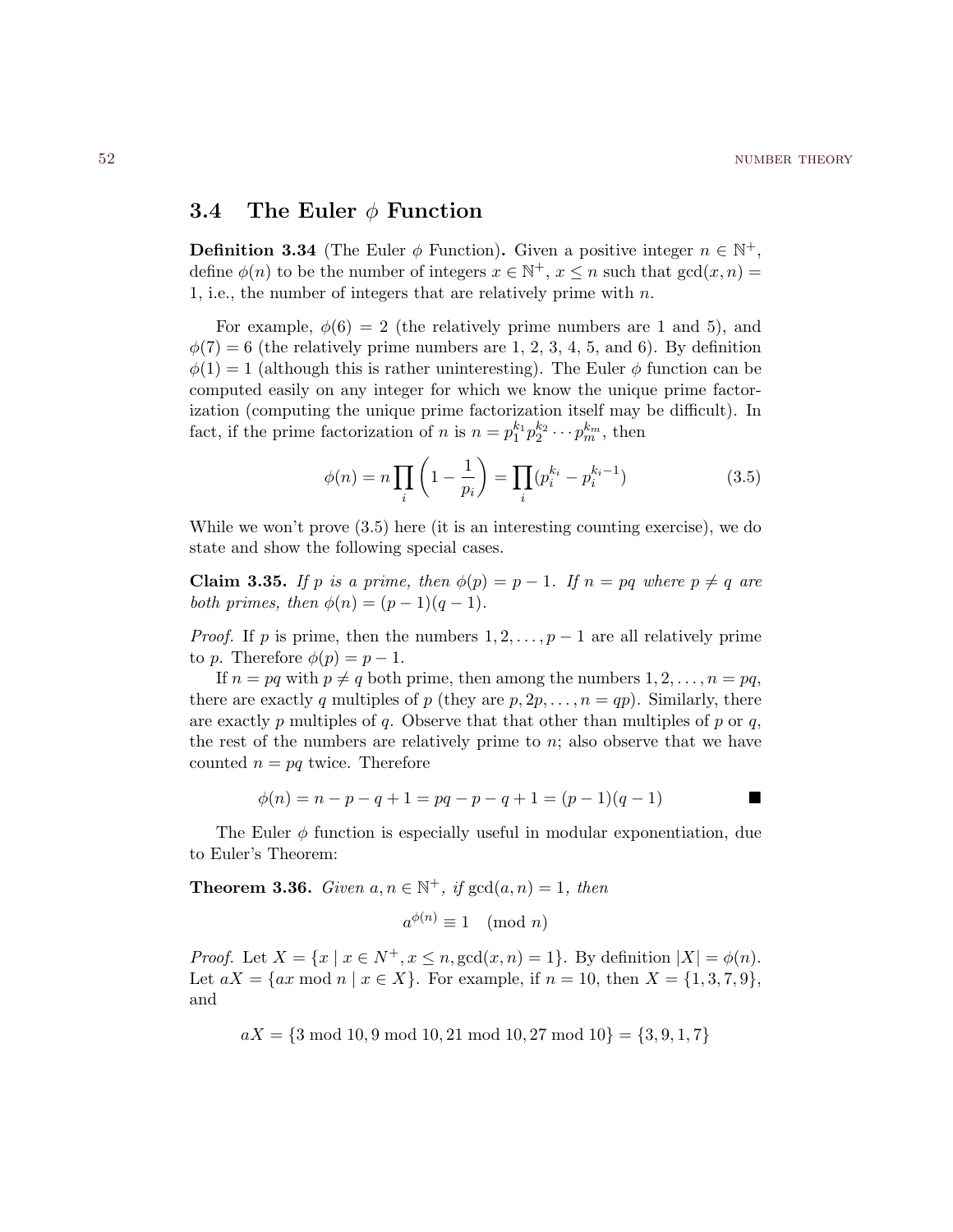## 3.4 The Euler $\phi$ Function

**Definition 3.34** (The Euler $\phi$ Function)**.** Given a positive integer $n \in \mathbb{N}^+$, define $\phi(n)$ to be the number of integers $x \in \mathbb{N}^+$, $x \leq n$ such that $\gcd(x, n) = 1$, i.e., the number of integers that are relatively prime with $n$.

For example, $\phi(6) = 2$ (the relatively prime numbers are 1 and 5), and $\phi(7) = 6$ (the relatively prime numbers are 1, 2, 3, 4, 5, and 6). By definition $\phi(1) = 1$ (although this is rather uninteresting). The Euler $\phi$ function can be computed easily on any integer for which we know the unique prime factorization (computing the unique prime factorization itself may be difficult). In fact, if the prime factorization of $n$ is $n = p_1^{k_1} p_2^{k_2} \cdots p_m^{k_m}$, then

$$\phi(n) = n \prod_i \left(1 - \frac{1}{p_i}\right) = \prod_i (p_i^{k_i} - p_i^{k_i - 1}) \tag{3.5}$$

While we won't prove (3.5) here (it is an interesting counting exercise), we do state and show the following special cases.

**Claim 3.35.** *If $p$ is a prime, then $\phi(p) = p - 1$. If $n = pq$ where $p \neq q$ are both primes, then $\phi(n) = (p-1)(q-1)$.*

*Proof.* If $p$ is prime, then the numbers $1, 2, \ldots, p-1$ are all relatively prime to $p$. Therefore $\phi(p) = p - 1$.

If $n = pq$ with $p \neq q$ both prime, then among the numbers $1, 2, \ldots, n = pq$, there are exactly $q$ multiples of $p$ (they are $p, 2p, \ldots, n = qp$). Similarly, there are exactly $p$ multiples of $q$. Observe that that other than multiples of $p$ or $q$, the rest of the numbers are relatively prime to $n$; also observe that we have counted $n = pq$ twice. Therefore

$$\phi(n) = n - p - q + 1 = pq - p - q + 1 = (p-1)(q-1)$$ ■

The Euler $\phi$ function is especially useful in modular exponentiation, due to Euler's Theorem:

**Theorem 3.36.** *Given $a, n \in \mathbb{N}^+$, if $\gcd(a, n) = 1$, then*

$$a^{\phi(n)} \equiv 1 \pmod{n}$$

*Proof.* Let $X = \{x \mid x \in N^+, x \leq n, \gcd(x, n) = 1\}$. By definition $|X| = \phi(n)$. Let $aX = \{ax \bmod n \mid x \in X\}$. For example, if $n = 10$, then $X = \{1, 3, 7, 9\}$, and

$$aX = \{3 \bmod 10, 9 \bmod 10, 21 \bmod 10, 27 \bmod 10\} = \{3, 9, 1, 7\}$$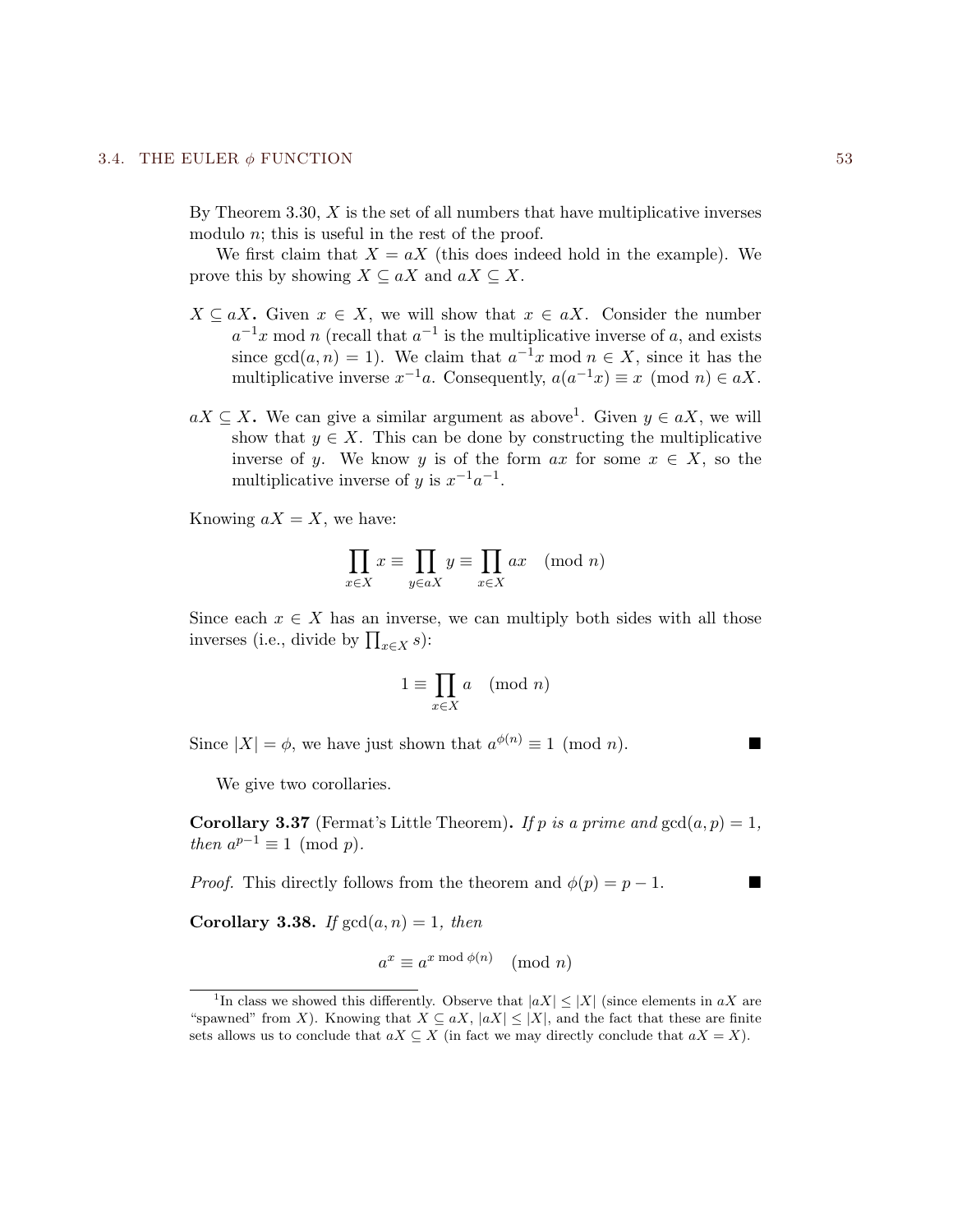By Theorem 3.30, $X$ is the set of all numbers that have multiplicative inverses modulo $n$; this is useful in the rest of the proof.

We first claim that $X = aX$ (this does indeed hold in the example). We prove this by showing $X \subseteq aX$ and $aX \subseteq X$.

**$X \subseteq aX$.** Given $x \in X$, we will show that $x \in aX$. Consider the number $a^{-1}x \bmod n$ (recall that $a^{-1}$ is the multiplicative inverse of $a$, and exists since $\gcd(a, n) = 1$). We claim that $a^{-1}x \bmod n \in X$, since it has the multiplicative inverse $x^{-1}a$. Consequently, $a(a^{-1}x) \equiv x \pmod{n} \in aX$.

**$aX \subseteq X$.** We can give a similar argument as above[1]. Given $y \in aX$, we will show that $y \in X$. This can be done by constructing the multiplicative inverse of $y$. We know $y$ is of the form $ax$ for some $x \in X$, so the multiplicative inverse of $y$ is $x^{-1}a^{-1}$.

Knowing $aX = X$, we have:

$$\prod_{x \in X} x \equiv \prod_{y \in aX} y \equiv \prod_{x \in X} ax \pmod{n}$$

Since each $x \in X$ has an inverse, we can multiply both sides with all those inverses (i.e., divide by $\prod_{x \in X} s$):

$$1 \equiv \prod_{x \in X} a \pmod{n}$$

Since $|X| = \phi$, we have just shown that $a^{\phi(n)} \equiv 1 \pmod{n}$. ■

We give two corollaries.

**Corollary 3.37** (Fermat's Little Theorem)**.** *If $p$ is a prime and $\gcd(a, p) = 1$, then $a^{p-1} \equiv 1 \pmod{p}$.*

*Proof.* This directly follows from the theorem and $\phi(p) = p - 1$. ■

**Corollary 3.38.** *If $\gcd(a, n) = 1$, then*

$$a^x \equiv a^{x \bmod \phi(n)} \pmod{n}$$

---

[1] In class we showed this differently. Observe that $|aX| \leq |X|$ (since elements in $aX$ are "spawned" from $X$). Knowing that $X \subseteq aX$, $|aX| \leq |X|$, and the fact that these are finite sets allows us to conclude that $aX \subseteq X$ (in fact we may directly conclude that $aX = X$).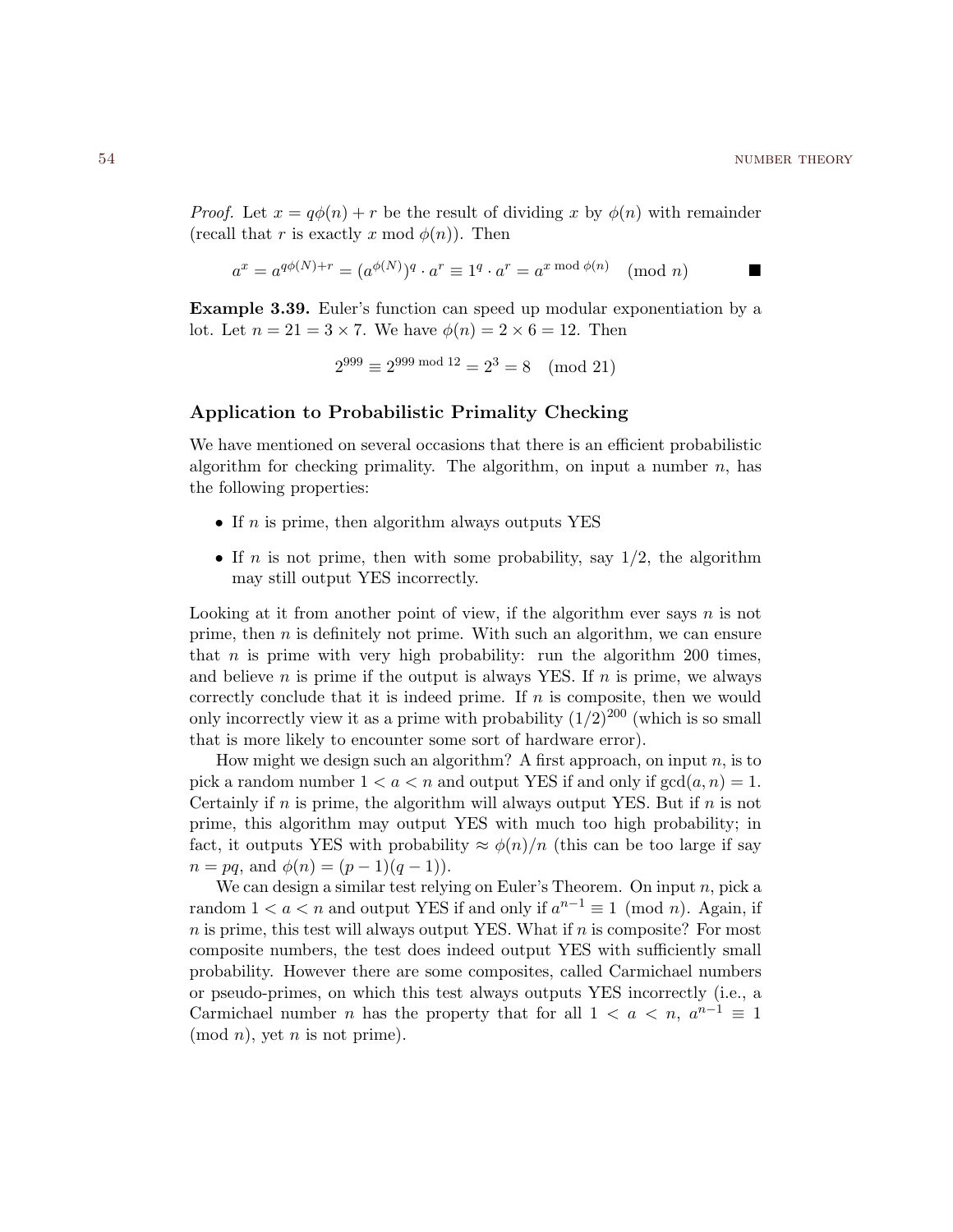*Proof.* Let $x = q\phi(n) + r$ be the result of dividing $x$ by $\phi(n)$ with remainder (recall that $r$ is exactly $x \bmod \phi(n)$). Then

$$a^x = a^{q\phi(N)+r} = (a^{\phi(N)})^q \cdot a^r \equiv 1^q \cdot a^r = a^{x \bmod \phi(n)} \pmod{n}$$

■

**Example 3.39.** Euler's function can speed up modular exponentiation by a lot. Let $n = 21 = 3 \times 7$. We have $\phi(n) = 2 \times 6 = 12$. Then

$$2^{999} \equiv 2^{999 \bmod 12} = 2^3 = 8 \pmod{21}$$

### Application to Probabilistic Primality Checking

We have mentioned on several occasions that there is an efficient probabilistic algorithm for checking primality. The algorithm, on input a number $n$, has the following properties:

- If $n$ is prime, then algorithm always outputs YES
- If $n$ is not prime, then with some probability, say $1/2$, the algorithm may still output YES incorrectly.

Looking at it from another point of view, if the algorithm ever says $n$ is not prime, then $n$ is definitely not prime. With such an algorithm, we can ensure that $n$ is prime with very high probability: run the algorithm 200 times, and believe $n$ is prime if the output is always YES. If $n$ is prime, we always correctly conclude that it is indeed prime. If $n$ is composite, then we would only incorrectly view it as a prime with probability $(1/2)^{200}$ (which is so small that is more likely to encounter some sort of hardware error).

How might we design such an algorithm? A first approach, on input $n$, is to pick a random number $1 < a < n$ and output YES if and only if $\gcd(a, n) = 1$. Certainly if $n$ is prime, the algorithm will always output YES. But if $n$ is not prime, this algorithm may output YES with much too high probability; in fact, it outputs YES with probability $\approx \phi(n)/n$ (this can be too large if say $n = pq$, and $\phi(n) = (p-1)(q-1)$).

We can design a similar test relying on Euler's Theorem. On input $n$, pick a random $1 < a < n$ and output YES if and only if $a^{n-1} \equiv 1 \pmod{n}$. Again, if $n$ is prime, this test will always output YES. What if $n$ is composite? For most composite numbers, the test does indeed output YES with sufficiently small probability. However there are some composites, called Carmichael numbers or pseudo-primes, on which this test always outputs YES incorrectly (i.e., a Carmichael number $n$ has the property that for all $1 < a < n$, $a^{n-1} \equiv 1 \pmod{n}$, yet $n$ is not prime).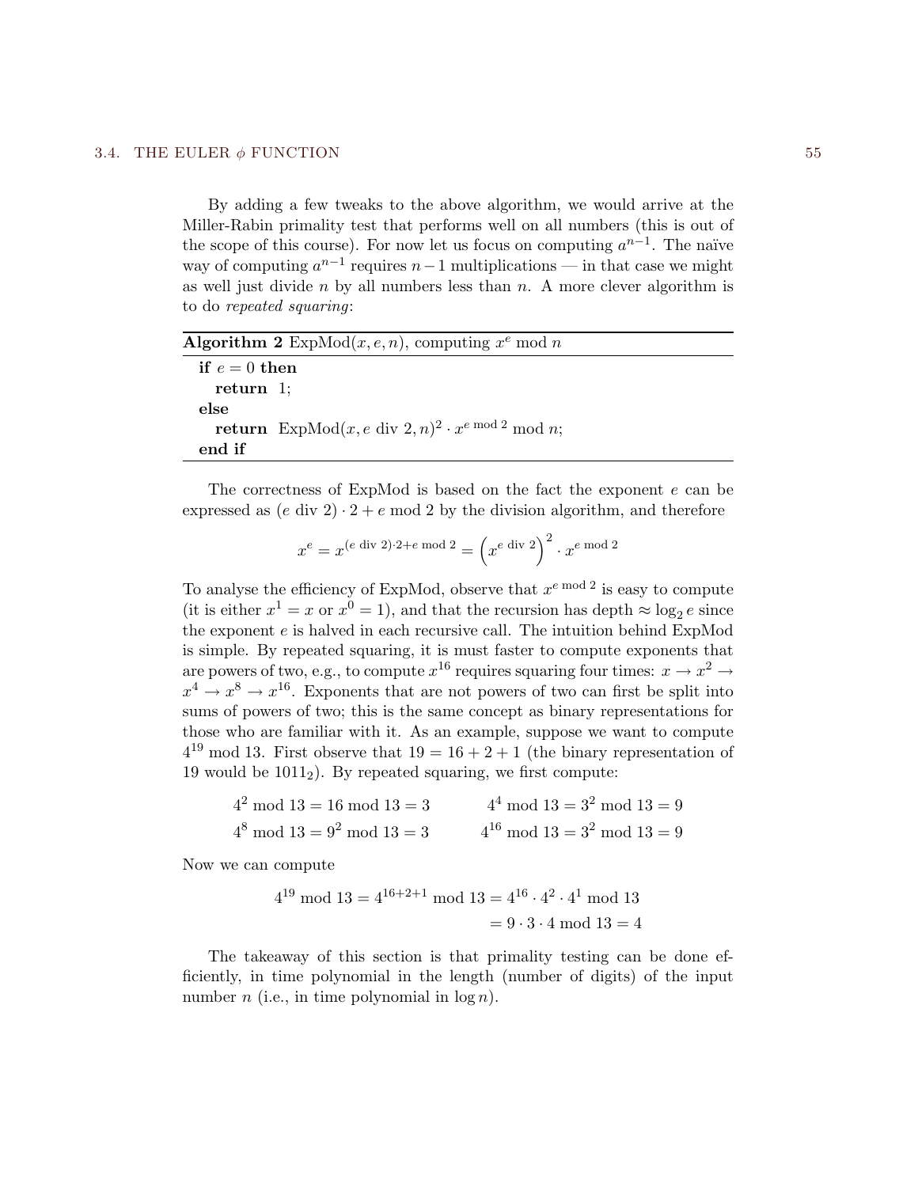By adding a few tweaks to the above algorithm, we would arrive at the Miller-Rabin primality test that performs well on all numbers (this is out of the scope of this course). For now let us focus on computing $a^{n-1}$. The naïve way of computing $a^{n-1}$ requires $n-1$ multiplications — in that case we might as well just divide $n$ by all numbers less than $n$. A more clever algorithm is to do *repeated squaring*:

**Algorithm 2** ExpMod$(x, e, n)$, computing $x^e \bmod n$

```
if e = 0 then
    return 1;
else
    return ExpMod(x, e div 2, n)^2 · x^(e mod 2) mod n;
end if
```

The correctness of ExpMod is based on the fact the exponent $e$ can be expressed as $(e \text{ div } 2) \cdot 2 + e \bmod 2$ by the division algorithm, and therefore

$$x^e = x^{(e \text{ div } 2) \cdot 2 + e \bmod 2} = \left(x^{e \text{ div } 2}\right)^2 \cdot x^{e \bmod 2}$$

To analyse the efficiency of ExpMod, observe that $x^{e \bmod 2}$ is easy to compute (it is either $x^1 = x$ or $x^0 = 1$), and that the recursion has depth $\approx \log_2 e$ since the exponent $e$ is halved in each recursive call. The intuition behind ExpMod is simple. By repeated squaring, it is must faster to compute exponents that are powers of two, e.g., to compute $x^{16}$ requires squaring four times: $x \to x^2 \to x^4 \to x^8 \to x^{16}$. Exponents that are not powers of two can first be split into sums of powers of two; this is the same concept as binary representations for those who are familiar with it. As an example, suppose we want to compute $4^{19} \bmod 13$. First observe that $19 = 16 + 2 + 1$ (the binary representation of 19 would be $1011_2$). By repeated squaring, we first compute:

$$4^2 \bmod 13 = 16 \bmod 13 = 3 \qquad 4^4 \bmod 13 = 3^2 \bmod 13 = 9$$
$$4^8 \bmod 13 = 9^2 \bmod 13 = 3 \qquad 4^{16} \bmod 13 = 3^2 \bmod 13 = 9$$

Now we can compute

$$\begin{aligned} 4^{19} \bmod 13 = 4^{16+2+1} \bmod 13 &= 4^{16} \cdot 4^2 \cdot 4^1 \bmod 13 \\ &= 9 \cdot 3 \cdot 4 \bmod 13 = 4 \end{aligned}$$

The takeaway of this section is that primality testing can be done efficiently, in time polynomial in the length (number of digits) of the input number $n$ (i.e., in time polynomial in $\log n$).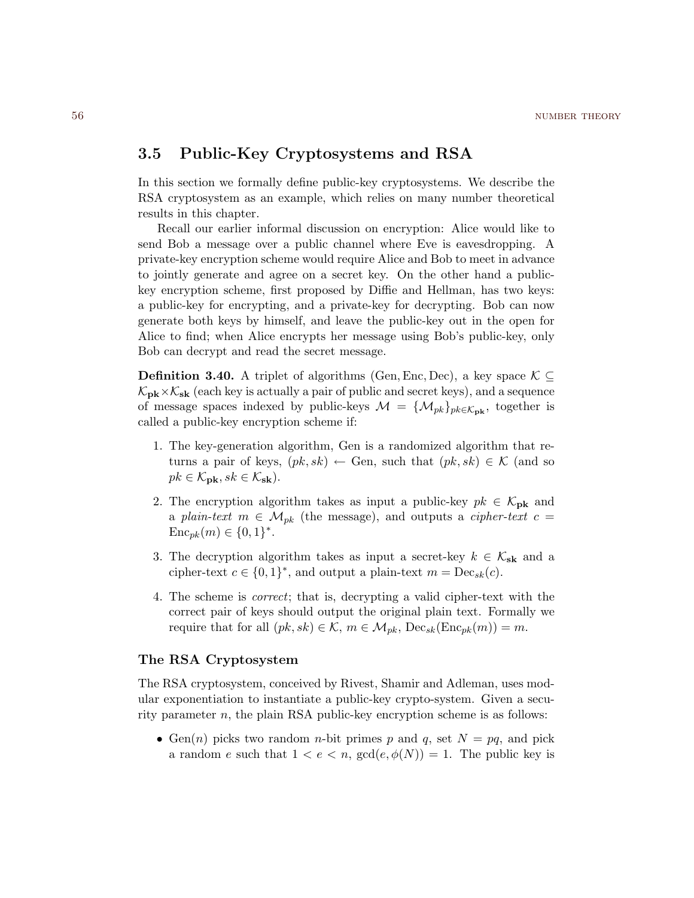## 3.5 Public-Key Cryptosystems and RSA

In this section we formally define public-key cryptosystems. We describe the RSA cryptosystem as an example, which relies on many number theoretical results in this chapter.

Recall our earlier informal discussion on encryption: Alice would like to send Bob a message over a public channel where Eve is eavesdropping. A private-key encryption scheme would require Alice and Bob to meet in advance to jointly generate and agree on a secret key. On the other hand a public-key encryption scheme, first proposed by Diffie and Hellman, has two keys: a public-key for encrypting, and a private-key for decrypting. Bob can now generate both keys by himself, and leave the public-key out in the open for Alice to find; when Alice encrypts her message using Bob's public-key, only Bob can decrypt and read the secret message.

**Definition 3.40.** A triplet of algorithms $(\text{Gen}, \text{Enc}, \text{Dec})$, a key space $\mathcal{K} \subseteq \mathcal{K}_{\mathbf{pk}} \times \mathcal{K}_{\mathbf{sk}}$ (each key is actually a pair of public and secret keys), and a sequence of message spaces indexed by public-keys $\mathcal{M} = \{\mathcal{M}_{pk}\}_{pk \in \mathcal{K}_{\mathbf{pk}}}$, together is called a public-key encryption scheme if:

1. The key-generation algorithm, Gen is a randomized algorithm that returns a pair of keys, $(pk, sk) \leftarrow \text{Gen}$, such that $(pk, sk) \in \mathcal{K}$ (and so $pk \in \mathcal{K}_{\mathbf{pk}}, sk \in \mathcal{K}_{\mathbf{sk}}$).
2. The encryption algorithm takes as input a public-key $pk \in \mathcal{K}_{\mathbf{pk}}$ and a *plain-text* $m \in \mathcal{M}_{pk}$ (the message), and outputs a *cipher-text* $c = \text{Enc}_{pk}(m) \in \{0,1\}^*$.
3. The decryption algorithm takes as input a secret-key $k \in \mathcal{K}_{\mathbf{sk}}$ and a cipher-text $c \in \{0,1\}^*$, and output a plain-text $m = \text{Dec}_{sk}(c)$.
4. The scheme is *correct*; that is, decrypting a valid cipher-text with the correct pair of keys should output the original plain text. Formally we require that for all $(pk, sk) \in \mathcal{K}$, $m \in \mathcal{M}_{pk}$, $\text{Dec}_{sk}(\text{Enc}_{pk}(m)) = m$.

### The RSA Cryptosystem

The RSA cryptosystem, conceived by Rivest, Shamir and Adleman, uses modular exponentiation to instantiate a public-key crypto-system. Given a security parameter $n$, the plain RSA public-key encryption scheme is as follows:

- $\text{Gen}(n)$ picks two random $n$-bit primes $p$ and $q$, set $N = pq$, and pick a random $e$ such that $1 < e < n$, $\gcd(e, \phi(N)) = 1$. The public key is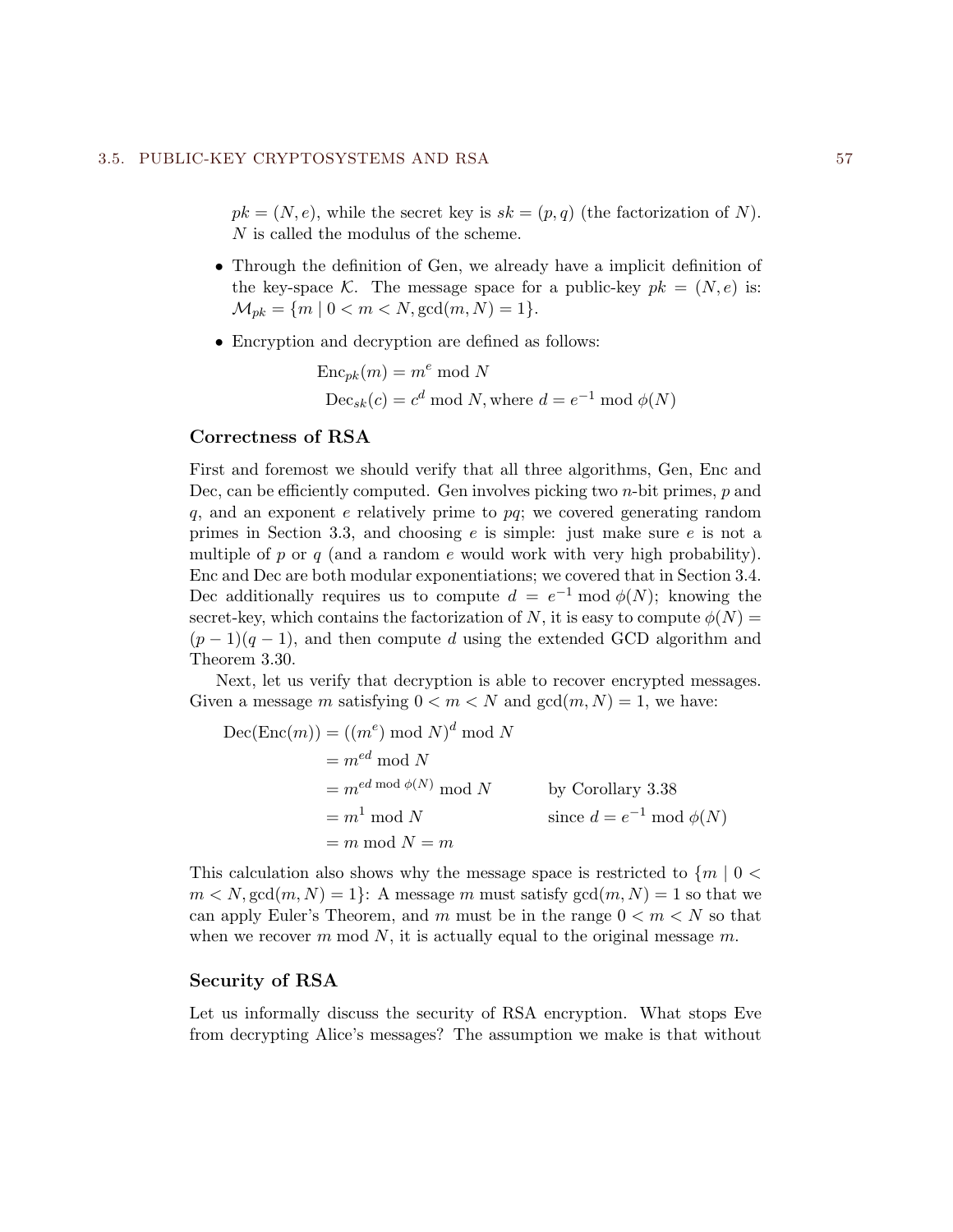$pk = (N, e)$, while the secret key is $sk = (p, q)$ (the factorization of $N$). $N$ is called the modulus of the scheme.

- Through the definition of Gen, we already have a implicit definition of the key-space $\mathcal{K}$. The message space for a public-key $pk = (N, e)$ is: $\mathcal{M}_{pk} = \{m \mid 0 < m < N, \gcd(m, N) = 1\}$.
- Encryption and decryption are defined as follows:

$$\begin{aligned}
\text{Enc}_{pk}(m) &= m^e \bmod N \\
\text{Dec}_{sk}(c) &= c^d \bmod N, \text{where } d = e^{-1} \bmod \phi(N)
\end{aligned}$$

### Correctness of RSA

First and foremost we should verify that all three algorithms, Gen, Enc and Dec, can be efficiently computed. Gen involves picking two $n$-bit primes, $p$ and $q$, and an exponent $e$ relatively prime to $pq$; we covered generating random primes in Section 3.3, and choosing $e$ is simple: just make sure $e$ is not a multiple of $p$ or $q$ (and a random $e$ would work with very high probability). Enc and Dec are both modular exponentiations; we covered that in Section 3.4. Dec additionally requires us to compute $d = e^{-1} \bmod \phi(N)$; knowing the secret-key, which contains the factorization of $N$, it is easy to compute $\phi(N) = (p-1)(q-1)$, and then compute $d$ using the extended GCD algorithm and Theorem 3.30.

Next, let us verify that decryption is able to recover encrypted messages. Given a message $m$ satisfying $0 < m < N$ and $\gcd(m, N) = 1$, we have:

$$\begin{aligned}
\text{Dec}(\text{Enc}(m)) &= ((m^e) \bmod N)^d \bmod N \\
&= m^{ed} \bmod N \\
&= m^{ed \bmod \phi(N)} \bmod N && \text{by Corollary 3.38} \\
&= m^1 \bmod N && \text{since } d = e^{-1} \bmod \phi(N) \\
&= m \bmod N = m
\end{aligned}$$

This calculation also shows why the message space is restricted to $\{m \mid 0 < m < N, \gcd(m, N) = 1\}$: A message $m$ must satisfy $\gcd(m, N) = 1$ so that we can apply Euler's Theorem, and $m$ must be in the range $0 < m < N$ so that when we recover $m \bmod N$, it is actually equal to the original message $m$.

### Security of RSA

Let us informally discuss the security of RSA encryption. What stops Eve from decrypting Alice's messages? The assumption we make is that without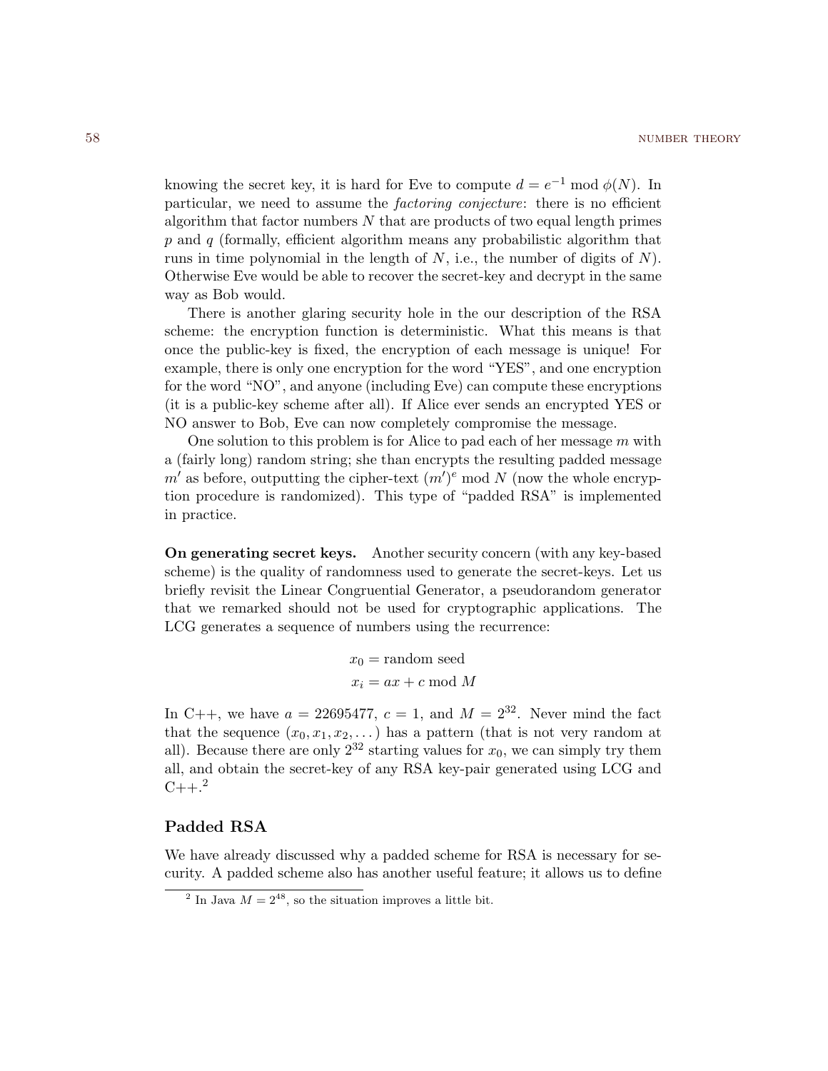knowing the secret key, it is hard for Eve to compute $d = e^{-1} \bmod \phi(N)$. In particular, we need to assume the *factoring conjecture*: there is no efficient algorithm that factor numbers $N$ that are products of two equal length primes $p$ and $q$ (formally, efficient algorithm means any probabilistic algorithm that runs in time polynomial in the length of $N$, i.e., the number of digits of $N$). Otherwise Eve would be able to recover the secret-key and decrypt in the same way as Bob would.

There is another glaring security hole in the our description of the RSA scheme: the encryption function is deterministic. What this means is that once the public-key is fixed, the encryption of each message is unique! For example, there is only one encryption for the word "YES", and one encryption for the word "NO", and anyone (including Eve) can compute these encryptions (it is a public-key scheme after all). If Alice ever sends an encrypted YES or NO answer to Bob, Eve can now completely compromise the message.

One solution to this problem is for Alice to pad each of her message $m$ with a (fairly long) random string; she than encrypts the resulting padded message $m'$ as before, outputting the cipher-text $(m')^e \bmod N$ (now the whole encryption procedure is randomized). This type of "padded RSA" is implemented in practice.

**On generating secret keys.** Another security concern (with any key-based scheme) is the quality of randomness used to generate the secret-keys. Let us briefly revisit the Linear Congruential Generator, a pseudorandom generator that we remarked should not be used for cryptographic applications. The LCG generates a sequence of numbers using the recurrence:

$$
\begin{aligned}
x_0 &= \text{random seed} \\
x_i &= ax + c \bmod M
\end{aligned}
$$

In C++, we have $a = 22695477$, $c = 1$, and $M = 2^{32}$. Never mind the fact that the sequence $(x_0, x_1, x_2, \dots)$ has a pattern (that is not very random at all). Because there are only $2^{32}$ starting values for $x_0$, we can simply try them all, and obtain the secret-key of any RSA key-pair generated using LCG and C++.[2]

## Padded RSA

We have already discussed why a padded scheme for RSA is necessary for security. A padded scheme also has another useful feature; it allows us to define

[2] In Java $M = 2^{48}$, so the situation improves a little bit.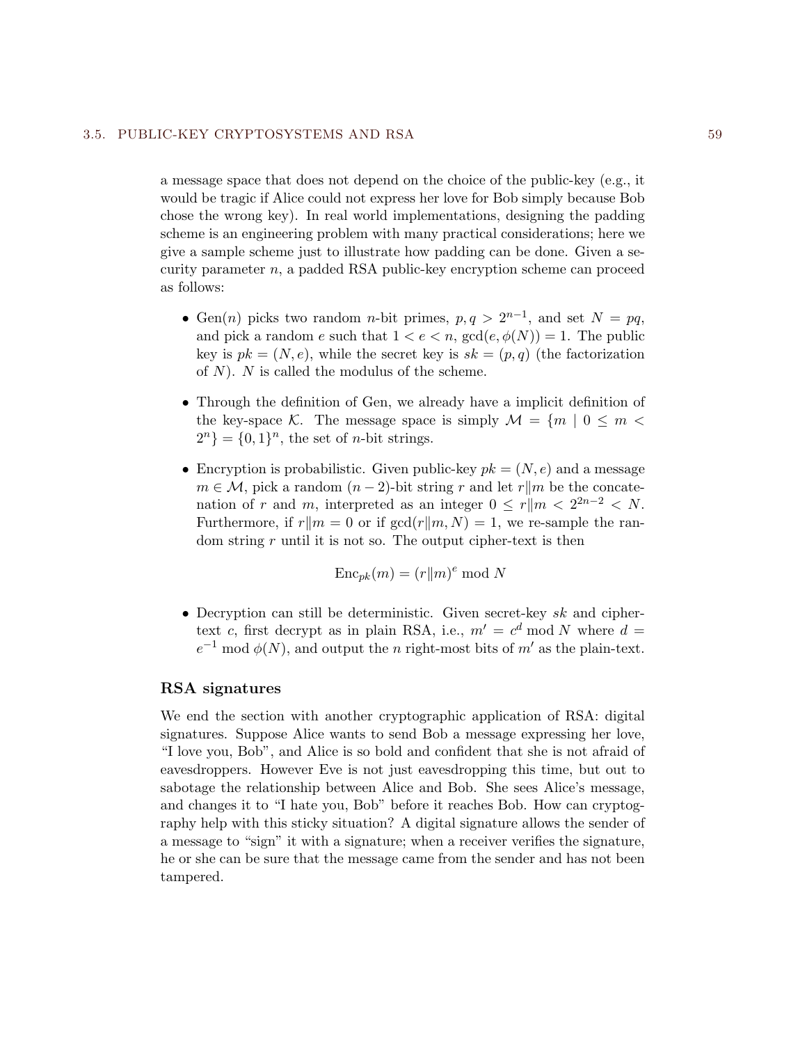a message space that does not depend on the choice of the public-key (e.g., it would be tragic if Alice could not express her love for Bob simply because Bob chose the wrong key). In real world implementations, designing the padding scheme is an engineering problem with many practical considerations; here we give a sample scheme just to illustrate how padding can be done. Given a security parameter $n$, a padded RSA public-key encryption scheme can proceed as follows:

- $\text{Gen}(n)$ picks two random $n$-bit primes, $p, q > 2^{n-1}$, and set $N = pq$, and pick a random $e$ such that $1 < e < n$, $\gcd(e, \phi(N)) = 1$. The public key is $pk = (N, e)$, while the secret key is $sk = (p, q)$ (the factorization of $N$). $N$ is called the modulus of the scheme.

- Through the definition of Gen, we already have a implicit definition of the key-space $\mathcal{K}$. The message space is simply $\mathcal{M} = \{m \mid 0 \leq m < 2^n\} = \{0, 1\}^n$, the set of $n$-bit strings.

- Encryption is probabilistic. Given public-key $pk = (N, e)$ and a message $m \in \mathcal{M}$, pick a random $(n-2)$-bit string $r$ and let $r \| m$ be the concatenation of $r$ and $m$, interpreted as an integer $0 \leq r \| m < 2^{2n-2} < N$. Furthermore, if $r \| m = 0$ or if $\gcd(r \| m, N) = 1$, we re-sample the random string $r$ until it is not so. The output cipher-text is then

$$\text{Enc}_{pk}(m) = (r \| m)^e \bmod N$$

- Decryption can still be deterministic. Given secret-key $sk$ and cipher-text $c$, first decrypt as in plain RSA, i.e., $m' = c^d \bmod N$ where $d = e^{-1} \bmod \phi(N)$, and output the $n$ right-most bits of $m'$ as the plain-text.

### RSA signatures

We end the section with another cryptographic application of RSA: digital signatures. Suppose Alice wants to send Bob a message expressing her love, "I love you, Bob", and Alice is so bold and confident that she is not afraid of eavesdroppers. However Eve is not just eavesdropping this time, but out to sabotage the relationship between Alice and Bob. She sees Alice's message, and changes it to "I hate you, Bob" before it reaches Bob. How can cryptography help with this sticky situation? A digital signature allows the sender of a message to "sign" it with a signature; when a receiver verifies the signature, he or she can be sure that the message came from the sender and has not been tampered.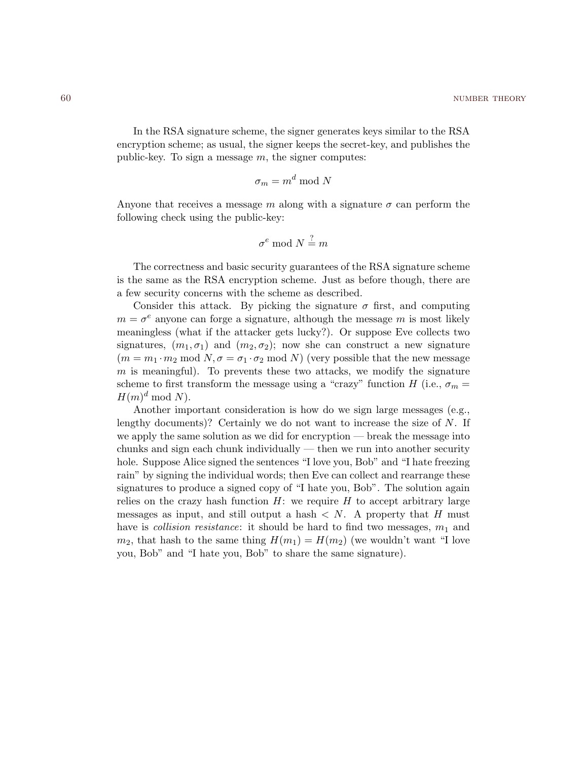In the RSA signature scheme, the signer generates keys similar to the RSA encryption scheme; as usual, the signer keeps the secret-key, and publishes the public-key. To sign a message $m$, the signer computes:

$$\sigma_m = m^d \bmod N$$

Anyone that receives a message $m$ along with a signature $\sigma$ can perform the following check using the public-key:

$$\sigma^e \bmod N \stackrel{?}{=} m$$

The correctness and basic security guarantees of the RSA signature scheme is the same as the RSA encryption scheme. Just as before though, there are a few security concerns with the scheme as described.

Consider this attack. By picking the signature $\sigma$ first, and computing $m = \sigma^e$ anyone can forge a signature, although the message $m$ is most likely meaningless (what if the attacker gets lucky?). Or suppose Eve collects two signatures, $(m_1, \sigma_1)$ and $(m_2, \sigma_2)$; now she can construct a new signature $(m = m_1 \cdot m_2 \bmod N, \sigma = \sigma_1 \cdot \sigma_2 \bmod N)$ (very possible that the new message $m$ is meaningful). To prevents these two attacks, we modify the signature scheme to first transform the message using a "crazy" function $H$ (i.e., $\sigma_m = H(m)^d \bmod N$).

Another important consideration is how do we sign large messages (e.g., lengthy documents)? Certainly we do not want to increase the size of $N$. If we apply the same solution as we did for encryption — break the message into chunks and sign each chunk individually — then we run into another security hole. Suppose Alice signed the sentences "I love you, Bob" and "I hate freezing rain" by signing the individual words; then Eve can collect and rearrange these signatures to produce a signed copy of "I hate you, Bob". The solution again relies on the crazy hash function $H$: we require $H$ to accept arbitrary large messages as input, and still output a hash $< N$. A property that $H$ must have is *collision resistance*: it should be hard to find two messages, $m_1$ and $m_2$, that hash to the same thing $H(m_1) = H(m_2)$ (we wouldn't want "I love you, Bob" and "I hate you, Bob" to share the same signature).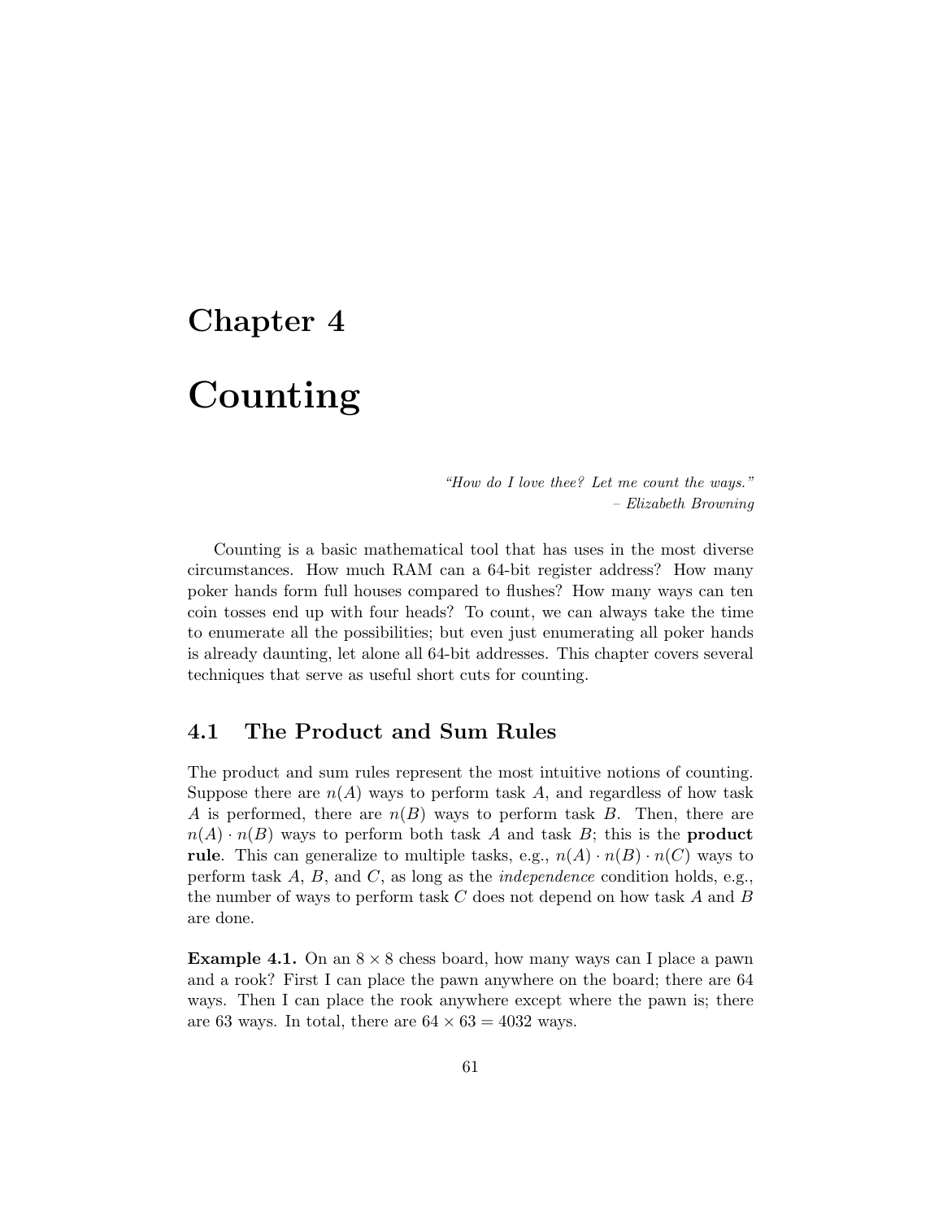# Chapter 4

# Counting

*"How do I love thee? Let me count the ways."*
*– Elizabeth Browning*

Counting is a basic mathematical tool that has uses in the most diverse circumstances. How much RAM can a 64-bit register address? How many poker hands form full houses compared to flushes? How many ways can ten coin tosses end up with four heads? To count, we can always take the time to enumerate all the possibilities; but even just enumerating all poker hands is already daunting, let alone all 64-bit addresses. This chapter covers several techniques that serve as useful short cuts for counting.

## 4.1 The Product and Sum Rules

The product and sum rules represent the most intuitive notions of counting. Suppose there are $n(A)$ ways to perform task $A$, and regardless of how task $A$ is performed, there are $n(B)$ ways to perform task $B$. Then, there are $n(A) \cdot n(B)$ ways to perform both task $A$ and task $B$; this is the **product rule**. This can generalize to multiple tasks, e.g., $n(A) \cdot n(B) \cdot n(C)$ ways to perform task $A$, $B$, and $C$, as long as the *independence* condition holds, e.g., the number of ways to perform task $C$ does not depend on how task $A$ and $B$ are done.

**Example 4.1.** On an $8 \times 8$ chess board, how many ways can I place a pawn and a rook? First I can place the pawn anywhere on the board; there are 64 ways. Then I can place the rook anywhere except where the pawn is; there are 63 ways. In total, there are $64 \times 63 = 4032$ ways.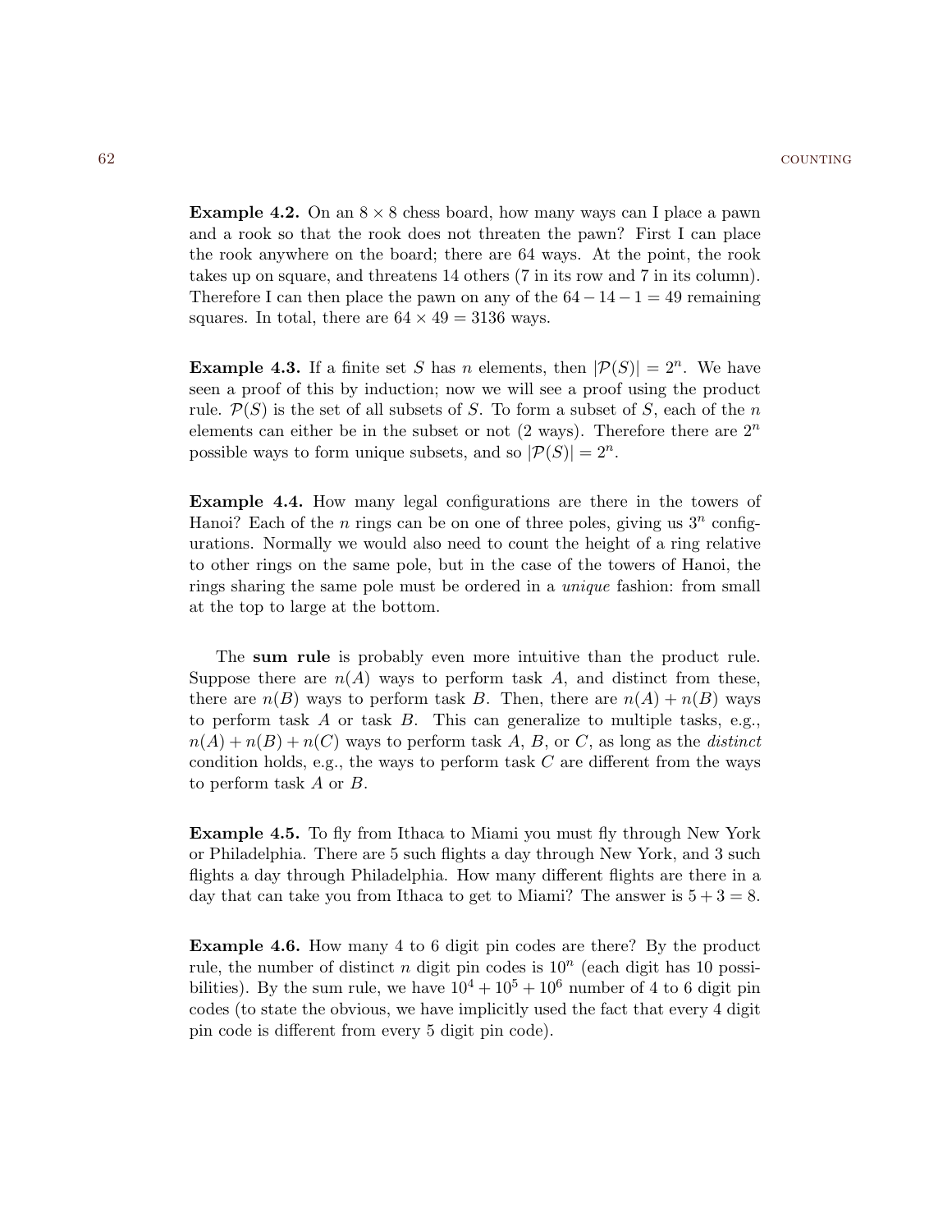**Example 4.2.** On an $8 \times 8$ chess board, how many ways can I place a pawn and a rook so that the rook does not threaten the pawn? First I can place the rook anywhere on the board; there are 64 ways. At the point, the rook takes up on square, and threatens 14 others (7 in its row and 7 in its column). Therefore I can then place the pawn on any of the $64 - 14 - 1 = 49$ remaining squares. In total, there are $64 \times 49 = 3136$ ways.

**Example 4.3.** If a finite set $S$ has $n$ elements, then $|\mathcal{P}(S)| = 2^n$. We have seen a proof of this by induction; now we will see a proof using the product rule. $\mathcal{P}(S)$ is the set of all subsets of $S$. To form a subset of $S$, each of the $n$ elements can either be in the subset or not (2 ways). Therefore there are $2^n$ possible ways to form unique subsets, and so $|\mathcal{P}(S)| = 2^n$.

**Example 4.4.** How many legal configurations are there in the towers of Hanoi? Each of the $n$ rings can be on one of three poles, giving us $3^n$ configurations. Normally we would also need to count the height of a ring relative to other rings on the same pole, but in the case of the towers of Hanoi, the rings sharing the same pole must be ordered in a *unique* fashion: from small at the top to large at the bottom.

The **sum rule** is probably even more intuitive than the product rule. Suppose there are $n(A)$ ways to perform task $A$, and distinct from these, there are $n(B)$ ways to perform task $B$. Then, there are $n(A) + n(B)$ ways to perform task $A$ or task $B$. This can generalize to multiple tasks, e.g., $n(A) + n(B) + n(C)$ ways to perform task $A$, $B$, or $C$, as long as the *distinct* condition holds, e.g., the ways to perform task $C$ are different from the ways to perform task $A$ or $B$.

**Example 4.5.** To fly from Ithaca to Miami you must fly through New York or Philadelphia. There are 5 such flights a day through New York, and 3 such flights a day through Philadelphia. How many different flights are there in a day that can take you from Ithaca to get to Miami? The answer is $5 + 3 = 8$.

**Example 4.6.** How many 4 to 6 digit pin codes are there? By the product rule, the number of distinct $n$ digit pin codes is $10^n$ (each digit has 10 possibilities). By the sum rule, we have $10^4 + 10^5 + 10^6$ number of 4 to 6 digit pin codes (to state the obvious, we have implicitly used the fact that every 4 digit pin code is different from every 5 digit pin code).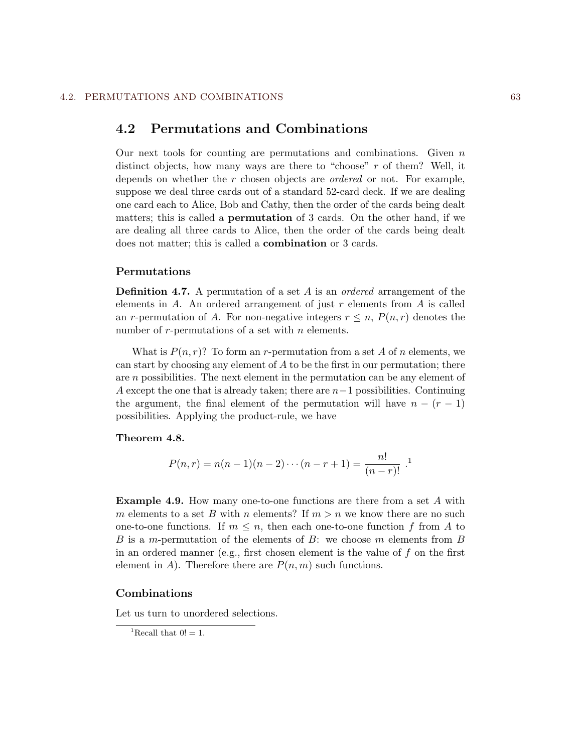## 4.2 Permutations and Combinations

Our next tools for counting are permutations and combinations. Given $n$ distinct objects, how many ways are there to "choose" $r$ of them? Well, it depends on whether the $r$ chosen objects are *ordered* or not. For example, suppose we deal three cards out of a standard 52-card deck. If we are dealing one card each to Alice, Bob and Cathy, then the order of the cards being dealt matters; this is called a **permutation** of 3 cards. On the other hand, if we are dealing all three cards to Alice, then the order of the cards being dealt does not matter; this is called a **combination** or 3 cards.

### Permutations

**Definition 4.7.** A permutation of a set $A$ is an *ordered* arrangement of the elements in $A$. An ordered arrangement of just $r$ elements from $A$ is called an $r$-permutation of $A$. For non-negative integers $r \leq n$, $P(n, r)$ denotes the number of $r$-permutations of a set with $n$ elements.

What is $P(n, r)$? To form an $r$-permutation from a set $A$ of $n$ elements, we can start by choosing any element of $A$ to be the first in our permutation; there are $n$ possibilities. The next element in the permutation can be any element of $A$ except the one that is already taken; there are $n-1$ possibilities. Continuing the argument, the final element of the permutation will have $n - (r - 1)$ possibilities. Applying the product-rule, we have

**Theorem 4.8.**

$$P(n, r) = n(n-1)(n-2)\cdots(n-r+1) = \frac{n!}{(n-r)!} \text{ .}$$

[1]

**Example 4.9.** How many one-to-one functions are there from a set $A$ with $m$ elements to a set $B$ with $n$ elements? If $m > n$ we know there are no such one-to-one functions. If $m \leq n$, then each one-to-one function $f$ from $A$ to $B$ is a $m$-permutation of the elements of $B$: we choose $m$ elements from $B$ in an ordered manner (e.g., first chosen element is the value of $f$ on the first element in $A$). Therefore there are $P(n, m)$ such functions.

### Combinations

Let us turn to unordered selections.

[1] Recall that $0! = 1$.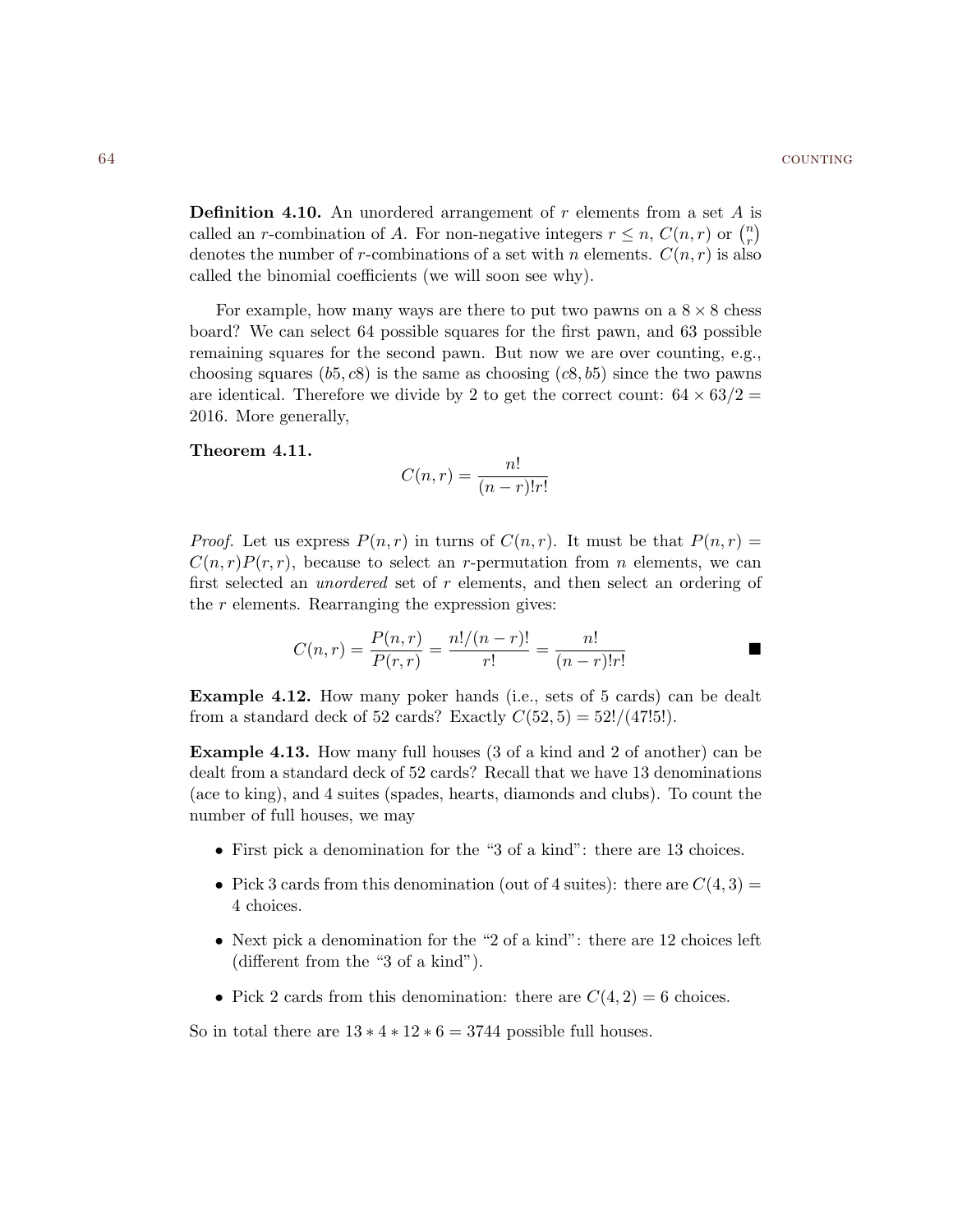**Definition 4.10.** An unordered arrangement of $r$ elements from a set $A$ is called an $r$-combination of $A$. For non-negative integers $r \leq n$, $C(n, r)$ or $\binom{n}{r}$ denotes the number of $r$-combinations of a set with $n$ elements. $C(n, r)$ is also called the binomial coefficients (we will soon see why).

For example, how many ways are there to put two pawns on a $8 \times 8$ chess board? We can select 64 possible squares for the first pawn, and 63 possible remaining squares for the second pawn. But now we are over counting, e.g., choosing squares $(b5, c8)$ is the same as choosing $(c8, b5)$ since the two pawns are identical. Therefore we divide by 2 to get the correct count: $64 \times 63/2 = 2016$. More generally,

**Theorem 4.11.**

$$C(n, r) = \frac{n!}{(n-r)!r!}$$

*Proof.* Let us express $P(n, r)$ in turns of $C(n, r)$. It must be that $P(n, r) = C(n, r)P(r, r)$, because to select an $r$-permutation from $n$ elements, we can first selected an *unordered* set of $r$ elements, and then select an ordering of the $r$ elements. Rearranging the expression gives:

$$C(n, r) = \frac{P(n, r)}{P(r, r)} = \frac{n!/(n-r)!}{r!} = \frac{n!}{(n-r)!r!}$$

∎

**Example 4.12.** How many poker hands (i.e., sets of 5 cards) can be dealt from a standard deck of 52 cards? Exactly $C(52, 5) = 52!/(47!5!)$.

**Example 4.13.** How many full houses (3 of a kind and 2 of another) can be dealt from a standard deck of 52 cards? Recall that we have 13 denominations (ace to king), and 4 suites (spades, hearts, diamonds and clubs). To count the number of full houses, we may

- First pick a denomination for the "3 of a kind": there are 13 choices.
- Pick 3 cards from this denomination (out of 4 suites): there are $C(4, 3) = 4$ choices.
- Next pick a denomination for the "2 of a kind": there are 12 choices left (different from the "3 of a kind").
- Pick 2 cards from this denomination: there are $C(4, 2) = 6$ choices.

So in total there are $13 * 4 * 12 * 6 = 3744$ possible full houses.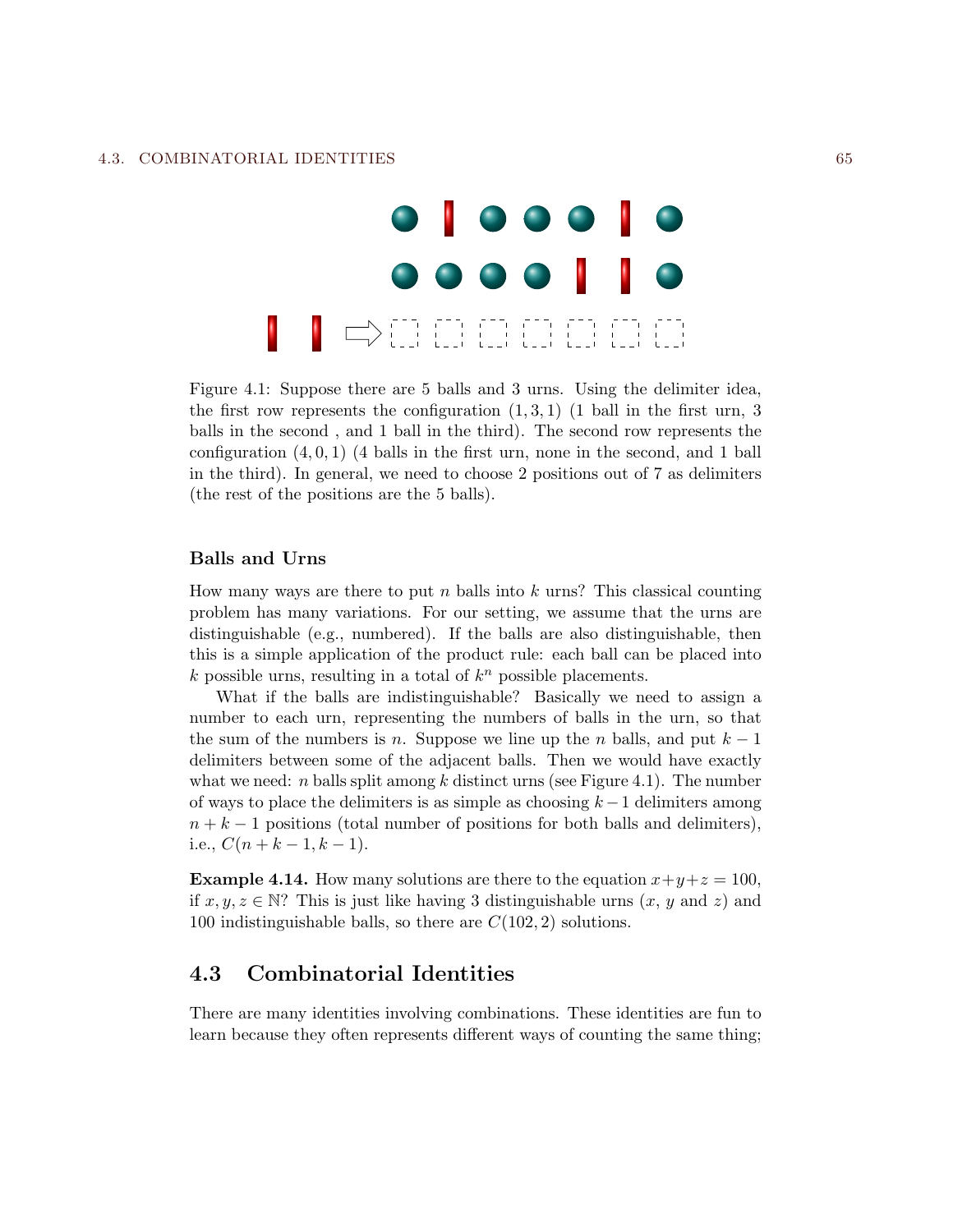Figure 4.1: Suppose there are 5 balls and 3 urns. Using the delimiter idea, the first row represents the configuration $(1, 3, 1)$ (1 ball in the first urn, 3 balls in the second , and 1 ball in the third). The second row represents the configuration $(4, 0, 1)$ (4 balls in the first urn, none in the second, and 1 ball in the third). In general, we need to choose 2 positions out of 7 as delimiters (the rest of the positions are the 5 balls).

### Balls and Urns

How many ways are there to put $n$ balls into $k$ urns? This classical counting problem has many variations. For our setting, we assume that the urns are distinguishable (e.g., numbered). If the balls are also distinguishable, then this is a simple application of the product rule: each ball can be placed into $k$ possible urns, resulting in a total of $k^n$ possible placements.

What if the balls are indistinguishable? Basically we need to assign a number to each urn, representing the numbers of balls in the urn, so that the sum of the numbers is $n$. Suppose we line up the $n$ balls, and put $k - 1$ delimiters between some of the adjacent balls. Then we would have exactly what we need: $n$ balls split among $k$ distinct urns (see Figure 4.1). The number of ways to place the delimiters is as simple as choosing $k - 1$ delimiters among $n + k - 1$ positions (total number of positions for both balls and delimiters), i.e., $C(n + k - 1, k - 1)$.

**Example 4.14.** How many solutions are there to the equation $x+y+z = 100$, if $x, y, z \in \mathbb{N}$? This is just like having 3 distinguishable urns ($x$, $y$ and $z$) and 100 indistinguishable balls, so there are $C(102, 2)$ solutions.

## 4.3 Combinatorial Identities

There are many identities involving combinations. These identities are fun to learn because they often represents different ways of counting the same thing;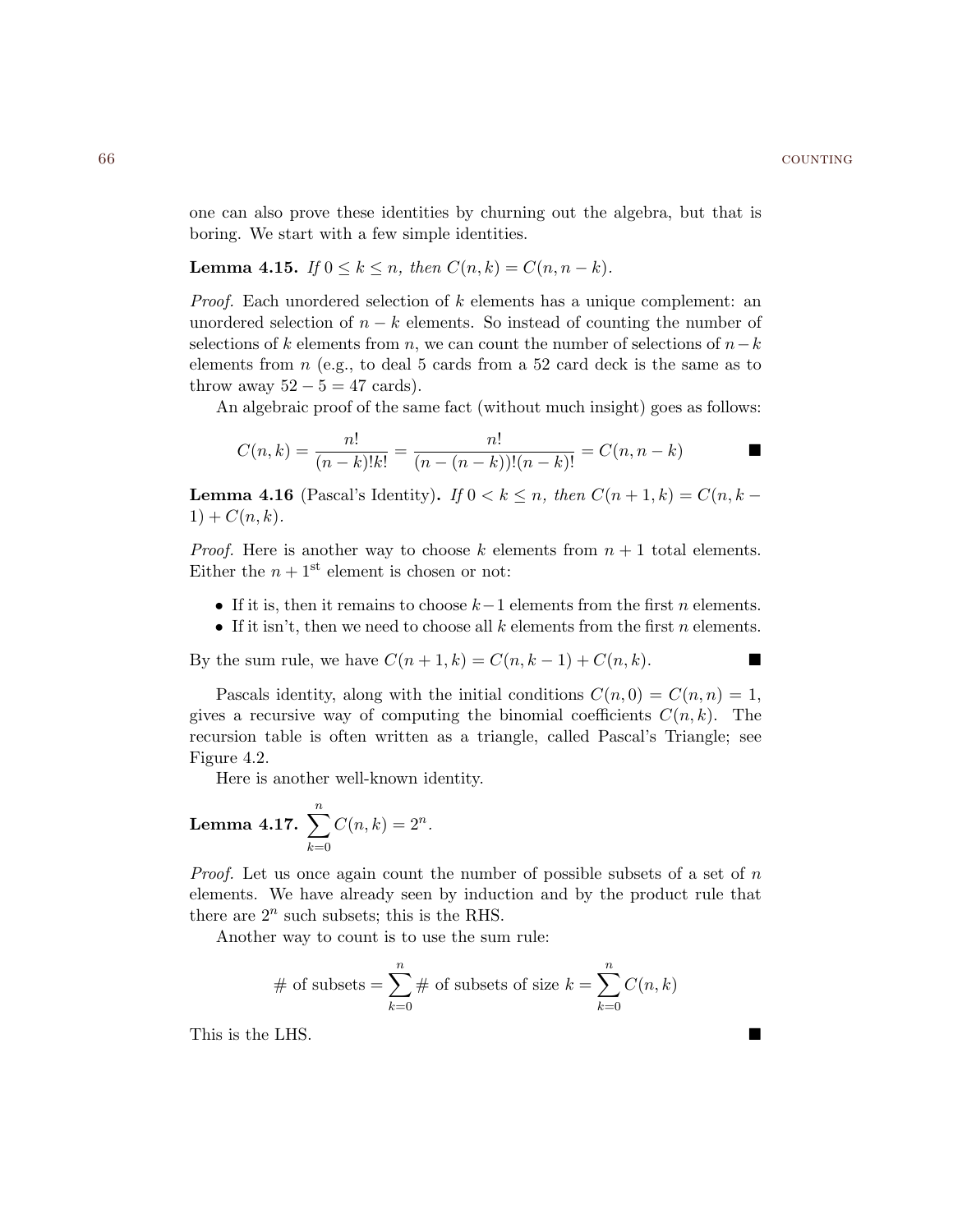one can also prove these identities by churning out the algebra, but that is boring. We start with a few simple identities.

**Lemma 4.15.** *If $0 \le k \le n$, then $C(n, k) = C(n, n-k)$.*

*Proof.* Each unordered selection of $k$ elements has a unique complement: an unordered selection of $n-k$ elements. So instead of counting the number of selections of $k$ elements from $n$, we can count the number of selections of $n-k$ elements from $n$ (e.g., to deal 5 cards from a 52 card deck is the same as to throw away $52 - 5 = 47$ cards).

An algebraic proof of the same fact (without much insight) goes as follows:

$$C(n, k) = \frac{n!}{(n-k)!k!} = \frac{n!}{(n-(n-k))!(n-k)!} = C(n, n-k) \qquad \blacksquare$$

**Lemma 4.16** (Pascal's Identity)**.** *If $0 < k \le n$, then $C(n+1, k) = C(n, k-1) + C(n, k)$.*

*Proof.* Here is another way to choose $k$ elements from $n+1$ total elements. Either the $n+1^{\text{st}}$ element is chosen or not:

- If it is, then it remains to choose $k-1$ elements from the first $n$ elements.
- If it isn't, then we need to choose all $k$ elements from the first $n$ elements.

By the sum rule, we have $C(n+1, k) = C(n, k-1) + C(n, k)$. $\blacksquare$

Pascals identity, along with the initial conditions $C(n, 0) = C(n, n) = 1$, gives a recursive way of computing the binomial coefficients $C(n, k)$. The recursion table is often written as a triangle, called Pascal's Triangle; see Figure 4.2.

Here is another well-known identity.

**Lemma 4.17.** $\displaystyle\sum_{k=0}^{n} C(n, k) = 2^n$.

*Proof.* Let us once again count the number of possible subsets of a set of $n$ elements. We have already seen by induction and by the product rule that there are $2^n$ such subsets; this is the RHS.

Another way to count is to use the sum rule:

$$\# \text{ of subsets} = \sum_{k=0}^{n} \# \text{ of subsets of size } k = \sum_{k=0}^{n} C(n, k)$$

This is the LHS. $\blacksquare$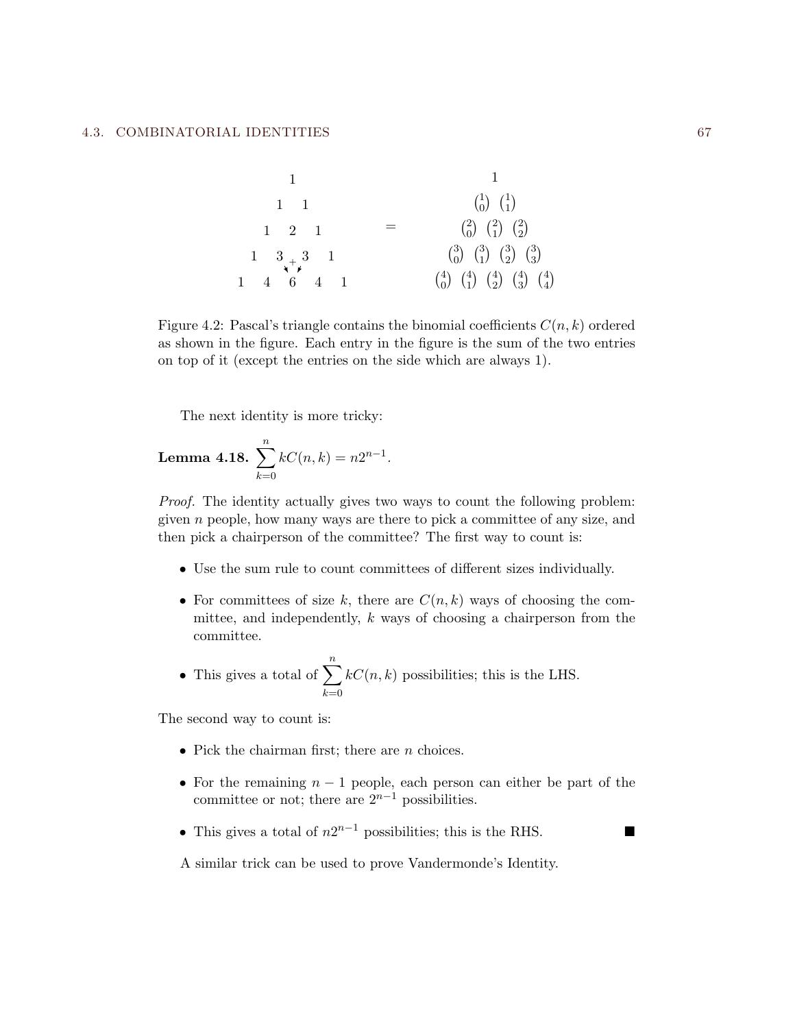$$
\begin{array}{ccccccccc}
 & & & & 1 & & & & \\
 & & & 1 & & 1 & & & \\
 & & 1 & & 2 & & 1 & & \\
 & 1 & & 3 & & 3 & & 1 & \\
1 & & 4 & & 6 & & 4 & & 1
\end{array}
\quad = \quad
\begin{array}{ccccc}
 & & 1 & & \\
 & \binom{1}{0} & \binom{1}{1} & & \\
 & \binom{2}{0} & \binom{2}{1} & \binom{2}{2} & \\
\binom{3}{0} & \binom{3}{1} & \binom{3}{2} & \binom{3}{3} & \\
\binom{4}{0} & \binom{4}{1} & \binom{4}{2} & \binom{4}{3} & \binom{4}{4}
\end{array}
$$

Figure 4.2: Pascal's triangle contains the binomial coefficients $C(n, k)$ ordered as shown in the figure. Each entry in the figure is the sum of the two entries on top of it (except the entries on the side which are always 1).

The next identity is more tricky:

**Lemma 4.18.** $\displaystyle\sum_{k=0}^{n} kC(n, k) = n2^{n-1}$.

*Proof.* The identity actually gives two ways to count the following problem: given $n$ people, how many ways are there to pick a committee of any size, and then pick a chairperson of the committee? The first way to count is:

- Use the sum rule to count committees of different sizes individually.
- For committees of size $k$, there are $C(n, k)$ ways of choosing the committee, and independently, $k$ ways of choosing a chairperson from the committee.
- This gives a total of $\displaystyle\sum_{k=0}^{n} kC(n, k)$ possibilities; this is the LHS.

The second way to count is:

- Pick the chairman first; there are $n$ choices.
- For the remaining $n - 1$ people, each person can either be part of the committee or not; there are $2^{n-1}$ possibilities.
- This gives a total of $n2^{n-1}$ possibilities; this is the RHS. ■

A similar trick can be used to prove Vandermonde's Identity.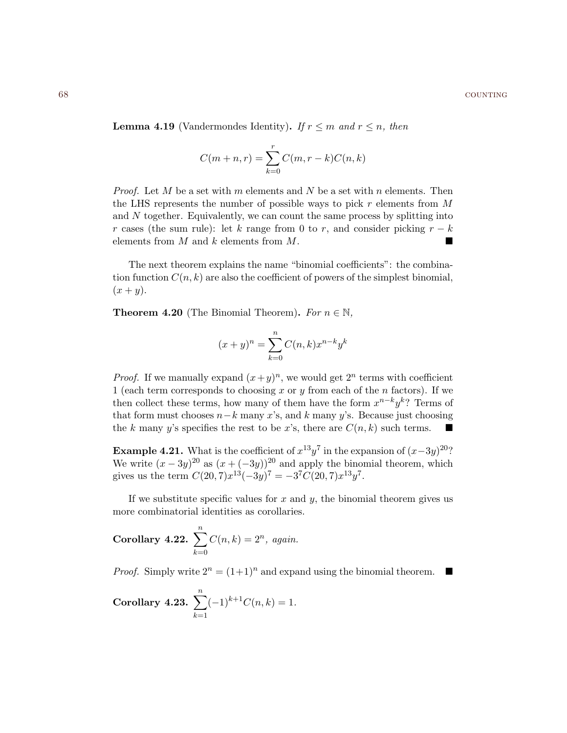**Lemma 4.19** (Vandermondes Identity)**.** *If $r \leq m$ and $r \leq n$, then*

$$C(m+n,r) = \sum_{k=0}^{r} C(m,r-k)C(n,k)$$

*Proof.* Let $M$ be a set with $m$ elements and $N$ be a set with $n$ elements. Then the LHS represents the number of possible ways to pick $r$ elements from $M$ and $N$ together. Equivalently, we can count the same process by splitting into $r$ cases (the sum rule): let $k$ range from 0 to $r$, and consider picking $r-k$ elements from $M$ and $k$ elements from $M$. ■

The next theorem explains the name "binomial coefficients": the combination function $C(n,k)$ are also the coefficient of powers of the simplest binomial, $(x+y)$.

**Theorem 4.20** (The Binomial Theorem)**.** *For $n \in \mathbb{N}$,*

$$(x+y)^n = \sum_{k=0}^{n} C(n,k)x^{n-k}y^k$$

*Proof.* If we manually expand $(x+y)^n$, we would get $2^n$ terms with coefficient 1 (each term corresponds to choosing $x$ or $y$ from each of the $n$ factors). If we then collect these terms, how many of them have the form $x^{n-k}y^k$? Terms of that form must chooses $n-k$ many $x$'s, and $k$ many $y$'s. Because just choosing the $k$ many $y$'s specifies the rest to be $x$'s, there are $C(n,k)$ such terms. ■

**Example 4.21.** What is the coefficient of $x^{13}y^7$ in the expansion of $(x-3y)^{20}$? We write $(x-3y)^{20}$ as $(x+(-3y))^{20}$ and apply the binomial theorem, which gives us the term $C(20,7)x^{13}(-3y)^7 = -3^7C(20,7)x^{13}y^7$.

If we substitute specific values for $x$ and $y$, the binomial theorem gives us more combinatorial identities as corollaries.

**Corollary 4.22.** $\sum_{k=0}^{n} C(n,k) = 2^n$*, again.*

*Proof.* Simply write $2^n = (1+1)^n$ and expand using the binomial theorem. ■

**Corollary 4.23.** $\sum_{k=1}^{n} (-1)^{k+1}C(n,k) = 1$.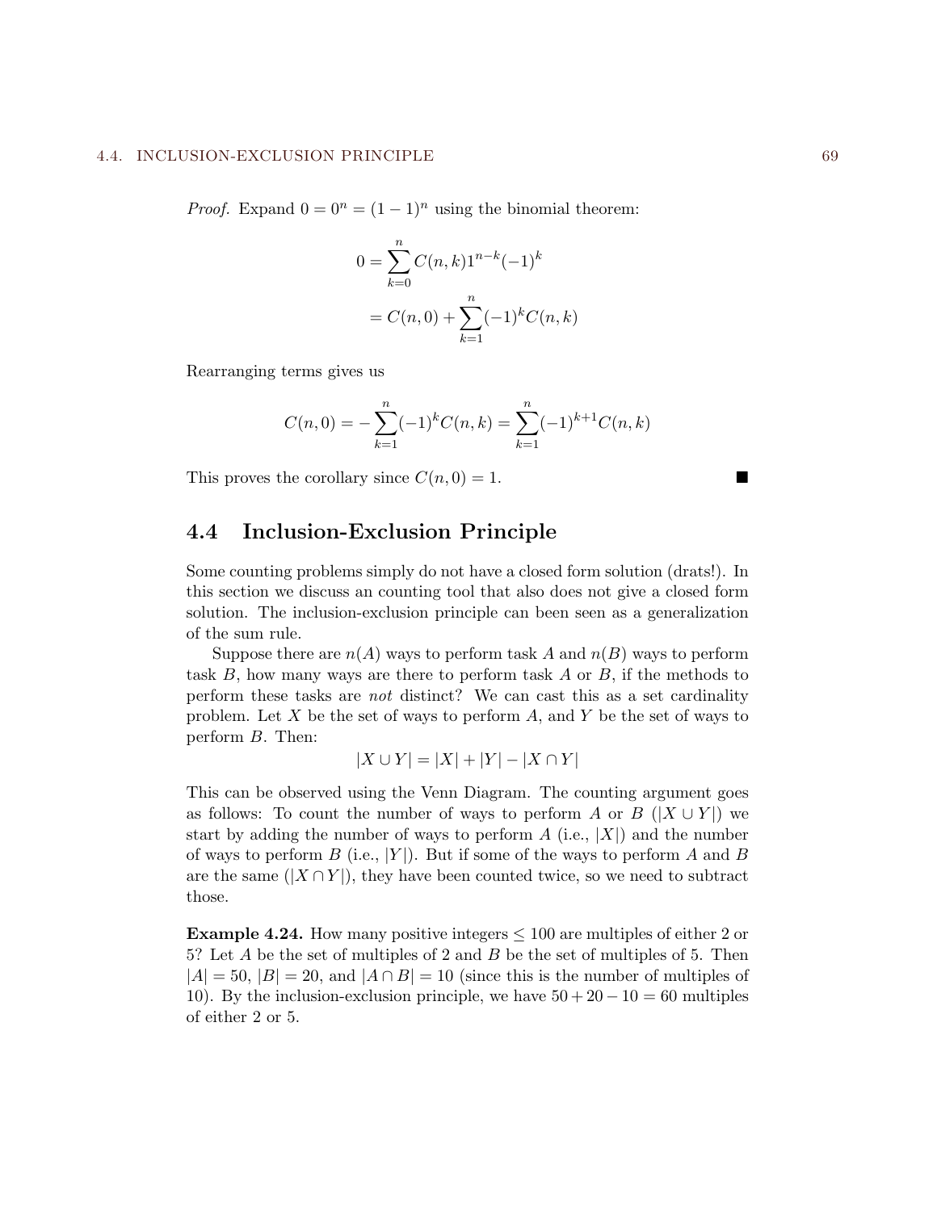*Proof.* Expand $0 = 0^n = (1-1)^n$ using the binomial theorem:

$$
\begin{aligned}
0 &= \sum_{k=0}^{n} C(n,k) 1^{n-k}(-1)^k \\
&= C(n,0) + \sum_{k=1}^{n} (-1)^k C(n,k)
\end{aligned}
$$

Rearranging terms gives us

$$C(n,0) = -\sum_{k=1}^{n} (-1)^k C(n,k) = \sum_{k=1}^{n} (-1)^{k+1} C(n,k)$$

This proves the corollary since $C(n,0) = 1$. ■

## 4.4 Inclusion-Exclusion Principle

Some counting problems simply do not have a closed form solution (drats!). In this section we discuss an counting tool that also does not give a closed form solution. The inclusion-exclusion principle can been seen as a generalization of the sum rule.

Suppose there are $n(A)$ ways to perform task $A$ and $n(B)$ ways to perform task $B$, how many ways are there to perform task $A$ or $B$, if the methods to perform these tasks are *not* distinct? We can cast this as a set cardinality problem. Let $X$ be the set of ways to perform $A$, and $Y$ be the set of ways to perform $B$. Then:

$$|X \cup Y| = |X| + |Y| - |X \cap Y|$$

This can be observed using the Venn Diagram. The counting argument goes as follows: To count the number of ways to perform $A$ or $B$ ($|X \cup Y|$) we start by adding the number of ways to perform $A$ (i.e., $|X|$) and the number of ways to perform $B$ (i.e., $|Y|$). But if some of the ways to perform $A$ and $B$ are the same ($|X \cap Y|$), they have been counted twice, so we need to subtract those.

**Example 4.24.** How many positive integers $\leq 100$ are multiples of either 2 or 5? Let $A$ be the set of multiples of 2 and $B$ be the set of multiples of 5. Then $|A| = 50$, $|B| = 20$, and $|A \cap B| = 10$ (since this is the number of multiples of 10). By the inclusion-exclusion principle, we have $50 + 20 - 10 = 60$ multiples of either 2 or 5.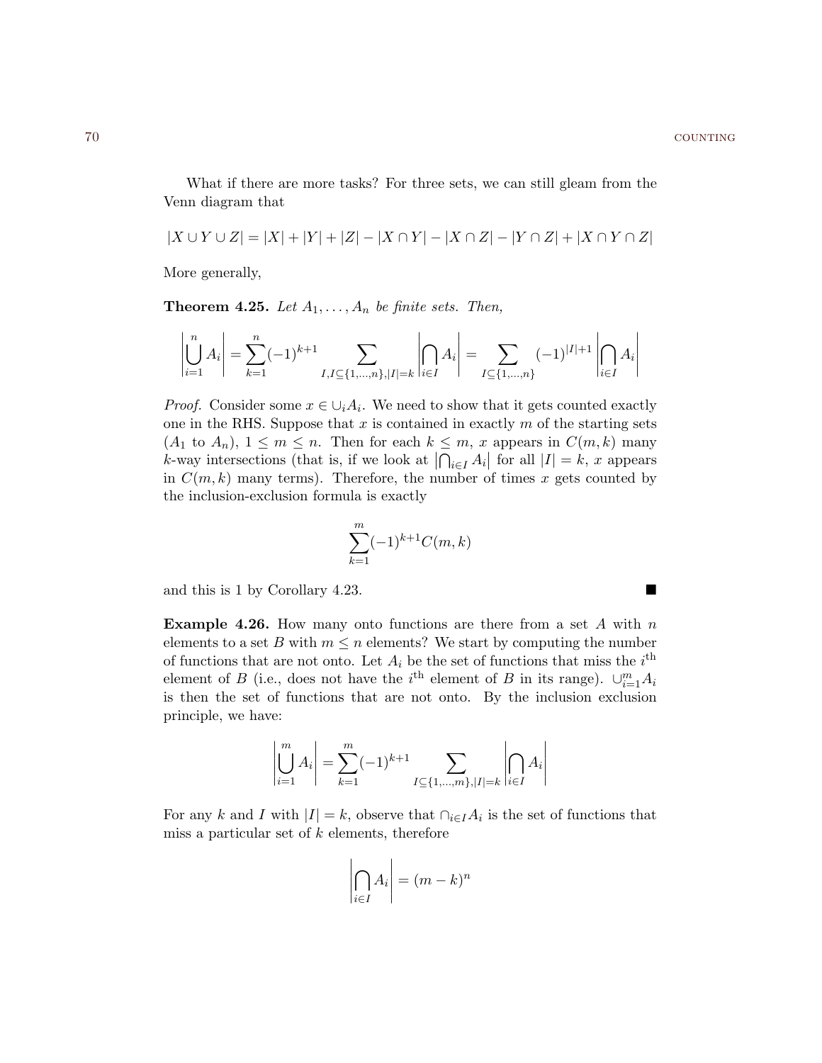What if there are more tasks? For three sets, we can still gleam from the Venn diagram that

$$|X \cup Y \cup Z| = |X| + |Y| + |Z| - |X \cap Y| - |X \cap Z| - |Y \cap Z| + |X \cap Y \cap Z|$$

More generally,

**Theorem 4.25.** *Let $A_1, \ldots, A_n$ be finite sets. Then,*

$$\left| \bigcup_{i=1}^{n} A_i \right| = \sum_{k=1}^{n} (-1)^{k+1} \sum_{I, I \subseteq \{1,\ldots,n\}, |I|=k} \left| \bigcap_{i \in I} A_i \right| = \sum_{I \subseteq \{1,\ldots,n\}} (-1)^{|I|+1} \left| \bigcap_{i \in I} A_i \right|$$

*Proof.* Consider some $x \in \cup_i A_i$. We need to show that it gets counted exactly one in the RHS. Suppose that $x$ is contained in exactly $m$ of the starting sets ($A_1$ to $A_n$), $1 \leq m \leq n$. Then for each $k \leq m$, $x$ appears in $C(m, k)$ many $k$-way intersections (that is, if we look at $\left|\bigcap_{i \in I} A_i\right|$ for all $|I| = k$, $x$ appears in $C(m, k)$ many terms). Therefore, the number of times $x$ gets counted by the inclusion-exclusion formula is exactly

$$\sum_{k=1}^{m} (-1)^{k+1} C(m, k)$$

and this is 1 by Corollary 4.23. ■

**Example 4.26.** How many onto functions are there from a set $A$ with $n$ elements to a set $B$ with $m \leq n$ elements? We start by computing the number of functions that are not onto. Let $A_i$ be the set of functions that miss the $i^{\text{th}}$ element of $B$ (i.e., does not have the $i^{\text{th}}$ element of $B$ in its range). $\cup_{i=1}^{m} A_i$ is then the set of functions that are not onto. By the inclusion exclusion principle, we have:

$$\left| \bigcup_{i=1}^{m} A_i \right| = \sum_{k=1}^{m} (-1)^{k+1} \sum_{I \subseteq \{1,\ldots,m\}, |I|=k} \left| \bigcap_{i \in I} A_i \right|$$

For any $k$ and $I$ with $|I| = k$, observe that $\cap_{i \in I} A_i$ is the set of functions that miss a particular set of $k$ elements, therefore

$$\left| \bigcap_{i \in I} A_i \right| = (m - k)^n$$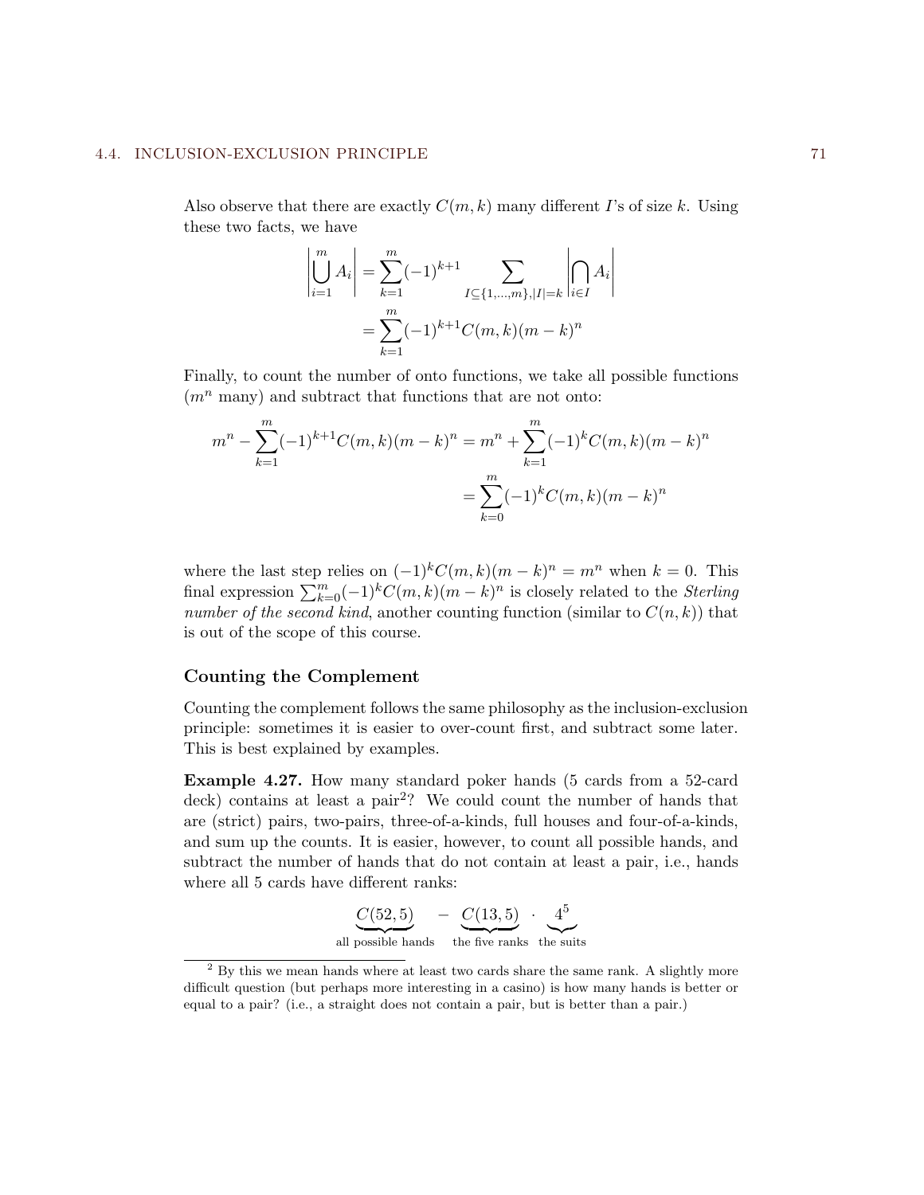Also observe that there are exactly $C(m,k)$ many different $I$'s of size $k$. Using these two facts, we have

$$\left|\bigcup_{i=1}^{m} A_i\right| = \sum_{k=1}^{m} (-1)^{k+1} \sum_{I \subseteq \{1,\ldots,m\}, |I|=k} \left|\bigcap_{i \in I} A_i\right|$$
$$= \sum_{k=1}^{m} (-1)^{k+1} C(m,k)(m-k)^n$$

Finally, to count the number of onto functions, we take all possible functions ($m^n$ many) and subtract that functions that are not onto:

$$m^n - \sum_{k=1}^{m} (-1)^{k+1} C(m,k)(m-k)^n = m^n + \sum_{k=1}^{m} (-1)^{k} C(m,k)(m-k)^n$$
$$= \sum_{k=0}^{m} (-1)^{k} C(m,k)(m-k)^n$$

where the last step relies on $(-1)^k C(m,k)(m-k)^n = m^n$ when $k=0$. This final expression $\sum_{k=0}^{m}(-1)^k C(m,k)(m-k)^n$ is closely related to the *Sterling number of the second kind*, another counting function (similar to $C(n,k)$) that is out of the scope of this course.

### Counting the Complement

Counting the complement follows the same philosophy as the inclusion-exclusion principle: sometimes it is easier to over-count first, and subtract some later. This is best explained by examples.

**Example 4.27.** How many standard poker hands (5 cards from a 52-card deck) contains at least a pair[2]? We could count the number of hands that are (strict) pairs, two-pairs, three-of-a-kinds, full houses and four-of-a-kinds, and sum up the counts. It is easier, however, to count all possible hands, and subtract the number of hands that do not contain at least a pair, i.e., hands where all 5 cards have different ranks:

$$\underbrace{C(52,5)}_{\text{all possible hands}} - \underbrace{C(13,5)}_{\text{the five ranks}} \cdot \underbrace{4^5}_{\text{the suits}}$$

[2] By this we mean hands where at least two cards share the same rank. A slightly more difficult question (but perhaps more interesting in a casino) is how many hands is better or equal to a pair? (i.e., a straight does not contain a pair, but is better than a pair.)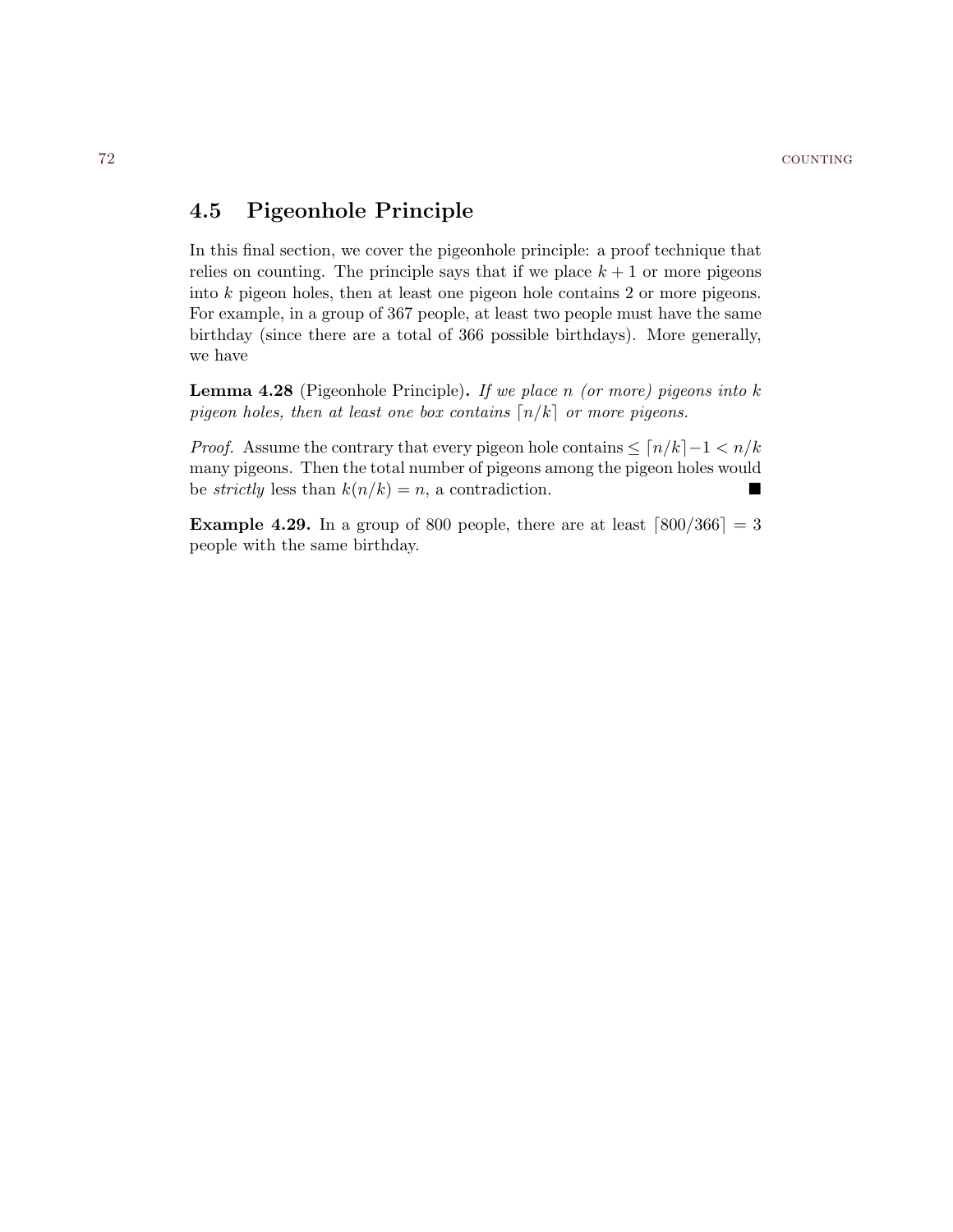## 4.5 Pigeonhole Principle

In this final section, we cover the pigeonhole principle: a proof technique that relies on counting. The principle says that if we place $k+1$ or more pigeons into $k$ pigeon holes, then at least one pigeon hole contains 2 or more pigeons. For example, in a group of 367 people, at least two people must have the same birthday (since there are a total of 366 possible birthdays). More generally, we have

**Lemma 4.28** (Pigeonhole Principle)**.** *If we place $n$ (or more) pigeons into $k$ pigeon holes, then at least one box contains $\lceil n/k \rceil$ or more pigeons.*

*Proof.* Assume the contrary that every pigeon hole contains $\leq \lceil n/k \rceil - 1 < n/k$ many pigeons. Then the total number of pigeons among the pigeon holes would be *strictly* less than $k(n/k) = n$, a contradiction. ∎

**Example 4.29.** In a group of 800 people, there are at least $\lceil 800/366 \rceil = 3$ people with the same birthday.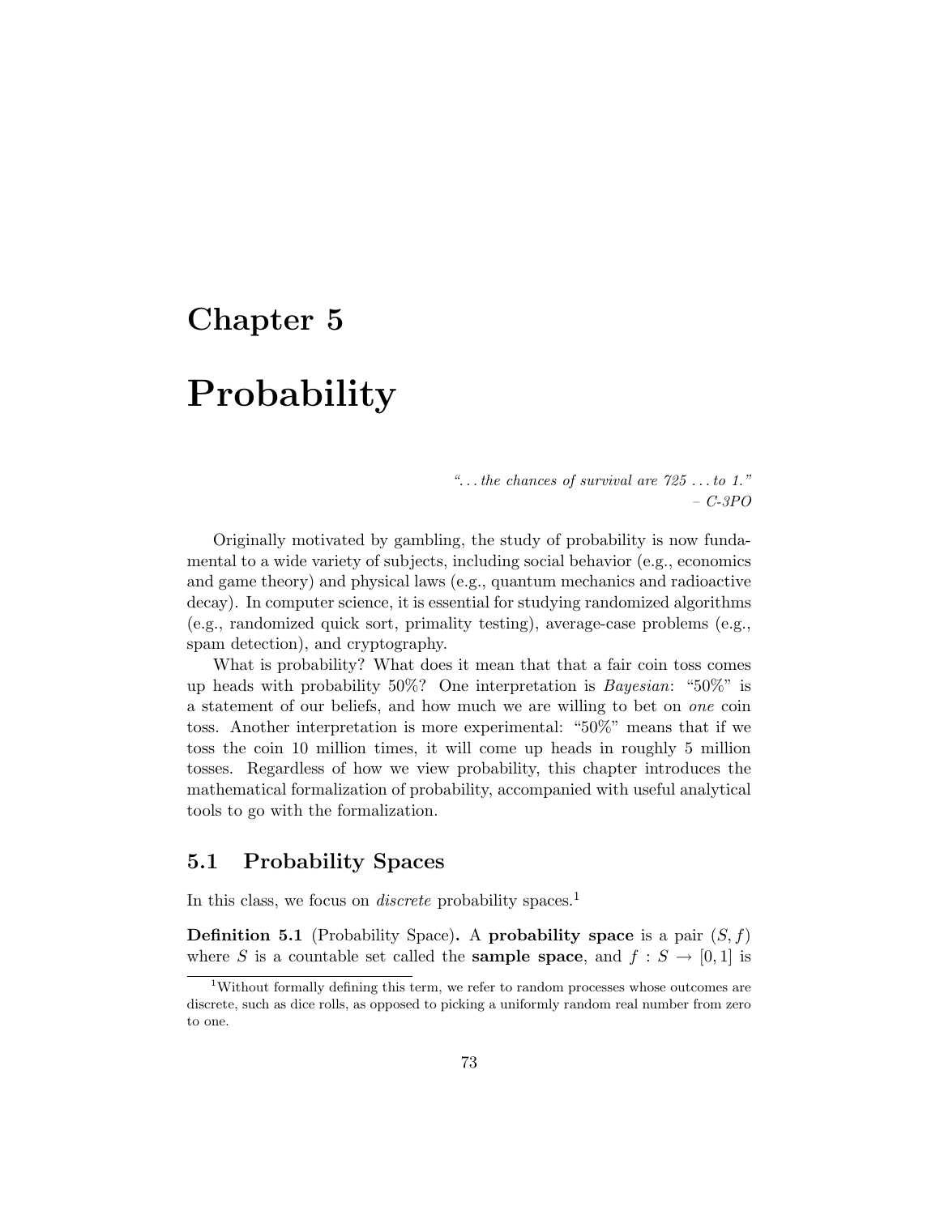# Chapter 5

# Probability

*"... the chances of survival are 725 ... to 1."*
*– C-3PO*

Originally motivated by gambling, the study of probability is now fundamental to a wide variety of subjects, including social behavior (e.g., economics and game theory) and physical laws (e.g., quantum mechanics and radioactive decay). In computer science, it is essential for studying randomized algorithms (e.g., randomized quick sort, primality testing), average-case problems (e.g., spam detection), and cryptography.

What is probability? What does it mean that that a fair coin toss comes up heads with probability 50%? One interpretation is *Bayesian*: "50%" is a statement of our beliefs, and how much we are willing to bet on *one* coin toss. Another interpretation is more experimental: "50%" means that if we toss the coin 10 million times, it will come up heads in roughly 5 million tosses. Regardless of how we view probability, this chapter introduces the mathematical formalization of probability, accompanied with useful analytical tools to go with the formalization.

## 5.1 Probability Spaces

In this class, we focus on *discrete* probability spaces.[1]

**Definition 5.1** (Probability Space)**.** A **probability space** is a pair $(S, f)$ where $S$ is a countable set called the **sample space**, and $f : S \to [0, 1]$ is

[1] Without formally defining this term, we refer to random processes whose outcomes are discrete, such as dice rolls, as opposed to picking a uniformly random real number from zero to one.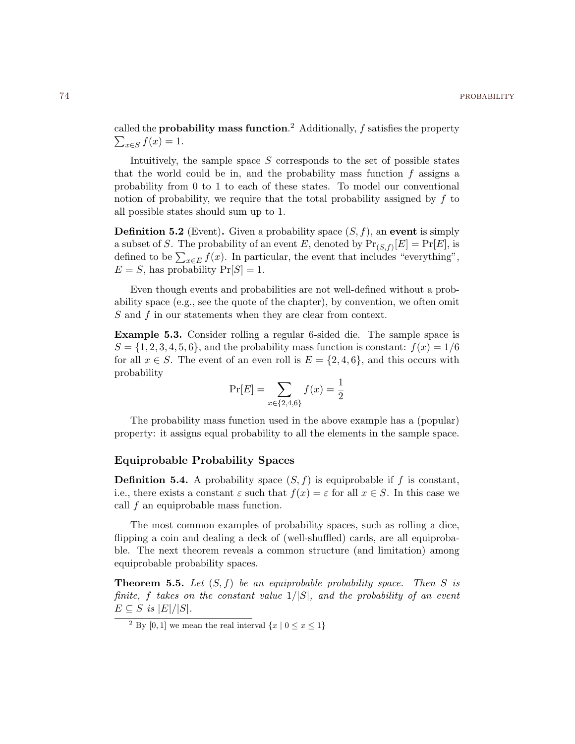called the **probability mass function**.[2] Additionally, $f$ satisfies the property $\sum_{x \in S} f(x) = 1$.

Intuitively, the sample space $S$ corresponds to the set of possible states that the world could be in, and the probability mass function $f$ assigns a probability from 0 to 1 to each of these states. To model our conventional notion of probability, we require that the total probability assigned by $f$ to all possible states should sum up to 1.

**Definition 5.2** (Event)**.** Given a probability space $(S, f)$, an **event** is simply a subset of $S$. The probability of an event $E$, denoted by $\Pr_{(S,f)}[E] = \Pr[E]$, is defined to be $\sum_{x \in E} f(x)$. In particular, the event that includes "everything", $E = S$, has probability $\Pr[S] = 1$.

Even though events and probabilities are not well-defined without a probability space (e.g., see the quote of the chapter), by convention, we often omit $S$ and $f$ in our statements when they are clear from context.

**Example 5.3.** Consider rolling a regular 6-sided die. The sample space is $S = \{1, 2, 3, 4, 5, 6\}$, and the probability mass function is constant: $f(x) = 1/6$ for all $x \in S$. The event of an even roll is $E = \{2, 4, 6\}$, and this occurs with probability

$$\Pr[E] = \sum_{x \in \{2,4,6\}} f(x) = \frac{1}{2}$$

The probability mass function used in the above example has a (popular) property: it assigns equal probability to all the elements in the sample space.

### Equiprobable Probability Spaces

**Definition 5.4.** A probability space $(S, f)$ is equiprobable if $f$ is constant, i.e., there exists a constant $\varepsilon$ such that $f(x) = \varepsilon$ for all $x \in S$. In this case we call $f$ an equiprobable mass function.

The most common examples of probability spaces, such as rolling a dice, flipping a coin and dealing a deck of (well-shuffled) cards, are all equiprobable. The next theorem reveals a common structure (and limitation) among equiprobable probability spaces.

**Theorem 5.5.** *Let $(S, f)$ be an equiprobable probability space. Then $S$ is finite, $f$ takes on the constant value $1/|S|$, and the probability of an event $E \subseteq S$ is $|E|/|S|$.*

[2] By $[0, 1]$ we mean the real interval $\{x \mid 0 \leq x \leq 1\}$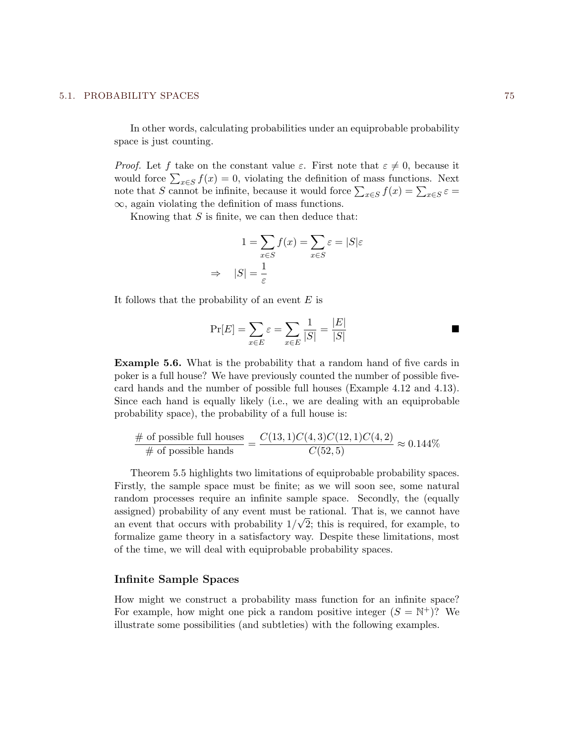In other words, calculating probabilities under an equiprobable probability space is just counting.

*Proof.* Let $f$ take on the constant value $\varepsilon$. First note that $\varepsilon \neq 0$, because it would force $\sum_{x \in S} f(x) = 0$, violating the definition of mass functions. Next note that $S$ cannot be infinite, because it would force $\sum_{x \in S} f(x) = \sum_{x \in S} \varepsilon = \infty$, again violating the definition of mass functions.

Knowing that $S$ is finite, we can then deduce that:

$$
\begin{aligned}
1 &= \sum_{x \in S} f(x) = \sum_{x \in S} \varepsilon = |S|\varepsilon \\
\Rightarrow \quad |S| &= \frac{1}{\varepsilon}
\end{aligned}
$$

It follows that the probability of an event $E$ is

$$
\Pr[E] = \sum_{x \in E} \varepsilon = \sum_{x \in E} \frac{1}{|S|} = \frac{|E|}{|S|} \qquad \blacksquare
$$

**Example 5.6.** What is the probability that a random hand of five cards in poker is a full house? We have previously counted the number of possible five-card hands and the number of possible full houses (Example 4.12 and 4.13). Since each hand is equally likely (i.e., we are dealing with an equiprobable probability space), the probability of a full house is:

$$
\frac{\text{\# of possible full houses}}{\text{\# of possible hands}} = \frac{C(13,1)C(4,3)C(12,1)C(4,2)}{C(52,5)} \approx 0.144\%
$$

Theorem 5.5 highlights two limitations of equiprobable probability spaces. Firstly, the sample space must be finite; as we will soon see, some natural random processes require an infinite sample space. Secondly, the (equally assigned) probability of any event must be rational. That is, we cannot have an event that occurs with probability $1/\sqrt{2}$; this is required, for example, to formalize game theory in a satisfactory way. Despite these limitations, most of the time, we will deal with equiprobable probability spaces.

### Infinite Sample Spaces

How might we construct a probability mass function for an infinite space? For example, how might one pick a random positive integer ($S = \mathbb{N}^+$)? We illustrate some possibilities (and subtleties) with the following examples.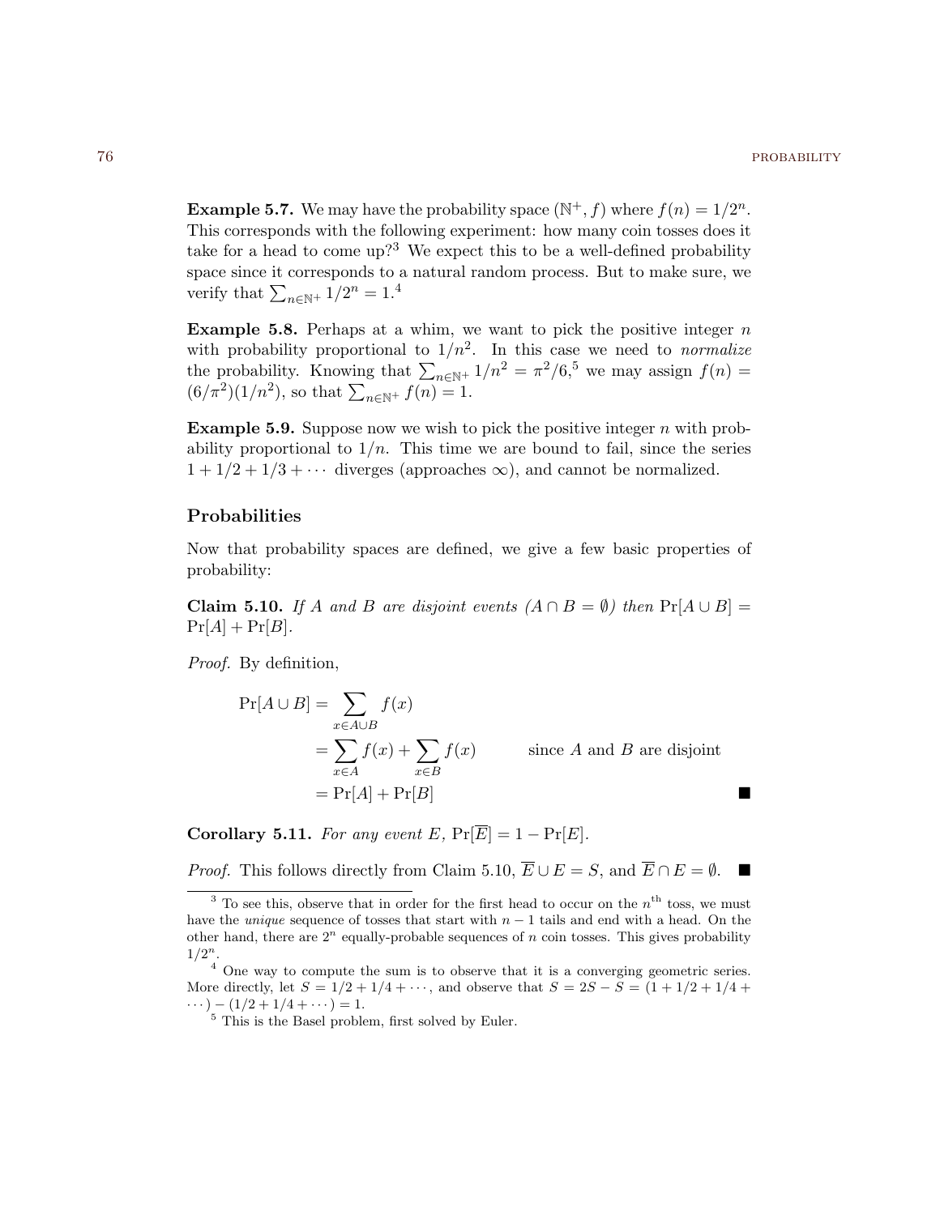**Example 5.7.** We may have the probability space $(\mathbb{N}^+, f)$ where $f(n) = 1/2^n$. This corresponds with the following experiment: how many coin tosses does it take for a head to come up?[3] We expect this to be a well-defined probability space since it corresponds to a natural random process. But to make sure, we verify that $\sum_{n \in \mathbb{N}^+} 1/2^n = 1$.[4]

**Example 5.8.** Perhaps at a whim, we want to pick the positive integer $n$ with probability proportional to $1/n^2$. In this case we need to *normalize* the probability. Knowing that $\sum_{n \in \mathbb{N}^+} 1/n^2 = \pi^2/6$,[5] we may assign $f(n) = (6/\pi^2)(1/n^2)$, so that $\sum_{n \in \mathbb{N}^+} f(n) = 1$.

**Example 5.9.** Suppose now we wish to pick the positive integer $n$ with probability proportional to $1/n$. This time we are bound to fail, since the series $1 + 1/2 + 1/3 + \cdots$ diverges (approaches $\infty$), and cannot be normalized.

## Probabilities

Now that probability spaces are defined, we give a few basic properties of probability:

**Claim 5.10.** *If $A$ and $B$ are disjoint events ($A \cap B = \emptyset$) then* $\Pr[A \cup B] = \Pr[A] + \Pr[B]$.

*Proof.* By definition,

$$
\begin{aligned}
\Pr[A \cup B] &= \sum_{x \in A \cup B} f(x) \\
&= \sum_{x \in A} f(x) + \sum_{x \in B} f(x) \qquad \text{since } A \text{ and } B \text{ are disjoint} \\
&= \Pr[A] + \Pr[B]
\end{aligned}
$$

■

**Corollary 5.11.** *For any event $E$,* $\Pr[\overline{E}] = 1 - \Pr[E]$.

*Proof.* This follows directly from Claim 5.10, $\overline{E} \cup E = S$, and $\overline{E} \cap E = \emptyset$. ■

---

[3] To see this, observe that in order for the first head to occur on the $n^{\text{th}}$ toss, we must have the *unique* sequence of tosses that start with $n-1$ tails and end with a head. On the other hand, there are $2^n$ equally-probable sequences of $n$ coin tosses. This gives probability $1/2^n$.

[4] One way to compute the sum is to observe that it is a converging geometric series. More directly, let $S = 1/2 + 1/4 + \cdots$, and observe that $S = 2S - S = (1 + 1/2 + 1/4 + \cdots) - (1/2 + 1/4 + \cdots) = 1$.

[5] This is the Basel problem, first solved by Euler.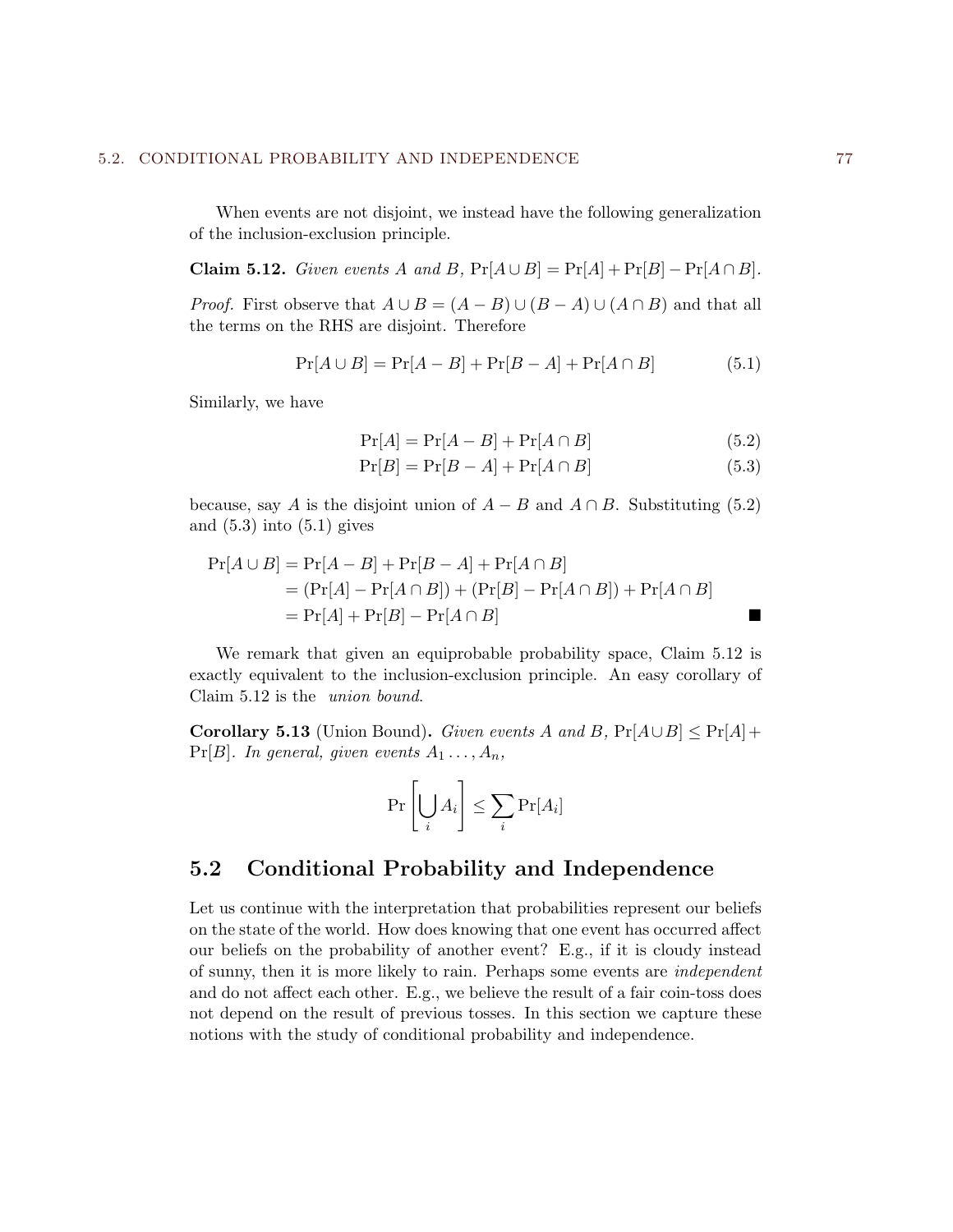When events are not disjoint, we instead have the following generalization of the inclusion-exclusion principle.

**Claim 5.12.** *Given events $A$ and $B$, $\Pr[A \cup B] = \Pr[A] + \Pr[B] - \Pr[A \cap B]$.*

*Proof.* First observe that $A \cup B = (A - B) \cup (B - A) \cup (A \cap B)$ and that all the terms on the RHS are disjoint. Therefore

$$\Pr[A \cup B] = \Pr[A - B] + \Pr[B - A] + \Pr[A \cap B] \tag{5.1}$$

Similarly, we have

$$\Pr[A] = \Pr[A - B] + \Pr[A \cap B] \tag{5.2}$$

$$\Pr[B] = \Pr[B - A] + \Pr[A \cap B] \tag{5.3}$$

because, say $A$ is the disjoint union of $A - B$ and $A \cap B$. Substituting (5.2) and (5.3) into (5.1) gives

$$\begin{aligned}
\Pr[A \cup B] &= \Pr[A - B] + \Pr[B - A] + \Pr[A \cap B] \\
&= (\Pr[A] - \Pr[A \cap B]) + (\Pr[B] - \Pr[A \cap B]) + \Pr[A \cap B] \\
&= \Pr[A] + \Pr[B] - \Pr[A \cap B]
\end{aligned}$$

■

We remark that given an equiprobable probability space, Claim 5.12 is exactly equivalent to the inclusion-exclusion principle. An easy corollary of Claim 5.12 is the *union bound*.

**Corollary 5.13** (Union Bound)**.** *Given events $A$ and $B$, $\Pr[A \cup B] \leq \Pr[A] + \Pr[B]$. In general, given events $A_1 \ldots, A_n$,*

$$\Pr\left[\bigcup_i A_i\right] \leq \sum_i \Pr[A_i]$$

## 5.2 Conditional Probability and Independence

Let us continue with the interpretation that probabilities represent our beliefs on the state of the world. How does knowing that one event has occurred affect our beliefs on the probability of another event? E.g., if it is cloudy instead of sunny, then it is more likely to rain. Perhaps some events are *independent* and do not affect each other. E.g., we believe the result of a fair coin-toss does not depend on the result of previous tosses. In this section we capture these notions with the study of conditional probability and independence.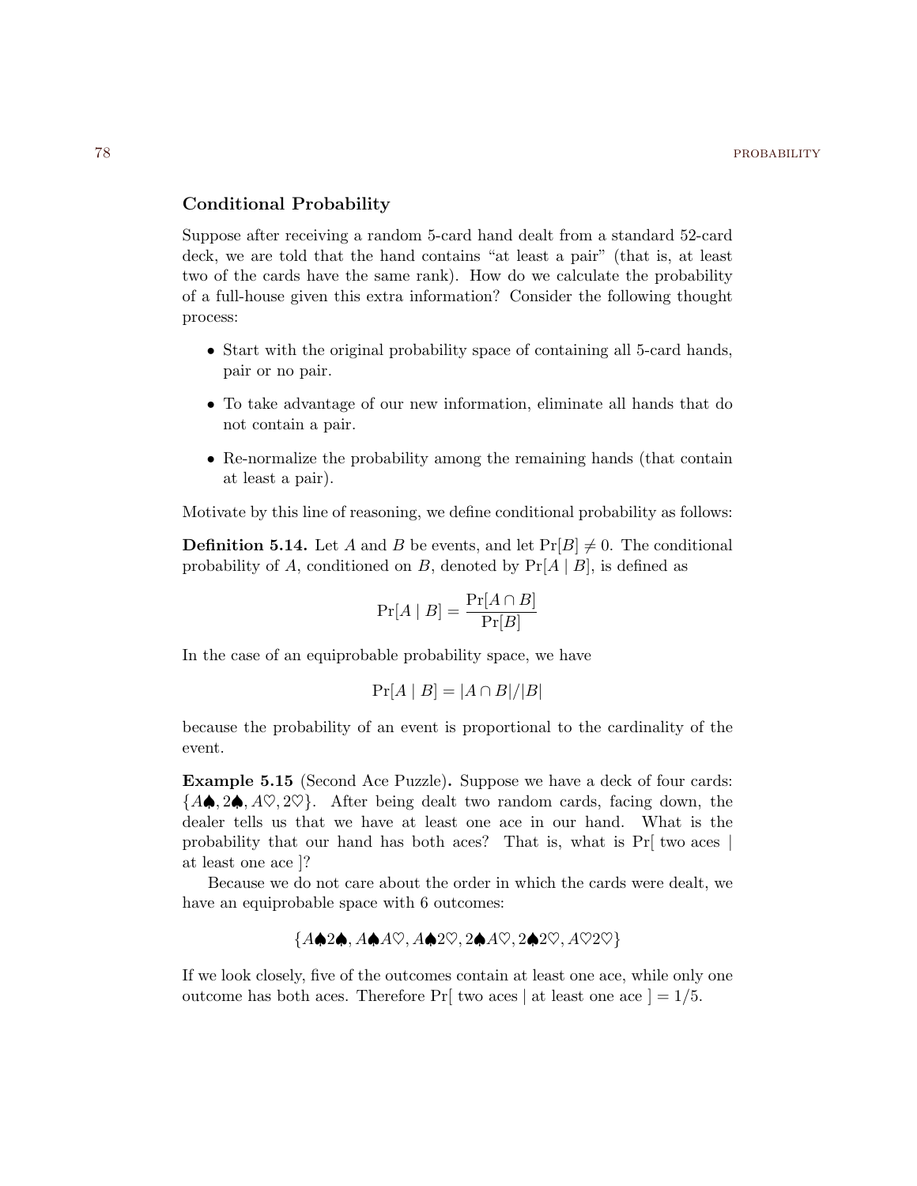## Conditional Probability

Suppose after receiving a random 5-card hand dealt from a standard 52-card deck, we are told that the hand contains "at least a pair" (that is, at least two of the cards have the same rank). How do we calculate the probability of a full-house given this extra information? Consider the following thought process:

- Start with the original probability space of containing all 5-card hands, pair or no pair.
- To take advantage of our new information, eliminate all hands that do not contain a pair.
- Re-normalize the probability among the remaining hands (that contain at least a pair).

Motivate by this line of reasoning, we define conditional probability as follows:

**Definition 5.14.** Let $A$ and $B$ be events, and let $\Pr[B] \neq 0$. The conditional probability of $A$, conditioned on $B$, denoted by $\Pr[A \mid B]$, is defined as

$$\Pr[A \mid B] = \frac{\Pr[A \cap B]}{\Pr[B]}$$

In the case of an equiprobable probability space, we have

$$\Pr[A \mid B] = |A \cap B|/|B|$$

because the probability of an event is proportional to the cardinality of the event.

**Example 5.15** (Second Ace Puzzle)**.** Suppose we have a deck of four cards: $\{A\spadesuit, 2\spadesuit, A\heartsuit, 2\heartsuit\}$. After being dealt two random cards, facing down, the dealer tells us that we have at least one ace in our hand. What is the probability that our hand has both aces? That is, what is Pr[ two aces | at least one ace ]?

Because we do not care about the order in which the cards were dealt, we have an equiprobable space with 6 outcomes:

$$\{A\spadesuit 2\spadesuit, A\spadesuit A\heartsuit, A\spadesuit 2\heartsuit, 2\spadesuit A\heartsuit, 2\spadesuit 2\heartsuit, A\heartsuit 2\heartsuit\}$$

If we look closely, five of the outcomes contain at least one ace, while only one outcome has both aces. Therefore Pr[ two aces | at least one ace ] $= 1/5$.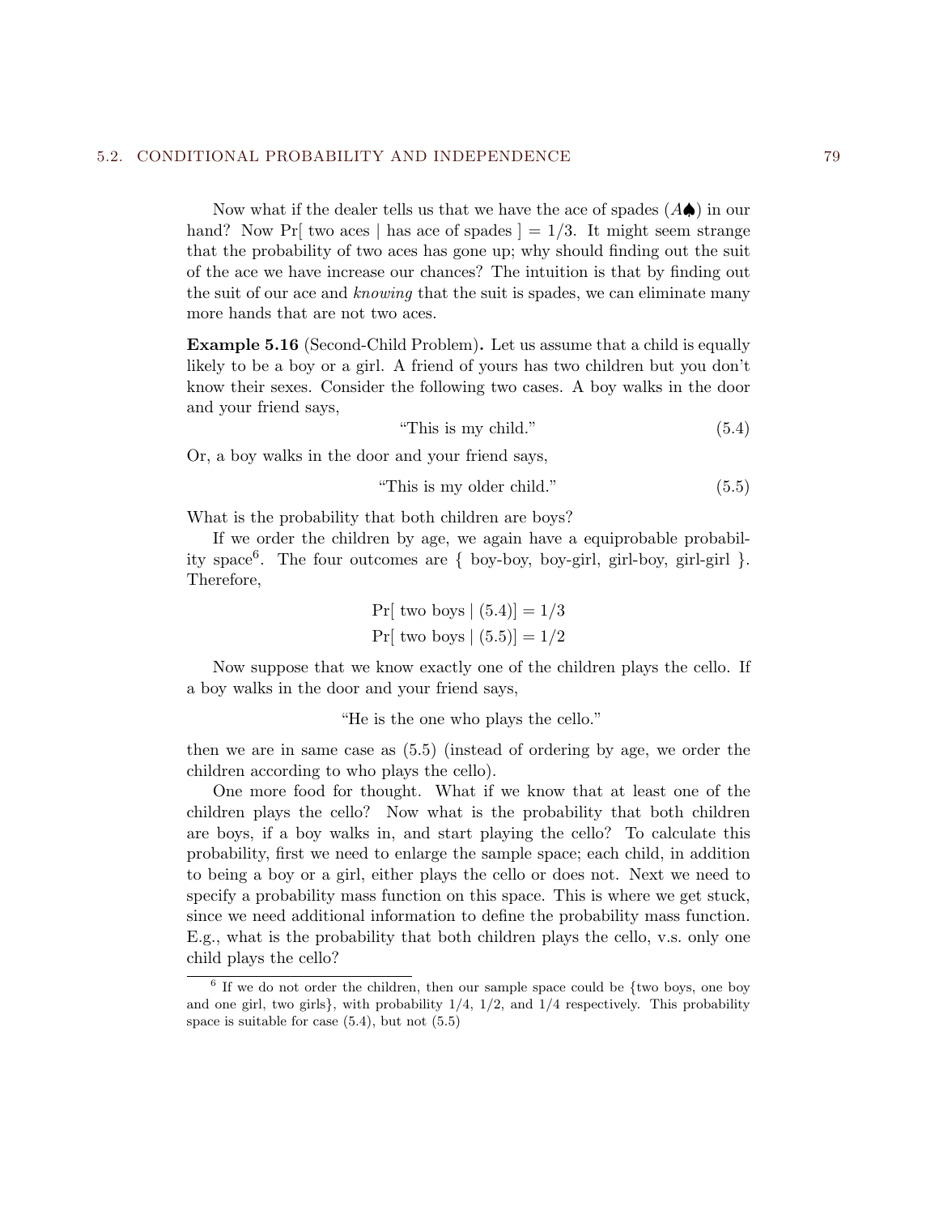Now what if the dealer tells us that we have the ace of spades ($A\spadesuit$) in our hand? Now Pr[ two aces | has ace of spades ] = 1/3. It might seem strange that the probability of two aces has gone up; why should finding out the suit of the ace we have increase our chances? The intuition is that by finding out the suit of our ace and *knowing* that the suit is spades, we can eliminate many more hands that are not two aces.

**Example 5.16** (Second-Child Problem)**.** Let us assume that a child is equally likely to be a boy or a girl. A friend of yours has two children but you don't know their sexes. Consider the following two cases. A boy walks in the door and your friend says,

$$\text{"This is my child."} \tag{5.4}$$

Or, a boy walks in the door and your friend says,

$$\text{"This is my older child."} \tag{5.5}$$

What is the probability that both children are boys?

If we order the children by age, we again have a equiprobable probability space[6]. The four outcomes are { boy-boy, boy-girl, girl-boy, girl-girl }. Therefore,

$$\Pr[\text{ two boys} \mid (5.4)] = 1/3$$
$$\Pr[\text{ two boys} \mid (5.5)] = 1/2$$

Now suppose that we know exactly one of the children plays the cello. If a boy walks in the door and your friend says,

"He is the one who plays the cello."

then we are in same case as (5.5) (instead of ordering by age, we order the children according to who plays the cello).

One more food for thought. What if we know that at least one of the children plays the cello? Now what is the probability that both children are boys, if a boy walks in, and start playing the cello? To calculate this probability, first we need to enlarge the sample space; each child, in addition to being a boy or a girl, either plays the cello or does not. Next we need to specify a probability mass function on this space. This is where we get stuck, since we need additional information to define the probability mass function. E.g., what is the probability that both children plays the cello, v.s. only one child plays the cello?

[6] If we do not order the children, then our sample space could be {two boys, one boy and one girl, two girls}, with probability 1/4, 1/2, and 1/4 respectively. This probability space is suitable for case (5.4), but not (5.5)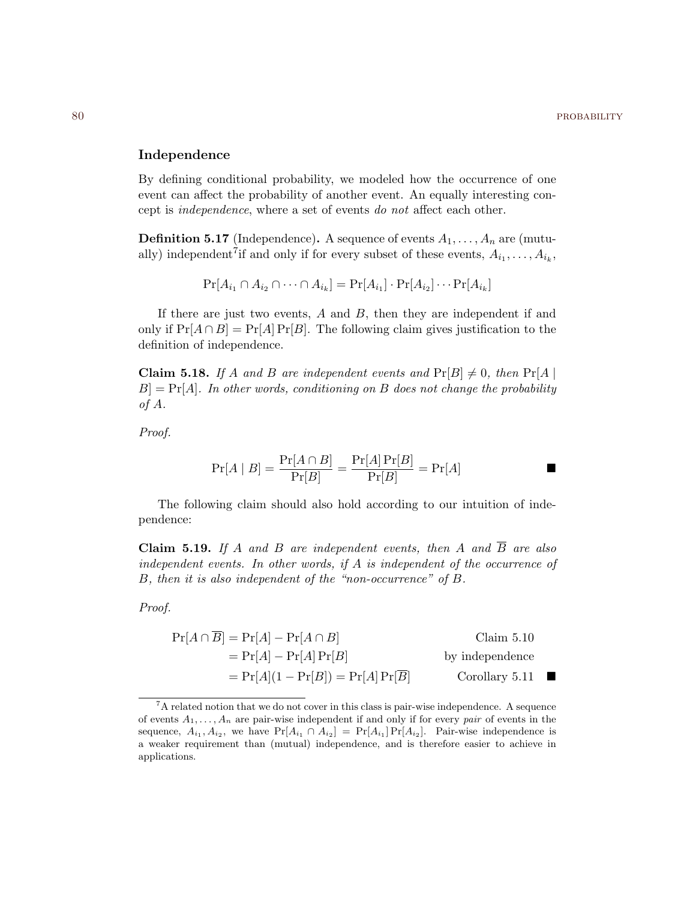## Independence

By defining conditional probability, we modeled how the occurrence of one event can affect the probability of another event. An equally interesting concept is *independence*, where a set of events *do not* affect each other.

**Definition 5.17** (Independence)**.** A sequence of events $A_1, \ldots, A_n$ are (mutually) independent[7] if and only if for every subset of these events, $A_{i_1}, \ldots, A_{i_k}$,

$$\Pr[A_{i_1} \cap A_{i_2} \cap \cdots \cap A_{i_k}] = \Pr[A_{i_1}] \cdot \Pr[A_{i_2}] \cdots \Pr[A_{i_k}]$$

If there are just two events, $A$ and $B$, then they are independent if and only if $\Pr[A \cap B] = \Pr[A]\Pr[B]$. The following claim gives justification to the definition of independence.

**Claim 5.18.** *If $A$ and $B$ are independent events and $\Pr[B] \neq 0$, then $\Pr[A \mid B] = \Pr[A]$. In other words, conditioning on $B$ does not change the probability of $A$.*

*Proof.*

$$\Pr[A \mid B] = \frac{\Pr[A \cap B]}{\Pr[B]} = \frac{\Pr[A]\Pr[B]}{\Pr[B]} = \Pr[A] \qquad \blacksquare$$

The following claim should also hold according to our intuition of independence:

**Claim 5.19.** *If $A$ and $B$ are independent events, then $A$ and $\overline{B}$ are also independent events. In other words, if $A$ is independent of the occurrence of $B$, then it is also independent of the "non-occurrence" of $B$.*

*Proof.*

$$\begin{aligned}
\Pr[A \cap \overline{B}] &= \Pr[A] - \Pr[A \cap B] && \text{Claim 5.10} \\
&= \Pr[A] - \Pr[A]\Pr[B] && \text{by independence} \\
&= \Pr[A](1 - \Pr[B]) = \Pr[A]\Pr[\overline{B}] && \text{Corollary 5.11} \qquad \blacksquare
\end{aligned}$$

---

[7] A related notion that we do not cover in this class is pair-wise independence. A sequence of events $A_1, \ldots, A_n$ are pair-wise independent if and only if for every *pair* of events in the sequence, $A_{i_1}, A_{i_2}$, we have $\Pr[A_{i_1} \cap A_{i_2}] = \Pr[A_{i_1}]\Pr[A_{i_2}]$. Pair-wise independence is a weaker requirement than (mutual) independence, and is therefore easier to achieve in applications.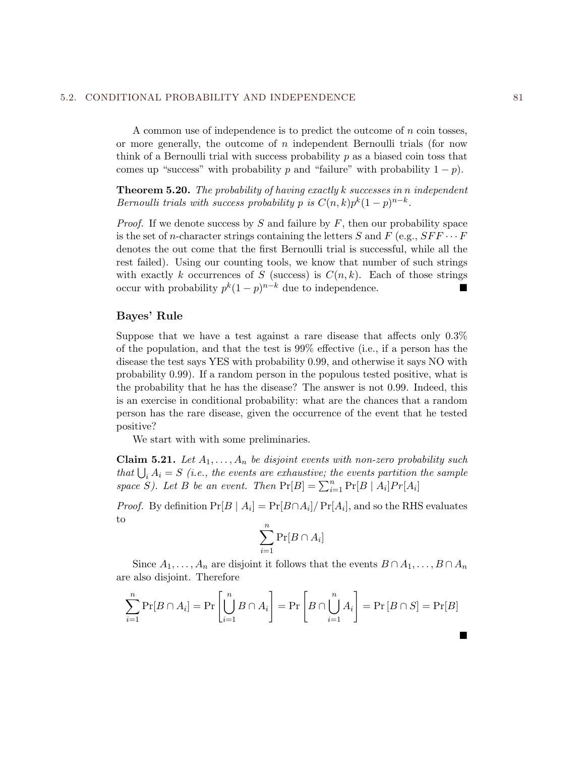A common use of independence is to predict the outcome of $n$ coin tosses, or more generally, the outcome of $n$ independent Bernoulli trials (for now think of a Bernoulli trial with success probability $p$ as a biased coin toss that comes up "success" with probability $p$ and "failure" with probability $1 - p$).

**Theorem 5.20.** *The probability of having exactly $k$ successes in $n$ independent Bernoulli trials with success probability $p$ is $C(n, k)p^k(1 - p)^{n-k}$.*

*Proof.* If we denote success by $S$ and failure by $F$, then our probability space is the set of $n$-character strings containing the letters $S$ and $F$ (e.g., $SFF \cdots F$ denotes the out come that the first Bernoulli trial is successful, while all the rest failed). Using our counting tools, we know that number of such strings with exactly $k$ occurrences of $S$ (success) is $C(n, k)$. Each of those strings occur with probability $p^k(1 - p)^{n-k}$ due to independence. ∎

### Bayes' Rule

Suppose that we have a test against a rare disease that affects only 0.3% of the population, and that the test is 99% effective (i.e., if a person has the disease the test says YES with probability 0.99, and otherwise it says NO with probability 0.99). If a random person in the populous tested positive, what is the probability that he has the disease? The answer is not 0.99. Indeed, this is an exercise in conditional probability: what are the chances that a random person has the rare disease, given the occurrence of the event that he tested positive?

We start with with some preliminaries.

**Claim 5.21.** *Let $A_1, \ldots, A_n$ be disjoint events with non-zero probability such that $\bigcup_i A_i = S$ (i.e., the events are exhaustive; the events partition the sample space $S$). Let $B$ be an event. Then $\Pr[B] = \sum_{i=1}^{n} \Pr[B \mid A_i]Pr[A_i]$*

*Proof.* By definition $\Pr[B \mid A_i] = \Pr[B \cap A_i] / \Pr[A_i]$, and so the RHS evaluates to

$$\sum_{i=1}^{n} \Pr[B \cap A_i]$$

Since $A_1, \ldots, A_n$ are disjoint it follows that the events $B \cap A_1, \ldots, B \cap A_n$ are also disjoint. Therefore

$$\sum_{i=1}^{n} \Pr[B \cap A_i] = \Pr\left[\bigcup_{i=1}^{n} B \cap A_i\right] = \Pr\left[B \cap \bigcup_{i=1}^{n} A_i\right] = \Pr\left[B \cap S\right] = \Pr[B]$$

∎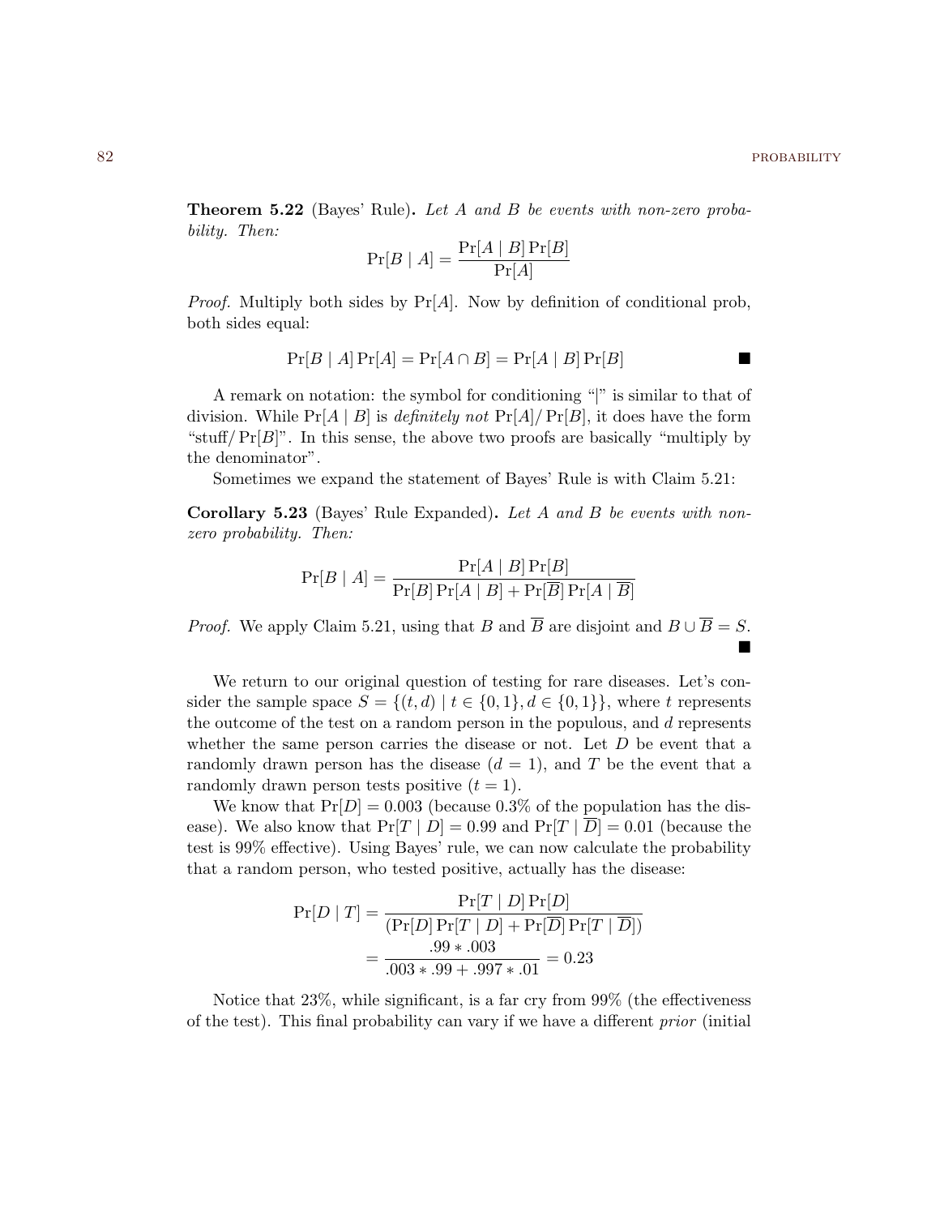**Theorem 5.22** (Bayes' Rule)**.** *Let $A$ and $B$ be events with non-zero probability. Then:*

$$\Pr[B \mid A] = \frac{\Pr[A \mid B]\Pr[B]}{\Pr[A]}$$

*Proof.* Multiply both sides by $\Pr[A]$. Now by definition of conditional prob, both sides equal:

$$\Pr[B \mid A]\Pr[A] = \Pr[A \cap B] = \Pr[A \mid B]\Pr[B]$$ ■

A remark on notation: the symbol for conditioning "|" is similar to that of division. While $\Pr[A \mid B]$ is *definitely not* $\Pr[A]/\Pr[B]$, it does have the form "stuff$/\Pr[B]$". In this sense, the above two proofs are basically "multiply by the denominator".

Sometimes we expand the statement of Bayes' Rule is with Claim 5.21:

**Corollary 5.23** (Bayes' Rule Expanded)**.** *Let $A$ and $B$ be events with non-zero probability. Then:*

$$\Pr[B \mid A] = \frac{\Pr[A \mid B]\Pr[B]}{\Pr[B]\Pr[A \mid B] + \Pr[\overline{B}]\Pr[A \mid \overline{B}]}$$

*Proof.* We apply Claim 5.21, using that $B$ and $\overline{B}$ are disjoint and $B \cup \overline{B} = S$. ■

We return to our original question of testing for rare diseases. Let's consider the sample space $S = \{(t, d) \mid t \in \{0, 1\}, d \in \{0, 1\}\}$, where $t$ represents the outcome of the test on a random person in the populous, and $d$ represents whether the same person carries the disease or not. Let $D$ be event that a randomly drawn person has the disease ($d = 1$), and $T$ be the event that a randomly drawn person tests positive ($t = 1$).

We know that $\Pr[D] = 0.003$ (because 0.3% of the population has the disease). We also know that $\Pr[T \mid D] = 0.99$ and $\Pr[T \mid \overline{D}] = 0.01$ (because the test is 99% effective). Using Bayes' rule, we can now calculate the probability that a random person, who tested positive, actually has the disease:

$$\begin{aligned}
\Pr[D \mid T] &= \frac{\Pr[T \mid D]\Pr[D]}{(\Pr[D]\Pr[T \mid D] + \Pr[\overline{D}]\Pr[T \mid \overline{D}])} \\
&= \frac{.99 * .003}{.003 * .99 + .997 * .01} = 0.23
\end{aligned}$$

Notice that 23%, while significant, is a far cry from 99% (the effectiveness of the test). This final probability can vary if we have a different *prior* (initial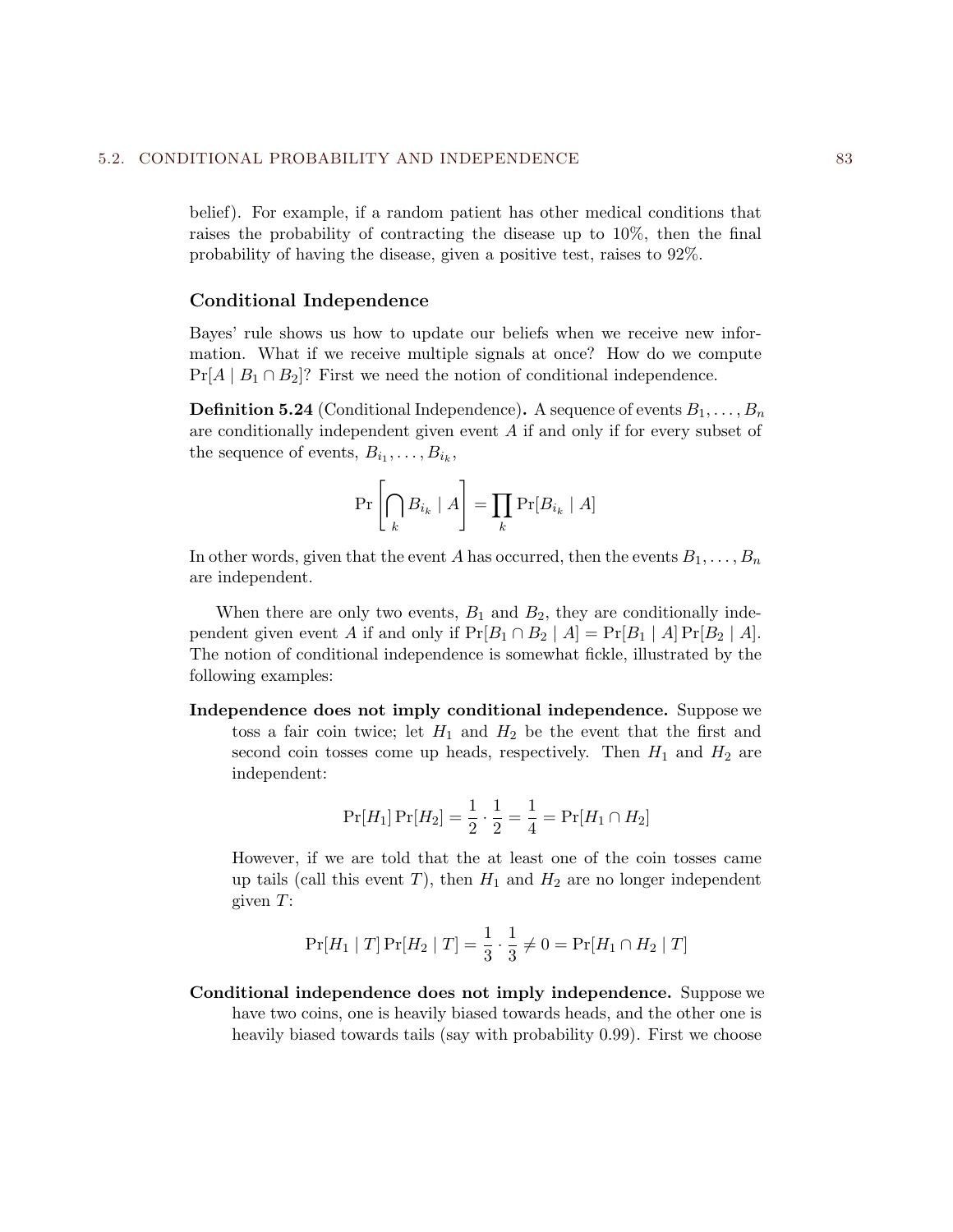belief). For example, if a random patient has other medical conditions that raises the probability of contracting the disease up to 10%, then the final probability of having the disease, given a positive test, raises to 92%.

### Conditional Independence

Bayes' rule shows us how to update our beliefs when we receive new information. What if we receive multiple signals at once? How do we compute $\Pr[A \mid B_1 \cap B_2]$? First we need the notion of conditional independence.

**Definition 5.24** (Conditional Independence)**.** A sequence of events $B_1, \ldots, B_n$ are conditionally independent given event $A$ if and only if for every subset of the sequence of events, $B_{i_1}, \ldots, B_{i_k}$,

$$\Pr\left[\bigcap_k B_{i_k} \mid A\right] = \prod_k \Pr[B_{i_k} \mid A]$$

In other words, given that the event $A$ has occurred, then the events $B_1, \ldots, B_n$ are independent.

When there are only two events, $B_1$ and $B_2$, they are conditionally independent given event $A$ if and only if $\Pr[B_1 \cap B_2 \mid A] = \Pr[B_1 \mid A] \Pr[B_2 \mid A]$. The notion of conditional independence is somewhat fickle, illustrated by the following examples:

**Independence does not imply conditional independence.** Suppose we toss a fair coin twice; let $H_1$ and $H_2$ be the event that the first and second coin tosses come up heads, respectively. Then $H_1$ and $H_2$ are independent:

$$\Pr[H_1] \Pr[H_2] = \frac{1}{2} \cdot \frac{1}{2} = \frac{1}{4} = \Pr[H_1 \cap H_2]$$

However, if we are told that the at least one of the coin tosses came up tails (call this event $T$), then $H_1$ and $H_2$ are no longer independent given $T$:

$$\Pr[H_1 \mid T] \Pr[H_2 \mid T] = \frac{1}{3} \cdot \frac{1}{3} \neq 0 = \Pr[H_1 \cap H_2 \mid T]$$

**Conditional independence does not imply independence.** Suppose we have two coins, one is heavily biased towards heads, and the other one is heavily biased towards tails (say with probability 0.99). First we choose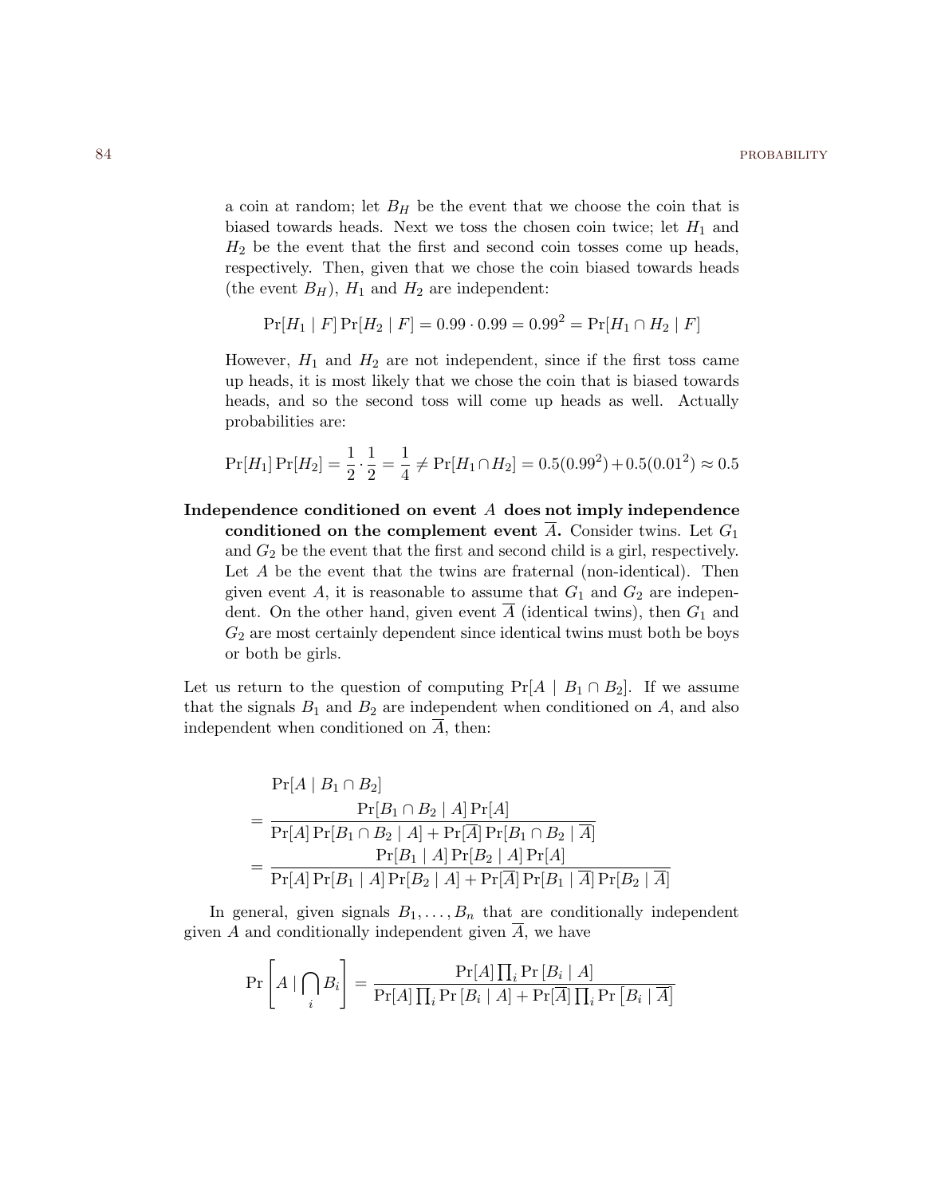a coin at random; let $B_H$ be the event that we choose the coin that is biased towards heads. Next we toss the chosen coin twice; let $H_1$ and $H_2$ be the event that the first and second coin tosses come up heads, respectively. Then, given that we chose the coin biased towards heads (the event $B_H$), $H_1$ and $H_2$ are independent:

$$\Pr[H_1 \mid F]\Pr[H_2 \mid F] = 0.99 \cdot 0.99 = 0.99^2 = \Pr[H_1 \cap H_2 \mid F]$$

However, $H_1$ and $H_2$ are not independent, since if the first toss came up heads, it is most likely that we chose the coin that is biased towards heads, and so the second toss will come up heads as well. Actually probabilities are:

$$\Pr[H_1]\Pr[H_2] = \frac{1}{2} \cdot \frac{1}{2} = \frac{1}{4} \neq \Pr[H_1 \cap H_2] = 0.5(0.99^2) + 0.5(0.01^2) \approx 0.5$$

**Independence conditioned on event $A$ does not imply independence conditioned on the complement event $\overline{A}$.** Consider twins. Let $G_1$ and $G_2$ be the event that the first and second child is a girl, respectively. Let $A$ be the event that the twins are fraternal (non-identical). Then given event $A$, it is reasonable to assume that $G_1$ and $G_2$ are independent. On the other hand, given event $\overline{A}$ (identical twins), then $G_1$ and $G_2$ are most certainly dependent since identical twins must both be boys or both be girls.

Let us return to the question of computing $\Pr[A \mid B_1 \cap B_2]$. If we assume that the signals $B_1$ and $B_2$ are independent when conditioned on $A$, and also independent when conditioned on $\overline{A}$, then:

$$\begin{aligned}
&\Pr[A \mid B_1 \cap B_2] \\
&= \frac{\Pr[B_1 \cap B_2 \mid A]\Pr[A]}{\Pr[A]\Pr[B_1 \cap B_2 \mid A] + \Pr[\overline{A}]\Pr[B_1 \cap B_2 \mid \overline{A}]} \\
&= \frac{\Pr[B_1 \mid A]\Pr[B_2 \mid A]\Pr[A]}{\Pr[A]\Pr[B_1 \mid A]\Pr[B_2 \mid A] + \Pr[\overline{A}]\Pr[B_1 \mid \overline{A}]\Pr[B_2 \mid \overline{A}]}
\end{aligned}$$

In general, given signals $B_1, \ldots, B_n$ that are conditionally independent given $A$ and conditionally independent given $\overline{A}$, we have

$$\Pr\left[A \mid \bigcap_i B_i\right] = \frac{\Pr[A]\prod_i \Pr[B_i \mid A]}{\Pr[A]\prod_i \Pr[B_i \mid A] + \Pr[\overline{A}]\prod_i \Pr\left[B_i \mid \overline{A}\right]}$$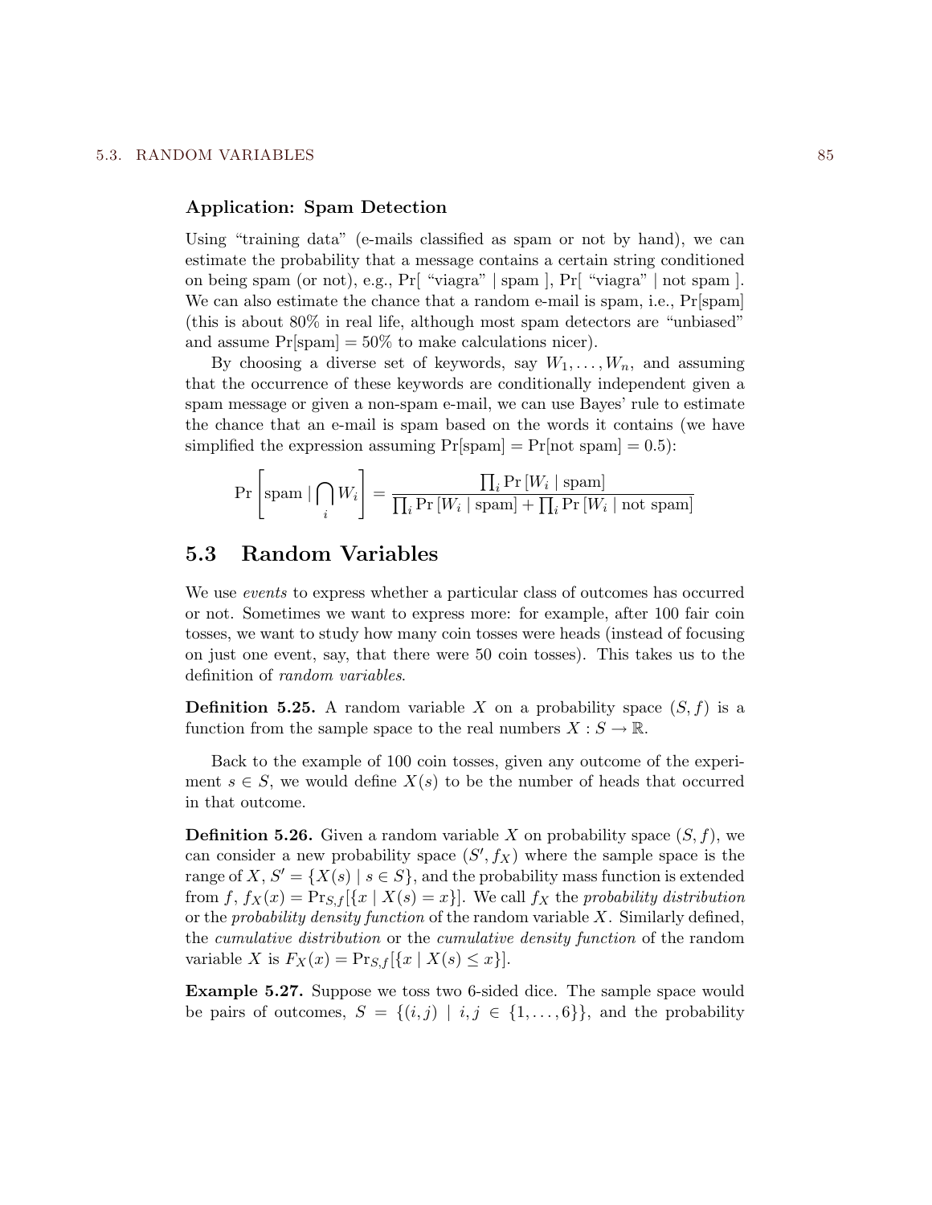### Application: Spam Detection

Using "training data" (e-mails classified as spam or not by hand), we can estimate the probability that a message contains a certain string conditioned on being spam (or not), e.g., Pr[ "viagra" | spam ], Pr[ "viagra" | not spam ]. We can also estimate the chance that a random e-mail is spam, i.e., Pr[spam] (this is about 80% in real life, although most spam detectors are "unbiased" and assume Pr[spam] = 50% to make calculations nicer).

By choosing a diverse set of keywords, say $W_1, \dots, W_n$, and assuming that the occurrence of these keywords are conditionally independent given a spam message or given a non-spam e-mail, we can use Bayes' rule to estimate the chance that an e-mail is spam based on the words it contains (we have simplified the expression assuming Pr[spam] = Pr[not spam] = 0.5):

$$\Pr\left[\text{spam} \mid \bigcap_i W_i\right] = \frac{\prod_i \Pr\left[W_i \mid \text{spam}\right]}{\prod_i \Pr\left[W_i \mid \text{spam}\right] + \prod_i \Pr\left[W_i \mid \text{not spam}\right]}$$

## 5.3 Random Variables

We use *events* to express whether a particular class of outcomes has occurred or not. Sometimes we want to express more: for example, after 100 fair coin tosses, we want to study how many coin tosses were heads (instead of focusing on just one event, say, that there were 50 coin tosses). This takes us to the definition of *random variables*.

**Definition 5.25.** A random variable $X$ on a probability space $(S, f)$ is a function from the sample space to the real numbers $X : S \to \mathbb{R}$.

Back to the example of 100 coin tosses, given any outcome of the experiment $s \in S$, we would define $X(s)$ to be the number of heads that occurred in that outcome.

**Definition 5.26.** Given a random variable $X$ on probability space $(S, f)$, we can consider a new probability space $(S', f_X)$ where the sample space is the range of $X$, $S' = \{X(s) \mid s \in S\}$, and the probability mass function is extended from $f$, $f_X(x) = \Pr_{S,f}[\{x \mid X(s) = x\}]$. We call $f_X$ the *probability distribution* or the *probability density function* of the random variable $X$. Similarly defined, the *cumulative distribution* or the *cumulative density function* of the random variable $X$ is $F_X(x) = \Pr_{S,f}[\{x \mid X(s) \leq x\}]$.

**Example 5.27.** Suppose we toss two 6-sided dice. The sample space would be pairs of outcomes, $S = \{(i, j) \mid i, j \in \{1, \dots, 6\}\}$, and the probability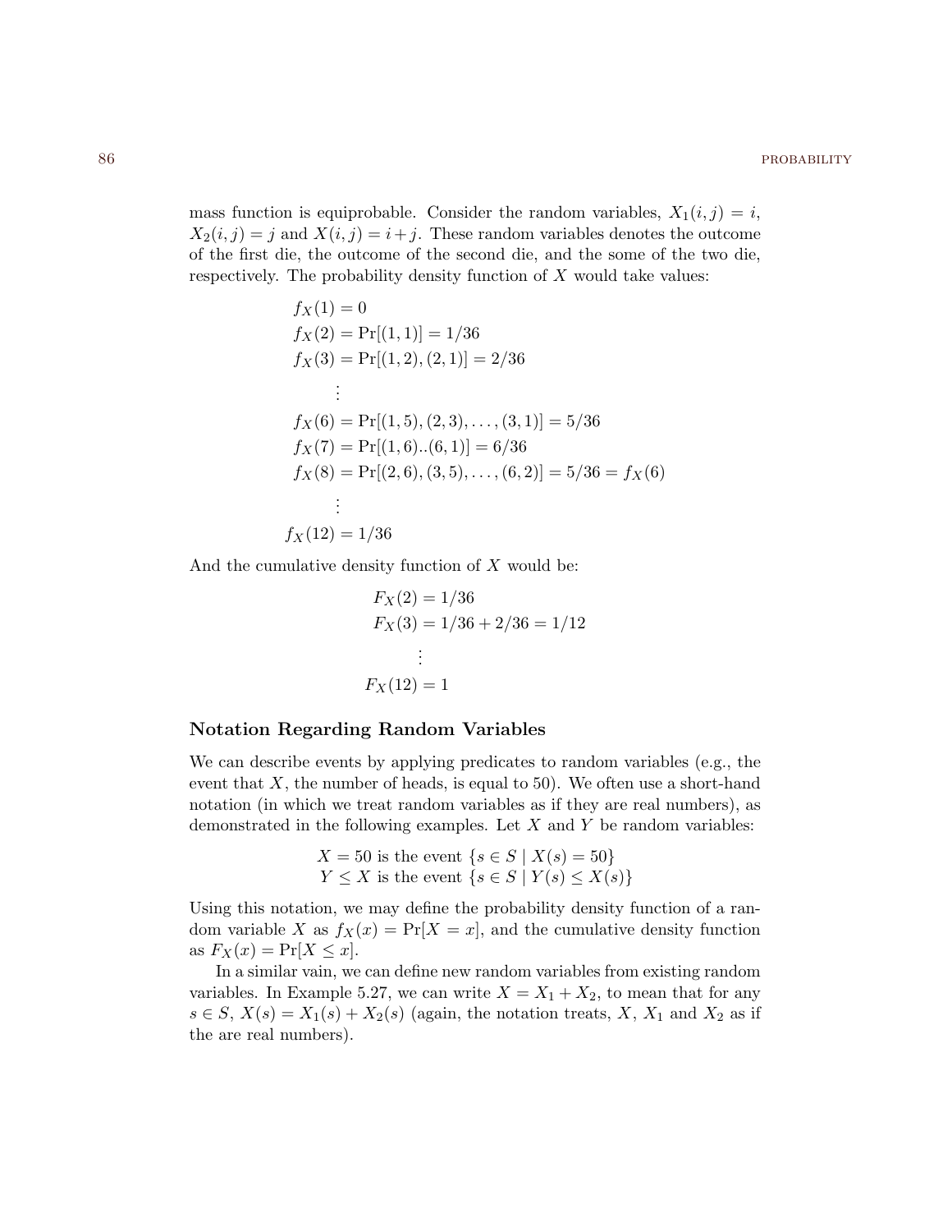mass function is equiprobable. Consider the random variables, $X_1(i,j) = i$, $X_2(i,j) = j$ and $X(i,j) = i+j$. These random variables denotes the outcome of the first die, the outcome of the second die, and the some of the two die, respectively. The probability density function of $X$ would take values:

$$
\begin{aligned}
f_X(1) &= 0 \\
f_X(2) &= \Pr[(1,1)] = 1/36 \\
f_X(3) &= \Pr[(1,2),(2,1)] = 2/36 \\
&\vdots \\
f_X(6) &= \Pr[(1,5),(2,3),\ldots,(3,1)] = 5/36 \\
f_X(7) &= \Pr[(1,6)..(6,1)] = 6/36 \\
f_X(8) &= \Pr[(2,6),(3,5),\ldots,(6,2)] = 5/36 = f_X(6) \\
&\vdots \\
f_X(12) &= 1/36
\end{aligned}
$$

And the cumulative density function of $X$ would be:

$$
\begin{aligned}
F_X(2) &= 1/36 \\
F_X(3) &= 1/36 + 2/36 = 1/12 \\
&\vdots \\
F_X(12) &= 1
\end{aligned}
$$

### Notation Regarding Random Variables

We can describe events by applying predicates to random variables (e.g., the event that $X$, the number of heads, is equal to 50). We often use a short-hand notation (in which we treat random variables as if they are real numbers), as demonstrated in the following examples. Let $X$ and $Y$ be random variables:

$$
\begin{aligned}
X = 50 &\text{ is the event } \{s \in S \mid X(s) = 50\} \\
Y \leq X &\text{ is the event } \{s \in S \mid Y(s) \leq X(s)\}
\end{aligned}
$$

Using this notation, we may define the probability density function of a random variable $X$ as $f_X(x) = \Pr[X = x]$, and the cumulative density function as $F_X(x) = \Pr[X \leq x]$.

In a similar vain, we can define new random variables from existing random variables. In Example 5.27, we can write $X = X_1 + X_2$, to mean that for any $s \in S$, $X(s) = X_1(s) + X_2(s)$ (again, the notation treats, $X$, $X_1$ and $X_2$ as if the are real numbers).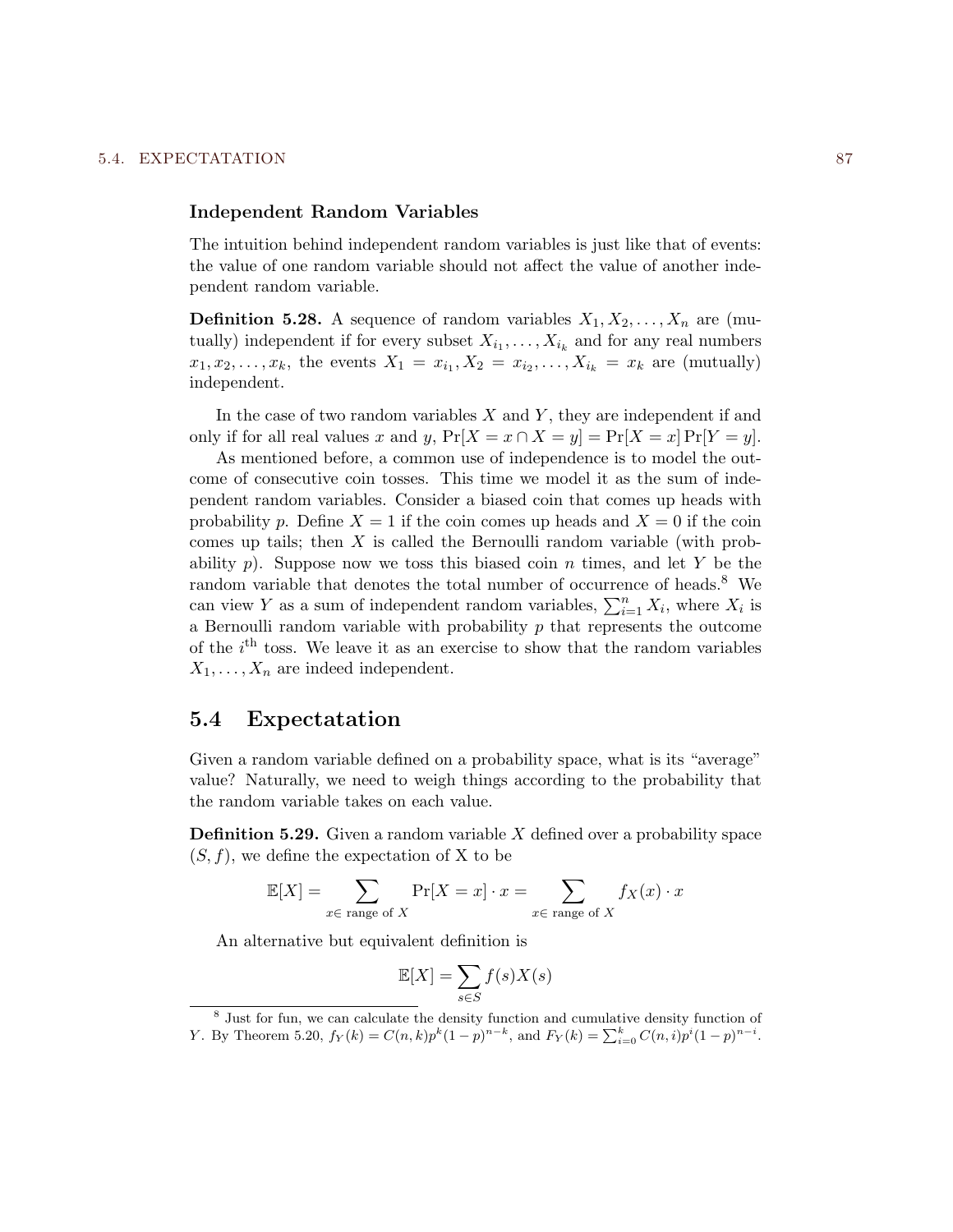### Independent Random Variables

The intuition behind independent random variables is just like that of events: the value of one random variable should not affect the value of another independent random variable.

**Definition 5.28.** A sequence of random variables $X_1, X_2, \ldots, X_n$ are (mutually) independent if for every subset $X_{i_1}, \ldots, X_{i_k}$ and for any real numbers $x_1, x_2, \ldots, x_k$, the events $X_1 = x_{i_1}, X_2 = x_{i_2}, \ldots, X_{i_k} = x_k$ are (mutually) independent.

In the case of two random variables $X$ and $Y$, they are independent if and only if for all real values $x$ and $y$, $\Pr[X = x \cap X = y] = \Pr[X = x]\Pr[Y = y]$.

As mentioned before, a common use of independence is to model the outcome of consecutive coin tosses. This time we model it as the sum of independent random variables. Consider a biased coin that comes up heads with probability $p$. Define $X = 1$ if the coin comes up heads and $X = 0$ if the coin comes up tails; then $X$ is called the Bernoulli random variable (with probability $p$). Suppose now we toss this biased coin $n$ times, and let $Y$ be the random variable that denotes the total number of occurrence of heads.[8] We can view $Y$ as a sum of independent random variables, $\sum_{i=1}^{n} X_i$, where $X_i$ is a Bernoulli random variable with probability $p$ that represents the outcome of the $i^{\text{th}}$ toss. We leave it as an exercise to show that the random variables $X_1, \ldots, X_n$ are indeed independent.

## 5.4 Expectatation

Given a random variable defined on a probability space, what is its "average" value? Naturally, we need to weigh things according to the probability that the random variable takes on each value.

**Definition 5.29.** Given a random variable $X$ defined over a probability space $(S, f)$, we define the expectation of X to be

$$\mathbb{E}[X] = \sum_{x \in \text{ range of } X} \Pr[X = x] \cdot x = \sum_{x \in \text{ range of } X} f_X(x) \cdot x$$

An alternative but equivalent definition is

$$\mathbb{E}[X] = \sum_{s \in S} f(s) X(s)$$

[8] Just for fun, we can calculate the density function and cumulative density function of $Y$. By Theorem 5.20, $f_Y(k) = C(n,k)p^k(1-p)^{n-k}$, and $F_Y(k) = \sum_{i=0}^{k} C(n,i)p^i(1-p)^{n-i}$.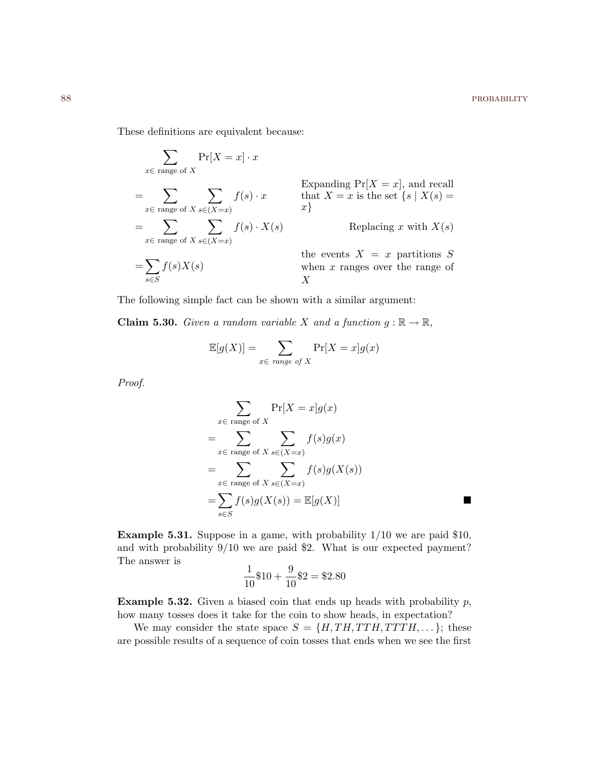These definitions are equivalent because:

$$
\begin{aligned}
&\sum_{x \in \text{ range of } X} \Pr[X = x] \cdot x \\
&= \sum_{x \in \text{ range of } X} \sum_{s \in (X=x)} f(s) \cdot x && \text{Expanding } \Pr[X = x]\text{, and recall that } X = x \text{ is the set } \{s \mid X(s) = x\} \\
&= \sum_{x \in \text{ range of } X} \sum_{s \in (X=x)} f(s) \cdot X(s) && \text{Replacing } x \text{ with } X(s) \\
&= \sum_{s \in S} f(s) X(s) && \text{the events } X = x \text{ partitions } S \text{ when } x \text{ ranges over the range of } X
\end{aligned}
$$

The following simple fact can be shown with a similar argument:

**Claim 5.30.** *Given a random variable $X$ and a function $g : \mathbb{R} \to \mathbb{R}$,*

$$
\mathbb{E}[g(X)] = \sum_{x \in \text{ range of } X} \Pr[X = x] g(x)
$$

*Proof.*

$$
\begin{aligned}
&\sum_{x \in \text{ range of } X} \Pr[X = x] g(x) \\
&= \sum_{x \in \text{ range of } X} \sum_{s \in (X=x)} f(s) g(x) \\
&= \sum_{x \in \text{ range of } X} \sum_{s \in (X=x)} f(s) g(X(s)) \\
&= \sum_{s \in S} f(s) g(X(s)) = \mathbb{E}[g(X)]
\end{aligned}
$$

■

**Example 5.31.** Suppose in a game, with probability 1/10 we are paid \$10, and with probability 9/10 we are paid \$2. What is our expected payment? The answer is

$$
\frac{1}{10}\$10 + \frac{9}{10}\$2 = \$2.80
$$

**Example 5.32.** Given a biased coin that ends up heads with probability $p$, how many tosses does it take for the coin to show heads, in expectation?

We may consider the state space $S = \{H, TH, TTH, TTTH, \dots\}$; these are possible results of a sequence of coin tosses that ends when we see the first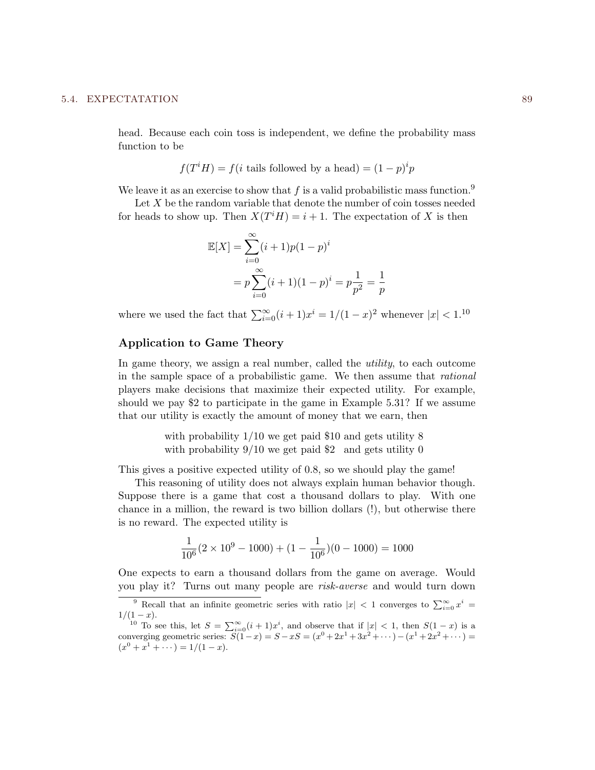head. Because each coin toss is independent, we define the probability mass function to be

$$f(T^i H) = f(i \text{ tails followed by a head}) = (1-p)^i p$$

We leave it as an exercise to show that $f$ is a valid probabilistic mass function.[9]

Let $X$ be the random variable that denote the number of coin tosses needed for heads to show up. Then $X(T^i H) = i + 1$. The expectation of $X$ is then

$$\begin{aligned} \mathbb{E}[X] &= \sum_{i=0}^{\infty} (i+1)p(1-p)^i \\ &= p \sum_{i=0}^{\infty} (i+1)(1-p)^i = p\frac{1}{p^2} = \frac{1}{p} \end{aligned}$$

where we used the fact that $\sum_{i=0}^{\infty}(i+1)x^i = 1/(1-x)^2$ whenever $|x| < 1$.[10]

### Application to Game Theory

In game theory, we assign a real number, called the *utility*, to each outcome in the sample space of a probabilistic game. We then assume that *rational* players make decisions that maximize their expected utility. For example, should we pay \$2 to participate in the game in Example 5.31? If we assume that our utility is exactly the amount of money that we earn, then

with probability 1/10 we get paid \$10 and gets utility 8
with probability 9/10 we get paid \$2 and gets utility 0

This gives a positive expected utility of 0.8, so we should play the game!

This reasoning of utility does not always explain human behavior though. Suppose there is a game that cost a thousand dollars to play. With one chance in a million, the reward is two billion dollars (!), but otherwise there is no reward. The expected utility is

$$\frac{1}{10^6}(2 \times 10^9 - 1000) + (1 - \frac{1}{10^6})(0 - 1000) = 1000$$

One expects to earn a thousand dollars from the game on average. Would you play it? Turns out many people are *risk-averse* and would turn down

---

[9] Recall that an infinite geometric series with ratio $|x| < 1$ converges to $\sum_{i=0}^{\infty} x^i = 1/(1-x)$.

[10] To see this, let $S = \sum_{i=0}^{\infty}(i+1)x^i$, and observe that if $|x| < 1$, then $S(1-x)$ is a converging geometric series: $S(1-x) = S - xS = (x^0 + 2x^1 + 3x^2 + \cdots) - (x^1 + 2x^2 + \cdots) = (x^0 + x^1 + \cdots) = 1/(1-x)$.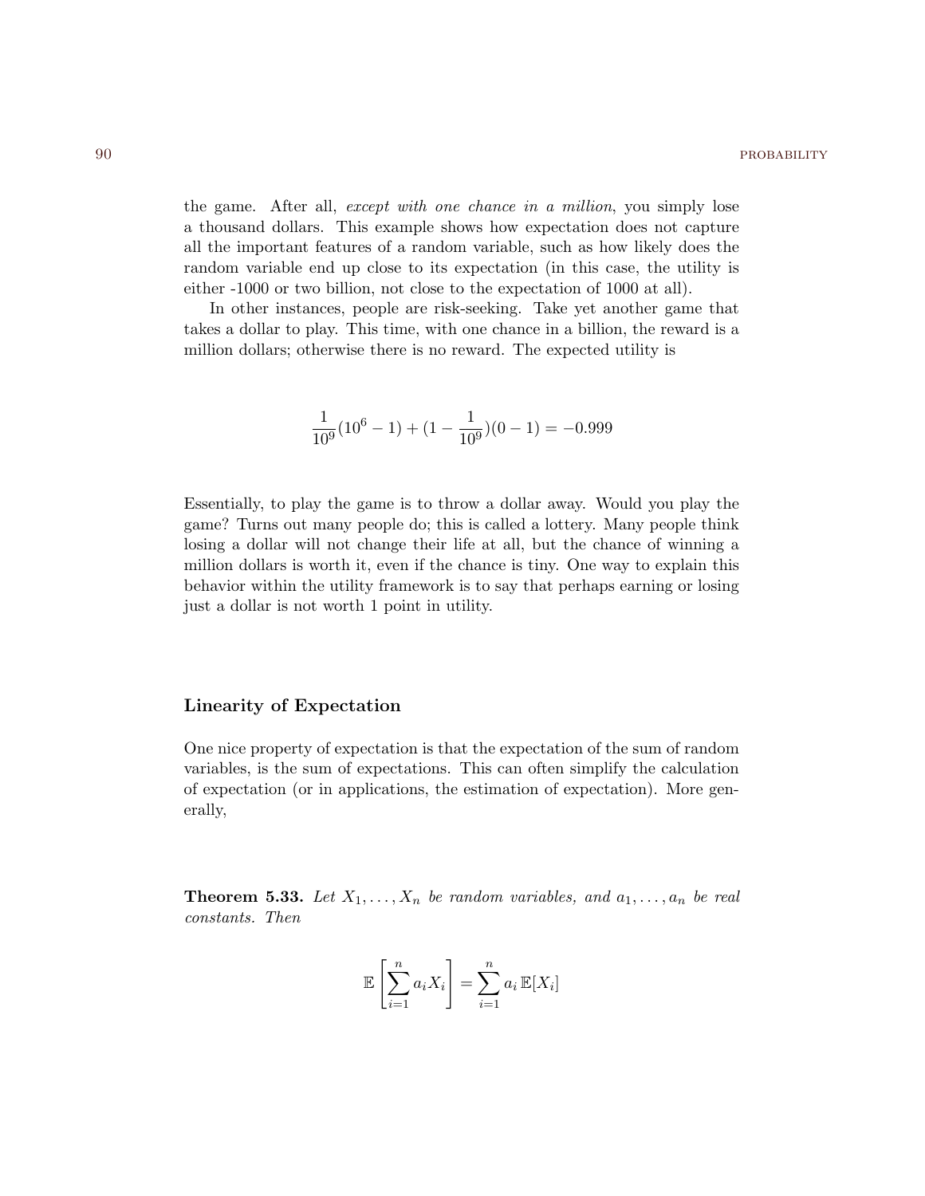the game. After all, *except with one chance in a million*, you simply lose a thousand dollars. This example shows how expectation does not capture all the important features of a random variable, such as how likely does the random variable end up close to its expectation (in this case, the utility is either -1000 or two billion, not close to the expectation of 1000 at all).

In other instances, people are risk-seeking. Take yet another game that takes a dollar to play. This time, with one chance in a billion, the reward is a million dollars; otherwise there is no reward. The expected utility is

$$\frac{1}{10^9}(10^6 - 1) + (1 - \frac{1}{10^9})(0 - 1) = -0.999$$

Essentially, to play the game is to throw a dollar away. Would you play the game? Turns out many people do; this is called a lottery. Many people think losing a dollar will not change their life at all, but the chance of winning a million dollars is worth it, even if the chance is tiny. One way to explain this behavior within the utility framework is to say that perhaps earning or losing just a dollar is not worth 1 point in utility.

### Linearity of Expectation

One nice property of expectation is that the expectation of the sum of random variables, is the sum of expectations. This can often simplify the calculation of expectation (or in applications, the estimation of expectation). More generally,

**Theorem 5.33.** *Let $X_1, \ldots, X_n$ be random variables, and $a_1, \ldots, a_n$ be real constants. Then*

$$\mathbb{E}\left[\sum_{i=1}^{n} a_i X_i\right] = \sum_{i=1}^{n} a_i \, \mathbb{E}[X_i]$$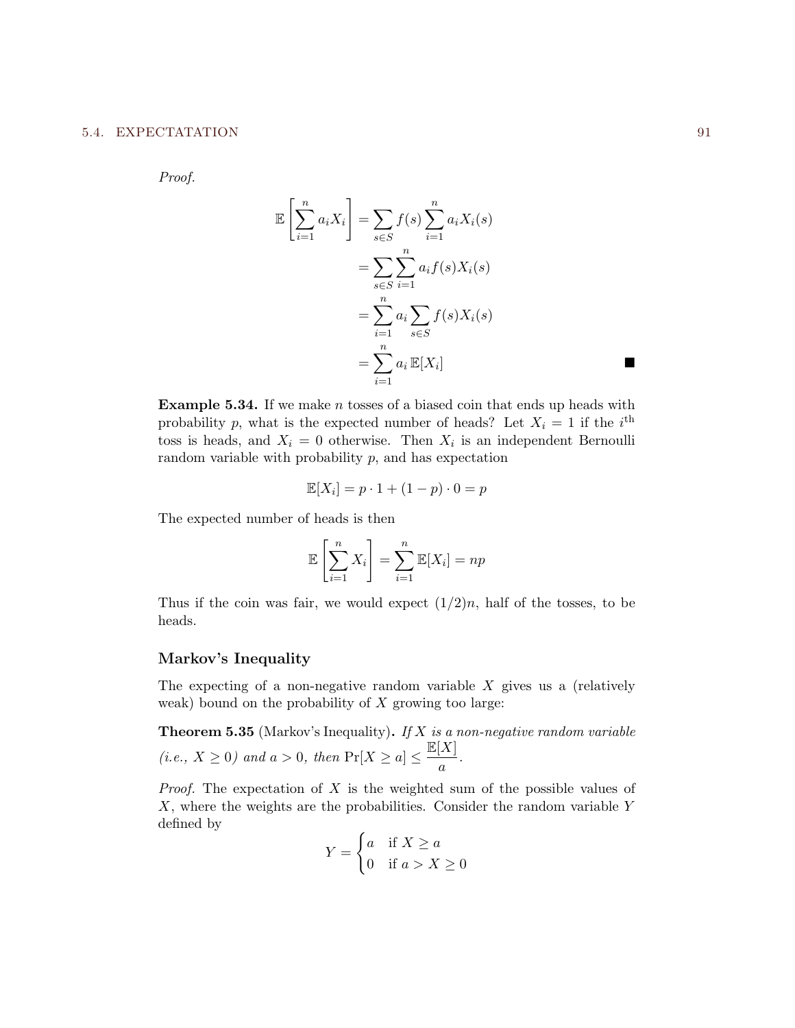*Proof.*

$$
\begin{aligned}
\mathbb{E}\left[\sum_{i=1}^{n} a_i X_i\right] &= \sum_{s \in S} f(s) \sum_{i=1}^{n} a_i X_i(s) \\
&= \sum_{s \in S} \sum_{i=1}^{n} a_i f(s) X_i(s) \\
&= \sum_{i=1}^{n} a_i \sum_{s \in S} f(s) X_i(s) \\
&= \sum_{i=1}^{n} a_i \, \mathbb{E}[X_i]
\end{aligned}
$$

■

**Example 5.34.** If we make $n$ tosses of a biased coin that ends up heads with probability $p$, what is the expected number of heads? Let $X_i = 1$ if the $i^{\text{th}}$ toss is heads, and $X_i = 0$ otherwise. Then $X_i$ is an independent Bernoulli random variable with probability $p$, and has expectation

$$
\mathbb{E}[X_i] = p \cdot 1 + (1 - p) \cdot 0 = p
$$

The expected number of heads is then

$$
\mathbb{E}\left[\sum_{i=1}^{n} X_i\right] = \sum_{i=1}^{n} \mathbb{E}[X_i] = np
$$

Thus if the coin was fair, we would expect $(1/2)n$, half of the tosses, to be heads.

### Markov's Inequality

The expecting of a non-negative random variable $X$ gives us a (relatively weak) bound on the probability of $X$ growing too large:

**Theorem 5.35** (Markov's Inequality)**.** *If $X$ is a non-negative random variable (i.e., $X \geq 0$) and $a > 0$, then* $\Pr[X \geq a] \leq \dfrac{\mathbb{E}[X]}{a}$.

*Proof.* The expectation of $X$ is the weighted sum of the possible values of $X$, where the weights are the probabilities. Consider the random variable $Y$ defined by

$$
Y = \begin{cases} a & \text{if } X \geq a \\ 0 & \text{if } a > X \geq 0 \end{cases}
$$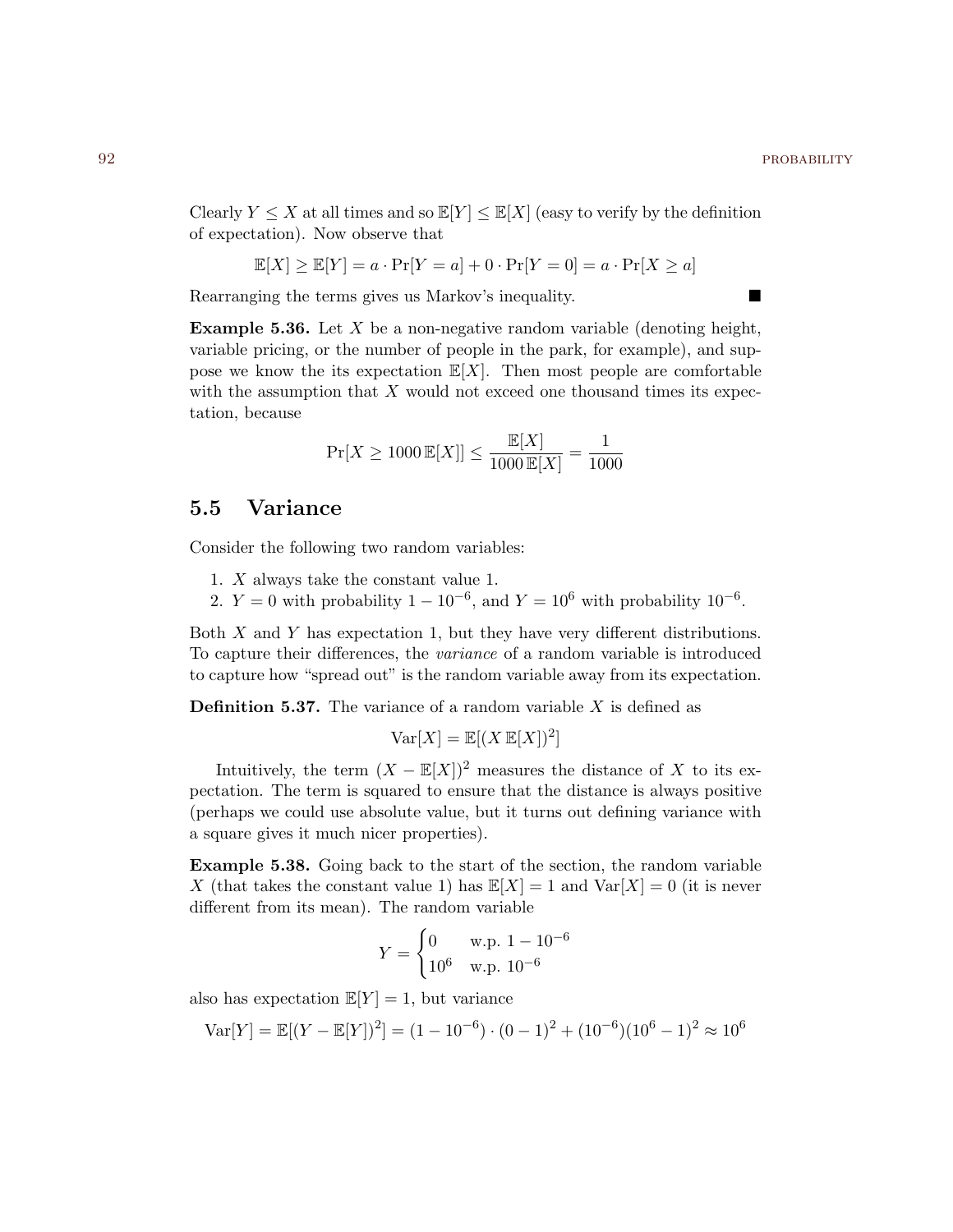Clearly $Y \leq X$ at all times and so $\mathbb{E}[Y] \leq \mathbb{E}[X]$ (easy to verify by the definition of expectation). Now observe that

$$\mathbb{E}[X] \geq \mathbb{E}[Y] = a \cdot \Pr[Y = a] + 0 \cdot \Pr[Y = 0] = a \cdot \Pr[X \geq a]$$

Rearranging the terms gives us Markov's inequality. ■

**Example 5.36.** Let $X$ be a non-negative random variable (denoting height, variable pricing, or the number of people in the park, for example), and suppose we know the its expectation $\mathbb{E}[X]$. Then most people are comfortable with the assumption that $X$ would not exceed one thousand times its expectation, because

$$\Pr[X \geq 1000\,\mathbb{E}[X]] \leq \frac{\mathbb{E}[X]}{1000\,\mathbb{E}[X]} = \frac{1}{1000}$$

## 5.5 Variance

Consider the following two random variables:

1. $X$ always take the constant value 1.
2. $Y = 0$ with probability $1 - 10^{-6}$, and $Y = 10^6$ with probability $10^{-6}$.

Both $X$ and $Y$ has expectation 1, but they have very different distributions. To capture their differences, the *variance* of a random variable is introduced to capture how "spread out" is the random variable away from its expectation.

**Definition 5.37.** The variance of a random variable $X$ is defined as

$$\mathrm{Var}[X] = \mathbb{E}[(X\,\mathbb{E}[X])^2]$$

Intuitively, the term $(X - \mathbb{E}[X])^2$ measures the distance of $X$ to its expectation. The term is squared to ensure that the distance is always positive (perhaps we could use absolute value, but it turns out defining variance with a square gives it much nicer properties).

**Example 5.38.** Going back to the start of the section, the random variable $X$ (that takes the constant value 1) has $\mathbb{E}[X] = 1$ and $\mathrm{Var}[X] = 0$ (it is never different from its mean). The random variable

$$Y = \begin{cases} 0 & \text{w.p. } 1 - 10^{-6} \\ 10^6 & \text{w.p. } 10^{-6} \end{cases}$$

also has expectation $\mathbb{E}[Y] = 1$, but variance

$$\mathrm{Var}[Y] = \mathbb{E}[(Y - \mathbb{E}[Y])^2] = (1 - 10^{-6}) \cdot (0 - 1)^2 + (10^{-6})(10^6 - 1)^2 \approx 10^6$$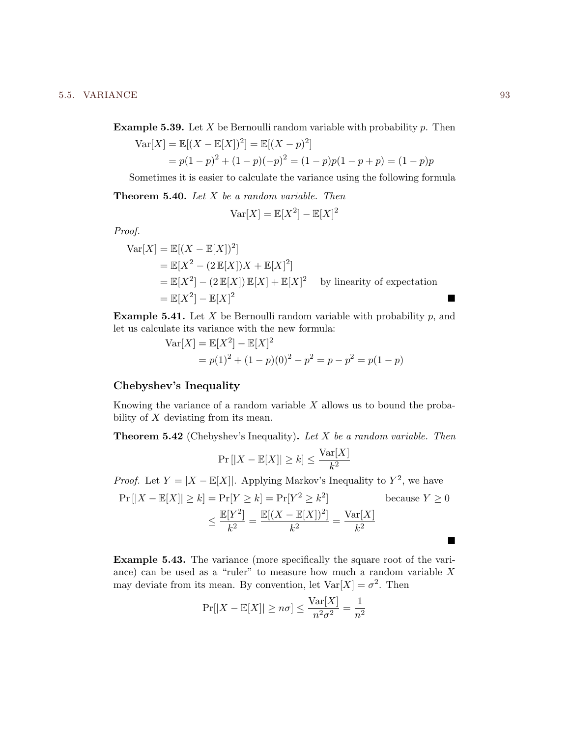**Example 5.39.** Let $X$ be Bernoulli random variable with probability $p$. Then

$$
\begin{aligned}
\mathrm{Var}[X] &= \mathbb{E}[(X - \mathbb{E}[X])^2] = \mathbb{E}[(X-p)^2] \\
&= p(1-p)^2 + (1-p)(-p)^2 = (1-p)p(1-p+p) = (1-p)p
\end{aligned}
$$

Sometimes it is easier to calculate the variance using the following formula

**Theorem 5.40.** *Let $X$ be a random variable. Then*

$$\mathrm{Var}[X] = \mathbb{E}[X^2] - \mathbb{E}[X]^2$$

*Proof.*

$$
\begin{aligned}
\mathrm{Var}[X] &= \mathbb{E}[(X - \mathbb{E}[X])^2] \\
&= \mathbb{E}[X^2 - (2\,\mathbb{E}[X])X + \mathbb{E}[X]^2] \\
&= \mathbb{E}[X^2] - (2\,\mathbb{E}[X])\,\mathbb{E}[X] + \mathbb{E}[X]^2 \quad \text{by linearity of expectation} \\
&= \mathbb{E}[X^2] - \mathbb{E}[X]^2
\end{aligned}
$$

■

**Example 5.41.** Let $X$ be Bernoulli random variable with probability $p$, and let us calculate its variance with the new formula:

$$
\begin{aligned}
\mathrm{Var}[X] &= \mathbb{E}[X^2] - \mathbb{E}[X]^2 \\
&= p(1)^2 + (1-p)(0)^2 - p^2 = p - p^2 = p(1-p)
\end{aligned}
$$

### Chebyshev's Inequality

Knowing the variance of a random variable $X$ allows us to bound the probability of $X$ deviating from its mean.

**Theorem 5.42** (Chebyshev's Inequality)**.** *Let $X$ be a random variable. Then*

$$\Pr\left[|X - \mathbb{E}[X]| \geq k\right] \leq \frac{\mathrm{Var}[X]}{k^2}$$

*Proof.* Let $Y = |X - \mathbb{E}[X]|$. Applying Markov's Inequality to $Y^2$, we have

$$
\begin{aligned}
\Pr\left[|X - \mathbb{E}[X]| \geq k\right] &= \Pr[Y \geq k] = \Pr[Y^2 \geq k^2] \qquad \text{because } Y \geq 0 \\
&\leq \frac{\mathbb{E}[Y^2]}{k^2} = \frac{\mathbb{E}[(X - \mathbb{E}[X])^2]}{k^2} = \frac{\mathrm{Var}[X]}{k^2}
\end{aligned}
$$

■

**Example 5.43.** The variance (more specifically the square root of the variance) can be used as a "ruler" to measure how much a random variable $X$ may deviate from its mean. By convention, let $\mathrm{Var}[X] = \sigma^2$. Then

$$\Pr[|X - \mathbb{E}[X]| \geq n\sigma] \leq \frac{\mathrm{Var}[X]}{n^2\sigma^2} = \frac{1}{n^2}$$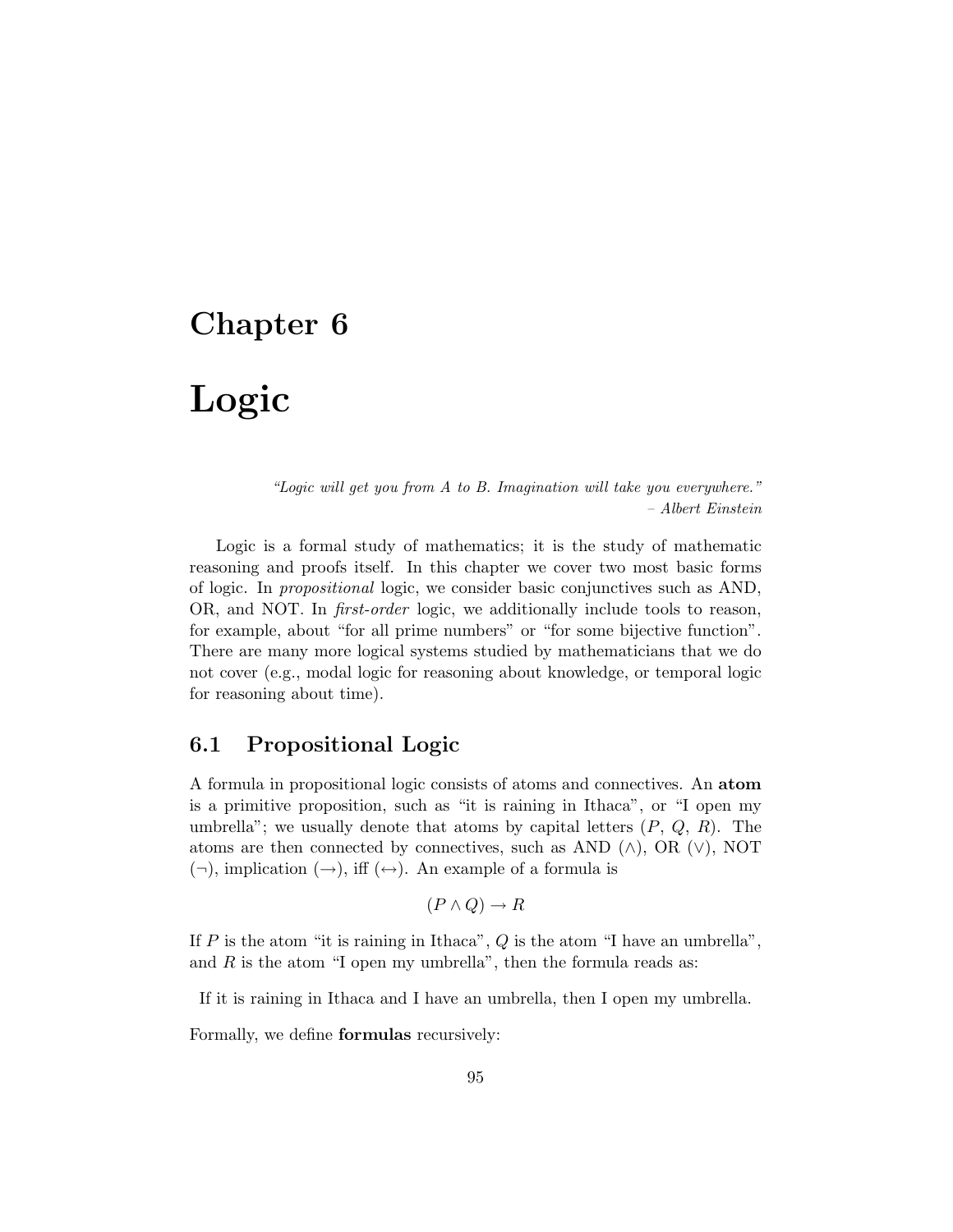# Chapter 6

# Logic

> *"Logic will get you from A to B. Imagination will take you everywhere."*
> *– Albert Einstein*

Logic is a formal study of mathematics; it is the study of mathematic reasoning and proofs itself. In this chapter we cover two most basic forms of logic. In *propositional* logic, we consider basic conjunctives such as AND, OR, and NOT. In *first-order* logic, we additionally include tools to reason, for example, about "for all prime numbers" or "for some bijective function". There are many more logical systems studied by mathematicians that we do not cover (e.g., modal logic for reasoning about knowledge, or temporal logic for reasoning about time).

## 6.1 Propositional Logic

A formula in propositional logic consists of atoms and connectives. An **atom** is a primitive proposition, such as "it is raining in Ithaca", or "I open my umbrella"; we usually denote that atoms by capital letters ($P$, $Q$, $R$). The atoms are then connected by connectives, such as AND ($\wedge$), OR ($\vee$), NOT ($\neg$), implication ($\rightarrow$), iff ($\leftrightarrow$). An example of a formula is

$$(P \wedge Q) \rightarrow R$$

If $P$ is the atom "it is raining in Ithaca", $Q$ is the atom "I have an umbrella", and $R$ is the atom "I open my umbrella", then the formula reads as:

If it is raining in Ithaca and I have an umbrella, then I open my umbrella.

Formally, we define **formulas** recursively: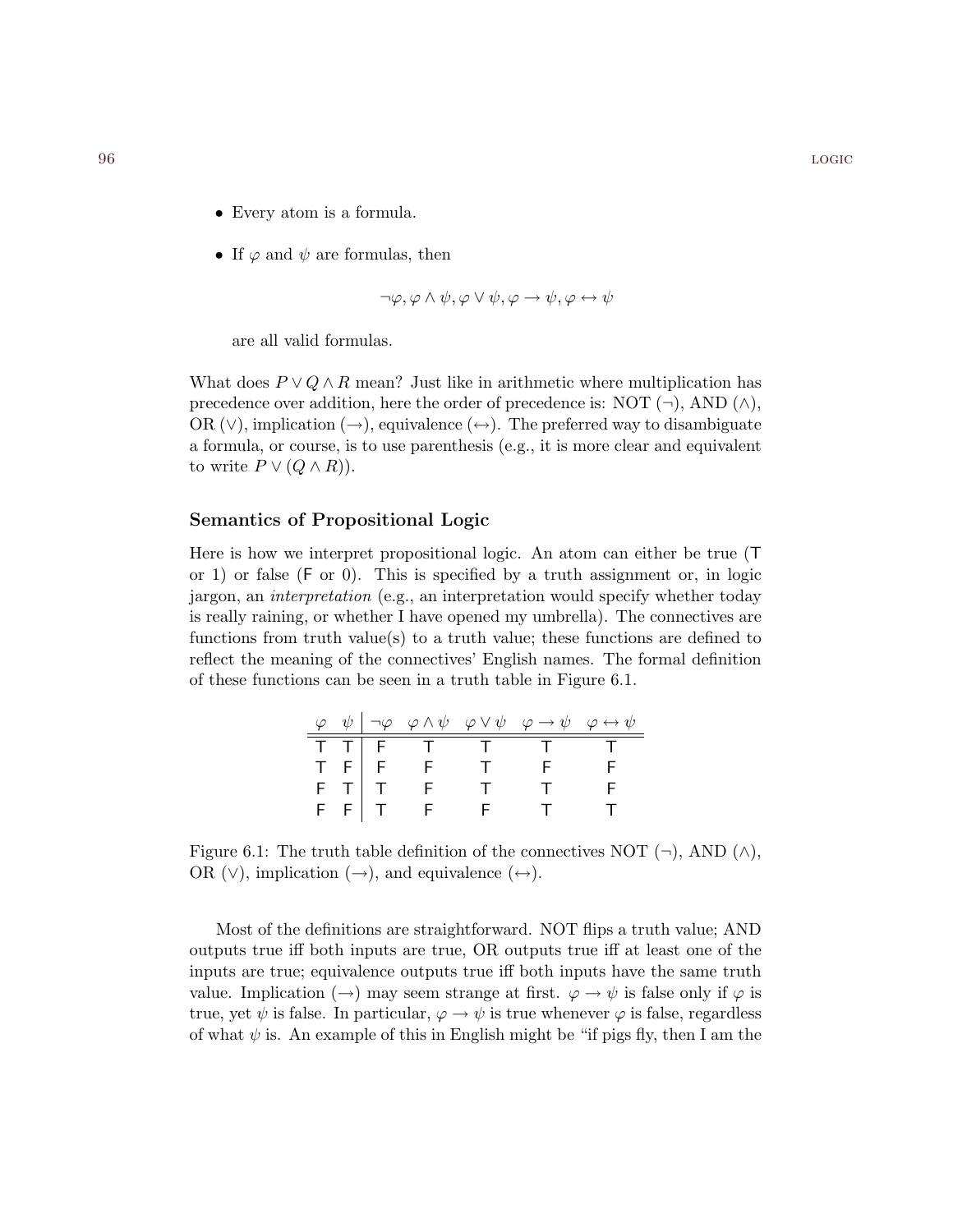- Every atom is a formula.
- If $\varphi$ and $\psi$ are formulas, then

$$\neg\varphi, \varphi \wedge \psi, \varphi \vee \psi, \varphi \rightarrow \psi, \varphi \leftrightarrow \psi$$

  are all valid formulas.

What does $P \vee Q \wedge R$ mean? Just like in arithmetic where multiplication has precedence over addition, here the order of precedence is: NOT ($\neg$), AND ($\wedge$), OR ($\vee$), implication ($\rightarrow$), equivalence ($\leftrightarrow$). The preferred way to disambiguate a formula, or course, is to use parenthesis (e.g., it is more clear and equivalent to write $P \vee (Q \wedge R)$).

### Semantics of Propositional Logic

Here is how we interpret propositional logic. An atom can either be true (T or 1) or false (F or 0). This is specified by a truth assignment or, in logic jargon, an *interpretation* (e.g., an interpretation would specify whether today is really raining, or whether I have opened my umbrella). The connectives are functions from truth value(s) to a truth value; these functions are defined to reflect the meaning of the connectives' English names. The formal definition of these functions can be seen in a truth table in Figure 6.1.

| $\varphi$ | $\psi$ | $\neg\varphi$ | $\varphi \wedge \psi$ | $\varphi \vee \psi$ | $\varphi \rightarrow \psi$ | $\varphi \leftrightarrow \psi$ |
|---|---|---|---|---|---|---|
| T | T | F | T | T | T | T |
| T | F | F | F | T | F | F |
| F | T | T | F | T | T | F |
| F | F | T | F | F | T | T |

Figure 6.1: The truth table definition of the connectives NOT ($\neg$), AND ($\wedge$), OR ($\vee$), implication ($\rightarrow$), and equivalence ($\leftrightarrow$).

Most of the definitions are straightforward. NOT flips a truth value; AND outputs true iff both inputs are true, OR outputs true iff at least one of the inputs are true; equivalence outputs true iff both inputs have the same truth value. Implication ($\rightarrow$) may seem strange at first. $\varphi \rightarrow \psi$ is false only if $\varphi$ is true, yet $\psi$ is false. In particular, $\varphi \rightarrow \psi$ is true whenever $\varphi$ is false, regardless of what $\psi$ is. An example of this in English might be "if pigs fly, then I am the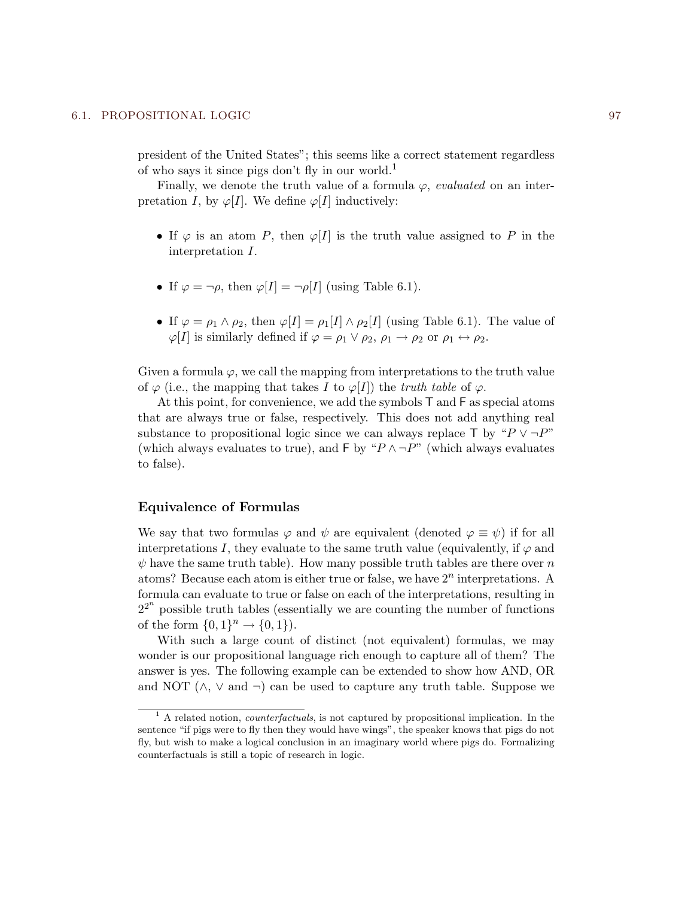president of the United States"; this seems like a correct statement regardless of who says it since pigs don't fly in our world.[1]

Finally, we denote the truth value of a formula $\varphi$, *evaluated* on an interpretation $I$, by $\varphi[I]$. We define $\varphi[I]$ inductively:

- If $\varphi$ is an atom $P$, then $\varphi[I]$ is the truth value assigned to $P$ in the interpretation $I$.

- If $\varphi = \neg\rho$, then $\varphi[I] = \neg\rho[I]$ (using Table 6.1).

- If $\varphi = \rho_1 \wedge \rho_2$, then $\varphi[I] = \rho_1[I] \wedge \rho_2[I]$ (using Table 6.1). The value of $\varphi[I]$ is similarly defined if $\varphi = \rho_1 \vee \rho_2$, $\rho_1 \rightarrow \rho_2$ or $\rho_1 \leftrightarrow \rho_2$.

Given a formula $\varphi$, we call the mapping from interpretations to the truth value of $\varphi$ (i.e., the mapping that takes $I$ to $\varphi[I]$) the *truth table* of $\varphi$.

At this point, for convenience, we add the symbols $\mathsf{T}$ and $\mathsf{F}$ as special atoms that are always true or false, respectively. This does not add anything real substance to propositional logic since we can always replace $\mathsf{T}$ by "$P \vee \neg P$" (which always evaluates to true), and $\mathsf{F}$ by "$P \wedge \neg P$" (which always evaluates to false).

### Equivalence of Formulas

We say that two formulas $\varphi$ and $\psi$ are equivalent (denoted $\varphi \equiv \psi$) if for all interpretations $I$, they evaluate to the same truth value (equivalently, if $\varphi$ and $\psi$ have the same truth table). How many possible truth tables are there over $n$ atoms? Because each atom is either true or false, we have $2^n$ interpretations. A formula can evaluate to true or false on each of the interpretations, resulting in $2^{2^n}$ possible truth tables (essentially we are counting the number of functions of the form $\{0,1\}^n \rightarrow \{0,1\}$).

With such a large count of distinct (not equivalent) formulas, we may wonder is our propositional language rich enough to capture all of them? The answer is yes. The following example can be extended to show how AND, OR and NOT ($\wedge$, $\vee$ and $\neg$) can be used to capture any truth table. Suppose we

---

[1] A related notion, *counterfactuals*, is not captured by propositional implication. In the sentence "if pigs were to fly then they would have wings", the speaker knows that pigs do not fly, but wish to make a logical conclusion in an imaginary world where pigs do. Formalizing counterfactuals is still a topic of research in logic.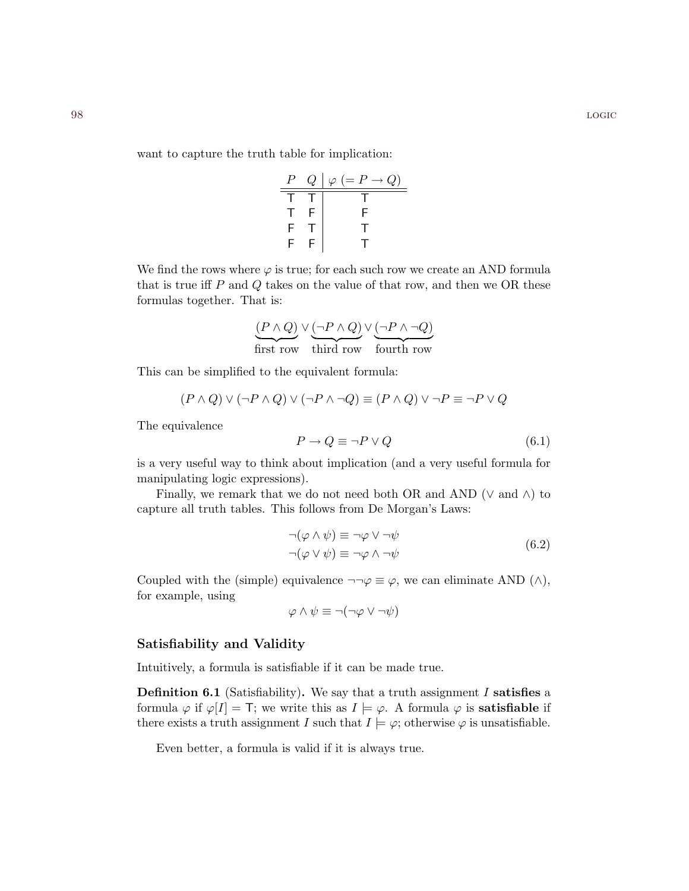want to capture the truth table for implication:

| $P$ | $Q$ | $\varphi$ $(= P \rightarrow Q)$ |
|---|---|---|
| T | T | T |
| T | F | F |
| F | T | T |
| F | F | T |

We find the rows where $\varphi$ is true; for each such row we create an AND formula that is true iff $P$ and $Q$ takes on the value of that row, and then we OR these formulas together. That is:

$$\underbrace{(P \wedge Q)}_{\text{first row}} \vee \underbrace{(\neg P \wedge Q)}_{\text{third row}} \vee \underbrace{(\neg P \wedge \neg Q)}_{\text{fourth row}}$$

This can be simplified to the equivalent formula:

$$(P \wedge Q) \vee (\neg P \wedge Q) \vee (\neg P \wedge \neg Q) \equiv (P \wedge Q) \vee \neg P \equiv \neg P \vee Q$$

The equivalence

$$P \rightarrow Q \equiv \neg P \vee Q \tag{6.1}$$

is a very useful way to think about implication (and a very useful formula for manipulating logic expressions).

Finally, we remark that we do not need both OR and AND ($\vee$ and $\wedge$) to capture all truth tables. This follows from De Morgan's Laws:

$$\begin{aligned} \neg(\varphi \wedge \psi) &\equiv \neg\varphi \vee \neg\psi \\ \neg(\varphi \vee \psi) &\equiv \neg\varphi \wedge \neg\psi \end{aligned} \tag{6.2}$$

Coupled with the (simple) equivalence $\neg\neg\varphi \equiv \varphi$, we can eliminate AND ($\wedge$), for example, using

$$\varphi \wedge \psi \equiv \neg(\neg\varphi \vee \neg\psi)$$

### Satisfiability and Validity

Intuitively, a formula is satisfiable if it can be made true.

**Definition 6.1** (Satisfiability)**.** We say that a truth assignment $I$ **satisfies** a formula $\varphi$ if $\varphi[I] = \mathsf{T}$; we write this as $I \models \varphi$. A formula $\varphi$ is **satisfiable** if there exists a truth assignment $I$ such that $I \models \varphi$; otherwise $\varphi$ is unsatisfiable.

Even better, a formula is valid if it is always true.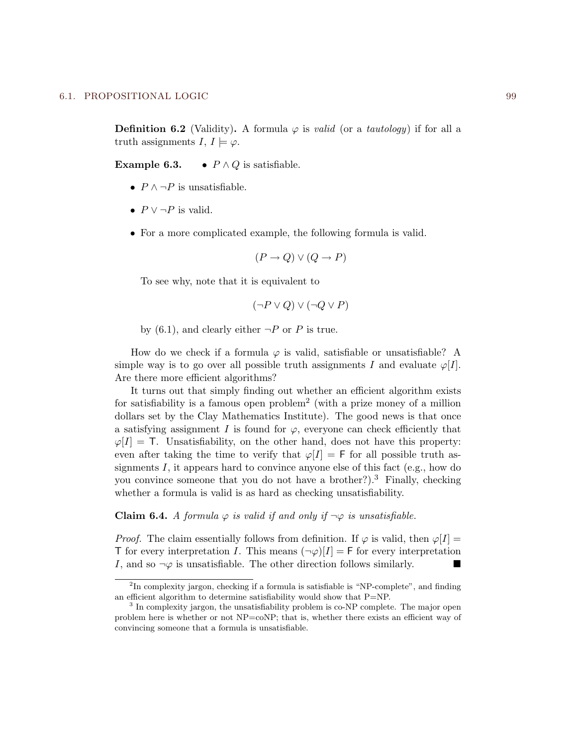**Definition 6.2** (Validity)**.** A formula $\varphi$ is *valid* (or a *tautology*) if for all a truth assignments $I$, $I \models \varphi$.

**Example 6.3.**

- $P \wedge Q$ is satisfiable.
- $P \wedge \neg P$ is unsatisfiable.
- $P \vee \neg P$ is valid.
- For a more complicated example, the following formula is valid.

  $$(P \to Q) \vee (Q \to P)$$

  To see why, note that it is equivalent to

  $$(\neg P \vee Q) \vee (\neg Q \vee P)$$

  by (6.1), and clearly either $\neg P$ or $P$ is true.

How do we check if a formula $\varphi$ is valid, satisfiable or unsatisfiable? A simple way is to go over all possible truth assignments $I$ and evaluate $\varphi[I]$. Are there more efficient algorithms?

It turns out that simply finding out whether an efficient algorithm exists for satisfiability is a famous open problem[2] (with a prize money of a million dollars set by the Clay Mathematics Institute). The good news is that once a satisfying assignment $I$ is found for $\varphi$, everyone can check efficiently that $\varphi[I] = \mathsf{T}$. Unsatisfiability, on the other hand, does not have this property: even after taking the time to verify that $\varphi[I] = \mathsf{F}$ for all possible truth assignments $I$, it appears hard to convince anyone else of this fact (e.g., how do you convince someone that you do not have a brother?).[3] Finally, checking whether a formula is valid is as hard as checking unsatisfiability.

**Claim 6.4.** *A formula $\varphi$ is valid if and only if $\neg\varphi$ is unsatisfiable.*

*Proof.* The claim essentially follows from definition. If $\varphi$ is valid, then $\varphi[I] = \mathsf{T}$ for every interpretation $I$. This means $(\neg\varphi)[I] = \mathsf{F}$ for every interpretation $I$, and so $\neg\varphi$ is unsatisfiable. The other direction follows similarly. ∎

---

[2] In complexity jargon, checking if a formula is satisfiable is "NP-complete", and finding an efficient algorithm to determine satisfiability would show that P=NP.

[3] In complexity jargon, the unsatisfiability problem is co-NP complete. The major open problem here is whether or not NP=coNP; that is, whether there exists an efficient way of convincing someone that a formula is unsatisfiable.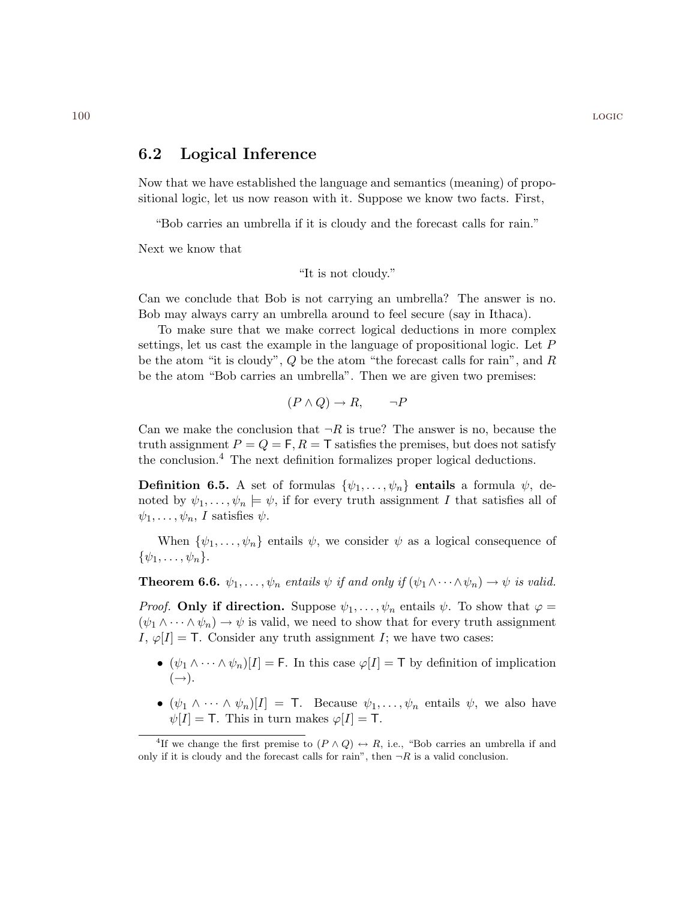## 6.2 Logical Inference

Now that we have established the language and semantics (meaning) of propositional logic, let us now reason with it. Suppose we know two facts. First,

"Bob carries an umbrella if it is cloudy and the forecast calls for rain."

Next we know that

"It is not cloudy."

Can we conclude that Bob is not carrying an umbrella? The answer is no. Bob may always carry an umbrella around to feel secure (say in Ithaca).

To make sure that we make correct logical deductions in more complex settings, let us cast the example in the language of propositional logic. Let $P$ be the atom "it is cloudy", $Q$ be the atom "the forecast calls for rain", and $R$ be the atom "Bob carries an umbrella". Then we are given two premises:

$$(P \wedge Q) \to R, \qquad \neg P$$

Can we make the conclusion that $\neg R$ is true? The answer is no, because the truth assignment $P = Q = \mathsf{F}, R = \mathsf{T}$ satisfies the premises, but does not satisfy the conclusion.[4] The next definition formalizes proper logical deductions.

**Definition 6.5.** A set of formulas $\{\psi_1, \ldots, \psi_n\}$ **entails** a formula $\psi$, denoted by $\psi_1, \ldots, \psi_n \models \psi$, if for every truth assignment $I$ that satisfies all of $\psi_1, \ldots, \psi_n$, $I$ satisfies $\psi$.

When $\{\psi_1, \ldots, \psi_n\}$ entails $\psi$, we consider $\psi$ as a logical consequence of $\{\psi_1, \ldots, \psi_n\}$.

**Theorem 6.6.** *$\psi_1, \ldots, \psi_n$ entails $\psi$ if and only if $(\psi_1 \wedge \cdots \wedge \psi_n) \to \psi$ is valid.*

*Proof.* **Only if direction.** Suppose $\psi_1, \ldots, \psi_n$ entails $\psi$. To show that $\varphi = (\psi_1 \wedge \cdots \wedge \psi_n) \to \psi$ is valid, we need to show that for every truth assignment $I$, $\varphi[I] = \mathsf{T}$. Consider any truth assignment $I$; we have two cases:

- $(\psi_1 \wedge \cdots \wedge \psi_n)[I] = \mathsf{F}$. In this case $\varphi[I] = \mathsf{T}$ by definition of implication ($\to$).
- $(\psi_1 \wedge \cdots \wedge \psi_n)[I] = \mathsf{T}$. Because $\psi_1, \ldots, \psi_n$ entails $\psi$, we also have $\psi[I] = \mathsf{T}$. This in turn makes $\varphi[I] = \mathsf{T}$.

[4] If we change the first premise to $(P \wedge Q) \leftrightarrow R$, i.e., "Bob carries an umbrella if and only if it is cloudy and the forecast calls for rain", then $\neg R$ is a valid conclusion.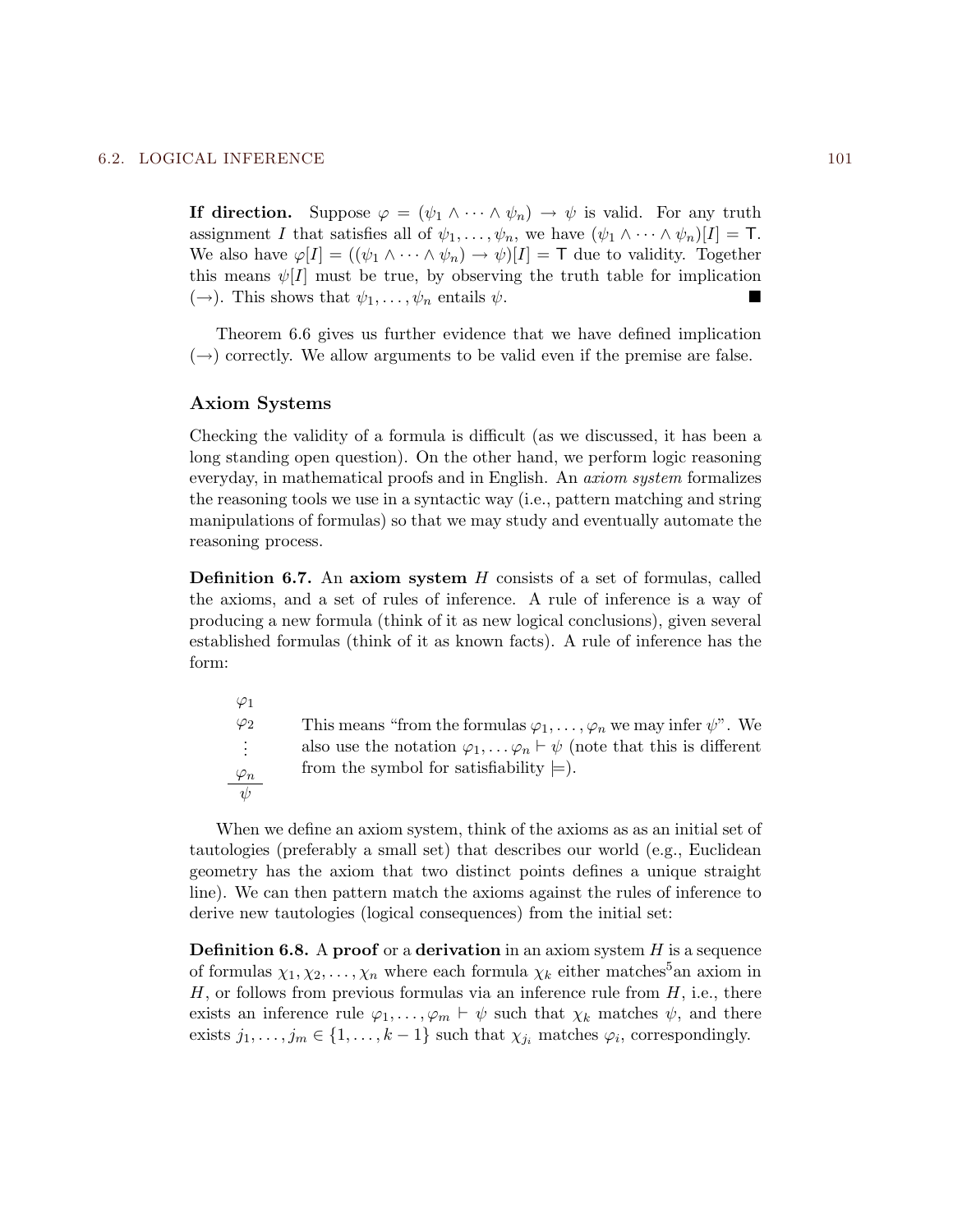**If direction.** Suppose $\varphi = (\psi_1 \wedge \cdots \wedge \psi_n) \to \psi$ is valid. For any truth assignment $I$ that satisfies all of $\psi_1, \ldots, \psi_n$, we have $(\psi_1 \wedge \cdots \wedge \psi_n)[I] = \mathsf{T}$. We also have $\varphi[I] = ((\psi_1 \wedge \cdots \wedge \psi_n) \to \psi)[I] = \mathsf{T}$ due to validity. Together this means $\psi[I]$ must be true, by observing the truth table for implication ($\to$). This shows that $\psi_1, \ldots, \psi_n$ entails $\psi$. ■

Theorem 6.6 gives us further evidence that we have defined implication ($\to$) correctly. We allow arguments to be valid even if the premise are false.

### Axiom Systems

Checking the validity of a formula is difficult (as we discussed, it has been a long standing open question). On the other hand, we perform logic reasoning everyday, in mathematical proofs and in English. An *axiom system* formalizes the reasoning tools we use in a syntactic way (i.e., pattern matching and string manipulations of formulas) so that we may study and eventually automate the reasoning process.

**Definition 6.7.** An **axiom system** $H$ consists of a set of formulas, called the axioms, and a set of rules of inference. A rule of inference is a way of producing a new formula (think of it as new logical conclusions), given several established formulas (think of it as known facts). A rule of inference has the form:

$$\frac{\begin{matrix}\varphi_1 \\ \varphi_2 \\ \vdots \\ \varphi_n\end{matrix}}{\psi}$$

This means "from the formulas $\varphi_1, \ldots, \varphi_n$ we may infer $\psi$". We also use the notation $\varphi_1, \ldots \varphi_n \vdash \psi$ (note that this is different from the symbol for satisfiability $\models$).

When we define an axiom system, think of the axioms as as an initial set of tautologies (preferably a small set) that describes our world (e.g., Euclidean geometry has the axiom that two distinct points defines a unique straight line). We can then pattern match the axioms against the rules of inference to derive new tautologies (logical consequences) from the initial set:

**Definition 6.8.** A **proof** or a **derivation** in an axiom system $H$ is a sequence of formulas $\chi_1, \chi_2, \ldots, \chi_n$ where each formula $\chi_k$ either matches[5]an axiom in $H$, or follows from previous formulas via an inference rule from $H$, i.e., there exists an inference rule $\varphi_1, \ldots, \varphi_m \vdash \psi$ such that $\chi_k$ matches $\psi$, and there exists $j_1, \ldots, j_m \in \{1, \ldots, k-1\}$ such that $\chi_{j_i}$ matches $\varphi_i$, correspondingly.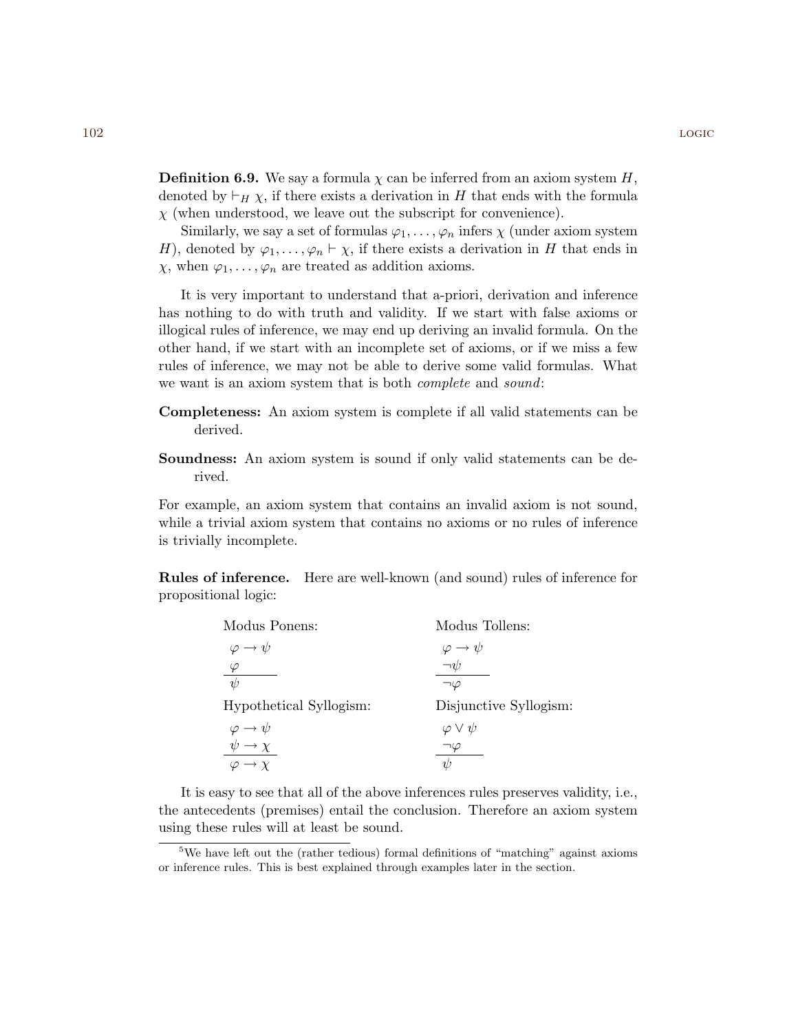**Definition 6.9.** We say a formula $\chi$ can be inferred from an axiom system $H$, denoted by $\vdash_H \chi$, if there exists a derivation in $H$ that ends with the formula $\chi$ (when understood, we leave out the subscript for convenience).

Similarly, we say a set of formulas $\varphi_1, \ldots, \varphi_n$ infers $\chi$ (under axiom system $H$), denoted by $\varphi_1, \ldots, \varphi_n \vdash \chi$, if there exists a derivation in $H$ that ends in $\chi$, when $\varphi_1, \ldots, \varphi_n$ are treated as addition axioms.

It is very important to understand that a-priori, derivation and inference has nothing to do with truth and validity. If we start with false axioms or illogical rules of inference, we may end up deriving an invalid formula. On the other hand, if we start with an incomplete set of axioms, or if we miss a few rules of inference, we may not be able to derive some valid formulas. What we want is an axiom system that is both *complete* and *sound*:

**Completeness:** An axiom system is complete if all valid statements can be derived.

**Soundness:** An axiom system is sound if only valid statements can be derived.

For example, an axiom system that contains an invalid axiom is not sound, while a trivial axiom system that contains no axioms or no rules of inference is trivially incomplete.

**Rules of inference.** Here are well-known (and sound) rules of inference for propositional logic:

Modus Ponens:

$$\frac{\begin{array}{l}\varphi \to \psi \\ \varphi\end{array}}{\psi}$$

Modus Tollens:

$$\frac{\begin{array}{l}\varphi \to \psi \\ \neg\psi\end{array}}{\neg\varphi}$$

Hypothetical Syllogism:

$$\frac{\begin{array}{l}\varphi \to \psi \\ \psi \to \chi\end{array}}{\varphi \to \chi}$$

Disjunctive Syllogism:

$$\frac{\begin{array}{l}\varphi \vee \psi \\ \neg\varphi\end{array}}{\psi}$$

It is easy to see that all of the above inferences rules preserves validity, i.e., the antecedents (premises) entail the conclusion. Therefore an axiom system using these rules will at least be sound.

[5]We have left out the (rather tedious) formal definitions of "matching" against axioms or inference rules. This is best explained through examples later in the section.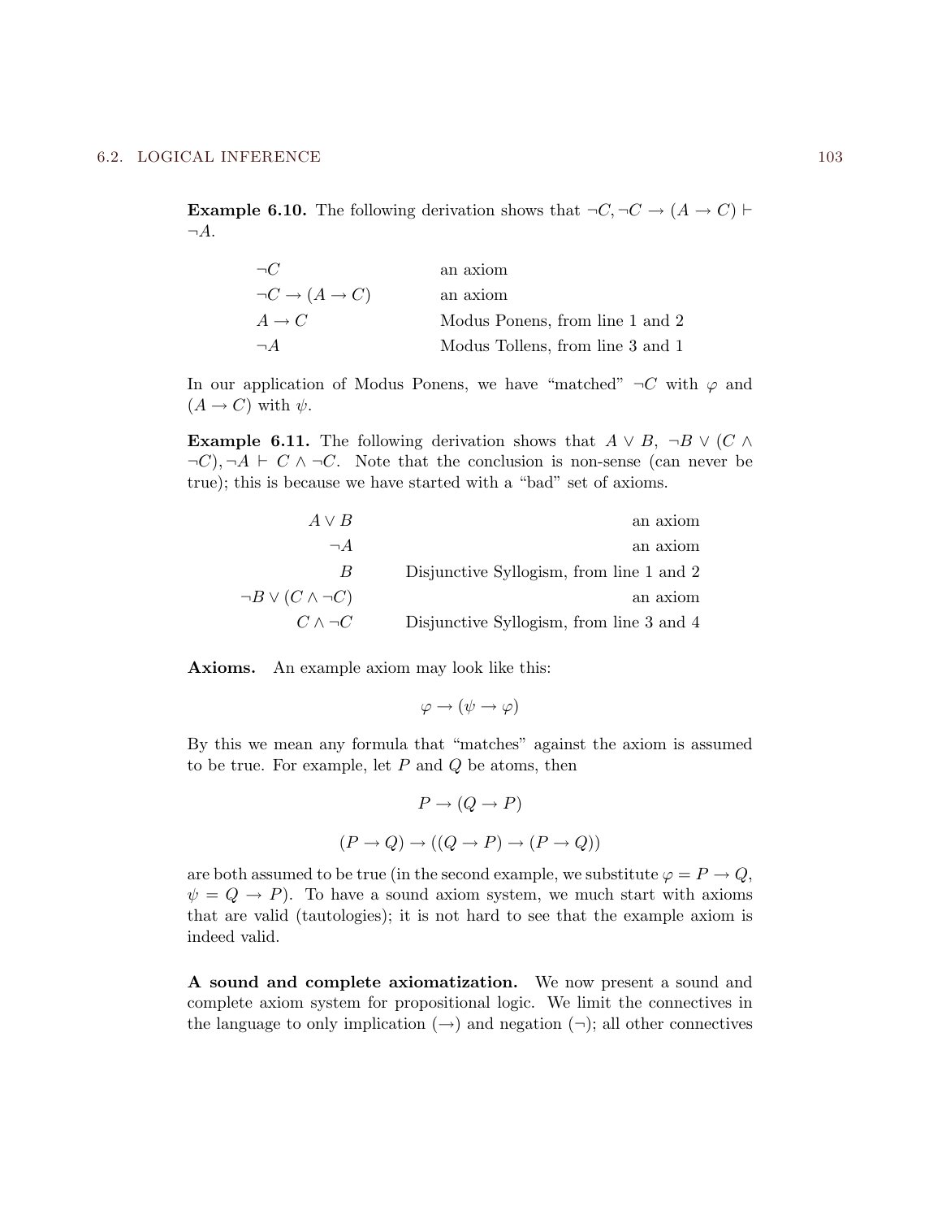**Example 6.10.** The following derivation shows that $\neg C, \neg C \rightarrow (A \rightarrow C) \vdash \neg A$.

| | |
|---|---|
| $\neg C$ | an axiom |
| $\neg C \rightarrow (A \rightarrow C)$ | an axiom |
| $A \rightarrow C$ | Modus Ponens, from line 1 and 2 |
| $\neg A$ | Modus Tollens, from line 3 and 1 |

In our application of Modus Ponens, we have "matched" $\neg C$ with $\varphi$ and $(A \rightarrow C)$ with $\psi$.

**Example 6.11.** The following derivation shows that $A \vee B$, $\neg B \vee (C \wedge \neg C), \neg A \vdash C \wedge \neg C$. Note that the conclusion is non-sense (can never be true); this is because we have started with a "bad" set of axioms.

| | |
|---|---|
| $A \vee B$ | an axiom |
| $\neg A$ | an axiom |
| $B$ | Disjunctive Syllogism, from line 1 and 2 |
| $\neg B \vee (C \wedge \neg C)$ | an axiom |
| $C \wedge \neg C$ | Disjunctive Syllogism, from line 3 and 4 |

**Axioms.** An example axiom may look like this:

$$\varphi \rightarrow (\psi \rightarrow \varphi)$$

By this we mean any formula that "matches" against the axiom is assumed to be true. For example, let $P$ and $Q$ be atoms, then

$$P \rightarrow (Q \rightarrow P)$$

$$(P \rightarrow Q) \rightarrow ((Q \rightarrow P) \rightarrow (P \rightarrow Q))$$

are both assumed to be true (in the second example, we substitute $\varphi = P \rightarrow Q$, $\psi = Q \rightarrow P$). To have a sound axiom system, we much start with axioms that are valid (tautologies); it is not hard to see that the example axiom is indeed valid.

**A sound and complete axiomatization.** We now present a sound and complete axiom system for propositional logic. We limit the connectives in the language to only implication ($\rightarrow$) and negation ($\neg$); all other connectives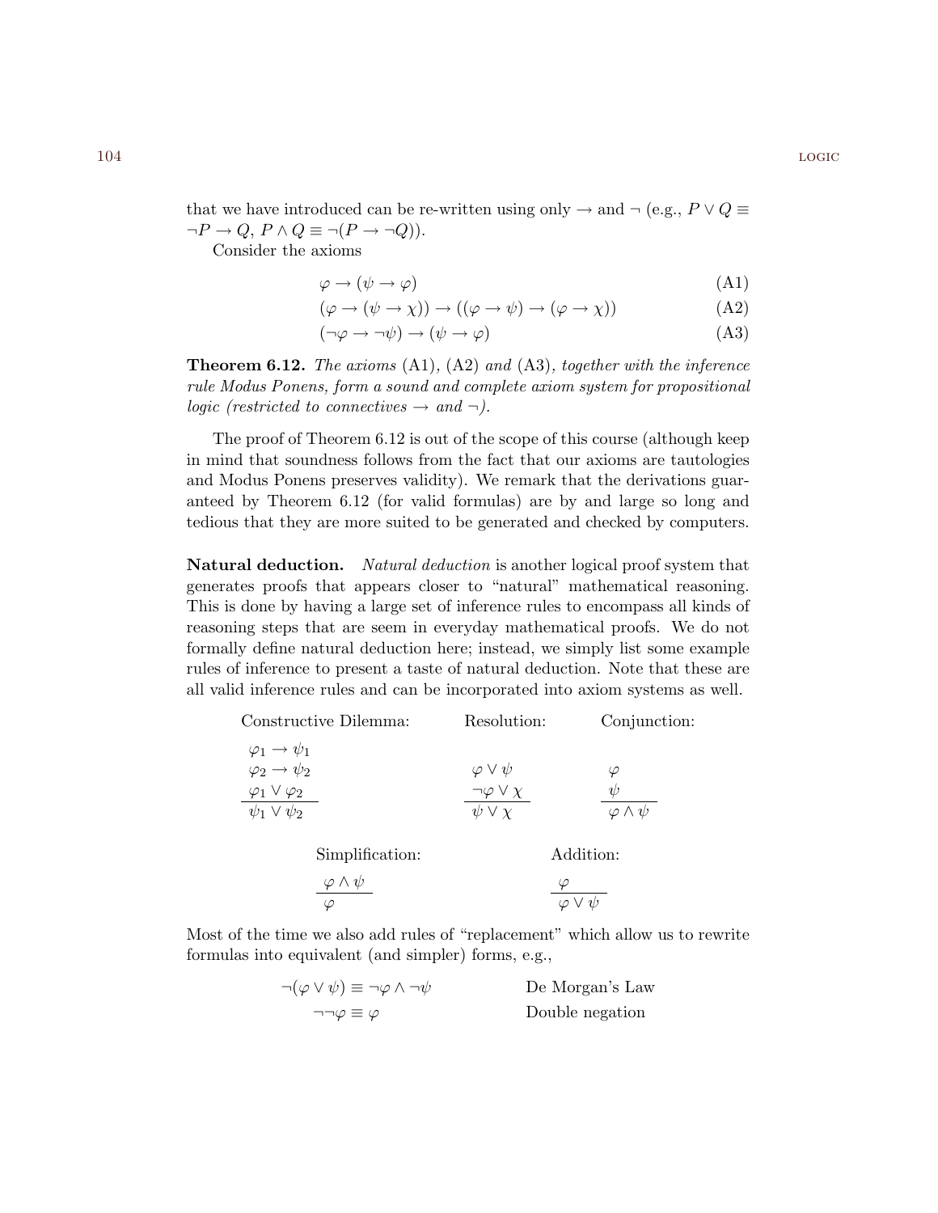that we have introduced can be re-written using only $\to$ and $\neg$ (e.g., $P \lor Q \equiv \neg P \to Q$, $P \land Q \equiv \neg(P \to \neg Q)$).

Consider the axioms

$$\varphi \to (\psi \to \varphi) \tag{A1}$$

$$(\varphi \to (\psi \to \chi)) \to ((\varphi \to \psi) \to (\varphi \to \chi)) \tag{A2}$$

$$(\neg\varphi \to \neg\psi) \to (\psi \to \varphi) \tag{A3}$$

**Theorem 6.12.** *The axioms* (A1)*,* (A2) *and* (A3)*, together with the inference rule Modus Ponens, form a sound and complete axiom system for propositional logic (restricted to connectives* $\to$ *and* $\neg$*).*

The proof of Theorem 6.12 is out of the scope of this course (although keep in mind that soundness follows from the fact that our axioms are tautologies and Modus Ponens preserves validity). We remark that the derivations guaranteed by Theorem 6.12 (for valid formulas) are by and large so long and tedious that they are more suited to be generated and checked by computers.

**Natural deduction.** *Natural deduction* is another logical proof system that generates proofs that appears closer to "natural" mathematical reasoning. This is done by having a large set of inference rules to encompass all kinds of reasoning steps that are seem in everyday mathematical proofs. We do not formally define natural deduction here; instead, we simply list some example rules of inference to present a taste of natural deduction. Note that these are all valid inference rules and can be incorporated into axiom systems as well.

Constructive Dilemma:

$$\frac{\varphi_1 \to \psi_1 \quad \varphi_2 \to \psi_2 \quad \varphi_1 \lor \varphi_2}{\psi_1 \lor \psi_2}$$

Resolution:

$$\frac{\varphi \lor \psi \quad \neg\varphi \lor \chi}{\psi \lor \chi}$$

Conjunction:

$$\frac{\varphi \quad \psi}{\varphi \land \psi}$$

Simplification:

$$\frac{\varphi \land \psi}{\varphi}$$

Addition:

$$\frac{\varphi}{\varphi \lor \psi}$$

Most of the time we also add rules of "replacement" which allow us to rewrite formulas into equivalent (and simpler) forms, e.g.,

$$\neg(\varphi \lor \psi) \equiv \neg\varphi \land \neg\psi \qquad \text{De Morgan's Law}$$

$$\neg\neg\varphi \equiv \varphi \qquad \text{Double negation}$$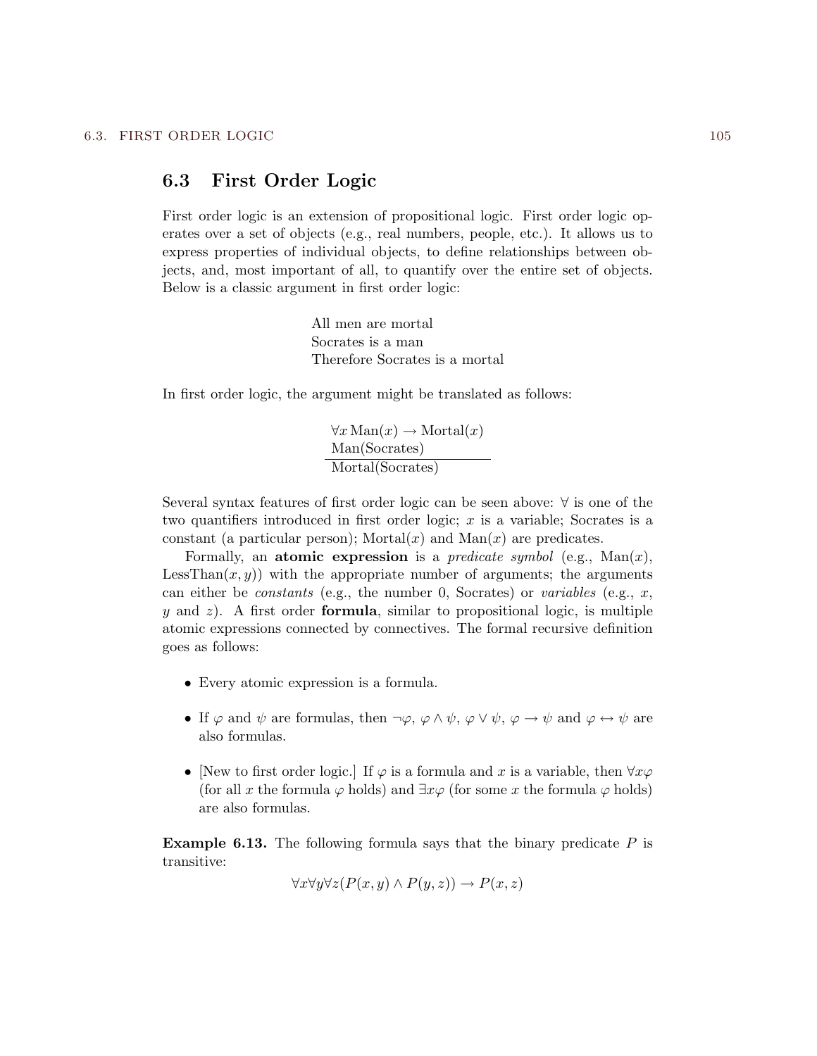## 6.3 First Order Logic

First order logic is an extension of propositional logic. First order logic operates over a set of objects (e.g., real numbers, people, etc.). It allows us to express properties of individual objects, to define relationships between objects, and, most important of all, to quantify over the entire set of objects. Below is a classic argument in first order logic:

All men are mortal
Socrates is a man
Therefore Socrates is a mortal

In first order logic, the argument might be translated as follows:

$$\frac{\begin{array}{l}\forall x \, \text{Man}(x) \rightarrow \text{Mortal}(x) \\ \text{Man}(\text{Socrates})\end{array}}{\text{Mortal}(\text{Socrates})}$$

Several syntax features of first order logic can be seen above: $\forall$ is one of the two quantifiers introduced in first order logic; $x$ is a variable; Socrates is a constant (a particular person); Mortal$(x)$ and Man$(x)$ are predicates.

Formally, an **atomic expression** is a *predicate symbol* (e.g., Man$(x)$, LessThan$(x, y)$) with the appropriate number of arguments; the arguments can either be *constants* (e.g., the number 0, Socrates) or *variables* (e.g., $x$, $y$ and $z$). A first order **formula**, similar to propositional logic, is multiple atomic expressions connected by connectives. The formal recursive definition goes as follows:

- Every atomic expression is a formula.
- If $\varphi$ and $\psi$ are formulas, then $\neg\varphi$, $\varphi \wedge \psi$, $\varphi \vee \psi$, $\varphi \rightarrow \psi$ and $\varphi \leftrightarrow \psi$ are also formulas.
- [New to first order logic.] If $\varphi$ is a formula and $x$ is a variable, then $\forall x \varphi$ (for all $x$ the formula $\varphi$ holds) and $\exists x \varphi$ (for some $x$ the formula $\varphi$ holds) are also formulas.

**Example 6.13.** The following formula says that the binary predicate $P$ is transitive:

$$\forall x \forall y \forall z (P(x, y) \wedge P(y, z)) \rightarrow P(x, z)$$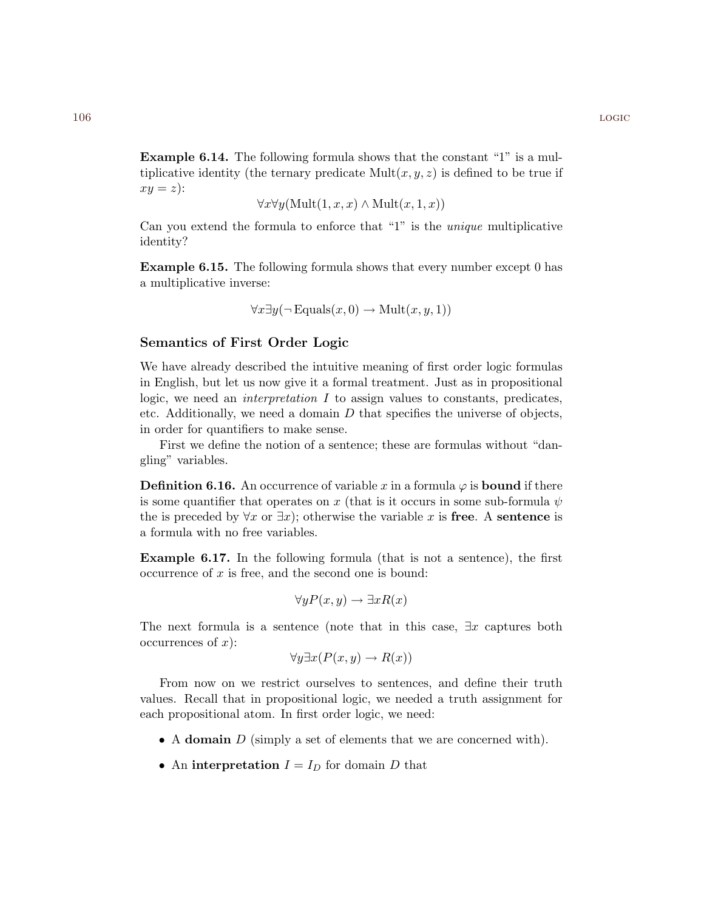**Example 6.14.** The following formula shows that the constant "1" is a multiplicative identity (the ternary predicate $\text{Mult}(x, y, z)$ is defined to be true if $xy = z$):

$$\forall x \forall y (\text{Mult}(1, x, x) \wedge \text{Mult}(x, 1, x))$$

Can you extend the formula to enforce that "1" is the *unique* multiplicative identity?

**Example 6.15.** The following formula shows that every number except 0 has a multiplicative inverse:

$$\forall x \exists y (\neg \text{Equals}(x, 0) \to \text{Mult}(x, y, 1))$$

### Semantics of First Order Logic

We have already described the intuitive meaning of first order logic formulas in English, but let us now give it a formal treatment. Just as in propositional logic, we need an *interpretation* $I$ to assign values to constants, predicates, etc. Additionally, we need a domain $D$ that specifies the universe of objects, in order for quantifiers to make sense.

First we define the notion of a sentence; these are formulas without "dangling" variables.

**Definition 6.16.** An occurrence of variable $x$ in a formula $\varphi$ is **bound** if there is some quantifier that operates on $x$ (that is it occurs in some sub-formula $\psi$ the is preceded by $\forall x$ or $\exists x$); otherwise the variable $x$ is **free**. A **sentence** is a formula with no free variables.

**Example 6.17.** In the following formula (that is not a sentence), the first occurrence of $x$ is free, and the second one is bound:

$$\forall y P(x, y) \to \exists x R(x)$$

The next formula is a sentence (note that in this case, $\exists x$ captures both occurrences of $x$):

$$\forall y \exists x (P(x, y) \to R(x))$$

From now on we restrict ourselves to sentences, and define their truth values. Recall that in propositional logic, we needed a truth assignment for each propositional atom. In first order logic, we need:

- A **domain** $D$ (simply a set of elements that we are concerned with).
- An **interpretation** $I = I_D$ for domain $D$ that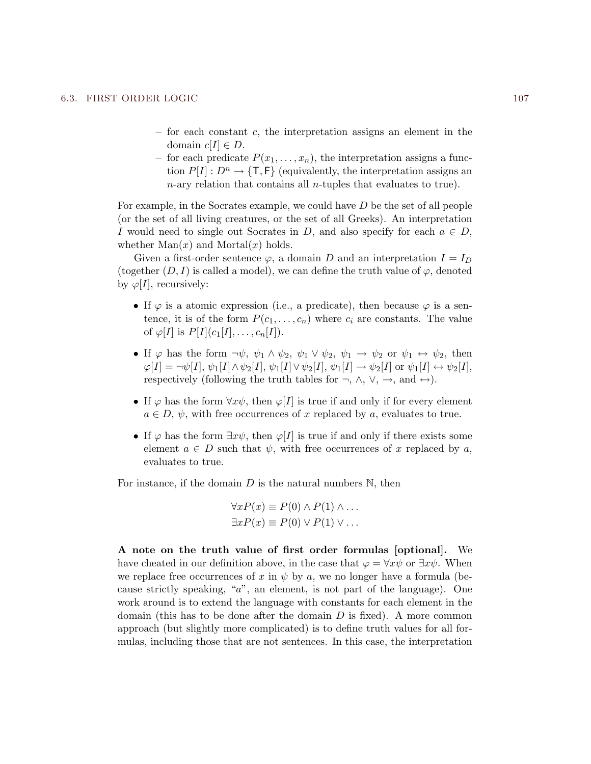- for each constant $c$, the interpretation assigns an element in the domain $c[I] \in D$.
- for each predicate $P(x_1, \ldots, x_n)$, the interpretation assigns a function $P[I] : D^n \to \{\mathsf{T}, \mathsf{F}\}$ (equivalently, the interpretation assigns an $n$-ary relation that contains all $n$-tuples that evaluates to true).

For example, in the Socrates example, we could have $D$ be the set of all people (or the set of all living creatures, or the set of all Greeks). An interpretation $I$ would need to single out Socrates in $D$, and also specify for each $a \in D$, whether $\text{Man}(x)$ and $\text{Mortal}(x)$ holds.

Given a first-order sentence $\varphi$, a domain $D$ and an interpretation $I = I_D$ (together $(D, I)$ is called a model), we can define the truth value of $\varphi$, denoted by $\varphi[I]$, recursively:

- If $\varphi$ is a atomic expression (i.e., a predicate), then because $\varphi$ is a sentence, it is of the form $P(c_1, \ldots, c_n)$ where $c_i$ are constants. The value of $\varphi[I]$ is $P[I](c_1[I], \ldots, c_n[I])$.

- If $\varphi$ has the form $\neg\psi$, $\psi_1 \wedge \psi_2$, $\psi_1 \vee \psi_2$, $\psi_1 \to \psi_2$ or $\psi_1 \leftrightarrow \psi_2$, then $\varphi[I] = \neg\psi[I]$, $\psi_1[I] \wedge \psi_2[I]$, $\psi_1[I] \vee \psi_2[I]$, $\psi_1[I] \to \psi_2[I]$ or $\psi_1[I] \leftrightarrow \psi_2[I]$, respectively (following the truth tables for $\neg$, $\wedge$, $\vee$, $\to$, and $\leftrightarrow$).

- If $\varphi$ has the form $\forall x\psi$, then $\varphi[I]$ is true if and only if for every element $a \in D$, $\psi$, with free occurrences of $x$ replaced by $a$, evaluates to true.

- If $\varphi$ has the form $\exists x\psi$, then $\varphi[I]$ is true if and only if there exists some element $a \in D$ such that $\psi$, with free occurrences of $x$ replaced by $a$, evaluates to true.

For instance, if the domain $D$ is the natural numbers $\mathbb{N}$, then

$$\forall x P(x) \equiv P(0) \wedge P(1) \wedge \ldots$$
$$\exists x P(x) \equiv P(0) \vee P(1) \vee \ldots$$

**A note on the truth value of first order formulas [optional].** We have cheated in our definition above, in the case that $\varphi = \forall x\psi$ or $\exists x\psi$. When we replace free occurrences of $x$ in $\psi$ by $a$, we no longer have a formula (because strictly speaking, "$a$", an element, is not part of the language). One work around is to extend the language with constants for each element in the domain (this has to be done after the domain $D$ is fixed). A more common approach (but slightly more complicated) is to define truth values for all formulas, including those that are not sentences. In this case, the interpretation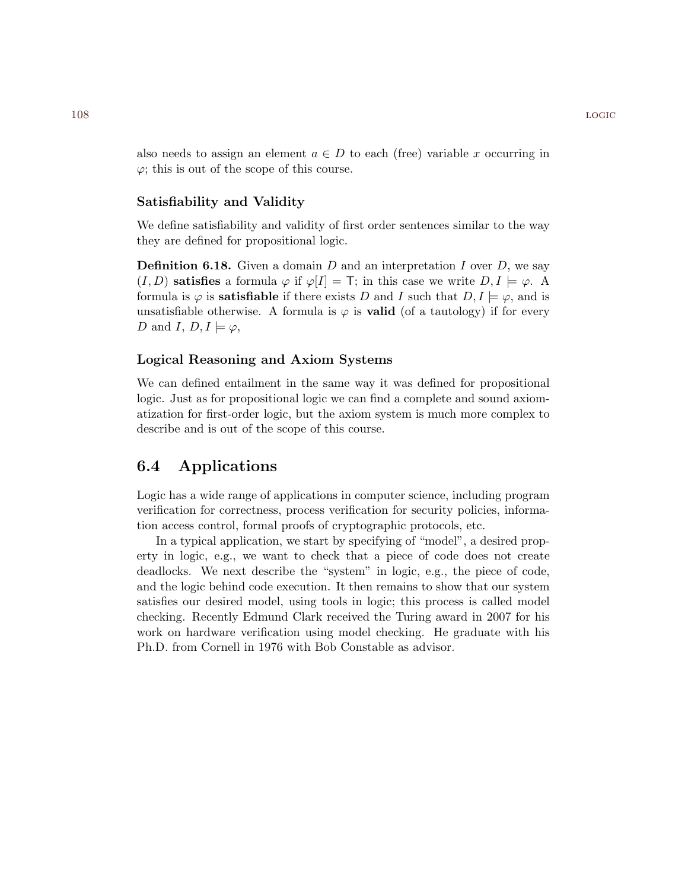also needs to assign an element $a \in D$ to each (free) variable $x$ occurring in $\varphi$; this is out of the scope of this course.

### Satisfiability and Validity

We define satisfiability and validity of first order sentences similar to the way they are defined for propositional logic.

**Definition 6.18.** Given a domain $D$ and an interpretation $I$ over $D$, we say $(I, D)$ **satisfies** a formula $\varphi$ if $\varphi[I] = \mathsf{T}$; in this case we write $D, I \models \varphi$. A formula is $\varphi$ is **satisfiable** if there exists $D$ and $I$ such that $D, I \models \varphi$, and is unsatisfiable otherwise. A formula is $\varphi$ is **valid** (of a tautology) if for every $D$ and $I$, $D, I \models \varphi$,

### Logical Reasoning and Axiom Systems

We can defined entailment in the same way it was defined for propositional logic. Just as for propositional logic we can find a complete and sound axiomatization for first-order logic, but the axiom system is much more complex to describe and is out of the scope of this course.

## 6.4 Applications

Logic has a wide range of applications in computer science, including program verification for correctness, process verification for security policies, information access control, formal proofs of cryptographic protocols, etc.

In a typical application, we start by specifying of "model", a desired property in logic, e.g., we want to check that a piece of code does not create deadlocks. We next describe the "system" in logic, e.g., the piece of code, and the logic behind code execution. It then remains to show that our system satisfies our desired model, using tools in logic; this process is called model checking. Recently Edmund Clark received the Turing award in 2007 for his work on hardware verification using model checking. He graduate with his Ph.D. from Cornell in 1976 with Bob Constable as advisor.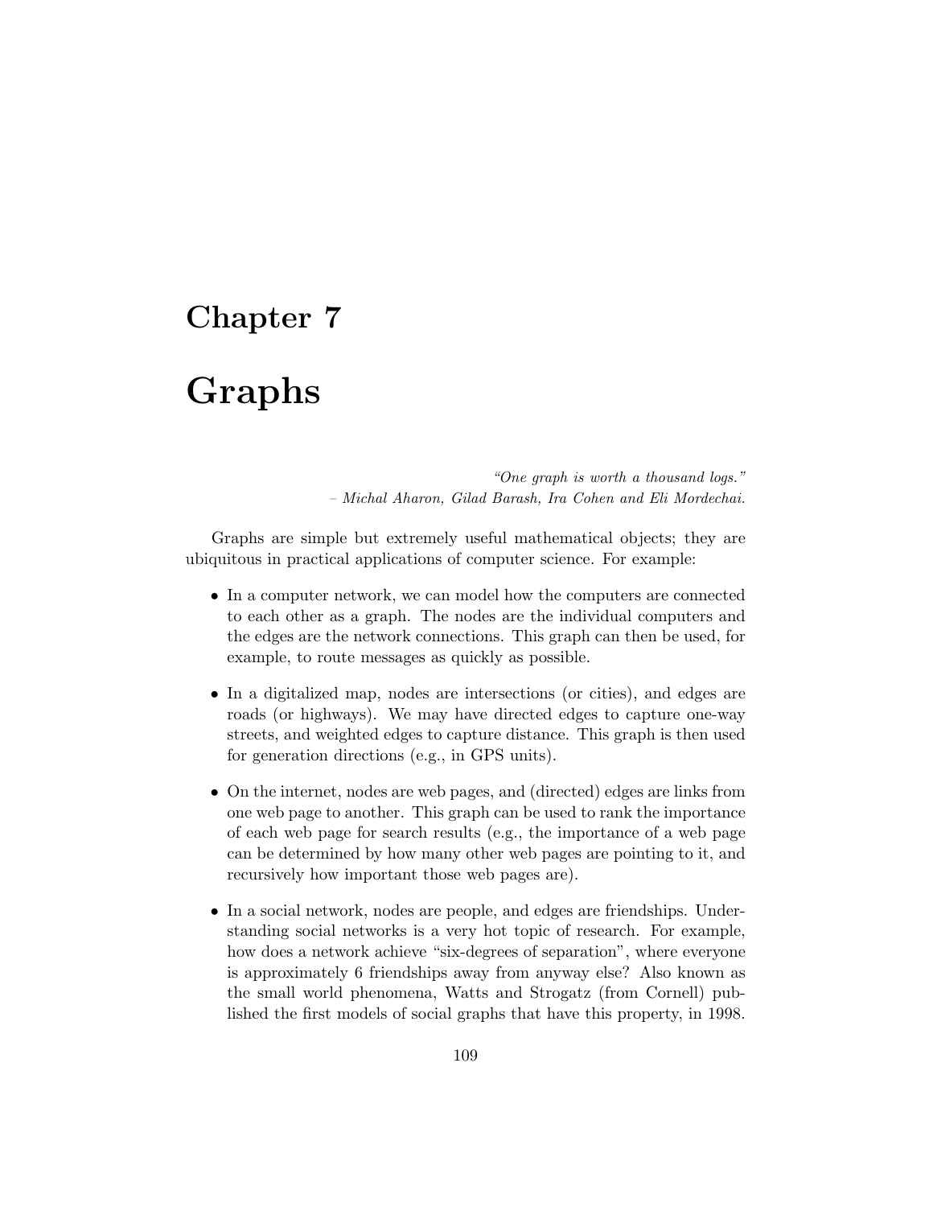# Chapter 7

# Graphs

*"One graph is worth a thousand logs."*
*– Michal Aharon, Gilad Barash, Ira Cohen and Eli Mordechai.*

Graphs are simple but extremely useful mathematical objects; they are ubiquitous in practical applications of computer science. For example:

- In a computer network, we can model how the computers are connected to each other as a graph. The nodes are the individual computers and the edges are the network connections. This graph can then be used, for example, to route messages as quickly as possible.

- In a digitalized map, nodes are intersections (or cities), and edges are roads (or highways). We may have directed edges to capture one-way streets, and weighted edges to capture distance. This graph is then used for generation directions (e.g., in GPS units).

- On the internet, nodes are web pages, and (directed) edges are links from one web page to another. This graph can be used to rank the importance of each web page for search results (e.g., the importance of a web page can be determined by how many other web pages are pointing to it, and recursively how important those web pages are).

- In a social network, nodes are people, and edges are friendships. Understanding social networks is a very hot topic of research. For example, how does a network achieve "six-degrees of separation", where everyone is approximately 6 friendships away from anyway else? Also known as the small world phenomena, Watts and Strogatz (from Cornell) published the first models of social graphs that have this property, in 1998.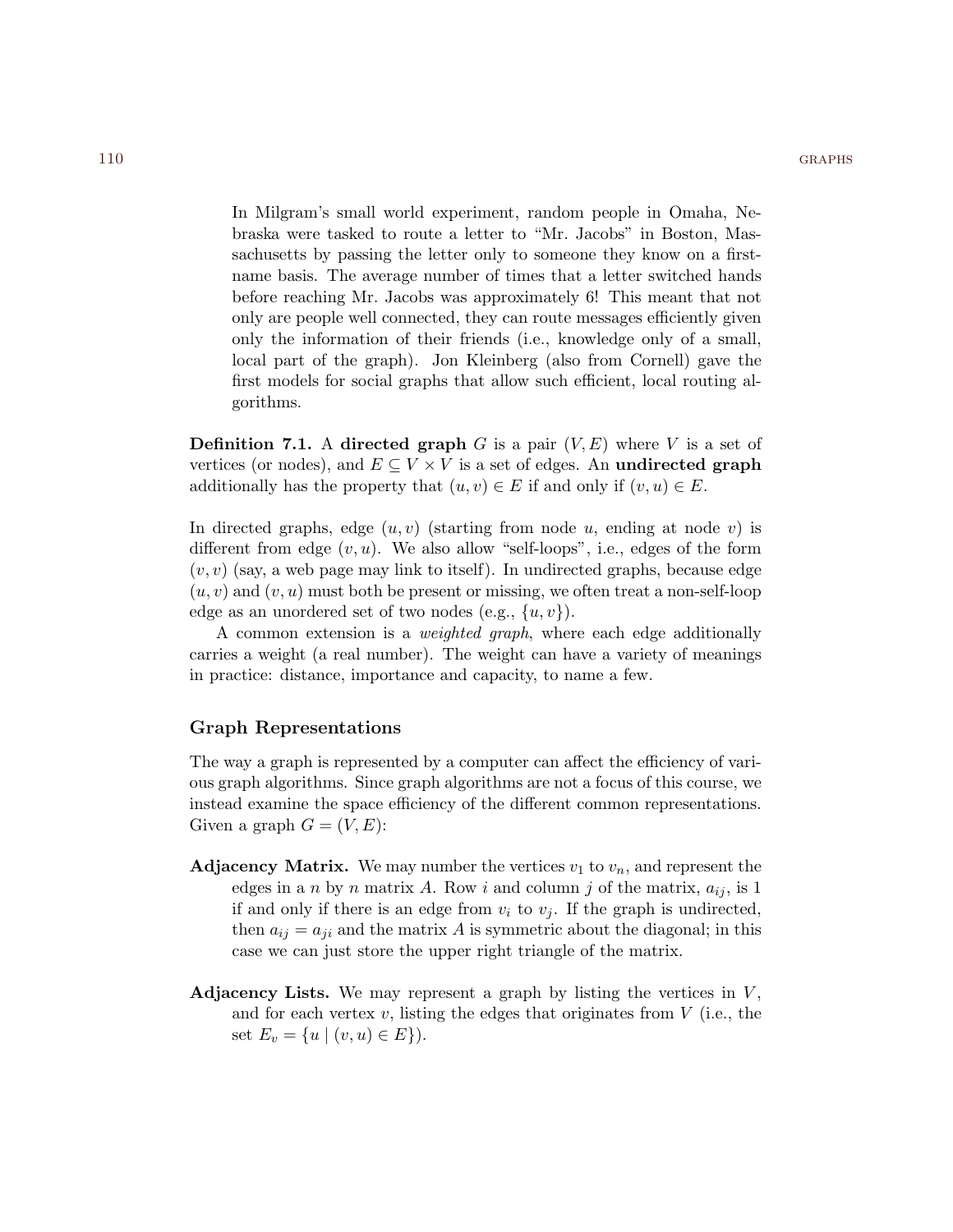In Milgram's small world experiment, random people in Omaha, Nebraska were tasked to route a letter to "Mr. Jacobs" in Boston, Massachusetts by passing the letter only to someone they know on a first-name basis. The average number of times that a letter switched hands before reaching Mr. Jacobs was approximately 6! This meant that not only are people well connected, they can route messages efficiently given only the information of their friends (i.e., knowledge only of a small, local part of the graph). Jon Kleinberg (also from Cornell) gave the first models for social graphs that allow such efficient, local routing algorithms.

**Definition 7.1.** A **directed graph** $G$ is a pair $(V, E)$ where $V$ is a set of vertices (or nodes), and $E \subseteq V \times V$ is a set of edges. An **undirected graph** additionally has the property that $(u, v) \in E$ if and only if $(v, u) \in E$.

In directed graphs, edge $(u, v)$ (starting from node $u$, ending at node $v$) is different from edge $(v, u)$. We also allow "self-loops", i.e., edges of the form $(v, v)$ (say, a web page may link to itself). In undirected graphs, because edge $(u, v)$ and $(v, u)$ must both be present or missing, we often treat a non-self-loop edge as an unordered set of two nodes (e.g., $\{u, v\}$).

A common extension is a *weighted graph*, where each edge additionally carries a weight (a real number). The weight can have a variety of meanings in practice: distance, importance and capacity, to name a few.

### Graph Representations

The way a graph is represented by a computer can affect the efficiency of various graph algorithms. Since graph algorithms are not a focus of this course, we instead examine the space efficiency of the different common representations. Given a graph $G = (V, E)$:

**Adjacency Matrix.** We may number the vertices $v_1$ to $v_n$, and represent the edges in a $n$ by $n$ matrix $A$. Row $i$ and column $j$ of the matrix, $a_{ij}$, is 1 if and only if there is an edge from $v_i$ to $v_j$. If the graph is undirected, then $a_{ij} = a_{ji}$ and the matrix $A$ is symmetric about the diagonal; in this case we can just store the upper right triangle of the matrix.

**Adjacency Lists.** We may represent a graph by listing the vertices in $V$, and for each vertex $v$, listing the edges that originates from $V$ (i.e., the set $E_v = \{u \mid (v, u) \in E\}$).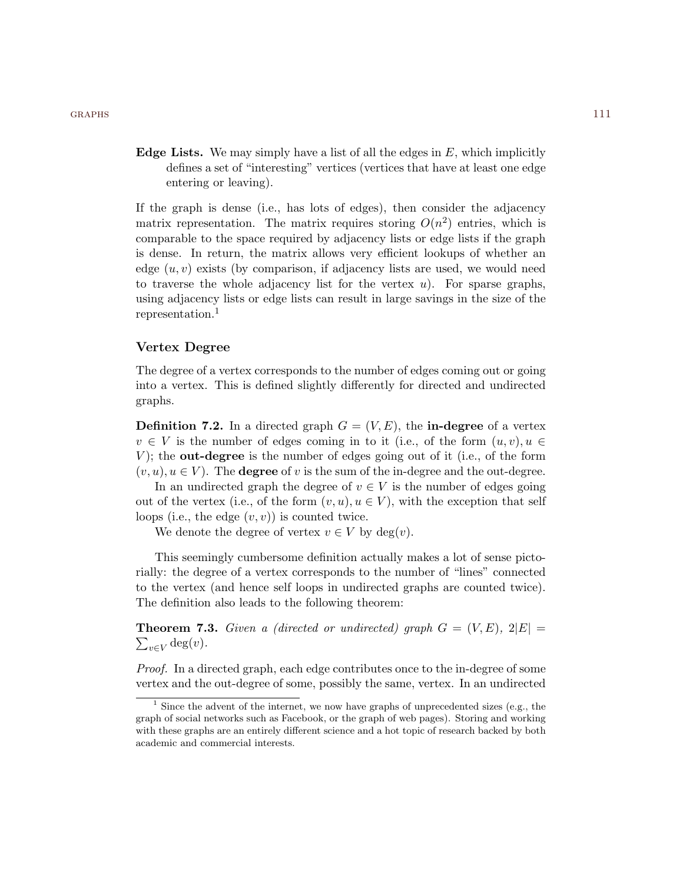**Edge Lists.** We may simply have a list of all the edges in $E$, which implicitly defines a set of "interesting" vertices (vertices that have at least one edge entering or leaving).

If the graph is dense (i.e., has lots of edges), then consider the adjacency matrix representation. The matrix requires storing $O(n^2)$ entries, which is comparable to the space required by adjacency lists or edge lists if the graph is dense. In return, the matrix allows very efficient lookups of whether an edge $(u, v)$ exists (by comparison, if adjacency lists are used, we would need to traverse the whole adjacency list for the vertex $u$). For sparse graphs, using adjacency lists or edge lists can result in large savings in the size of the representation.[1]

### Vertex Degree

The degree of a vertex corresponds to the number of edges coming out or going into a vertex. This is defined slightly differently for directed and undirected graphs.

**Definition 7.2.** In a directed graph $G = (V, E)$, the **in-degree** of a vertex $v \in V$ is the number of edges coming in to it (i.e., of the form $(u, v), u \in V$); the **out-degree** is the number of edges going out of it (i.e., of the form $(v, u), u \in V$). The **degree** of $v$ is the sum of the in-degree and the out-degree.

In an undirected graph the degree of $v \in V$ is the number of edges going out of the vertex (i.e., of the form $(v, u), u \in V$), with the exception that self loops (i.e., the edge $(v, v)$) is counted twice.

We denote the degree of vertex $v \in V$ by $\deg(v)$.

This seemingly cumbersome definition actually makes a lot of sense pictorially: the degree of a vertex corresponds to the number of "lines" connected to the vertex (and hence self loops in undirected graphs are counted twice). The definition also leads to the following theorem:

**Theorem 7.3.** *Given a (directed or undirected) graph $G = (V, E)$, $2|E| = \sum_{v \in V} \deg(v)$.*

*Proof.* In a directed graph, each edge contributes once to the in-degree of some vertex and the out-degree of some, possibly the same, vertex. In an undirected

[1] Since the advent of the internet, we now have graphs of unprecedented sizes (e.g., the graph of social networks such as Facebook, or the graph of web pages). Storing and working with these graphs are an entirely different science and a hot topic of research backed by both academic and commercial interests.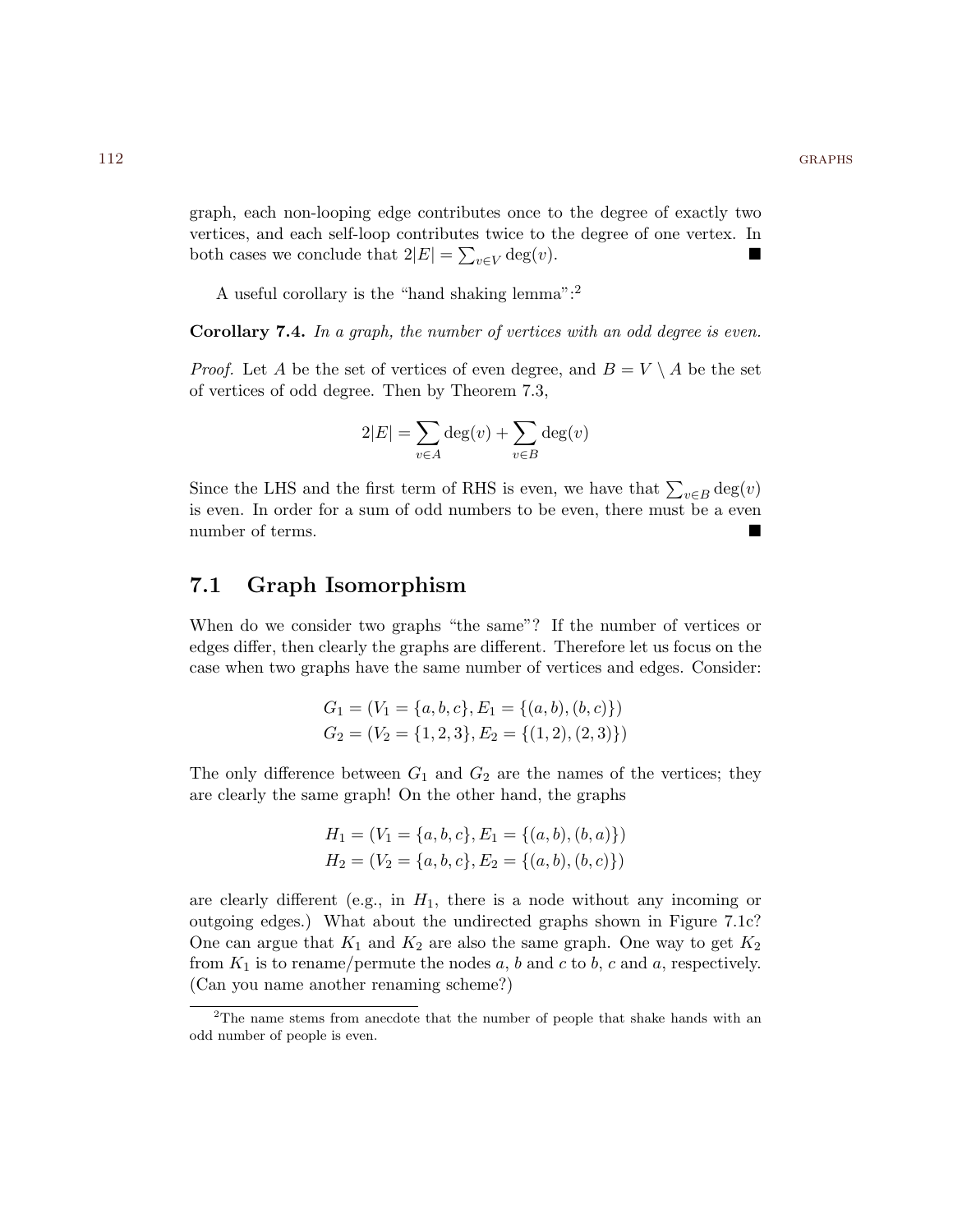graph, each non-looping edge contributes once to the degree of exactly two vertices, and each self-loop contributes twice to the degree of one vertex. In both cases we conclude that $2|E| = \sum_{v \in V} \deg(v)$. ■

A useful corollary is the "hand shaking lemma":[2]

**Corollary 7.4.** *In a graph, the number of vertices with an odd degree is even.*

*Proof.* Let $A$ be the set of vertices of even degree, and $B = V \setminus A$ be the set of vertices of odd degree. Then by Theorem 7.3,

$$2|E| = \sum_{v \in A} \deg(v) + \sum_{v \in B} \deg(v)$$

Since the LHS and the first term of RHS is even, we have that $\sum_{v \in B} \deg(v)$ is even. In order for a sum of odd numbers to be even, there must be a even number of terms. ■

## 7.1 Graph Isomorphism

When do we consider two graphs "the same"? If the number of vertices or edges differ, then clearly the graphs are different. Therefore let us focus on the case when two graphs have the same number of vertices and edges. Consider:

$$G_1 = (V_1 = \{a, b, c\}, E_1 = \{(a, b), (b, c)\})$$
$$G_2 = (V_2 = \{1, 2, 3\}, E_2 = \{(1, 2), (2, 3)\})$$

The only difference between $G_1$ and $G_2$ are the names of the vertices; they are clearly the same graph! On the other hand, the graphs

$$H_1 = (V_1 = \{a, b, c\}, E_1 = \{(a, b), (b, a)\})$$
$$H_2 = (V_2 = \{a, b, c\}, E_2 = \{(a, b), (b, c)\})$$

are clearly different (e.g., in $H_1$, there is a node without any incoming or outgoing edges.) What about the undirected graphs shown in Figure 7.1c? One can argue that $K_1$ and $K_2$ are also the same graph. One way to get $K_2$ from $K_1$ is to rename/permute the nodes $a$, $b$ and $c$ to $b$, $c$ and $a$, respectively. (Can you name another renaming scheme?)

[2] The name stems from anecdote that the number of people that shake hands with an odd number of people is even.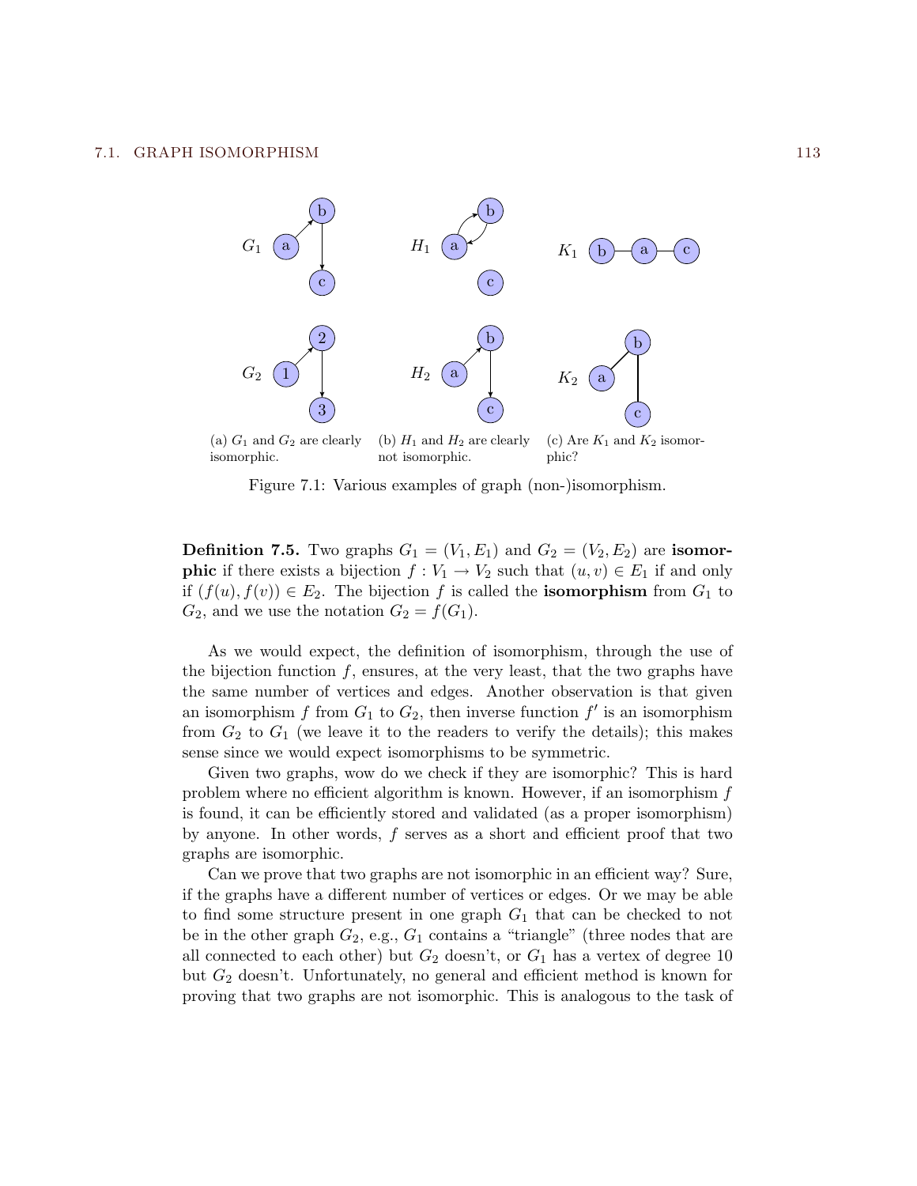(a) $G_1$ and $G_2$ are clearly isomorphic.

(b) $H_1$ and $H_2$ are clearly not isomorphic.

(c) Are $K_1$ and $K_2$ isomorphic?

Figure 7.1: Various examples of graph (non-)isomorphism.

**Definition 7.5.** Two graphs $G_1 = (V_1, E_1)$ and $G_2 = (V_2, E_2)$ are **isomorphic** if there exists a bijection $f : V_1 \to V_2$ such that $(u, v) \in E_1$ if and only if $(f(u), f(v)) \in E_2$. The bijection $f$ is called the **isomorphism** from $G_1$ to $G_2$, and we use the notation $G_2 = f(G_1)$.

As we would expect, the definition of isomorphism, through the use of the bijection function $f$, ensures, at the very least, that the two graphs have the same number of vertices and edges. Another observation is that given an isomorphism $f$ from $G_1$ to $G_2$, then inverse function $f'$ is an isomorphism from $G_2$ to $G_1$ (we leave it to the readers to verify the details); this makes sense since we would expect isomorphisms to be symmetric.

Given two graphs, wow do we check if they are isomorphic? This is hard problem where no efficient algorithm is known. However, if an isomorphism $f$ is found, it can be efficiently stored and validated (as a proper isomorphism) by anyone. In other words, $f$ serves as a short and efficient proof that two graphs are isomorphic.

Can we prove that two graphs are not isomorphic in an efficient way? Sure, if the graphs have a different number of vertices or edges. Or we may be able to find some structure present in one graph $G_1$ that can be checked to not be in the other graph $G_2$, e.g., $G_1$ contains a "triangle" (three nodes that are all connected to each other) but $G_2$ doesn't, or $G_1$ has a vertex of degree 10 but $G_2$ doesn't. Unfortunately, no general and efficient method is known for proving that two graphs are not isomorphic. This is analogous to the task of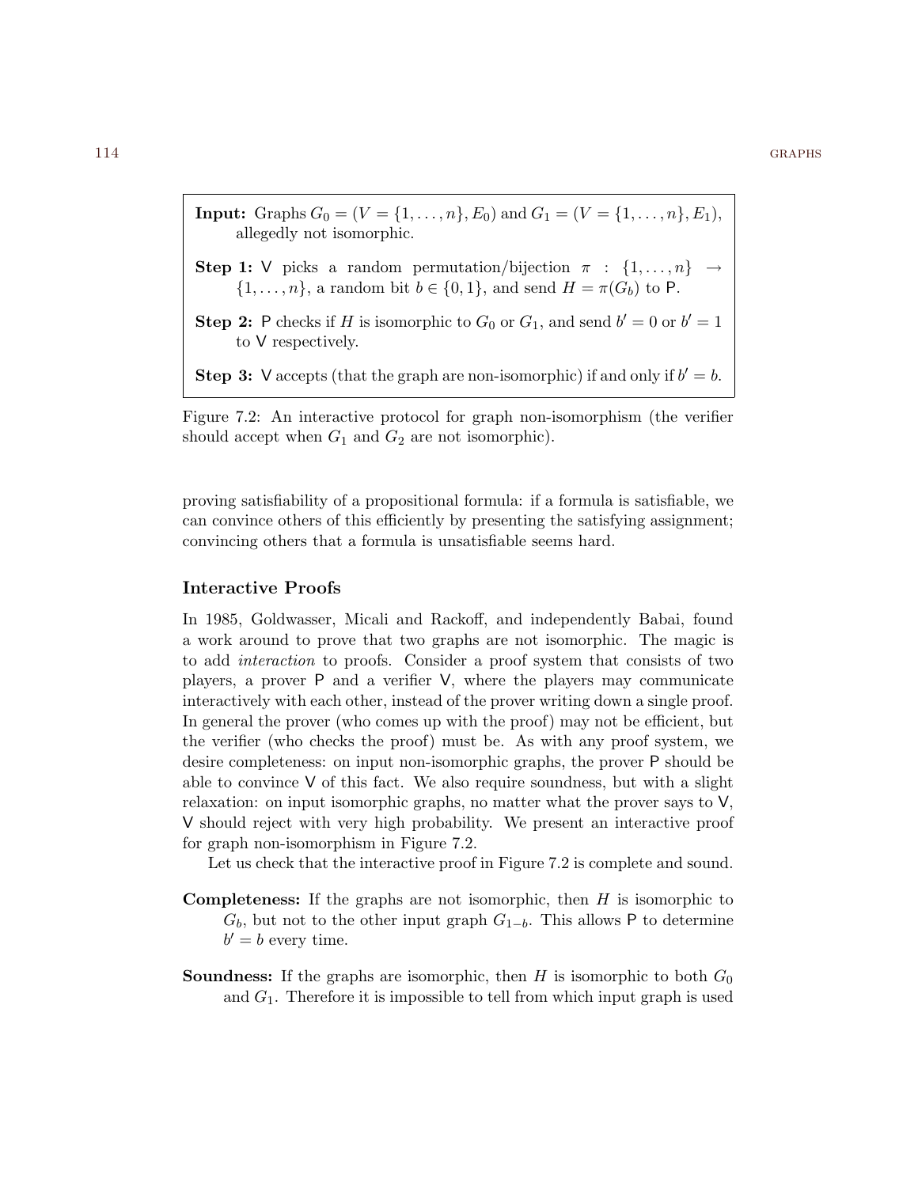> **Input:** Graphs $G_0 = (V = \{1, \dots, n\}, E_0)$ and $G_1 = (V = \{1, \dots, n\}, E_1)$, allegedly not isomorphic.
>
> **Step 1:** V picks a random permutation/bijection $\pi : \{1, \dots, n\} \to \{1, \dots, n\}$, a random bit $b \in \{0, 1\}$, and send $H = \pi(G_b)$ to P.
>
> **Step 2:** P checks if $H$ is isomorphic to $G_0$ or $G_1$, and send $b' = 0$ or $b' = 1$ to V respectively.
>
> **Step 3:** V accepts (that the graph are non-isomorphic) if and only if $b' = b$.

Figure 7.2: An interactive protocol for graph non-isomorphism (the verifier should accept when $G_1$ and $G_2$ are not isomorphic).

proving satisfiability of a propositional formula: if a formula is satisfiable, we can convince others of this efficiently by presenting the satisfying assignment; convincing others that a formula is unsatisfiable seems hard.

### Interactive Proofs

In 1985, Goldwasser, Micali and Rackoff, and independently Babai, found a work around to prove that two graphs are not isomorphic. The magic is to add *interaction* to proofs. Consider a proof system that consists of two players, a prover P and a verifier V, where the players may communicate interactively with each other, instead of the prover writing down a single proof. In general the prover (who comes up with the proof) may not be efficient, but the verifier (who checks the proof) must be. As with any proof system, we desire completeness: on input non-isomorphic graphs, the prover P should be able to convince V of this fact. We also require soundness, but with a slight relaxation: on input isomorphic graphs, no matter what the prover says to V, V should reject with very high probability. We present an interactive proof for graph non-isomorphism in Figure 7.2.

Let us check that the interactive proof in Figure 7.2 is complete and sound.

**Completeness:** If the graphs are not isomorphic, then $H$ is isomorphic to $G_b$, but not to the other input graph $G_{1-b}$. This allows P to determine $b' = b$ every time.

**Soundness:** If the graphs are isomorphic, then $H$ is isomorphic to both $G_0$ and $G_1$. Therefore it is impossible to tell from which input graph is used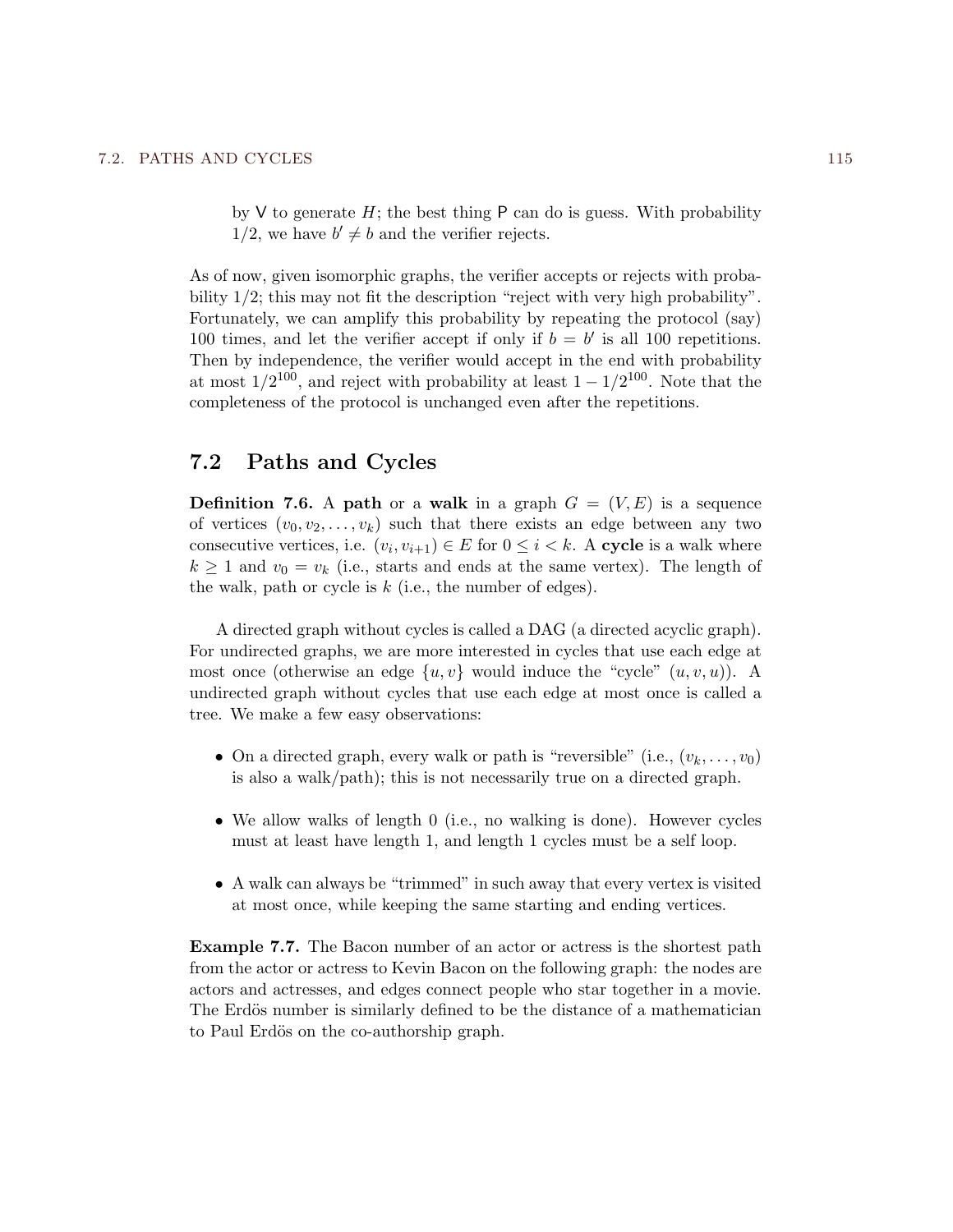by V to generate $H$; the best thing P can do is guess. With probability $1/2$, we have $b' \neq b$ and the verifier rejects.

As of now, given isomorphic graphs, the verifier accepts or rejects with probability $1/2$; this may not fit the description "reject with very high probability". Fortunately, we can amplify this probability by repeating the protocol (say) 100 times, and let the verifier accept if only if $b = b'$ is all 100 repetitions. Then by independence, the verifier would accept in the end with probability at most $1/2^{100}$, and reject with probability at least $1 - 1/2^{100}$. Note that the completeness of the protocol is unchanged even after the repetitions.

## 7.2 Paths and Cycles

**Definition 7.6.** A **path** or a **walk** in a graph $G = (V, E)$ is a sequence of vertices $(v_0, v_2, \ldots, v_k)$ such that there exists an edge between any two consecutive vertices, i.e. $(v_i, v_{i+1}) \in E$ for $0 \leq i < k$. A **cycle** is a walk where $k \geq 1$ and $v_0 = v_k$ (i.e., starts and ends at the same vertex). The length of the walk, path or cycle is $k$ (i.e., the number of edges).

A directed graph without cycles is called a DAG (a directed acyclic graph). For undirected graphs, we are more interested in cycles that use each edge at most once (otherwise an edge $\{u, v\}$ would induce the "cycle" $(u, v, u)$). A undirected graph without cycles that use each edge at most once is called a tree. We make a few easy observations:

- On a directed graph, every walk or path is "reversible" (i.e., $(v_k, \ldots, v_0)$ is also a walk/path); this is not necessarily true on a directed graph.
- We allow walks of length 0 (i.e., no walking is done). However cycles must at least have length 1, and length 1 cycles must be a self loop.
- A walk can always be "trimmed" in such away that every vertex is visited at most once, while keeping the same starting and ending vertices.

**Example 7.7.** The Bacon number of an actor or actress is the shortest path from the actor or actress to Kevin Bacon on the following graph: the nodes are actors and actresses, and edges connect people who star together in a movie. The Erdös number is similarly defined to be the distance of a mathematician to Paul Erdös on the co-authorship graph.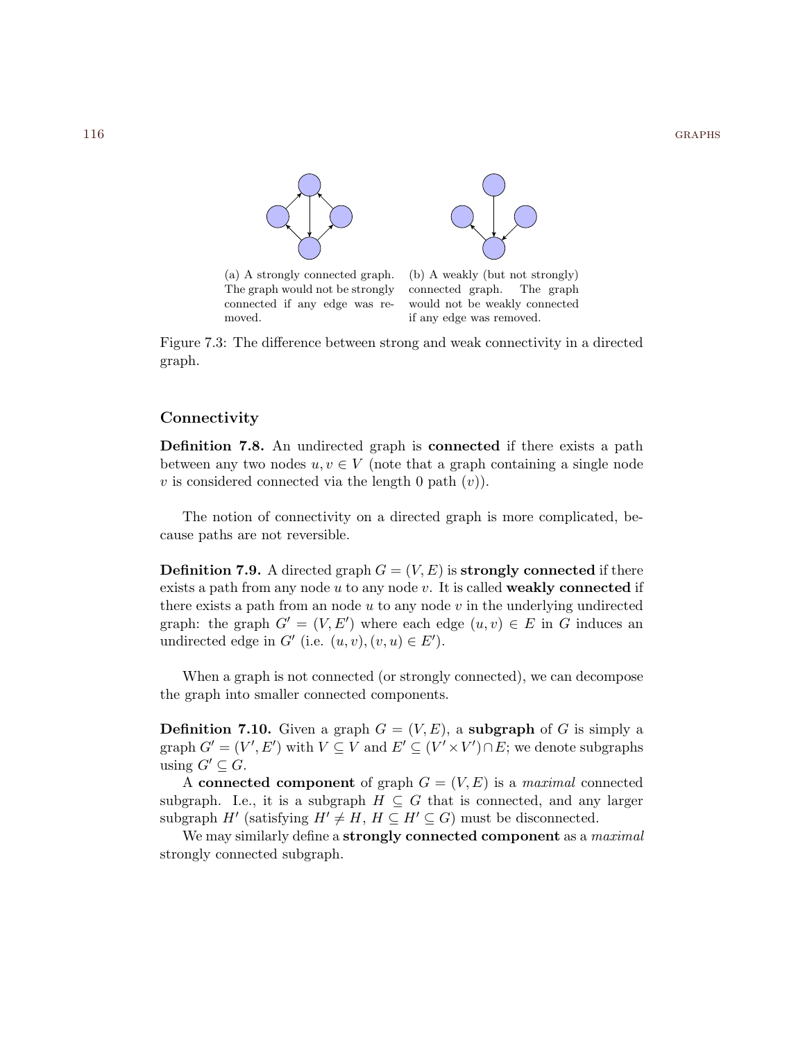(a) A strongly connected graph. The graph would not be strongly connected if any edge was removed.

(b) A weakly (but not strongly) connected graph. The graph would not be weakly connected if any edge was removed.

Figure 7.3: The difference between strong and weak connectivity in a directed graph.

### Connectivity

**Definition 7.8.** An undirected graph is **connected** if there exists a path between any two nodes $u, v \in V$ (note that a graph containing a single node $v$ is considered connected via the length 0 path $(v)$).

The notion of connectivity on a directed graph is more complicated, because paths are not reversible.

**Definition 7.9.** A directed graph $G = (V, E)$ is **strongly connected** if there exists a path from any node $u$ to any node $v$. It is called **weakly connected** if there exists a path from an node $u$ to any node $v$ in the underlying undirected graph: the graph $G' = (V, E')$ where each edge $(u, v) \in E$ in $G$ induces an undirected edge in $G'$ (i.e. $(u, v), (v, u) \in E'$).

When a graph is not connected (or strongly connected), we can decompose the graph into smaller connected components.

**Definition 7.10.** Given a graph $G = (V, E)$, a **subgraph** of $G$ is simply a graph $G' = (V', E')$ with $V \subseteq V$ and $E' \subseteq (V' \times V') \cap E$; we denote subgraphs using $G' \subseteq G$.

A **connected component** of graph $G = (V, E)$ is a *maximal* connected subgraph. I.e., it is a subgraph $H \subseteq G$ that is connected, and any larger subgraph $H'$ (satisfying $H' \neq H$, $H \subseteq H' \subseteq G$) must be disconnected.

We may similarly define a **strongly connected component** as a *maximal* strongly connected subgraph.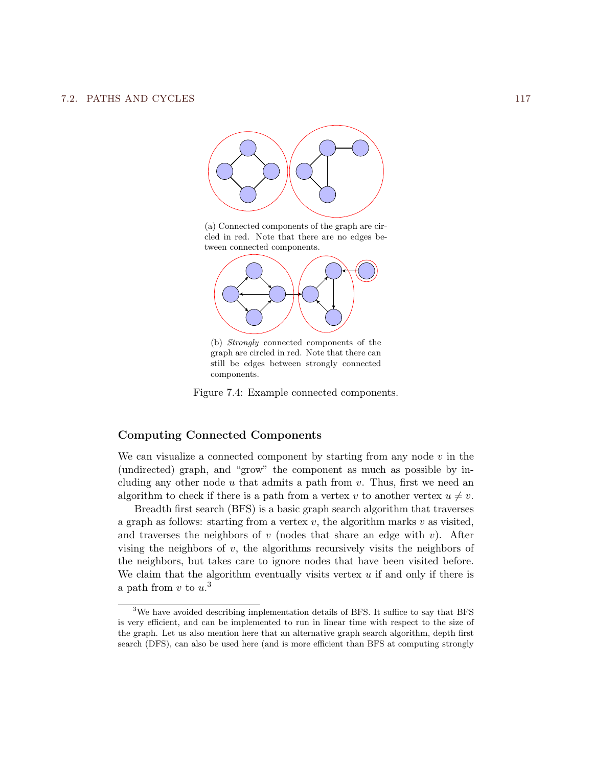(a) Connected components of the graph are circled in red. Note that there are no edges between connected components.

(b) *Strongly* connected components of the graph are circled in red. Note that there can still be edges between strongly connected components.

Figure 7.4: Example connected components.

### Computing Connected Components

We can visualize a connected component by starting from any node $v$ in the (undirected) graph, and "grow" the component as much as possible by including any other node $u$ that admits a path from $v$. Thus, first we need an algorithm to check if there is a path from a vertex $v$ to another vertex $u \neq v$.

Breadth first search (BFS) is a basic graph search algorithm that traverses a graph as follows: starting from a vertex $v$, the algorithm marks $v$ as visited, and traverses the neighbors of $v$ (nodes that share an edge with $v$). After vising the neighbors of $v$, the algorithms recursively visits the neighbors of the neighbors, but takes care to ignore nodes that have been visited before. We claim that the algorithm eventually visits vertex $u$ if and only if there is a path from $v$ to $u$.[3]

[3] We have avoided describing implementation details of BFS. It suffice to say that BFS is very efficient, and can be implemented to run in linear time with respect to the size of the graph. Let us also mention here that an alternative graph search algorithm, depth first search (DFS), can also be used here (and is more efficient than BFS at computing strongly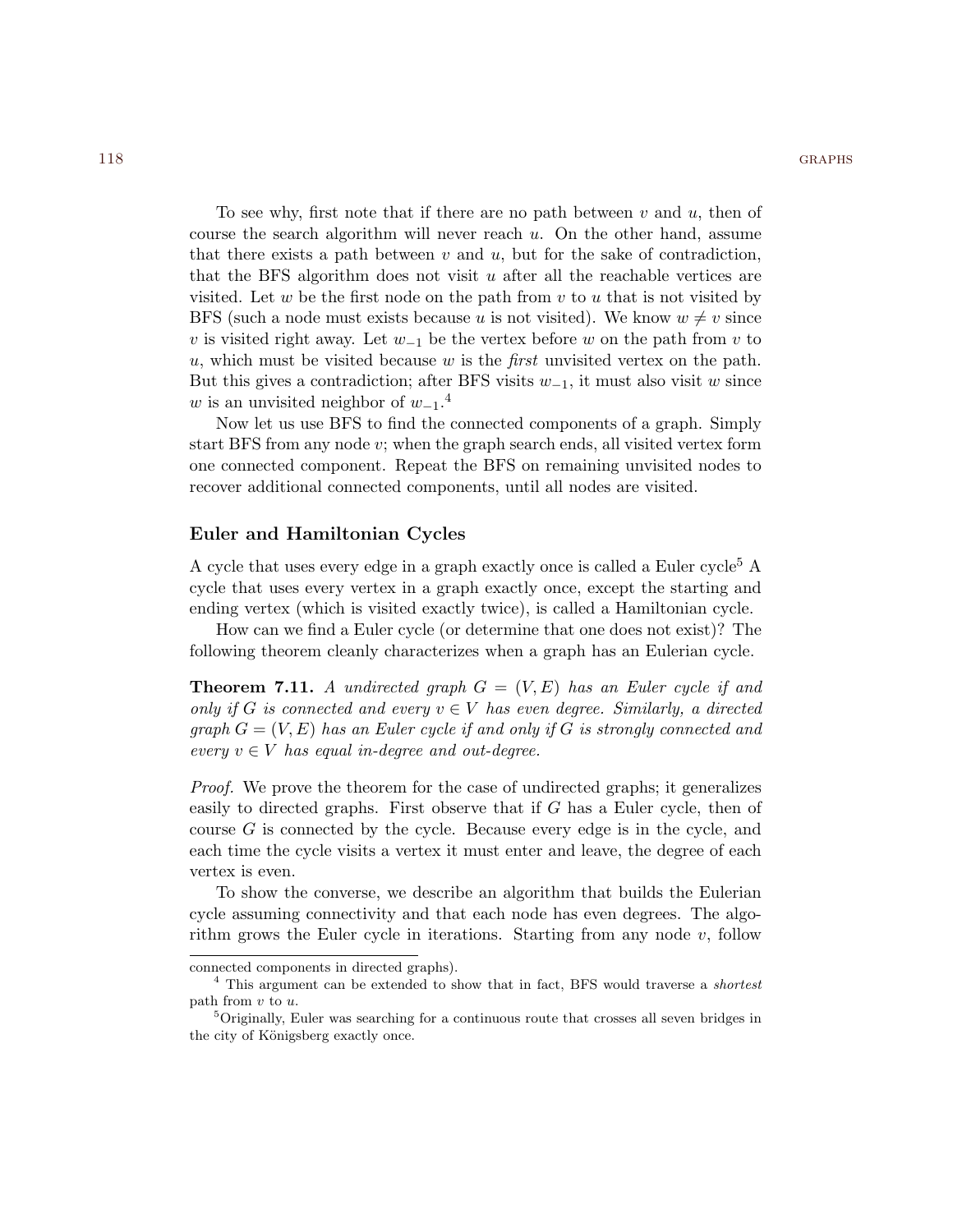To see why, first note that if there are no path between $v$ and $u$, then of course the search algorithm will never reach $u$. On the other hand, assume that there exists a path between $v$ and $u$, but for the sake of contradiction, that the BFS algorithm does not visit $u$ after all the reachable vertices are visited. Let $w$ be the first node on the path from $v$ to $u$ that is not visited by BFS (such a node must exists because $u$ is not visited). We know $w \neq v$ since $v$ is visited right away. Let $w_{-1}$ be the vertex before $w$ on the path from $v$ to $u$, which must be visited because $w$ is the *first* unvisited vertex on the path. But this gives a contradiction; after BFS visits $w_{-1}$, it must also visit $w$ since $w$ is an unvisited neighbor of $w_{-1}$.[4]

Now let us use BFS to find the connected components of a graph. Simply start BFS from any node $v$; when the graph search ends, all visited vertex form one connected component. Repeat the BFS on remaining unvisited nodes to recover additional connected components, until all nodes are visited.

### Euler and Hamiltonian Cycles

A cycle that uses every edge in a graph exactly once is called a Euler cycle[5] A cycle that uses every vertex in a graph exactly once, except the starting and ending vertex (which is visited exactly twice), is called a Hamiltonian cycle.

How can we find a Euler cycle (or determine that one does not exist)? The following theorem cleanly characterizes when a graph has an Eulerian cycle.

**Theorem 7.11.** *A undirected graph $G = (V, E)$ has an Euler cycle if and only if $G$ is connected and every $v \in V$ has even degree. Similarly, a directed graph $G = (V, E)$ has an Euler cycle if and only if $G$ is strongly connected and every $v \in V$ has equal in-degree and out-degree.*

*Proof.* We prove the theorem for the case of undirected graphs; it generalizes easily to directed graphs. First observe that if $G$ has a Euler cycle, then of course $G$ is connected by the cycle. Because every edge is in the cycle, and each time the cycle visits a vertex it must enter and leave, the degree of each vertex is even.

To show the converse, we describe an algorithm that builds the Eulerian cycle assuming connectivity and that each node has even degrees. The algorithm grows the Euler cycle in iterations. Starting from any node $v$, follow

---

connected components in directed graphs).

[4] This argument can be extended to show that in fact, BFS would traverse a *shortest* path from $v$ to $u$.

[5] Originally, Euler was searching for a continuous route that crosses all seven bridges in the city of Königsberg exactly once.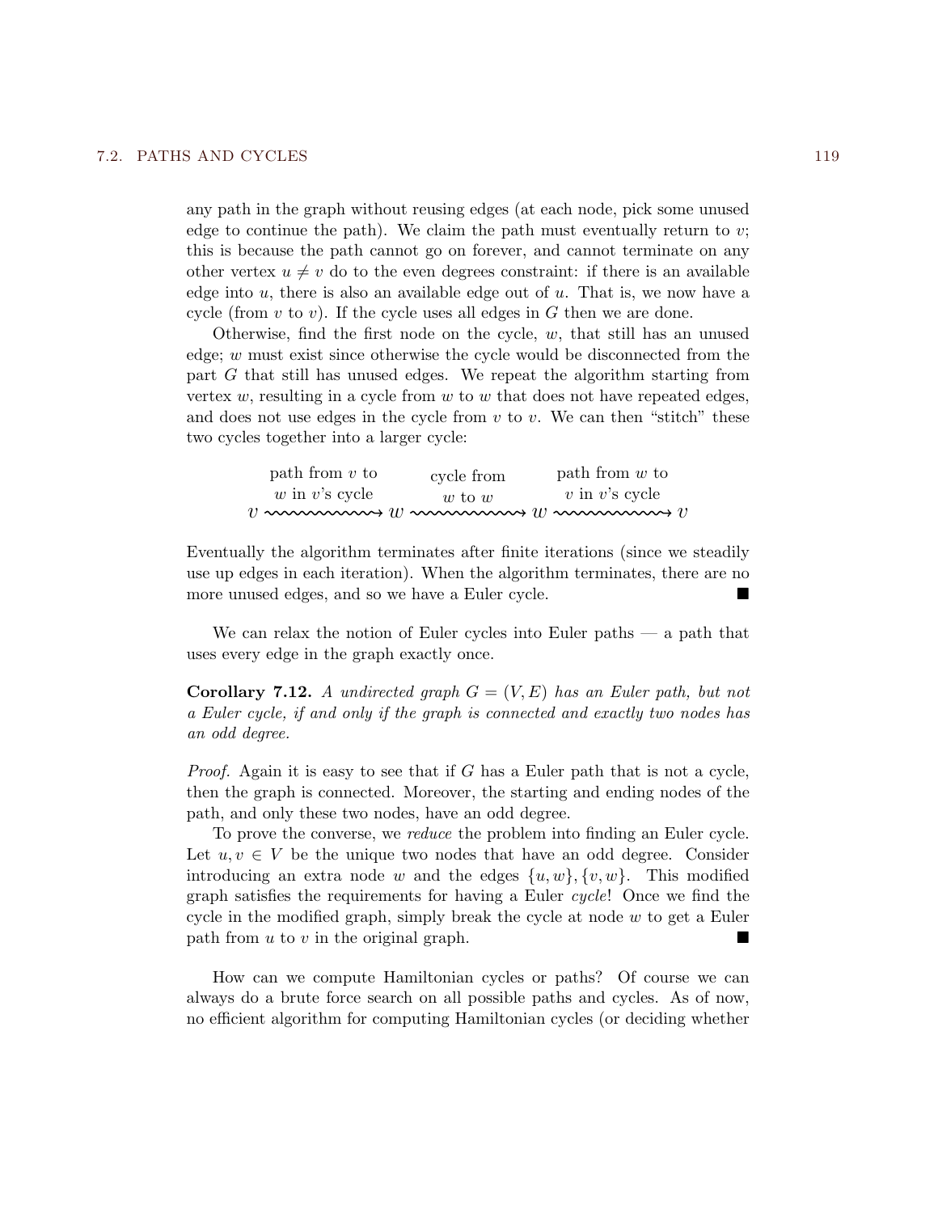any path in the graph without reusing edges (at each node, pick some unused edge to continue the path). We claim the path must eventually return to $v$; this is because the path cannot go on forever, and cannot terminate on any other vertex $u \neq v$ do to the even degrees constraint: if there is an available edge into $u$, there is also an available edge out of $u$. That is, we now have a cycle (from $v$ to $v$). If the cycle uses all edges in $G$ then we are done.

Otherwise, find the first node on the cycle, $w$, that still has an unused edge; $w$ must exist since otherwise the cycle would be disconnected from the part $G$ that still has unused edges. We repeat the algorithm starting from vertex $w$, resulting in a cycle from $w$ to $w$ that does not have repeated edges, and does not use edges in the cycle from $v$ to $v$. We can then "stitch" these two cycles together into a larger cycle:

$$v \xrightarrow{\text{path from } v \text{ to } w \text{ in } v\text{'s cycle}} w \xrightarrow{\text{cycle from } w \text{ to } w} w \xrightarrow{\text{path from } w \text{ to } v \text{ in } v\text{'s cycle}} v$$

Eventually the algorithm terminates after finite iterations (since we steadily use up edges in each iteration). When the algorithm terminates, there are no more unused edges, and so we have a Euler cycle. ■

We can relax the notion of Euler cycles into Euler paths — a path that uses every edge in the graph exactly once.

**Corollary 7.12.** *A undirected graph $G = (V, E)$ has an Euler path, but not a Euler cycle, if and only if the graph is connected and exactly two nodes has an odd degree.*

*Proof.* Again it is easy to see that if $G$ has a Euler path that is not a cycle, then the graph is connected. Moreover, the starting and ending nodes of the path, and only these two nodes, have an odd degree.

To prove the converse, we *reduce* the problem into finding an Euler cycle. Let $u, v \in V$ be the unique two nodes that have an odd degree. Consider introducing an extra node $w$ and the edges $\{u, w\}, \{v, w\}$. This modified graph satisfies the requirements for having a Euler *cycle*! Once we find the cycle in the modified graph, simply break the cycle at node $w$ to get a Euler path from $u$ to $v$ in the original graph. ■

How can we compute Hamiltonian cycles or paths? Of course we can always do a brute force search on all possible paths and cycles. As of now, no efficient algorithm for computing Hamiltonian cycles (or deciding whether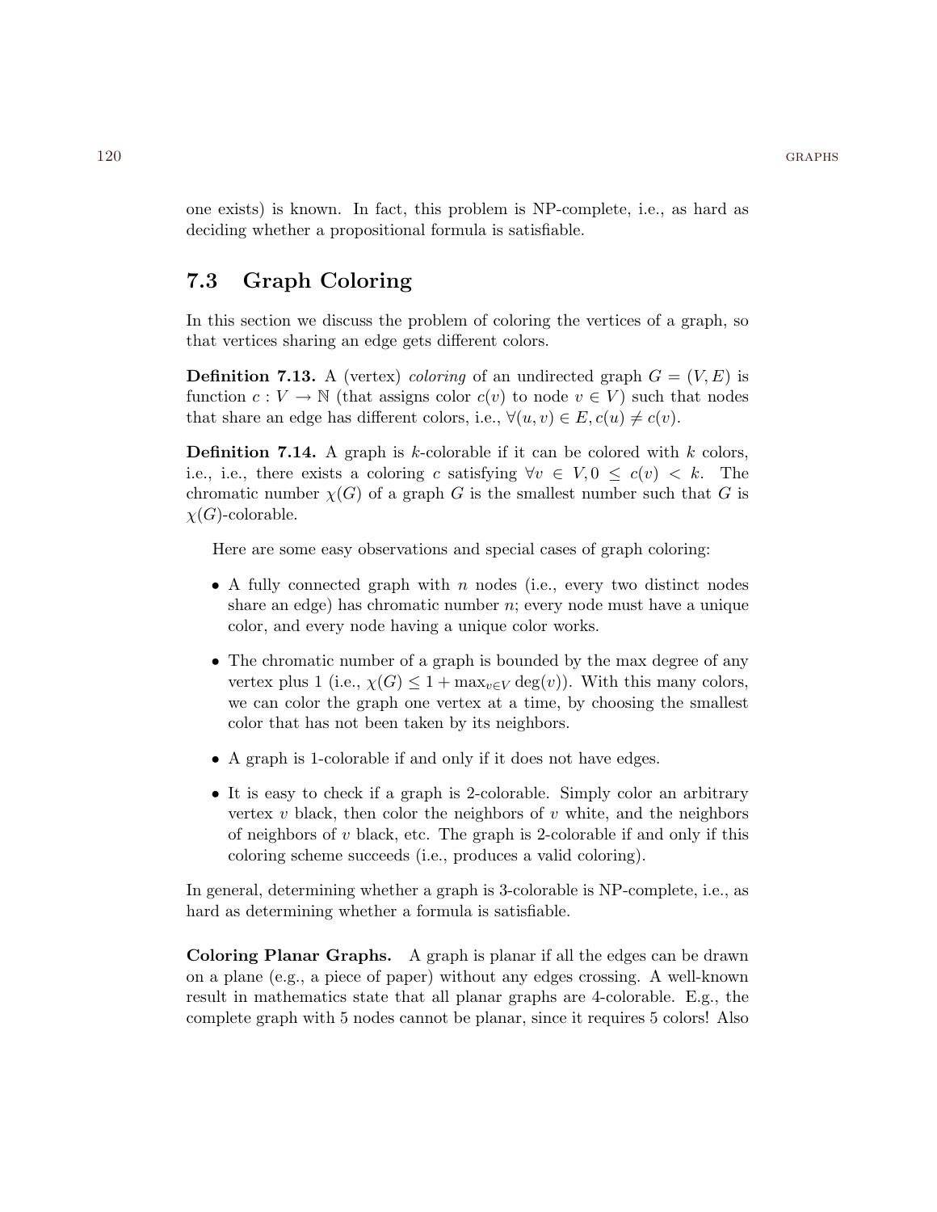one exists) is known. In fact, this problem is NP-complete, i.e., as hard as deciding whether a propositional formula is satisfiable.

## 7.3 Graph Coloring

In this section we discuss the problem of coloring the vertices of a graph, so that vertices sharing an edge gets different colors.

**Definition 7.13.** A (vertex) *coloring* of an undirected graph $G = (V, E)$ is function $c : V \to \mathbb{N}$ (that assigns color $c(v)$ to node $v \in V$) such that nodes that share an edge has different colors, i.e., $\forall (u, v) \in E, c(u) \neq c(v)$.

**Definition 7.14.** A graph is $k$-colorable if it can be colored with $k$ colors, i.e., i.e., there exists a coloring $c$ satisfying $\forall v \in V, 0 \leq c(v) < k$. The chromatic number $\chi(G)$ of a graph $G$ is the smallest number such that $G$ is $\chi(G)$-colorable.

Here are some easy observations and special cases of graph coloring:

- A fully connected graph with $n$ nodes (i.e., every two distinct nodes share an edge) has chromatic number $n$; every node must have a unique color, and every node having a unique color works.
- The chromatic number of a graph is bounded by the max degree of any vertex plus 1 (i.e., $\chi(G) \leq 1 + \max_{v \in V} \deg(v)$). With this many colors, we can color the graph one vertex at a time, by choosing the smallest color that has not been taken by its neighbors.
- A graph is 1-colorable if and only if it does not have edges.
- It is easy to check if a graph is 2-colorable. Simply color an arbitrary vertex $v$ black, then color the neighbors of $v$ white, and the neighbors of neighbors of $v$ black, etc. The graph is 2-colorable if and only if this coloring scheme succeeds (i.e., produces a valid coloring).

In general, determining whether a graph is 3-colorable is NP-complete, i.e., as hard as determining whether a formula is satisfiable.

**Coloring Planar Graphs.** A graph is planar if all the edges can be drawn on a plane (e.g., a piece of paper) without any edges crossing. A well-known result in mathematics state that all planar graphs are 4-colorable. E.g., the complete graph with 5 nodes cannot be planar, since it requires 5 colors! Also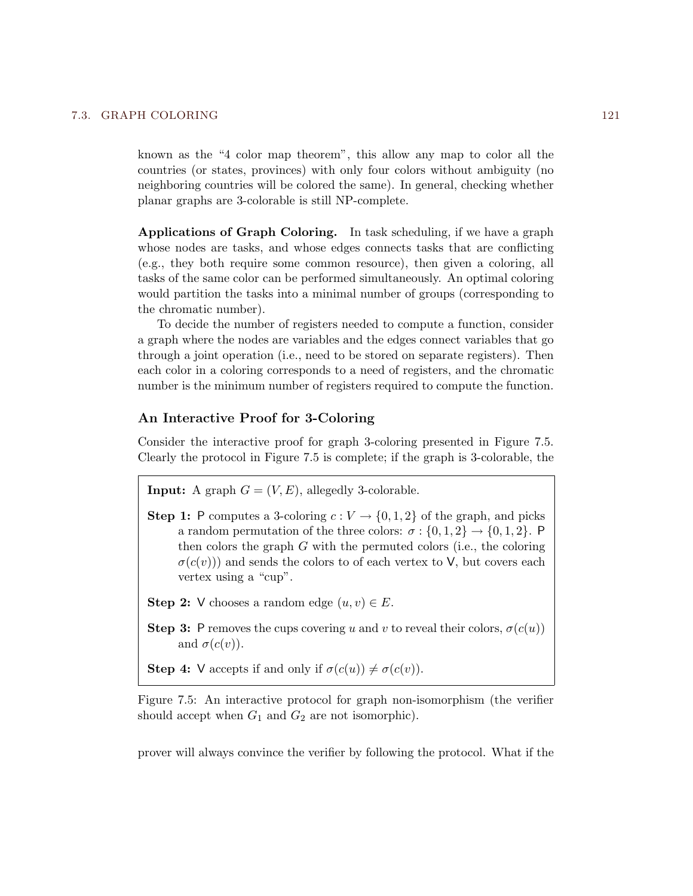known as the "4 color map theorem", this allow any map to color all the countries (or states, provinces) with only four colors without ambiguity (no neighboring countries will be colored the same). In general, checking whether planar graphs are 3-colorable is still NP-complete.

**Applications of Graph Coloring.** In task scheduling, if we have a graph whose nodes are tasks, and whose edges connects tasks that are conflicting (e.g., they both require some common resource), then given a coloring, all tasks of the same color can be performed simultaneously. An optimal coloring would partition the tasks into a minimal number of groups (corresponding to the chromatic number).

To decide the number of registers needed to compute a function, consider a graph where the nodes are variables and the edges connect variables that go through a joint operation (i.e., need to be stored on separate registers). Then each color in a coloring corresponds to a need of registers, and the chromatic number is the minimum number of registers required to compute the function.

### An Interactive Proof for 3-Coloring

Consider the interactive proof for graph 3-coloring presented in Figure 7.5. Clearly the protocol in Figure 7.5 is complete; if the graph is 3-colorable, the

> **Input:** A graph $G = (V, E)$, allegedly 3-colorable.
>
> **Step 1:** P computes a 3-coloring $c : V \to \{0, 1, 2\}$ of the graph, and picks a random permutation of the three colors: $\sigma : \{0, 1, 2\} \to \{0, 1, 2\}$. P then colors the graph $G$ with the permuted colors (i.e., the coloring $\sigma(c(v))$) and sends the colors to of each vertex to V, but covers each vertex using a "cup".
>
> **Step 2:** V chooses a random edge $(u, v) \in E$.
>
> **Step 3:** P removes the cups covering $u$ and $v$ to reveal their colors, $\sigma(c(u))$ and $\sigma(c(v))$.
>
> **Step 4:** V accepts if and only if $\sigma(c(u)) \neq \sigma(c(v))$.

Figure 7.5: An interactive protocol for graph non-isomorphism (the verifier should accept when $G_1$ and $G_2$ are not isomorphic).

prover will always convince the verifier by following the protocol. What if the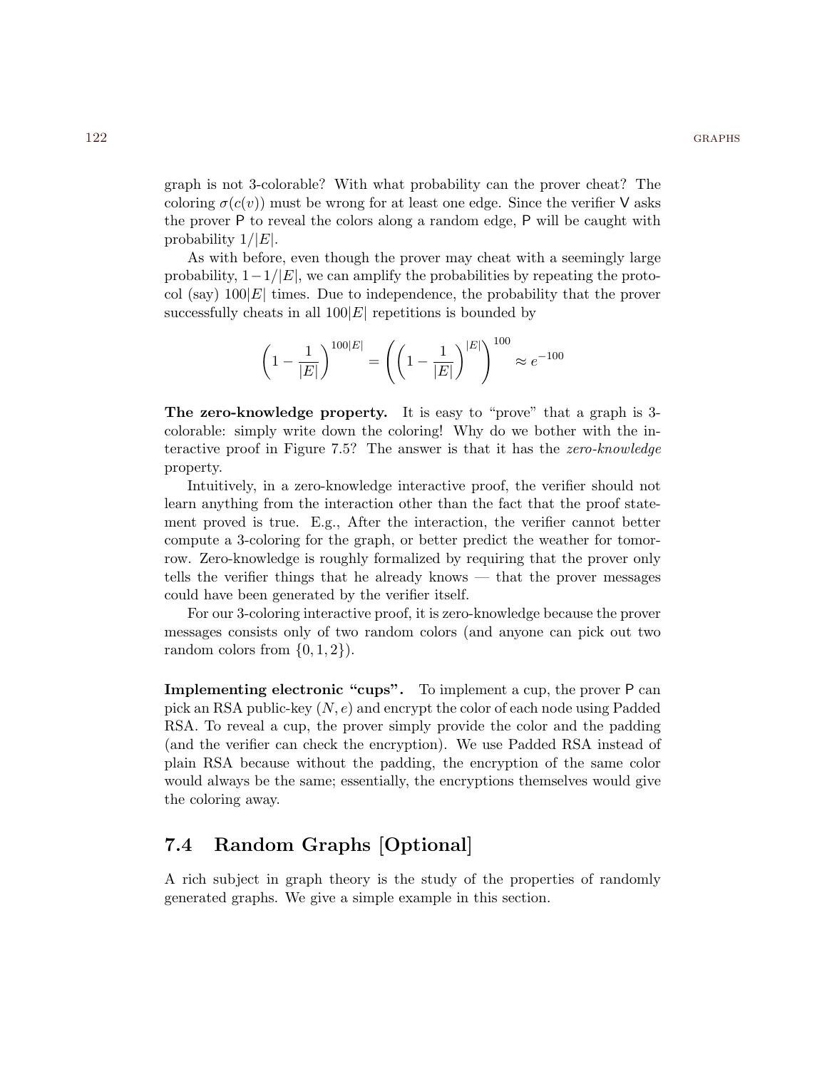graph is not 3-colorable? With what probability can the prover cheat? The coloring $\sigma(c(v))$ must be wrong for at least one edge. Since the verifier V asks the prover P to reveal the colors along a random edge, P will be caught with probability $1/|E|$.

As with before, even though the prover may cheat with a seemingly large probability, $1-1/|E|$, we can amplify the probabilities by repeating the protocol (say) $100|E|$ times. Due to independence, the probability that the prover successfully cheats in all $100|E|$ repetitions is bounded by

$$\left(1 - \frac{1}{|E|}\right)^{100|E|} = \left(\left(1 - \frac{1}{|E|}\right)^{|E|}\right)^{100} \approx e^{-100}$$

**The zero-knowledge property.** It is easy to "prove" that a graph is 3-colorable: simply write down the coloring! Why do we bother with the interactive proof in Figure 7.5? The answer is that it has the *zero-knowledge* property.

Intuitively, in a zero-knowledge interactive proof, the verifier should not learn anything from the interaction other than the fact that the proof statement proved is true. E.g., After the interaction, the verifier cannot better compute a 3-coloring for the graph, or better predict the weather for tomorrow. Zero-knowledge is roughly formalized by requiring that the prover only tells the verifier things that he already knows — that the prover messages could have been generated by the verifier itself.

For our 3-coloring interactive proof, it is zero-knowledge because the prover messages consists only of two random colors (and anyone can pick out two random colors from $\{0, 1, 2\}$).

**Implementing electronic "cups".** To implement a cup, the prover P can pick an RSA public-key $(N, e)$ and encrypt the color of each node using Padded RSA. To reveal a cup, the prover simply provide the color and the padding (and the verifier can check the encryption). We use Padded RSA instead of plain RSA because without the padding, the encryption of the same color would always be the same; essentially, the encryptions themselves would give the coloring away.

## 7.4 Random Graphs [Optional]

A rich subject in graph theory is the study of the properties of randomly generated graphs. We give a simple example in this section.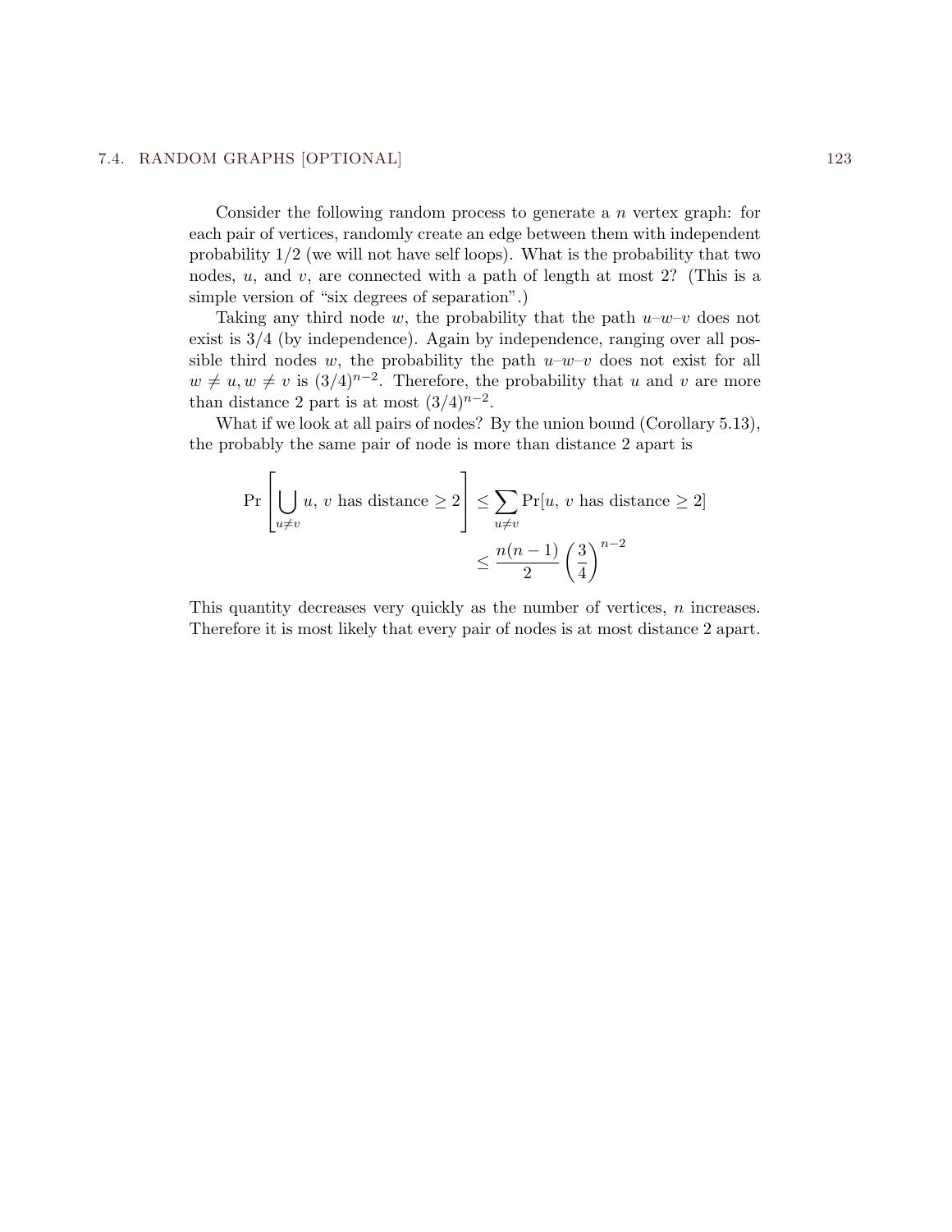Consider the following random process to generate a $n$ vertex graph: for each pair of vertices, randomly create an edge between them with independent probability $1/2$ (we will not have self loops). What is the probability that two nodes, $u$, and $v$, are connected with a path of length at most 2? (This is a simple version of "six degrees of separation".)

Taking any third node $w$, the probability that the path $u$–$w$–$v$ does not exist is $3/4$ (by independence). Again by independence, ranging over all possible third nodes $w$, the probability the path $u$–$w$–$v$ does not exist for all $w \neq u, w \neq v$ is $(3/4)^{n-2}$. Therefore, the probability that $u$ and $v$ are more than distance 2 part is at most $(3/4)^{n-2}$.

What if we look at all pairs of nodes? By the union bound (Corollary 5.13), the probably the same pair of node is more than distance 2 apart is

$$
\begin{aligned}
\Pr\left[\bigcup_{u \neq v} u,\, v \text{ has distance} \geq 2\right] &\leq \sum_{u \neq v} \Pr[u,\, v \text{ has distance} \geq 2] \\
&\leq \frac{n(n-1)}{2}\left(\frac{3}{4}\right)^{n-2}
\end{aligned}
$$

This quantity decreases very quickly as the number of vertices, $n$ increases. Therefore it is most likely that every pair of nodes is at most distance 2 apart.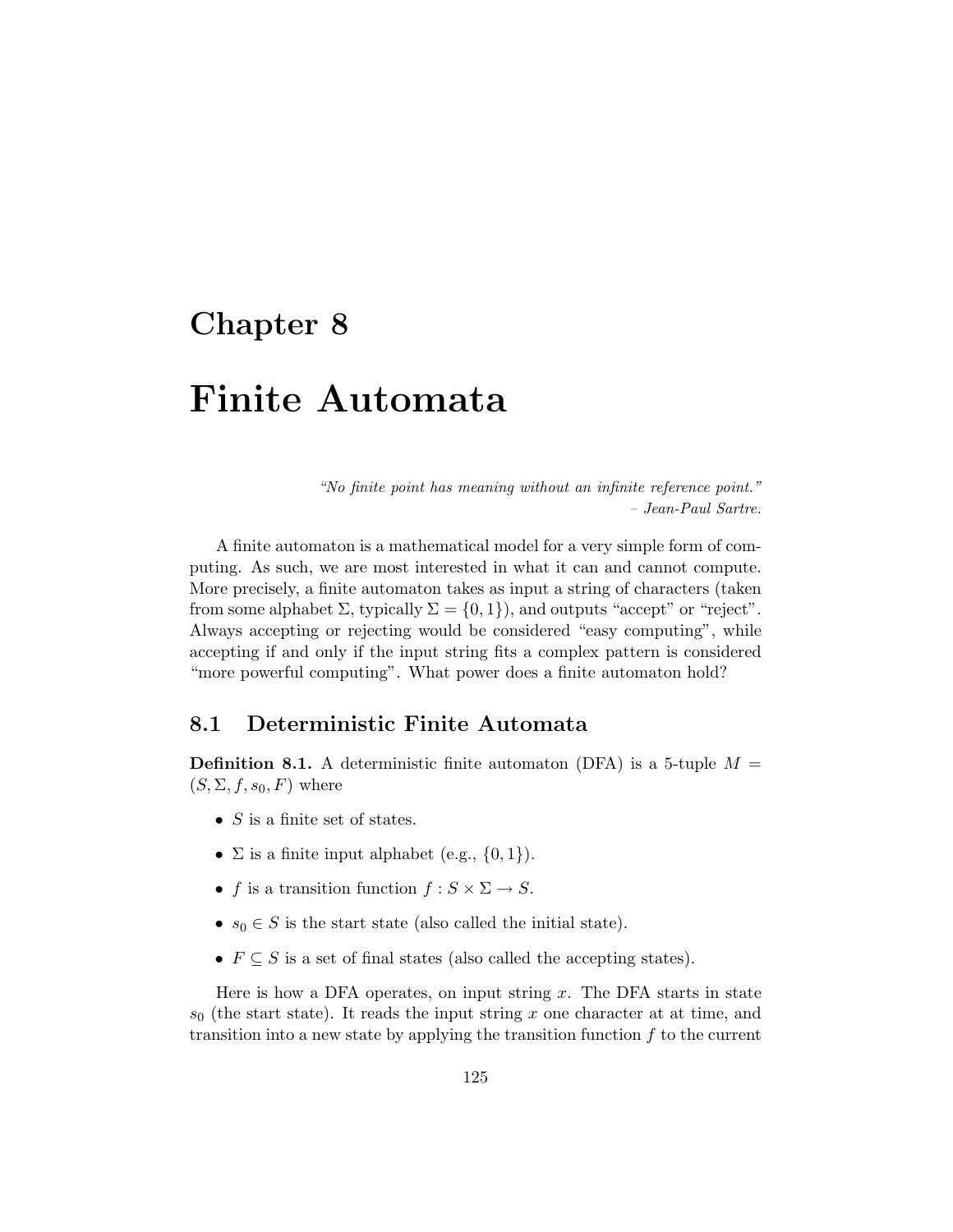# Chapter 8

# Finite Automata

*"No finite point has meaning without an infinite reference point."*
*– Jean-Paul Sartre.*

A finite automaton is a mathematical model for a very simple form of computing. As such, we are most interested in what it can and cannot compute. More precisely, a finite automaton takes as input a string of characters (taken from some alphabet $\Sigma$, typically $\Sigma = \{0, 1\}$), and outputs "accept" or "reject". Always accepting or rejecting would be considered "easy computing", while accepting if and only if the input string fits a complex pattern is considered "more powerful computing". What power does a finite automaton hold?

## 8.1 Deterministic Finite Automata

**Definition 8.1.** A deterministic finite automaton (DFA) is a 5-tuple $M = (S, \Sigma, f, s_0, F)$ where

- $S$ is a finite set of states.
- $\Sigma$ is a finite input alphabet (e.g., $\{0, 1\}$).
- $f$ is a transition function $f : S \times \Sigma \to S$.
- $s_0 \in S$ is the start state (also called the initial state).
- $F \subseteq S$ is a set of final states (also called the accepting states).

Here is how a DFA operates, on input string $x$. The DFA starts in state $s_0$ (the start state). It reads the input string $x$ one character at at time, and transition into a new state by applying the transition function $f$ to the current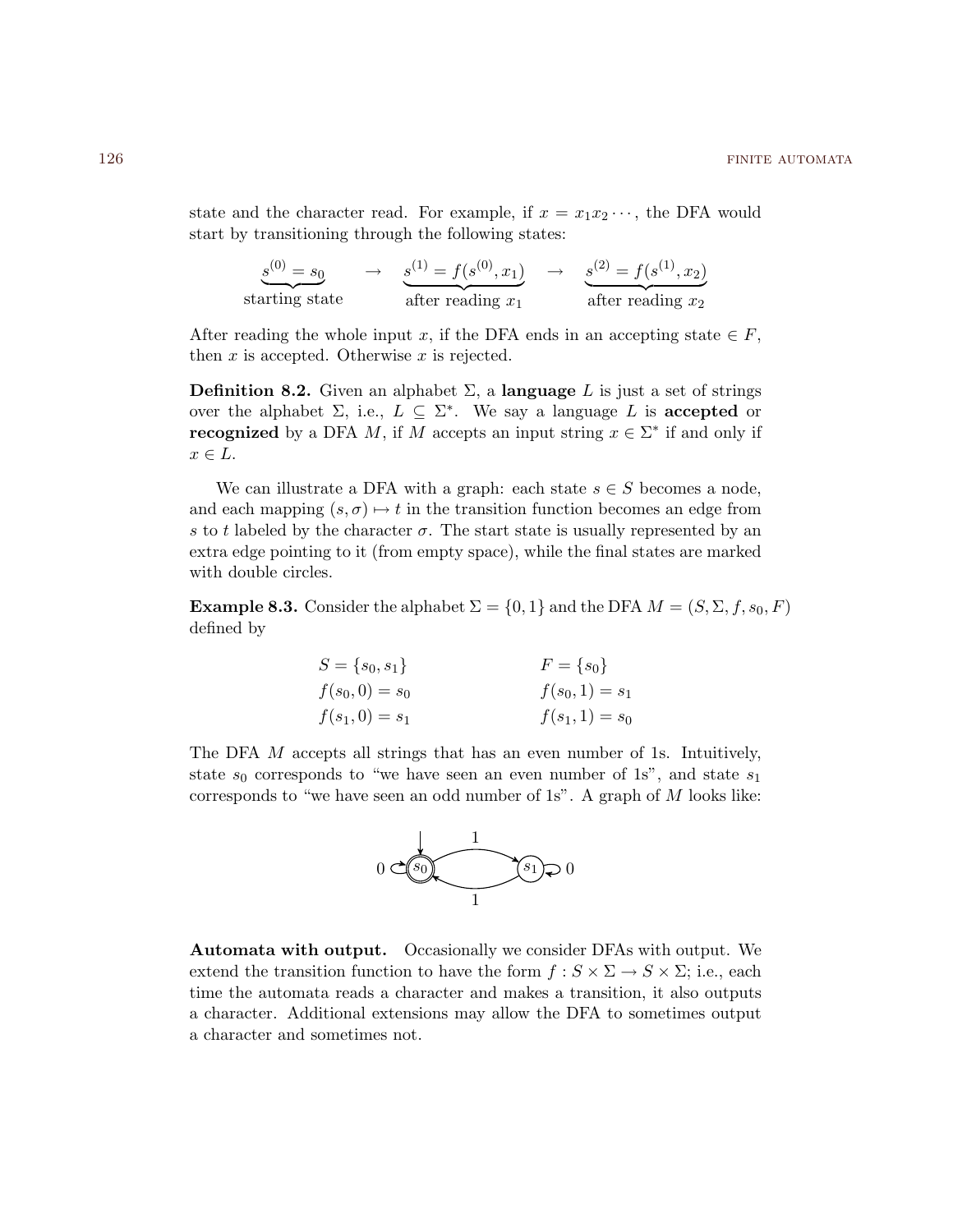state and the character read. For example, if $x = x_1 x_2 \cdots$, the DFA would start by transitioning through the following states:

$$\underbrace{s^{(0)} = s_0}_{\text{starting state}} \quad \rightarrow \quad \underbrace{s^{(1)} = f(s^{(0)}, x_1)}_{\text{after reading } x_1} \quad \rightarrow \quad \underbrace{s^{(2)} = f(s^{(1)}, x_2)}_{\text{after reading } x_2}$$

After reading the whole input $x$, if the DFA ends in an accepting state $\in F$, then $x$ is accepted. Otherwise $x$ is rejected.

**Definition 8.2.** Given an alphabet $\Sigma$, a **language** $L$ is just a set of strings over the alphabet $\Sigma$, i.e., $L \subseteq \Sigma^*$. We say a language $L$ is **accepted** or **recognized** by a DFA $M$, if $M$ accepts an input string $x \in \Sigma^*$ if and only if $x \in L$.

We can illustrate a DFA with a graph: each state $s \in S$ becomes a node, and each mapping $(s, \sigma) \mapsto t$ in the transition function becomes an edge from $s$ to $t$ labeled by the character $\sigma$. The start state is usually represented by an extra edge pointing to it (from empty space), while the final states are marked with double circles.

**Example 8.3.** Consider the alphabet $\Sigma = \{0, 1\}$ and the DFA $M = (S, \Sigma, f, s_0, F)$ defined by

$$\begin{aligned}
&S = \{s_0, s_1\} && F = \{s_0\} \\
&f(s_0, 0) = s_0 && f(s_0, 1) = s_1 \\
&f(s_1, 0) = s_1 && f(s_1, 1) = s_0
\end{aligned}$$

The DFA $M$ accepts all strings that has an even number of 1s. Intuitively, state $s_0$ corresponds to "we have seen an even number of 1s", and state $s_1$ corresponds to "we have seen an odd number of 1s". A graph of $M$ looks like:

**Automata with output.** Occasionally we consider DFAs with output. We extend the transition function to have the form $f : S \times \Sigma \to S \times \Sigma$; i.e., each time the automata reads a character and makes a transition, it also outputs a character. Additional extensions may allow the DFA to sometimes output a character and sometimes not.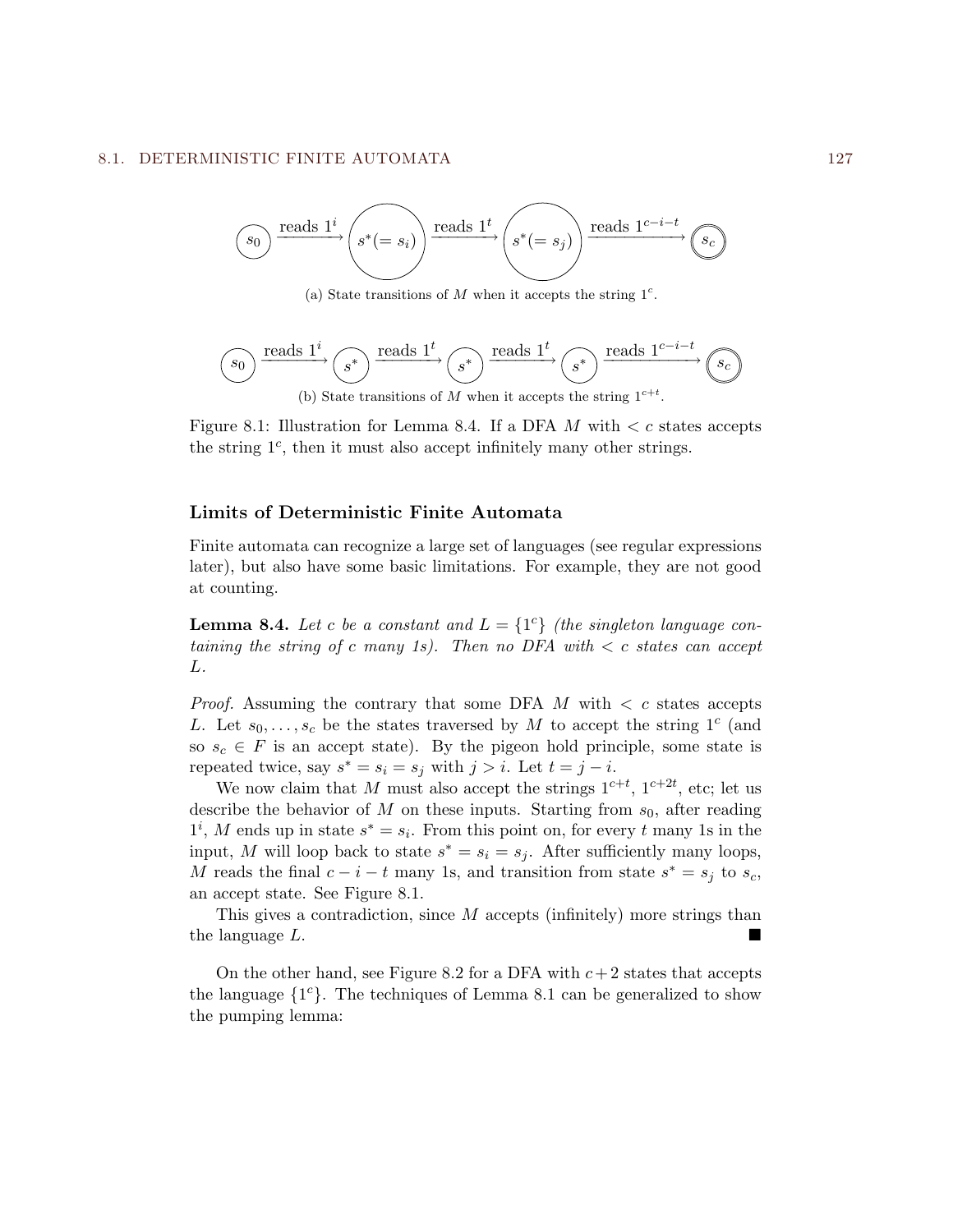(a) State transitions of $M$ when it accepts the string $1^c$.

(b) State transitions of $M$ when it accepts the string $1^{c+t}$.

Figure 8.1: Illustration for Lemma 8.4. If a DFA $M$ with $< c$ states accepts the string $1^c$, then it must also accept infinitely many other strings.

### Limits of Deterministic Finite Automata

Finite automata can recognize a large set of languages (see regular expressions later), but also have some basic limitations. For example, they are not good at counting.

**Lemma 8.4.** *Let $c$ be a constant and $L = \{1^c\}$ (the singleton language containing the string of $c$ many 1s). Then no DFA with $< c$ states can accept $L$.*

*Proof.* Assuming the contrary that some DFA $M$ with $< c$ states accepts $L$. Let $s_0, \ldots, s_c$ be the states traversed by $M$ to accept the string $1^c$ (and so $s_c \in F$ is an accept state). By the pigeon hold principle, some state is repeated twice, say $s^* = s_i = s_j$ with $j > i$. Let $t = j - i$.

We now claim that $M$ must also accept the strings $1^{c+t}$, $1^{c+2t}$, etc; let us describe the behavior of $M$ on these inputs. Starting from $s_0$, after reading $1^i$, $M$ ends up in state $s^* = s_i$. From this point on, for every $t$ many 1s in the input, $M$ will loop back to state $s^* = s_i = s_j$. After sufficiently many loops, $M$ reads the final $c - i - t$ many 1s, and transition from state $s^* = s_j$ to $s_c$, an accept state. See Figure 8.1.

This gives a contradiction, since $M$ accepts (infinitely) more strings than the language $L$. ■

On the other hand, see Figure 8.2 for a DFA with $c+2$ states that accepts the language $\{1^c\}$. The techniques of Lemma 8.1 can be generalized to show the pumping lemma: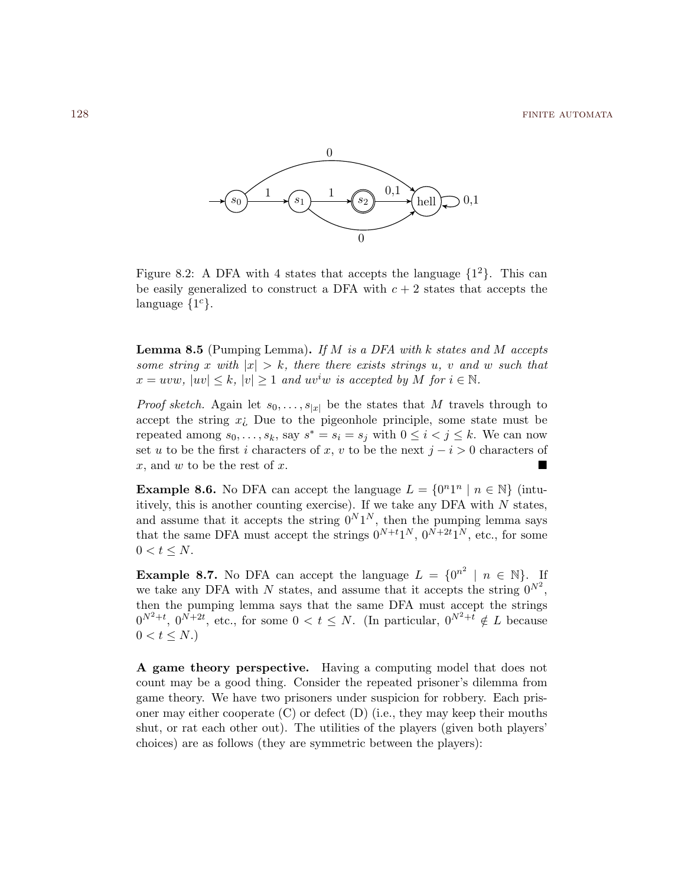Figure 8.2: A DFA with 4 states that accepts the language $\{1^2\}$. This can be easily generalized to construct a DFA with $c+2$ states that accepts the language $\{1^c\}$.

**Lemma 8.5** (Pumping Lemma)**.** *If $M$ is a DFA with $k$ states and $M$ accepts some string $x$ with $|x| > k$, there there exists strings $u$, $v$ and $w$ such that $x = uvw$, $|uv| \leq k$, $|v| \geq 1$ and $uv^iw$ is accepted by $M$ for $i \in \mathbb{N}$.*

*Proof sketch.* Again let $s_0, \ldots, s_{|x|}$ be the states that $M$ travels through to accept the string $x$¿ Due to the pigeonhole principle, some state must be repeated among $s_0, \ldots, s_k$, say $s^* = s_i = s_j$ with $0 \leq i < j \leq k$. We can now set $u$ to be the first $i$ characters of $x$, $v$ to be the next $j - i > 0$ characters of $x$, and $w$ to be the rest of $x$. ■

**Example 8.6.** No DFA can accept the language $L = \{0^n 1^n \mid n \in \mathbb{N}\}$ (intuitively, this is another counting exercise). If we take any DFA with $N$ states, and assume that it accepts the string $0^N 1^N$, then the pumping lemma says that the same DFA must accept the strings $0^{N+t}1^N$, $0^{N+2t}1^N$, etc., for some $0 < t \leq N$.

**Example 8.7.** No DFA can accept the language $L = \{0^{n^2} \mid n \in \mathbb{N}\}$. If we take any DFA with $N$ states, and assume that it accepts the string $0^{N^2}$, then the pumping lemma says that the same DFA must accept the strings $0^{N^2+t}$, $0^{N^2+2t}$, etc., for some $0 < t \leq N$. (In particular, $0^{N^2+t} \notin L$ because $0 < t \leq N$.)

**A game theory perspective.** Having a computing model that does not count may be a good thing. Consider the repeated prisoner's dilemma from game theory. We have two prisoners under suspicion for robbery. Each prisoner may either cooperate (C) or defect (D) (i.e., they may keep their mouths shut, or rat each other out). The utilities of the players (given both players' choices) are as follows (they are symmetric between the players):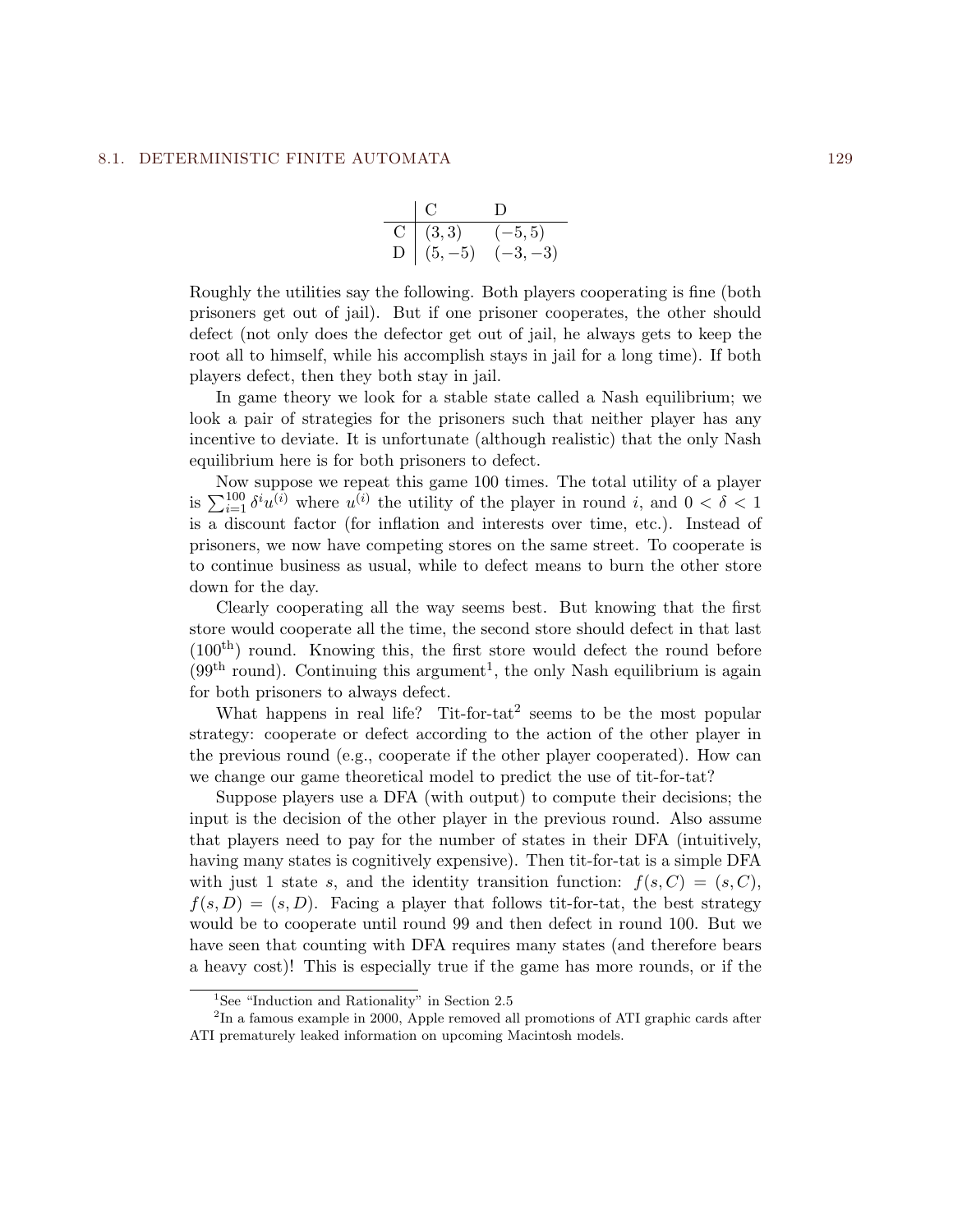| | C | D |
|---|---|---|
| C | $(3, 3)$ | $(-5, 5)$ |
| D | $(5, -5)$ | $(-3, -3)$ |

Roughly the utilities say the following. Both players cooperating is fine (both prisoners get out of jail). But if one prisoner cooperates, the other should defect (not only does the defector get out of jail, he always gets to keep the root all to himself, while his accomplish stays in jail for a long time). If both players defect, then they both stay in jail.

In game theory we look for a stable state called a Nash equilibrium; we look a pair of strategies for the prisoners such that neither player has any incentive to deviate. It is unfortunate (although realistic) the only Nash equilibrium here is for both prisoners to defect.

Now suppose we repeat this game 100 times. The total utility of a player is $\sum_{i=1}^{100} \delta^i u^{(i)}$ where $u^{(i)}$ the utility of the player in round $i$, and $0 < \delta < 1$ is a discount factor (for inflation and interests over time, etc.). Instead of prisoners, we now have competing stores on the same street. To cooperate is to continue business as usual, while to defect means to burn the other store down for the day.

Clearly cooperating all the way seems best. But knowing that the first store would cooperate all the time, the second store should defect in that last ($100^{\text{th}}$) round. Knowing this, the first store would defect the round before ($99^{\text{th}}$ round). Continuing this argument[1], the only Nash equilibrium is again for both prisoners to always defect.

What happens in real life? Tit-for-tat[2] seems to be the most popular strategy: cooperate or defect according to the action of the other player in the previous round (e.g., cooperate if the other player cooperated). How can we change our game theoretical model to predict the use of tit-for-tat?

Suppose players use a DFA (with output) to compute their decisions; the input is the decision of the other player in the previous round. Also assume that players need to pay for the number of states in their DFA (intuitively, having many states is cognitively expensive). Then tit-for-tat is a simple DFA with just 1 state $s$, and the identity transition function: $f(s, C) = (s, C)$, $f(s, D) = (s, D)$. Facing a player that follows tit-for-tat, the best strategy would be to cooperate until round 99 and then defect in round 100. But we have seen that counting with DFA requires many states (and therefore bears a heavy cost)! This is especially true if the game has more rounds, or if the

[1] See "Induction and Rationality" in Section 2.5

[2] In a famous example in 2000, Apple removed all promotions of ATI graphic cards after ATI prematurely leaked information on upcoming Macintosh models.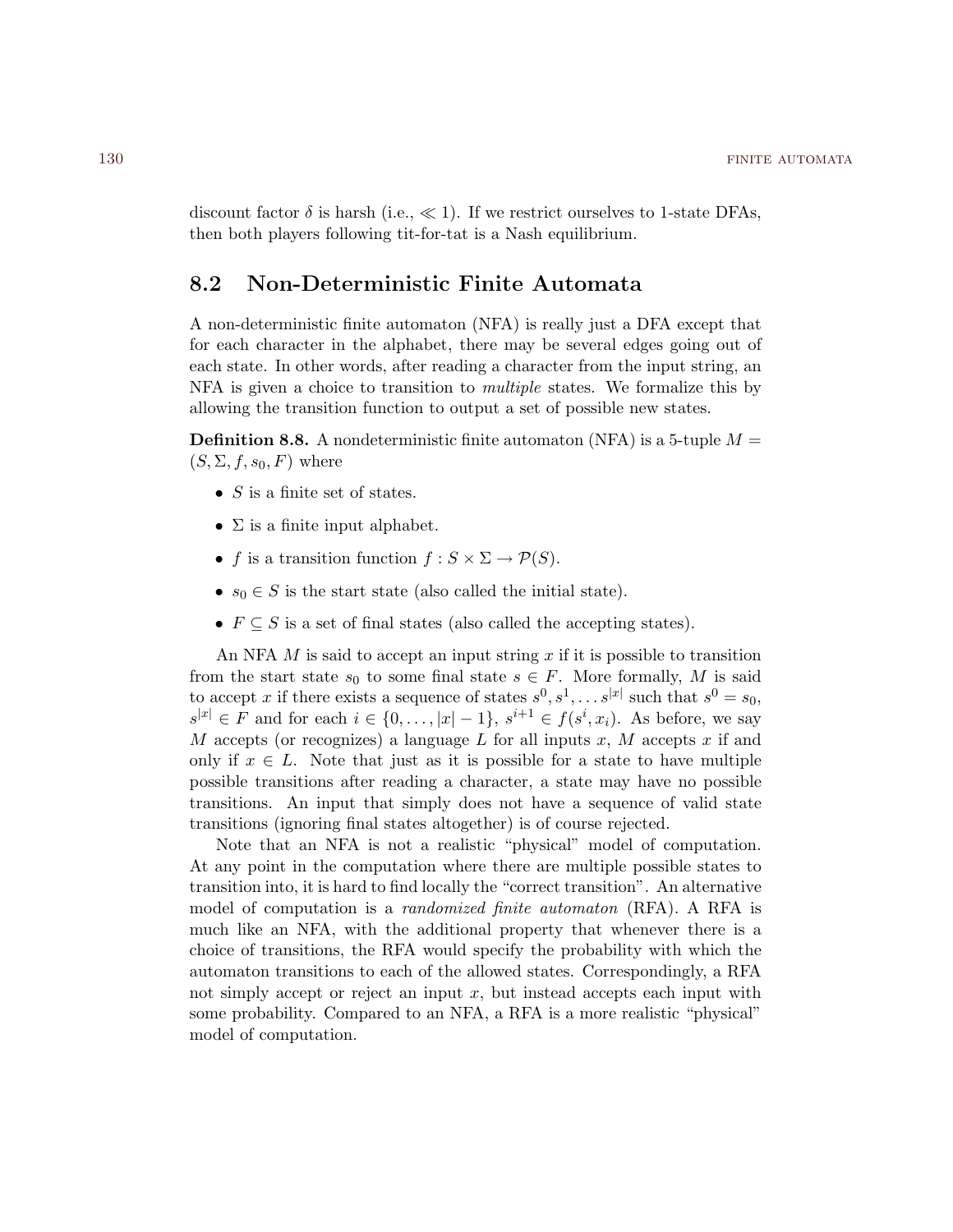discount factor $\delta$ is harsh (i.e., $\ll 1$). If we restrict ourselves to 1-state DFAs, then both players following tit-for-tat is a Nash equilibrium.

## 8.2 Non-Deterministic Finite Automata

A non-deterministic finite automaton (NFA) is really just a DFA except that for each character in the alphabet, there may be several edges going out of each state. In other words, after reading a character from the input string, an NFA is given a choice to transition to *multiple* states. We formalize this by allowing the transition function to output a set of possible new states.

**Definition 8.8.** A nondeterministic finite automaton (NFA) is a 5-tuple $M = (S, \Sigma, f, s_0, F)$ where

- $S$ is a finite set of states.
- $\Sigma$ is a finite input alphabet.
- $f$ is a transition function $f : S \times \Sigma \to \mathcal{P}(S)$.
- $s_0 \in S$ is the start state (also called the initial state).
- $F \subseteq S$ is a set of final states (also called the accepting states).

An NFA $M$ is said to accept an input string $x$ if it is possible to transition from the start state $s_0$ to some final state $s \in F$. More formally, $M$ is said to accept $x$ if there exists a sequence of states $s^0, s^1, \ldots s^{|x|}$ such that $s^0 = s_0$, $s^{|x|} \in F$ and for each $i \in \{0, \ldots, |x| - 1\}$, $s^{i+1} \in f(s^i, x_i)$. As before, we say $M$ accepts (or recognizes) a language $L$ for all inputs $x$, $M$ accepts $x$ if and only if $x \in L$. Note that just as it is possible for a state to have multiple possible transitions after reading a character, a state may have no possible transitions. An input that simply does not have a sequence of valid state transitions (ignoring final states altogether) is of course rejected.

Note that an NFA is not a realistic "physical" model of computation. At any point in the computation where there are multiple possible states to transition into, it is hard to find locally the "correct transition". An alternative model of computation is a *randomized finite automaton* (RFA). A RFA is much like an NFA, with the additional property that whenever there is a choice of transitions, the RFA would specify the probability with which the automaton transitions to each of the allowed states. Correspondingly, a RFA not simply accept or reject an input $x$, but instead accepts each input with some probability. Compared to an NFA, a RFA is a more realistic "physical" model of computation.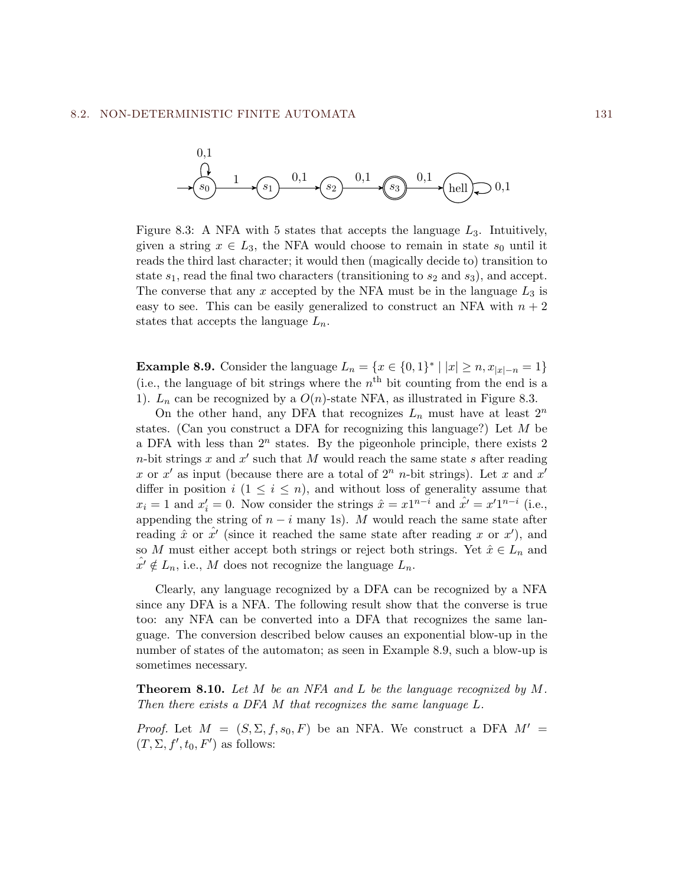Figure 8.3: A NFA with 5 states that accepts the language $L_3$. Intuitively, given a string $x \in L_3$, the NFA would choose to remain in state $s_0$ until it reads the third last character; it would then (magically decide to) transition to state $s_1$, read the final two characters (transitioning to $s_2$ and $s_3$), and accept. The converse that any $x$ accepted by the NFA must be in the language $L_3$ is easy to see. This can be easily generalized to construct an NFA with $n+2$ states that accepts the language $L_n$.

**Example 8.9.** Consider the language $L_n = \{x \in \{0,1\}^* \mid |x| \geq n, x_{|x|-n} = 1\}$ (i.e., the language of bit strings where the $n^{\text{th}}$ bit counting from the end is a 1). $L_n$ can be recognized by a $O(n)$-state NFA, as illustrated in Figure 8.3.

On the other hand, any DFA that recognizes $L_n$ must have at least $2^n$ states. (Can you construct a DFA for recognizing this language?) Let $M$ be a DFA with less than $2^n$ states. By the pigeonhole principle, there exists 2 $n$-bit strings $x$ and $x'$ such that $M$ would reach the same state $s$ after reading $x$ or $x'$ as input (because there are a total of $2^n$ $n$-bit strings). Let $x$ and $x'$ differ in position $i$ ($1 \leq i \leq n$), and without loss of generality assume that $x_i = 1$ and $x'_i = 0$. Now consider the strings $\hat{x} = x1^{n-i}$ and $\hat{x'} = x'1^{n-i}$ (i.e., appending the string of $n-i$ many 1s). $M$ would reach the same state after reading $\hat{x}$ or $\hat{x'}$ (since it reached the same state after reading $x$ or $x'$), and so $M$ must either accept both strings or reject both strings. Yet $\hat{x} \in L_n$ and $\hat{x'} \notin L_n$, i.e., $M$ does not recognize the language $L_n$.

Clearly, any language recognized by a DFA can be recognized by a NFA since any DFA is a NFA. The following result show that the converse is true too: any NFA can be converted into a DFA that recognizes the same language. The conversion described below causes an exponential blow-up in the number of states of the automaton; as seen in Example 8.9, such a blow-up is sometimes necessary.

**Theorem 8.10.** *Let $M$ be an NFA and $L$ be the language recognized by $M$. Then there exists a DFA $M$ that recognizes the same language $L$.*

*Proof.* Let $M = (S, \Sigma, f, s_0, F)$ be an NFA. We construct a DFA $M' = (T, \Sigma, f', t_0, F')$ as follows: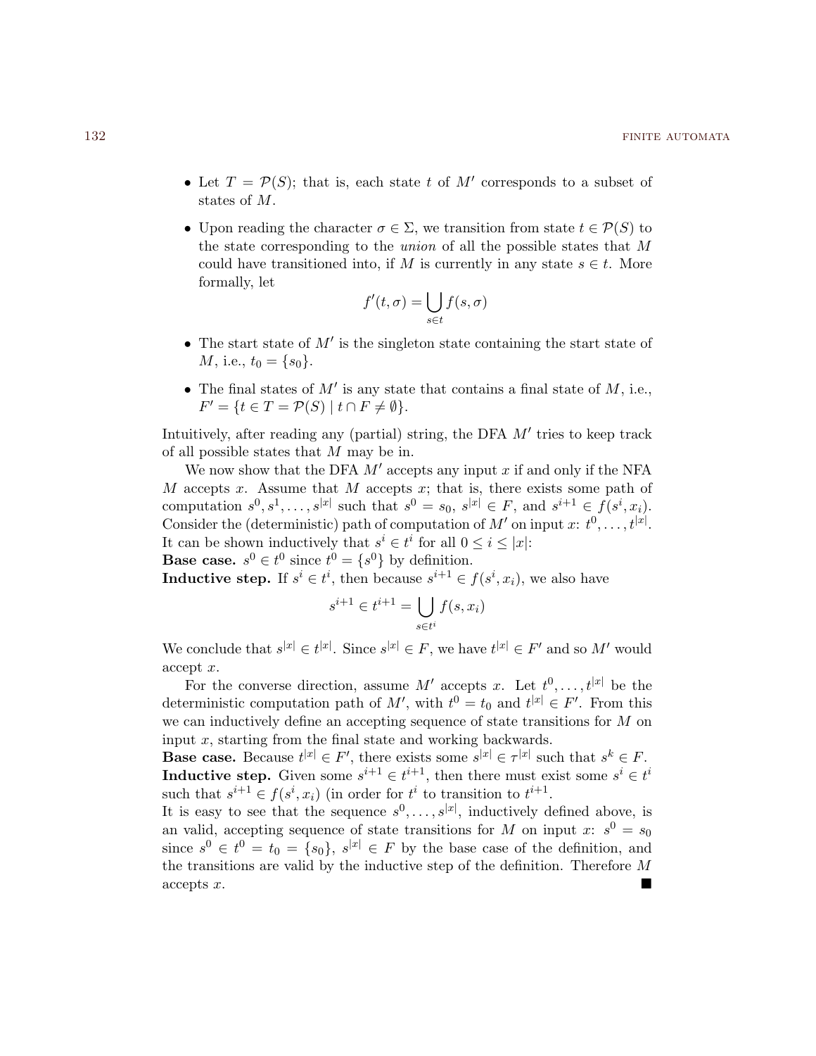- Let $T = \mathcal{P}(S)$; that is, each state $t$ of $M'$ corresponds to a subset of states of $M$.
- Upon reading the character $\sigma \in \Sigma$, we transition from state $t \in \mathcal{P}(S)$ to the state corresponding to the *union* of all the possible states that $M$ could have transitioned into, if $M$ is currently in any state $s \in t$. More formally, let

$$f'(t, \sigma) = \bigcup_{s \in t} f(s, \sigma)$$

- The start state of $M'$ is the singleton state containing the start state of $M$, i.e., $t_0 = \{s_0\}$.
- The final states of $M'$ is any state that contains a final state of $M$, i.e., $F' = \{t \in T = \mathcal{P}(S) \mid t \cap F \neq \emptyset\}$.

Intuitively, after reading any (partial) string, the DFA $M'$ tries to keep track of all possible states that $M$ may be in.

We now show that the DFA $M'$ accepts any input $x$ if and only if the NFA $M$ accepts $x$. Assume that $M$ accepts $x$; that is, there exists some path of computation $s^0, s^1, \ldots, s^{|x|}$ such that $s^0 = s_0$, $s^{|x|} \in F$, and $s^{i+1} \in f(s^i, x_i)$. Consider the (deterministic) path of computation of $M'$ on input $x$: $t^0, \ldots, t^{|x|}$. It can be shown inductively that $s^i \in t^i$ for all $0 \leq i \leq |x|$:
**Base case.** $s^0 \in t^0$ since $t^0 = \{s^0\}$ by definition.
**Inductive step.** If $s^i \in t^i$, then because $s^{i+1} \in f(s^i, x_i)$, we also have

$$s^{i+1} \in t^{i+1} = \bigcup_{s \in t^i} f(s, x_i)$$

We conclude that $s^{|x|} \in t^{|x|}$. Since $s^{|x|} \in F$, we have $t^{|x|} \in F'$ and so $M'$ would accept $x$.

For the converse direction, assume $M'$ accepts $x$. Let $t^0, \ldots, t^{|x|}$ be the deterministic computation path of $M'$, with $t^0 = t_0$ and $t^{|x|} \in F'$. From this we can inductively define an accepting sequence of state transitions for $M$ on input $x$, starting from the final state and working backwards.
**Base case.** Because $t^{|x|} \in F'$, there exists some $s^{|x|} \in \tau^{|x|}$ such that $s^k \in F$.
**Inductive step.** Given some $s^{i+1} \in t^{i+1}$, then there must exist some $s^i \in t^i$ such that $s^{i+1} \in f(s^i, x_i)$ (in order for $t^i$ to transition to $t^{i+1}$.
It is easy to see that the sequence $s^0, \ldots, s^{|x|}$, inductively defined above, is an valid, accepting sequence of state transitions for $M$ on input $x$: $s^0 = s_0$ since $s^0 \in t^0 = t_0 = \{s_0\}$, $s^{|x|} \in F$ by the base case of the definition, and the transitions are valid by the inductive step of the definition. Therefore $M$ accepts $x$. ■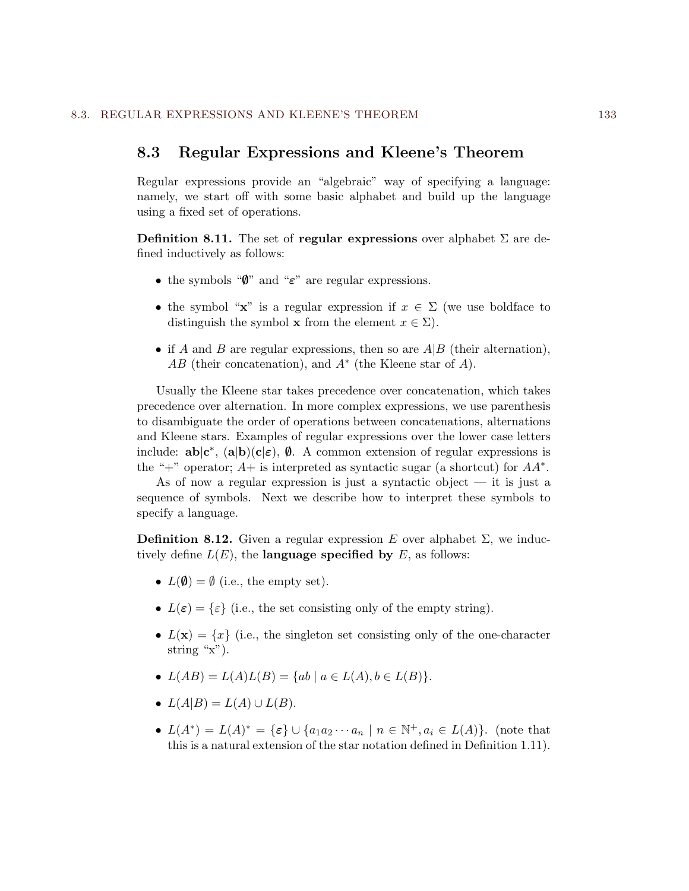## 8.3 Regular Expressions and Kleene's Theorem

Regular expressions provide an "algebraic" way of specifying a language: namely, we start off with some basic alphabet and build up the language using a fixed set of operations.

**Definition 8.11.** The set of **regular expressions** over alphabet $\Sigma$ are defined inductively as follows:

- the symbols "$\boldsymbol{\emptyset}$" and "$\boldsymbol{\varepsilon}$" are regular expressions.
- the symbol "$\mathbf{x}$" is a regular expression if $x \in \Sigma$ (we use boldface to distinguish the symbol $\mathbf{x}$ from the element $x \in \Sigma$).
- if $A$ and $B$ are regular expressions, then so are $A|B$ (their alternation), $AB$ (their concatenation), and $A^*$ (the Kleene star of $A$).

Usually the Kleene star takes precedence over concatenation, which takes precedence over alternation. In more complex expressions, we use parenthesis to disambiguate the order of operations between concatenations, alternations and Kleene stars. Examples of regular expressions over the lower case letters include: $\mathbf{ab}|\mathbf{c}^*$, $(\mathbf{a}|\mathbf{b})(\mathbf{c}|\boldsymbol{\varepsilon})$, $\boldsymbol{\emptyset}$. A common extension of regular expressions is the "+" operator; $A+$ is interpreted as syntactic sugar (a shortcut) for $AA^*$.

As of now a regular expression is just a syntactic object — it is just a sequence of symbols. Next we describe how to interpret these symbols to specify a language.

**Definition 8.12.** Given a regular expression $E$ over alphabet $\Sigma$, we inductively define $L(E)$, the **language specified by** $E$, as follows:

- $L(\boldsymbol{\emptyset}) = \emptyset$ (i.e., the empty set).
- $L(\boldsymbol{\varepsilon}) = \{\varepsilon\}$ (i.e., the set consisting only of the empty string).
- $L(\mathbf{x}) = \{x\}$ (i.e., the singleton set consisting only of the one-character string "x").
- $L(AB) = L(A)L(B) = \{ab \mid a \in L(A), b \in L(B)\}$.
- $L(A|B) = L(A) \cup L(B)$.
- $L(A^*) = L(A)^* = \{\boldsymbol{\varepsilon}\} \cup \{a_1 a_2 \cdots a_n \mid n \in \mathbb{N}^+, a_i \in L(A)\}$. (note that this is a natural extension of the star notation defined in Definition 1.11).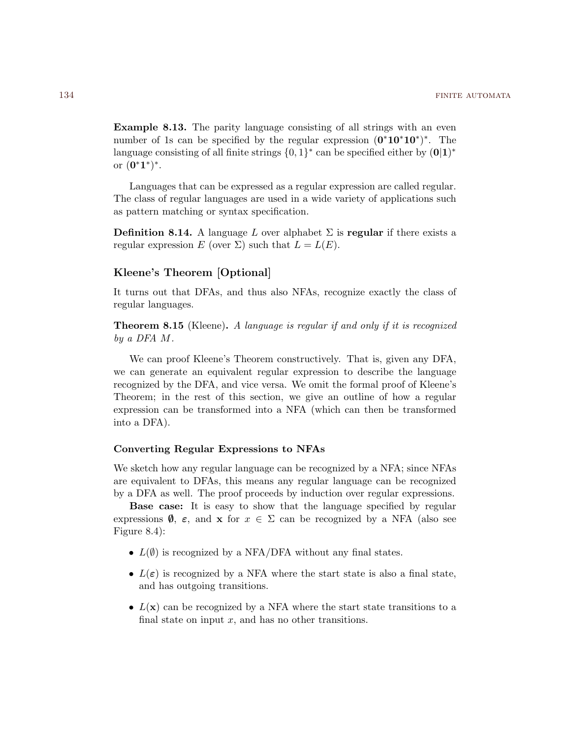**Example 8.13.** The parity language consisting of all strings with an even number of 1s can be specified by the regular expression $(\mathbf{0}^*\mathbf{1}\mathbf{0}^*\mathbf{1}\mathbf{0}^*)^*$. The language consisting of all finite strings $\{0,1\}^*$ can be specified either by $(\mathbf{0}|\mathbf{1})^*$ or $(\mathbf{0}^*\mathbf{1}^*)^*$.

Languages that can be expressed as a regular expression are called regular. The class of regular languages are used in a wide variety of applications such as pattern matching or syntax specification.

**Definition 8.14.** A language $L$ over alphabet $\Sigma$ is **regular** if there exists a regular expression $E$ (over $\Sigma$) such that $L = L(E)$.

## Kleene's Theorem [Optional]

It turns out that DFAs, and thus also NFAs, recognize exactly the class of regular languages.

**Theorem 8.15** (Kleene)**.** *A language is regular if and only if it is recognized by a DFA $M$.*

We can proof Kleene's Theorem constructively. That is, given any DFA, we can generate an equivalent regular expression to describe the language recognized by the DFA, and vice versa. We omit the formal proof of Kleene's Theorem; in the rest of this section, we give an outline of how a regular expression can be transformed into a NFA (which can then be transformed into a DFA).

### Converting Regular Expressions to NFAs

We sketch how any regular language can be recognized by a NFA; since NFAs are equivalent to DFAs, this means any regular language can be recognized by a DFA as well. The proof proceeds by induction over regular expressions.

**Base case:** It is easy to show that the language specified by regular expressions $\boldsymbol{\emptyset}$, $\boldsymbol{\varepsilon}$, and $\mathbf{x}$ for $x \in \Sigma$ can be recognized by a NFA (also see Figure 8.4):

- $L(\emptyset)$ is recognized by a NFA/DFA without any final states.
- $L(\boldsymbol{\varepsilon})$ is recognized by a NFA where the start state is also a final state, and has outgoing transitions.
- $L(\mathbf{x})$ can be recognized by a NFA where the start state transitions to a final state on input $x$, and has no other transitions.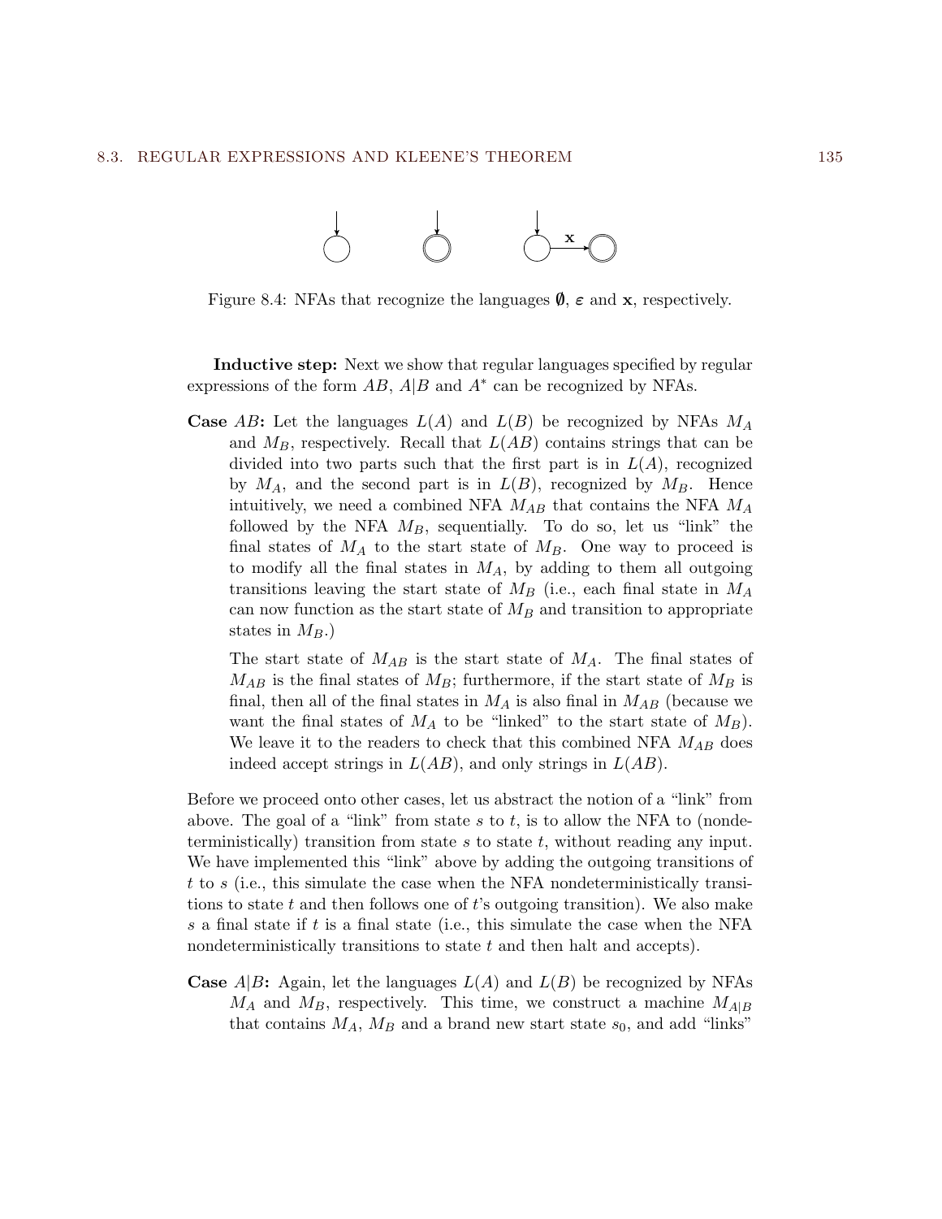Figure 8.4: NFAs that recognize the languages $\emptyset$, $\varepsilon$ and $\mathbf{x}$, respectively.

**Inductive step:** Next we show that regular languages specified by regular expressions of the form $AB$, $A|B$ and $A^*$ can be recognized by NFAs.

**Case** $AB$**:** Let the languages $L(A)$ and $L(B)$ be recognized by NFAs $M_A$ and $M_B$, respectively. Recall that $L(AB)$ contains strings that can be divided into two parts such that the first part is in $L(A)$, recognized by $M_A$, and the second part is in $L(B)$, recognized by $M_B$. Hence intuitively, we need a combined NFA $M_{AB}$ that contains the NFA $M_A$ followed by the NFA $M_B$, sequentially. To do so, let us "link" the final states of $M_A$ to the start state of $M_B$. One way to proceed is to modify all the final states in $M_A$, by adding to them all outgoing transitions leaving the start state of $M_B$ (i.e., each final state in $M_A$ can now function as the start state of $M_B$ and transition to appropriate states in $M_B$.)

The start state of $M_{AB}$ is the start state of $M_A$. The final states of $M_{AB}$ is the final states of $M_B$; furthermore, if the start state of $M_B$ is final, then all of the final states in $M_A$ is also final in $M_{AB}$ (because we want the final states of $M_A$ to be "linked" to the start state of $M_B$). We leave it to the readers to check that this combined NFA $M_{AB}$ does indeed accept strings in $L(AB)$, and only strings in $L(AB)$.

Before we proceed onto other cases, let us abstract the notion of a "link" from above. The goal of a "link" from state $s$ to $t$, is to allow the NFA to (nondeterministically) transition from state $s$ to state $t$, without reading any input. We have implemented this "link" above by adding the outgoing transitions of $t$ to $s$ (i.e., this simulate the case when the NFA nondeterministically transitions to state $t$ and then follows one of $t$'s outgoing transition). We also make $s$ a final state if $t$ is a final state (i.e., this simulate the case when the NFA nondeterministically transitions to state $t$ and then halt and accepts).

**Case** $A|B$**:** Again, let the languages $L(A)$ and $L(B)$ be recognized by NFAs $M_A$ and $M_B$, respectively. This time, we construct a machine $M_{A|B}$ that contains $M_A$, $M_B$ and a brand new start state $s_0$, and add "links"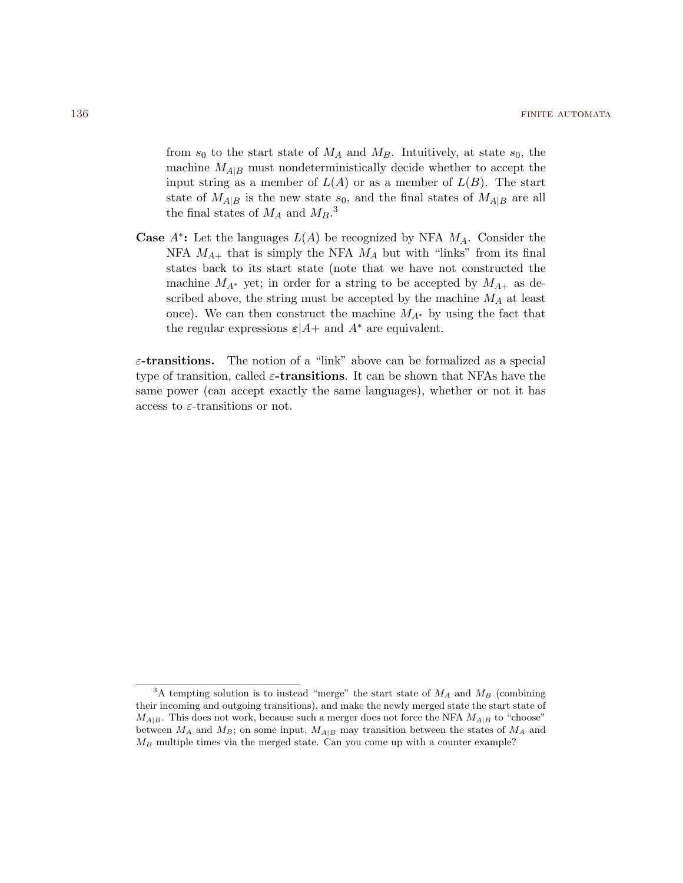from $s_0$ to the start state of $M_A$ and $M_B$. Intuitively, at state $s_0$, the machine $M_{A|B}$ must nondeterministically decide whether to accept the input string as a member of $L(A)$ or as a member of $L(B)$. The start state of $M_{A|B}$ is the new state $s_0$, and the final states of $M_{A|B}$ are all the final states of $M_A$ and $M_B$.[3]

**Case $A^*$:** Let the languages $L(A)$ be recognized by NFA $M_A$. Consider the NFA $M_{A+}$ that is simply the NFA $M_A$ but with "links" from its final states back to its start state (note that we have not constructed the machine $M_{A^*}$ yet; in order for a string to be accepted by $M_{A+}$ as described above, the string must be accepted by the machine $M_A$ at least once). We can then construct the machine $M_{A^*}$ by using the fact that the regular expressions $\boldsymbol{\varepsilon}|A+$ and $A^*$ are equivalent.

**$\varepsilon$-transitions.** The notion of a "link" above can be formalized as a special type of transition, called **$\varepsilon$-transitions**. It can be shown that NFAs have the same power (can accept exactly the same languages), whether or not it has access to $\varepsilon$-transitions or not.

---

[3] A tempting solution is to instead "merge" the start state of $M_A$ and $M_B$ (combining their incoming and outgoing transitions), and make the newly merged state the start state of $M_{A|B}$. This does not work, because such a merger does not force the NFA $M_{A|B}$ to "choose" between $M_A$ and $M_B$; on some input, $M_{A|B}$ may transition between the states of $M_A$ and $M_B$ multiple times via the merged state. Can you come up with a counter example?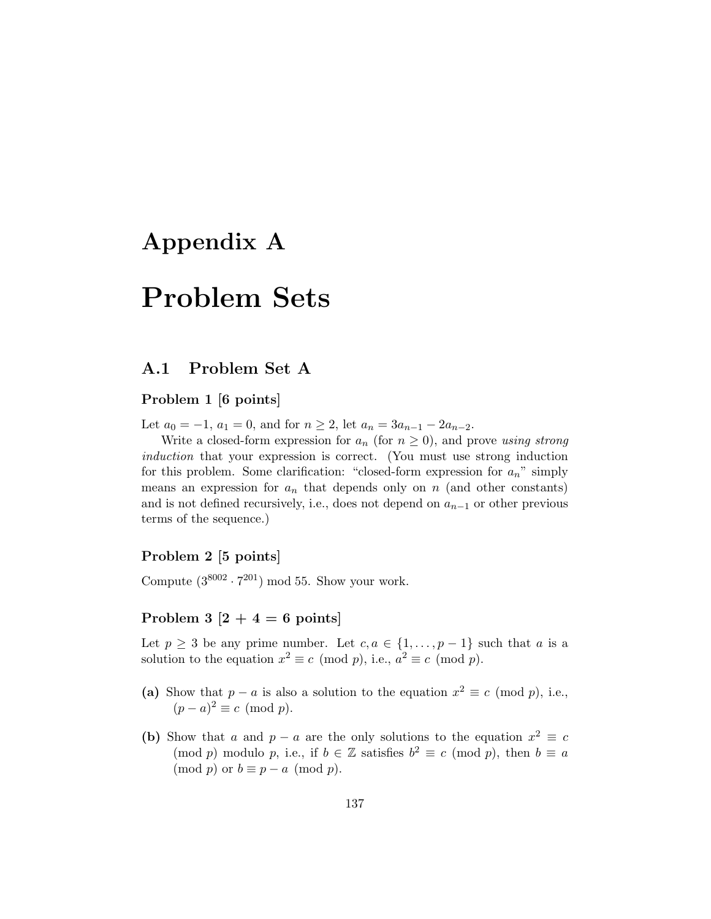# Appendix A

# Problem Sets

## A.1 Problem Set A

### Problem 1 [6 points]

Let $a_0 = -1$, $a_1 = 0$, and for $n \geq 2$, let $a_n = 3a_{n-1} - 2a_{n-2}$.

Write a closed-form expression for $a_n$ (for $n \geq 0$), and prove *using strong induction* that your expression is correct. (You must use strong induction for this problem. Some clarification: "closed-form expression for $a_n$" simply means an expression for $a_n$ that depends only on $n$ (and other constants) and is not defined recursively, i.e., does not depend on $a_{n-1}$ or other previous terms of the sequence.)

### Problem 2 [5 points]

Compute $(3^{8002} \cdot 7^{201}) \bmod 55$. Show your work.

### Problem 3 [2 + 4 = 6 points]

Let $p \geq 3$ be any prime number. Let $c, a \in \{1, \ldots, p-1\}$ such that $a$ is a solution to the equation $x^2 \equiv c \pmod{p}$, i.e., $a^2 \equiv c \pmod{p}$.

**(a)** Show that $p - a$ is also a solution to the equation $x^2 \equiv c \pmod{p}$, i.e., $(p-a)^2 \equiv c \pmod{p}$.

**(b)** Show that $a$ and $p - a$ are the only solutions to the equation $x^2 \equiv c \pmod{p}$ modulo $p$, i.e., if $b \in \mathbb{Z}$ satisfies $b^2 \equiv c \pmod{p}$, then $b \equiv a \pmod{p}$ or $b \equiv p - a \pmod{p}$.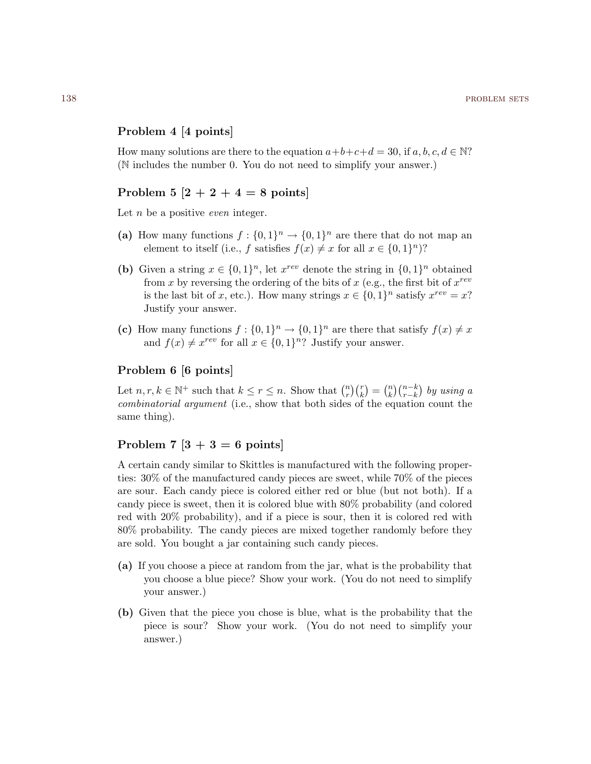### Problem 4 [4 points]

How many solutions are there to the equation $a+b+c+d = 30$, if $a, b, c, d \in \mathbb{N}$? ($\mathbb{N}$ includes the number 0. You do not need to simplify your answer.)

### Problem 5 [2 + 2 + 4 = 8 points]

Let $n$ be a positive *even* integer.

**(a)** How many functions $f : \{0,1\}^n \to \{0,1\}^n$ are there that do not map an element to itself (i.e., $f$ satisfies $f(x) \neq x$ for all $x \in \{0,1\}^n$)?

**(b)** Given a string $x \in \{0,1\}^n$, let $x^{rev}$ denote the string in $\{0,1\}^n$ obtained from $x$ by reversing the ordering of the bits of $x$ (e.g., the first bit of $x^{rev}$ is the last bit of $x$, etc.). How many strings $x \in \{0,1\}^n$ satisfy $x^{rev} = x$? Justify your answer.

**(c)** How many functions $f : \{0,1\}^n \to \{0,1\}^n$ are there that satisfy $f(x) \neq x$ and $f(x) \neq x^{rev}$ for all $x \in \{0,1\}^n$? Justify your answer.

### Problem 6 [6 points]

Let $n, r, k \in \mathbb{N}^+$ such that $k \leq r \leq n$. Show that $\binom{n}{r}\binom{r}{k} = \binom{n}{k}\binom{n-k}{r-k}$ *by using a combinatorial argument* (i.e., show that both sides of the equation count the same thing).

### Problem 7 [3 + 3 = 6 points]

A certain candy similar to Skittles is manufactured with the following properties: 30% of the manufactured candy pieces are sweet, while 70% of the pieces are sour. Each candy piece is colored either red or blue (but not both). If a candy piece is sweet, then it is colored blue with 80% probability (and colored red with 20% probability), and if a piece is sour, then it is colored red with 80% probability. The candy pieces are mixed together randomly before they are sold. You bought a jar containing such candy pieces.

**(a)** If you choose a piece at random from the jar, what is the probability that you choose a blue piece? Show your work. (You do not need to simplify your answer.)

**(b)** Given that the piece you chose is blue, what is the probability that the piece is sour? Show your work. (You do not need to simplify your answer.)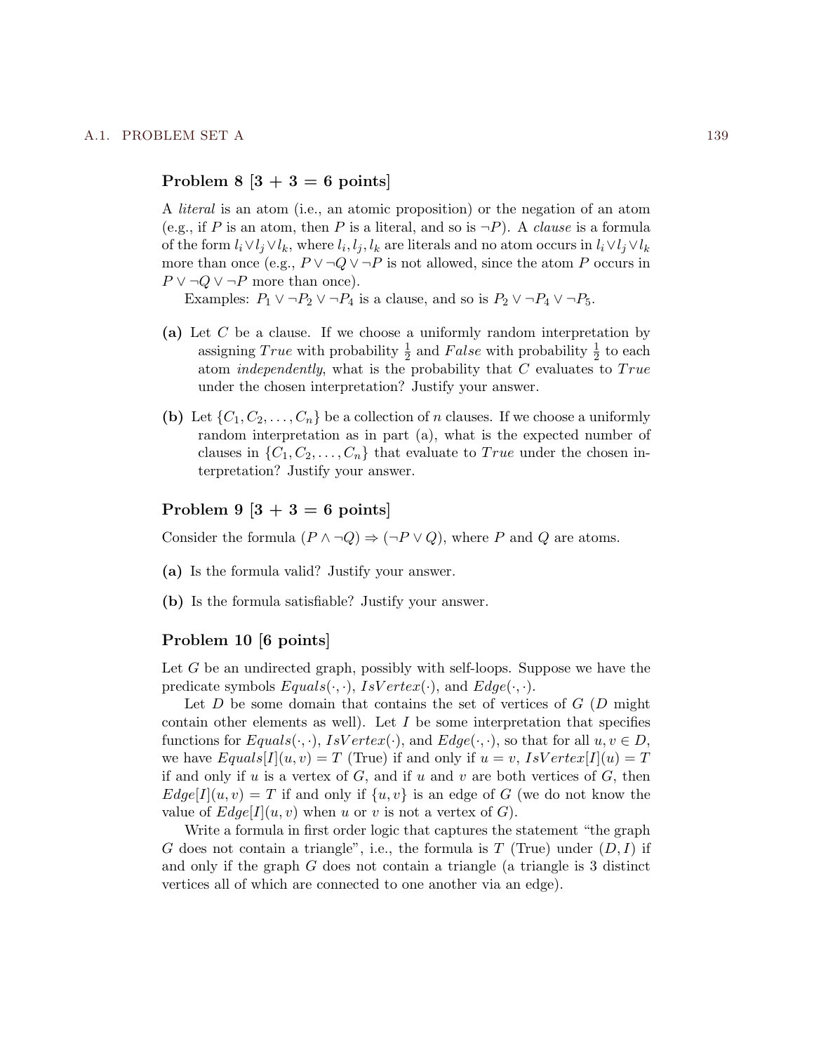### Problem 8 [3 + 3 = 6 points]

A *literal* is an atom (i.e., an atomic proposition) or the negation of an atom (e.g., if $P$ is an atom, then $P$ is a literal, and so is $\neg P$). A *clause* is a formula of the form $l_i \vee l_j \vee l_k$, where $l_i, l_j, l_k$ are literals and no atom occurs in $l_i \vee l_j \vee l_k$ more than once (e.g., $P \vee \neg Q \vee \neg P$ is not allowed, since the atom $P$ occurs in $P \vee \neg Q \vee \neg P$ more than once).

Examples: $P_1 \vee \neg P_2 \vee \neg P_4$ is a clause, and so is $P_2 \vee \neg P_4 \vee \neg P_5$.

**(a)** Let $C$ be a clause. If we choose a uniformly random interpretation by assigning $True$ with probability $\frac{1}{2}$ and $False$ with probability $\frac{1}{2}$ to each atom *independently*, what is the probability that $C$ evaluates to $True$ under the chosen interpretation? Justify your answer.

**(b)** Let $\{C_1, C_2, \ldots, C_n\}$ be a collection of $n$ clauses. If we choose a uniformly random interpretation as in part (a), what is the expected number of clauses in $\{C_1, C_2, \ldots, C_n\}$ that evaluate to $True$ under the chosen interpretation? Justify your answer.

### Problem 9 [3 + 3 = 6 points]

Consider the formula $(P \wedge \neg Q) \Rightarrow (\neg P \vee Q)$, where $P$ and $Q$ are atoms.

**(a)** Is the formula valid? Justify your answer.

**(b)** Is the formula satisfiable? Justify your answer.

### Problem 10 [6 points]

Let $G$ be an undirected graph, possibly with self-loops. Suppose we have the predicate symbols $Equals(\cdot, \cdot)$, $IsVertex(\cdot)$, and $Edge(\cdot, \cdot)$.

Let $D$ be some domain that contains the set of vertices of $G$ ($D$ might contain other elements as well). Let $I$ be some interpretation that specifies functions for $Equals(\cdot, \cdot)$, $IsVertex(\cdot)$, and $Edge(\cdot, \cdot)$, so that for all $u, v \in D$, we have $Equals[I](u, v) = T$ (True) if and only if $u = v$, $IsVertex[I](u) = T$ if and only if $u$ is a vertex of $G$, and if $u$ and $v$ are both vertices of $G$, then $Edge[I](u, v) = T$ if and only if $\{u, v\}$ is an edge of $G$ (we do not know the value of $Edge[I](u, v)$ when $u$ or $v$ is not a vertex of $G$).

Write a formula in first order logic that captures the statement "the graph $G$ does not contain a triangle", i.e., the formula is $T$ (True) under $(D, I)$ if and only if the graph $G$ does not contain a triangle (a triangle is 3 distinct vertices all of which are connected to one another via an edge).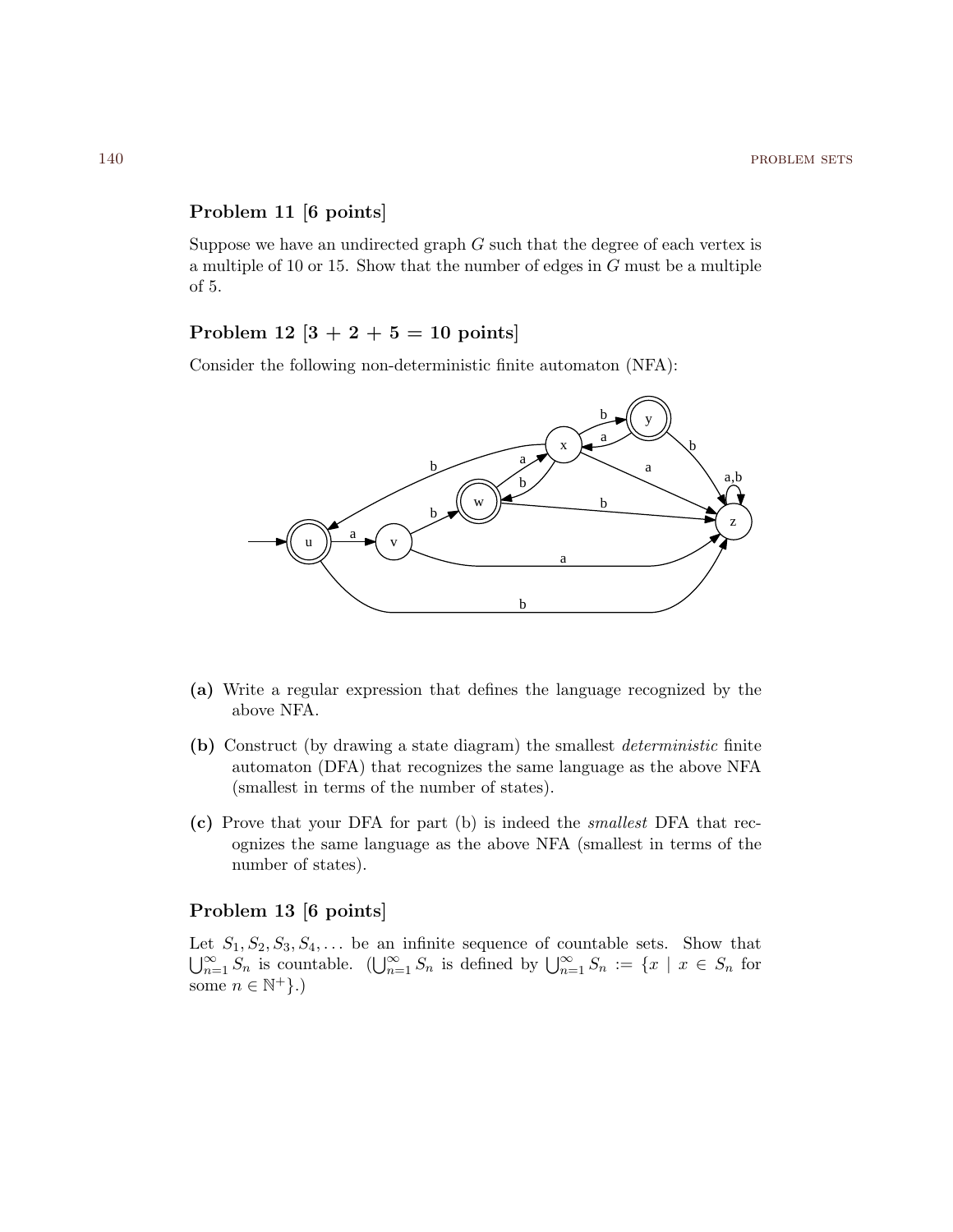## Problem 11 [6 points]

Suppose we have an undirected graph $G$ such that the degree of each vertex is a multiple of 10 or 15. Show that the number of edges in $G$ must be a multiple of 5.

## Problem 12 [3 + 2 + 5 = 10 points]

Consider the following non-deterministic finite automaton (NFA):

**(a)** Write a regular expression that defines the language recognized by the above NFA.

**(b)** Construct (by drawing a state diagram) the smallest *deterministic* finite automaton (DFA) that recognizes the same language as the above NFA (smallest in terms of the number of states).

**(c)** Prove that your DFA for part (b) is indeed the *smallest* DFA that recognizes the same language as the above NFA (smallest in terms of the number of states).

## Problem 13 [6 points]

Let $S_1, S_2, S_3, S_4, \ldots$ be an infinite sequence of countable sets. Show that $\bigcup_{n=1}^{\infty} S_n$ is countable. ($\bigcup_{n=1}^{\infty} S_n$ is defined by $\bigcup_{n=1}^{\infty} S_n := \{x \mid x \in S_n$ for some $n \in \mathbb{N}^+\}$.)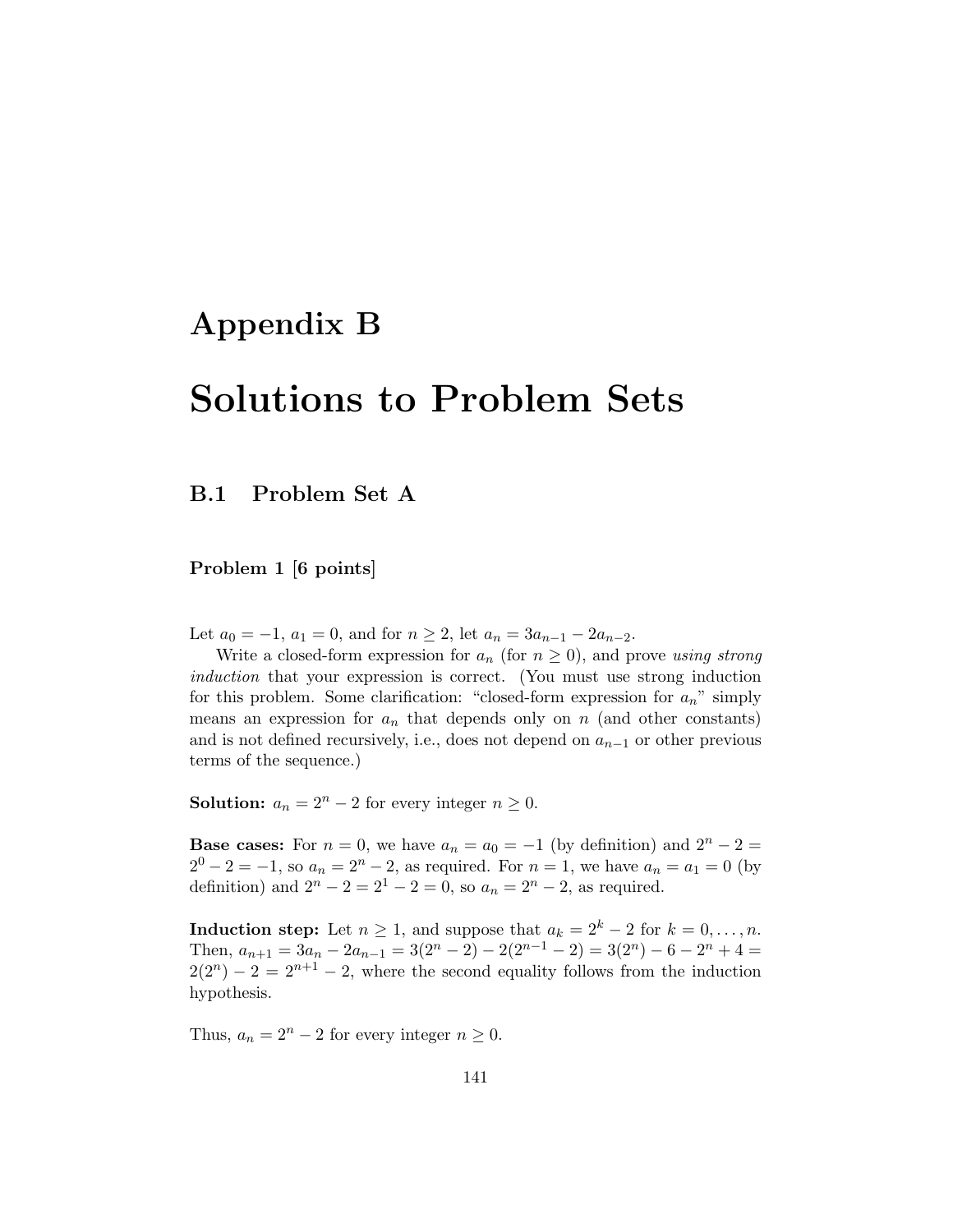# Appendix B

# Solutions to Problem Sets

## B.1 Problem Set A

### Problem 1 [6 points]

Let $a_0 = -1$, $a_1 = 0$, and for $n \geq 2$, let $a_n = 3a_{n-1} - 2a_{n-2}$.

Write a closed-form expression for $a_n$ (for $n \geq 0$), and prove *using strong induction* that your expression is correct. (You must use strong induction for this problem. Some clarification: "closed-form expression for $a_n$" simply means an expression for $a_n$ that depends only on $n$ (and other constants) and is not defined recursively, i.e., does not depend on $a_{n-1}$ or other previous terms of the sequence.)

**Solution:** $a_n = 2^n - 2$ for every integer $n \geq 0$.

**Base cases:** For $n = 0$, we have $a_n = a_0 = -1$ (by definition) and $2^n - 2 = 2^0 - 2 = -1$, so $a_n = 2^n - 2$, as required. For $n = 1$, we have $a_n = a_1 = 0$ (by definition) and $2^n - 2 = 2^1 - 2 = 0$, so $a_n = 2^n - 2$, as required.

**Induction step:** Let $n \geq 1$, and suppose that $a_k = 2^k - 2$ for $k = 0, \ldots, n$. Then, $a_{n+1} = 3a_n - 2a_{n-1} = 3(2^n - 2) - 2(2^{n-1} - 2) = 3(2^n) - 6 - 2^n + 4 = 2(2^n) - 2 = 2^{n+1} - 2$, where the second equality follows from the induction hypothesis.

Thus, $a_n = 2^n - 2$ for every integer $n \geq 0$.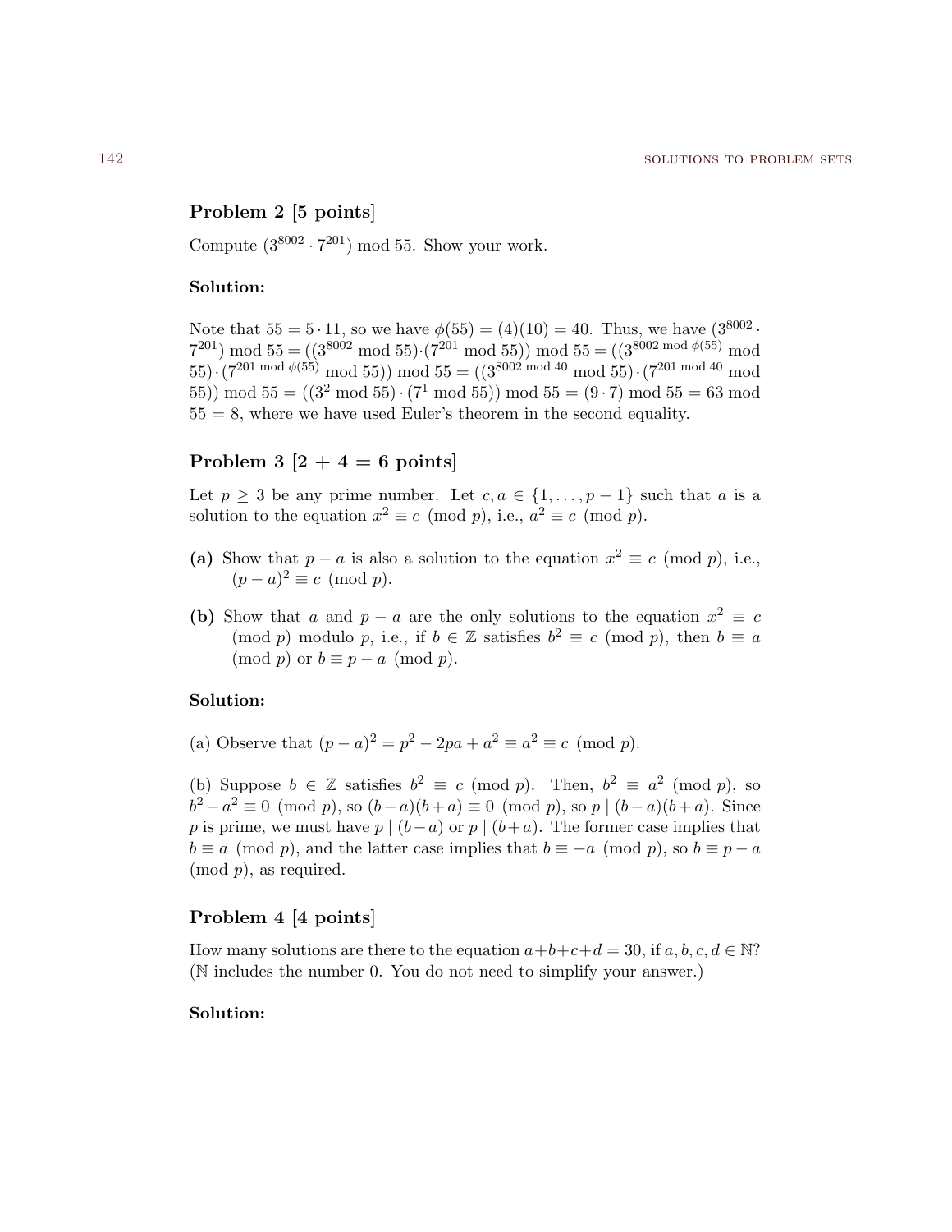### Problem 2 [5 points]

Compute $(3^{8002} \cdot 7^{201}) \bmod 55$. Show your work.

**Solution:**

Note that $55 = 5 \cdot 11$, so we have $\phi(55) = (4)(10) = 40$. Thus, we have $(3^{8002} \cdot 7^{201}) \bmod 55 = ((3^{8002} \bmod 55) \cdot (7^{201} \bmod 55)) \bmod 55 = ((3^{8002 \bmod \phi(55)} \bmod 55) \cdot (7^{201 \bmod \phi(55)} \bmod 55)) \bmod 55 = ((3^{8002 \bmod 40} \bmod 55) \cdot (7^{201 \bmod 40} \bmod 55)) \bmod 55 = ((3^2 \bmod 55) \cdot (7^1 \bmod 55)) \bmod 55 = (9 \cdot 7) \bmod 55 = 63 \bmod 55 = 8$, where we have used Euler's theorem in the second equality.

### Problem 3 [2 + 4 = 6 points]

Let $p \geq 3$ be any prime number. Let $c, a \in \{1, \ldots, p-1\}$ such that $a$ is a solution to the equation $x^2 \equiv c \pmod{p}$, i.e., $a^2 \equiv c \pmod{p}$.

**(a)** Show that $p - a$ is also a solution to the equation $x^2 \equiv c \pmod{p}$, i.e., $(p-a)^2 \equiv c \pmod{p}$.

**(b)** Show that $a$ and $p - a$ are the only solutions to the equation $x^2 \equiv c \pmod{p}$ modulo $p$, i.e., if $b \in \mathbb{Z}$ satisfies $b^2 \equiv c \pmod{p}$, then $b \equiv a \pmod{p}$ or $b \equiv p - a \pmod{p}$.

**Solution:**

(a) Observe that $(p-a)^2 = p^2 - 2pa + a^2 \equiv a^2 \equiv c \pmod{p}$.

(b) Suppose $b \in \mathbb{Z}$ satisfies $b^2 \equiv c \pmod{p}$. Then, $b^2 \equiv a^2 \pmod{p}$, so $b^2 - a^2 \equiv 0 \pmod{p}$, so $(b-a)(b+a) \equiv 0 \pmod{p}$, so $p \mid (b-a)(b+a)$. Since $p$ is prime, we must have $p \mid (b-a)$ or $p \mid (b+a)$. The former case implies that $b \equiv a \pmod{p}$, and the latter case implies that $b \equiv -a \pmod{p}$, so $b \equiv p - a \pmod{p}$, as required.

### Problem 4 [4 points]

How many solutions are there to the equation $a+b+c+d = 30$, if $a, b, c, d \in \mathbb{N}$? ($\mathbb{N}$ includes the number 0. You do not need to simplify your answer.)

**Solution:**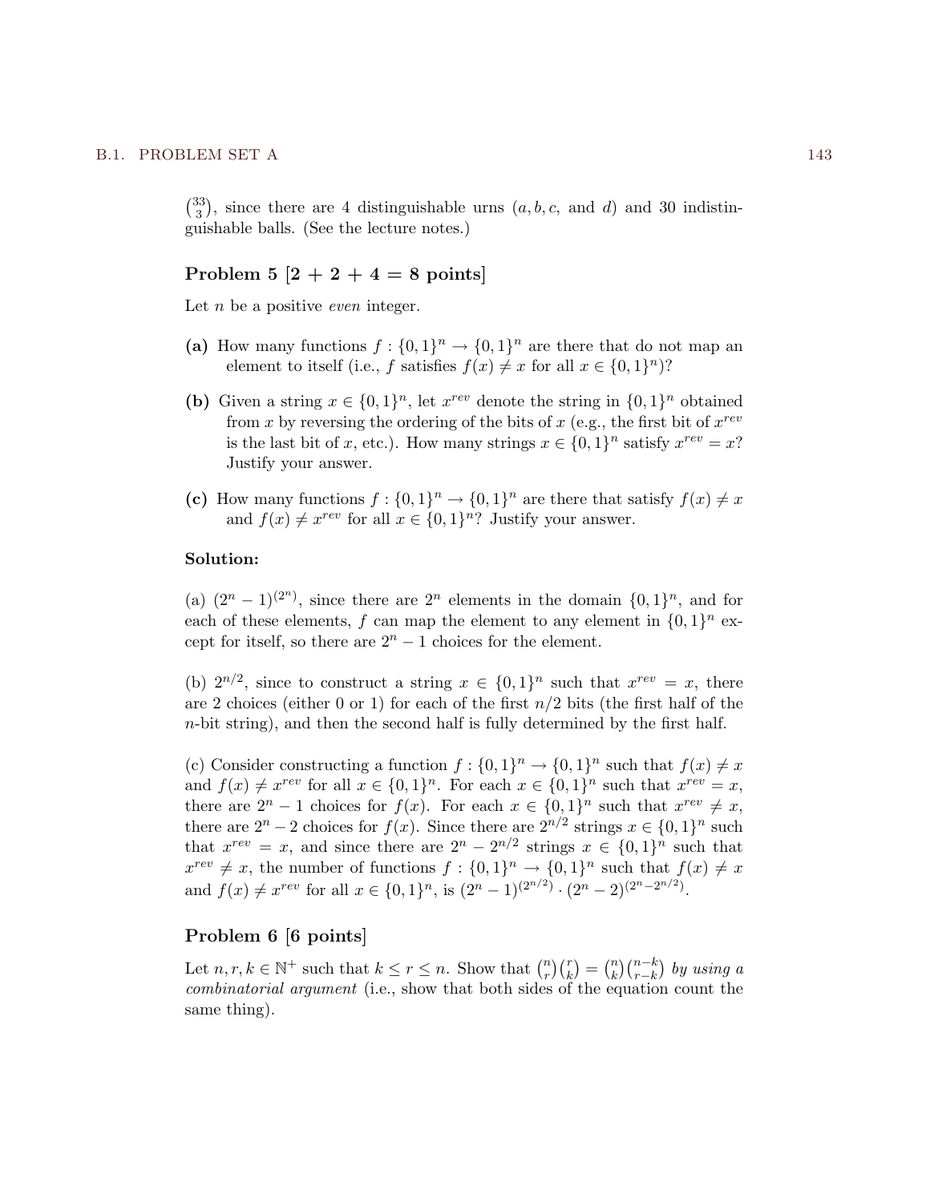$\binom{33}{3}$, since there are 4 distinguishable urns ($a, b, c$, and $d$) and 30 indistinguishable balls. (See the lecture notes.)

### Problem 5 [2 + 2 + 4 = 8 points]

Let $n$ be a positive *even* integer.

**(a)** How many functions $f : \{0,1\}^n \to \{0,1\}^n$ are there that do not map an element to itself (i.e., $f$ satisfies $f(x) \neq x$ for all $x \in \{0,1\}^n$)?

**(b)** Given a string $x \in \{0,1\}^n$, let $x^{rev}$ denote the string in $\{0,1\}^n$ obtained from $x$ by reversing the ordering of the bits of $x$ (e.g., the first bit of $x^{rev}$ is the last bit of $x$, etc.). How many strings $x \in \{0,1\}^n$ satisfy $x^{rev} = x$? Justify your answer.

**(c)** How many functions $f : \{0,1\}^n \to \{0,1\}^n$ are there that satisfy $f(x) \neq x$ and $f(x) \neq x^{rev}$ for all $x \in \{0,1\}^n$? Justify your answer.

**Solution:**

(a) $(2^n - 1)^{(2^n)}$, since there are $2^n$ elements in the domain $\{0,1\}^n$, and for each of these elements, $f$ can map the element to any element in $\{0,1\}^n$ except for itself, so there are $2^n - 1$ choices for the element.

(b) $2^{n/2}$, since to construct a string $x \in \{0,1\}^n$ such that $x^{rev} = x$, there are 2 choices (either 0 or 1) for each of the first $n/2$ bits (the first half of the $n$-bit string), and then the second half is fully determined by the first half.

(c) Consider constructing a function $f : \{0,1\}^n \to \{0,1\}^n$ such that $f(x) \neq x$ and $f(x) \neq x^{rev}$ for all $x \in \{0,1\}^n$. For each $x \in \{0,1\}^n$ such that $x^{rev} = x$, there are $2^n - 1$ choices for $f(x)$. For each $x \in \{0,1\}^n$ such that $x^{rev} \neq x$, there are $2^n - 2$ choices for $f(x)$. Since there are $2^{n/2}$ strings $x \in \{0,1\}^n$ such that $x^{rev} = x$, and since there are $2^n - 2^{n/2}$ strings $x \in \{0,1\}^n$ such that $x^{rev} \neq x$, the number of functions $f : \{0,1\}^n \to \{0,1\}^n$ such that $f(x) \neq x$ and $f(x) \neq x^{rev}$ for all $x \in \{0,1\}^n$, is $(2^n - 1)^{(2^{n/2})} \cdot (2^n - 2)^{(2^n - 2^{n/2})}$.

### Problem 6 [6 points]

Let $n, r, k \in \mathbb{N}^+$ such that $k \leq r \leq n$. Show that $\binom{n}{r}\binom{r}{k} = \binom{n}{k}\binom{n-k}{r-k}$ *by using a combinatorial argument* (i.e., show that both sides of the equation count the same thing).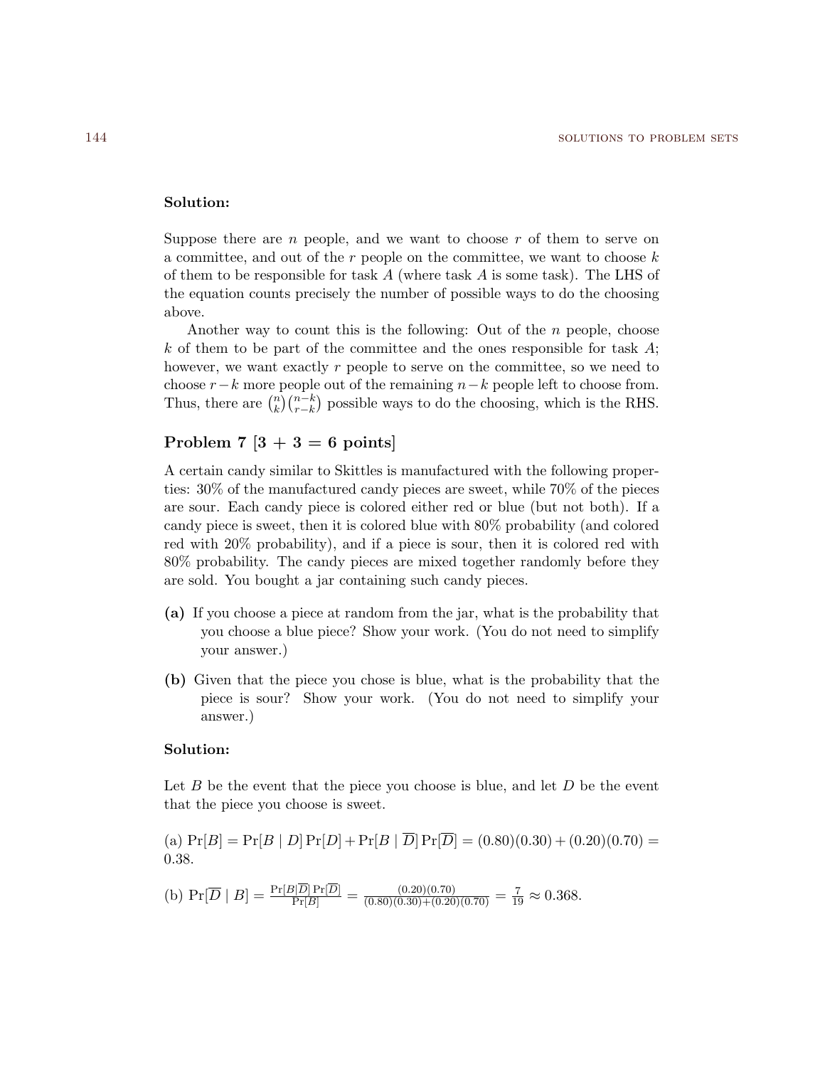**Solution:**

Suppose there are $n$ people, and we want to choose $r$ of them to serve on a committee, and out of the $r$ people on the committee, we want to choose $k$ of them to be responsible for task $A$ (where task $A$ is some task). The LHS of the equation counts precisely the number of possible ways to do the choosing above.

Another way to count this is the following: Out of the $n$ people, choose $k$ of them to be part of the committee and the ones responsible for task $A$; however, we want exactly $r$ people to serve on the committee, so we need to choose $r-k$ more people out of the remaining $n-k$ people left to choose from. Thus, there are $\binom{n}{k}\binom{n-k}{r-k}$ possible ways to do the choosing, which is the RHS.

## Problem 7 [3 + 3 = 6 points]

A certain candy similar to Skittles is manufactured with the following properties: 30% of the manufactured candy pieces are sweet, while 70% of the pieces are sour. Each candy piece is colored either red or blue (but not both). If a candy piece is sweet, then it is colored blue with 80% probability (and colored red with 20% probability), and if a piece is sour, then it is colored red with 80% probability. The candy pieces are mixed together randomly before they are sold. You bought a jar containing such candy pieces.

**(a)** If you choose a piece at random from the jar, what is the probability that you choose a blue piece? Show your work. (You do not need to simplify your answer.)

**(b)** Given that the piece you chose is blue, what is the probability that the piece is sour? Show your work. (You do not need to simplify your answer.)

**Solution:**

Let $B$ be the event that the piece you choose is blue, and let $D$ be the event that the piece you choose is sweet.

(a) $\Pr[B] = \Pr[B \mid D]\Pr[D] + \Pr[B \mid \overline{D}]\Pr[\overline{D}] = (0.80)(0.30) + (0.20)(0.70) = 0.38$.

(b) $\Pr[\overline{D} \mid B] = \frac{\Pr[B|\overline{D}]\Pr[\overline{D}]}{\Pr[B]} = \frac{(0.20)(0.70)}{(0.80)(0.30)+(0.20)(0.70)} = \frac{7}{19} \approx 0.368$.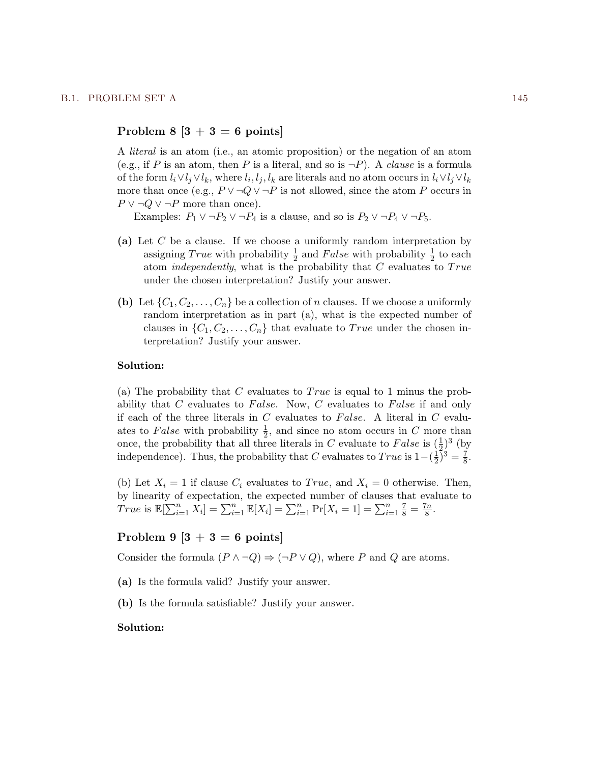### Problem 8 [3 + 3 = 6 points]

A *literal* is an atom (i.e., an atomic proposition) or the negation of an atom (e.g., if $P$ is an atom, then $P$ is a literal, and so is $\neg P$). A *clause* is a formula of the form $l_i \vee l_j \vee l_k$, where $l_i, l_j, l_k$ are literals and no atom occurs in $l_i \vee l_j \vee l_k$ more than once (e.g., $P \vee \neg Q \vee \neg P$ is not allowed, since the atom $P$ occurs in $P \vee \neg Q \vee \neg P$ more than once).

Examples: $P_1 \vee \neg P_2 \vee \neg P_4$ is a clause, and so is $P_2 \vee \neg P_4 \vee \neg P_5$.

**(a)** Let $C$ be a clause. If we choose a uniformly random interpretation by assigning $True$ with probability $\frac{1}{2}$ and $False$ with probability $\frac{1}{2}$ to each atom *independently*, what is the probability that $C$ evaluates to $True$ under the chosen interpretation? Justify your answer.

**(b)** Let $\{C_1, C_2, \ldots, C_n\}$ be a collection of $n$ clauses. If we choose a uniformly random interpretation as in part (a), what is the expected number of clauses in $\{C_1, C_2, \ldots, C_n\}$ that evaluate to $True$ under the chosen interpretation? Justify your answer.

**Solution:**

(a) The probability that $C$ evaluates to $True$ is equal to 1 minus the probability that $C$ evaluates to $False$. Now, $C$ evaluates to $False$ if and only if each of the three literals in $C$ evaluates to $False$. A literal in $C$ evaluates to $False$ with probability $\frac{1}{2}$, and since no atom occurs in $C$ more than once, the probability that all three literals in $C$ evaluate to $False$ is $(\frac{1}{2})^3$ (by independence). Thus, the probability that $C$ evaluates to $True$ is $1 - (\frac{1}{2})^3 = \frac{7}{8}$.

(b) Let $X_i = 1$ if clause $C_i$ evaluates to $True$, and $X_i = 0$ otherwise. Then, by linearity of expectation, the expected number of clauses that evaluate to $True$ is $\mathbb{E}[\sum_{i=1}^{n} X_i] = \sum_{i=1}^{n} \mathbb{E}[X_i] = \sum_{i=1}^{n} \Pr[X_i = 1] = \sum_{i=1}^{n} \frac{7}{8} = \frac{7n}{8}$.

### Problem 9 [3 + 3 = 6 points]

Consider the formula $(P \wedge \neg Q) \Rightarrow (\neg P \vee Q)$, where $P$ and $Q$ are atoms.

**(a)** Is the formula valid? Justify your answer.

**(b)** Is the formula satisfiable? Justify your answer.

**Solution:**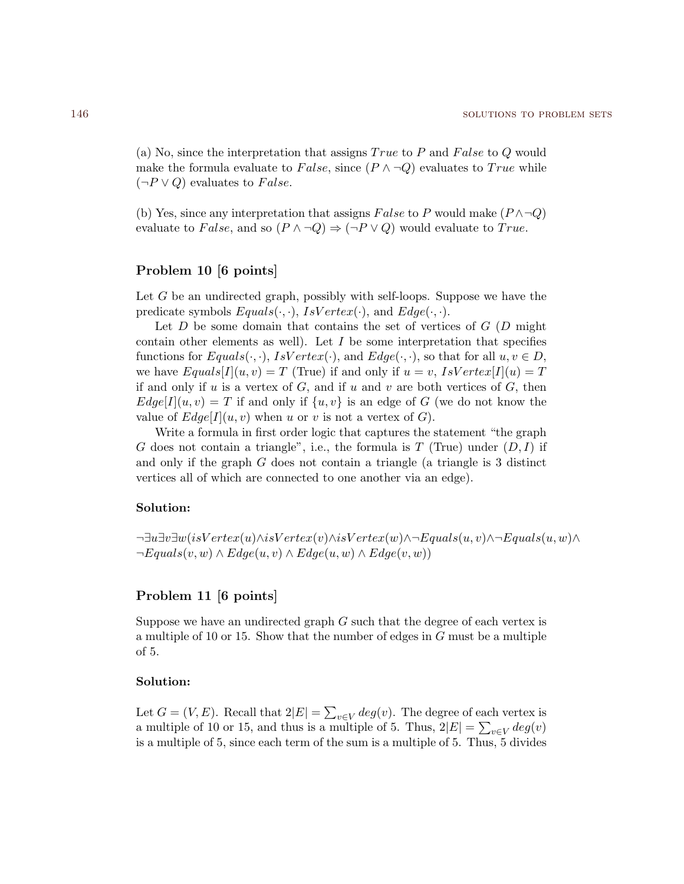(a) No, since the interpretation that assigns $True$ to $P$ and $False$ to $Q$ would make the formula evaluate to $False$, since $(P \wedge \neg Q)$ evaluates to $True$ while $(\neg P \vee Q)$ evaluates to $False$.

(b) Yes, since any interpretation that assigns $False$ to $P$ would make $(P \wedge \neg Q)$ evaluate to $False$, and so $(P \wedge \neg Q) \Rightarrow (\neg P \vee Q)$ would evaluate to $True$.

### Problem 10 [6 points]

Let $G$ be an undirected graph, possibly with self-loops. Suppose we have the predicate symbols $Equals(\cdot, \cdot)$, $IsVertex(\cdot)$, and $Edge(\cdot, \cdot)$.

Let $D$ be some domain that contains the set of vertices of $G$ ($D$ might contain other elements as well). Let $I$ be some interpretation that specifies functions for $Equals(\cdot, \cdot)$, $IsVertex(\cdot)$, and $Edge(\cdot, \cdot)$, so that for all $u, v \in D$, we have $Equals[I](u, v) = T$ (True) if and only if $u = v$, $IsVertex[I](u) = T$ if and only if $u$ is a vertex of $G$, and if $u$ and $v$ are both vertices of $G$, then $Edge[I](u, v) = T$ if and only if $\{u, v\}$ is an edge of $G$ (we do not know the value of $Edge[I](u, v)$ when $u$ or $v$ is not a vertex of $G$).

Write a formula in first order logic that captures the statement "the graph $G$ does not contain a triangle", i.e., the formula is $T$ (True) under $(D, I)$ if and only if the graph $G$ does not contain a triangle (a triangle is 3 distinct vertices all of which are connected to one another via an edge).

**Solution:**

$\neg \exists u \exists v \exists w (isVertex(u) \wedge isVertex(v) \wedge isVertex(w) \wedge \neg Equals(u, v) \wedge \neg Equals(u, w) \wedge \neg Equals(v, w) \wedge Edge(u, v) \wedge Edge(u, w) \wedge Edge(v, w))$

### Problem 11 [6 points]

Suppose we have an undirected graph $G$ such that the degree of each vertex is a multiple of 10 or 15. Show that the number of edges in $G$ must be a multiple of 5.

**Solution:**

Let $G = (V, E)$. Recall that $2|E| = \sum_{v \in V} deg(v)$. The degree of each vertex is a multiple of 10 or 15, and thus is a multiple of 5. Thus, $2|E| = \sum_{v \in V} deg(v)$ is a multiple of 5, since each term of the sum is a multiple of 5. Thus, 5 divides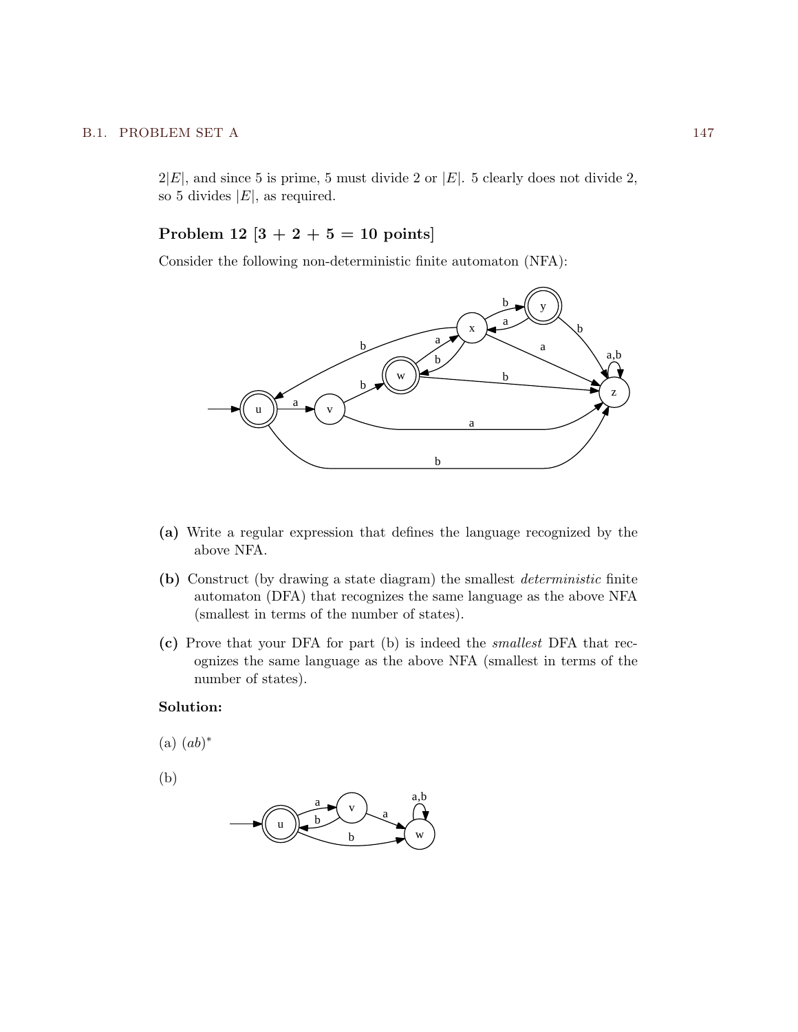$2|E|$, and since 5 is prime, 5 must divide 2 or $|E|$. 5 clearly does not divide 2, so 5 divides $|E|$, as required.

### Problem 12 [3 + 2 + 5 = 10 points]

Consider the following non-deterministic finite automaton (NFA):

**(a)** Write a regular expression that defines the language recognized by the above NFA.

**(b)** Construct (by drawing a state diagram) the smallest *deterministic* finite automaton (DFA) that recognizes the same language as the above NFA (smallest in terms of the number of states).

**(c)** Prove that your DFA for part (b) is indeed the *smallest* DFA that recognizes the same language as the above NFA (smallest in terms of the number of states).

**Solution:**

(a) $(ab)^*$

(b)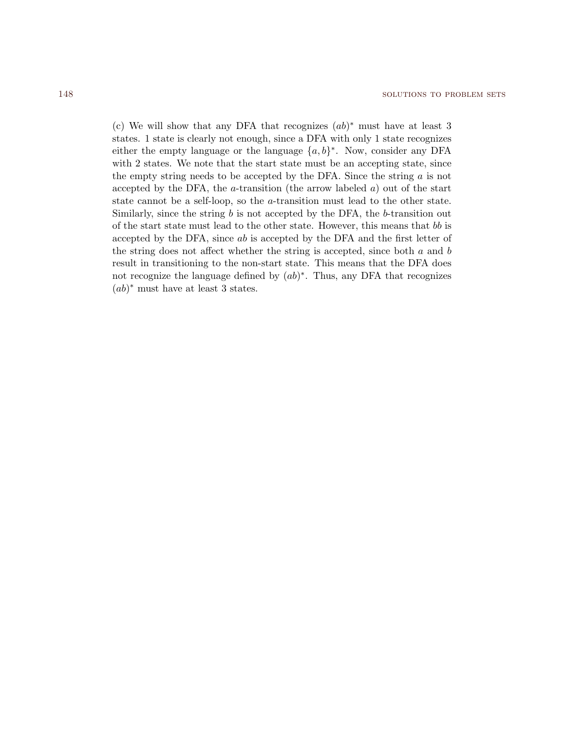(c) We will show that any DFA that recognizes $(ab)^*$ must have at least 3 states. 1 state is clearly not enough, since a DFA with only 1 state recognizes either the empty language or the language $\{a,b\}^*$. Now, consider any DFA with 2 states. We note that the start state must be an accepting state, since the empty string needs to be accepted by the DFA. Since the string $a$ is not accepted by the DFA, the $a$-transition (the arrow labeled $a$) out of the start state cannot be a self-loop, so the $a$-transition must lead to the other state. Similarly, since the string $b$ is not accepted by the DFA, the $b$-transition out of the start state must lead to the other state. However, this means that $bb$ is accepted by the DFA, since $ab$ is accepted by the DFA and the first letter of the string does not affect whether the string is accepted, since both $a$ and $b$ result in transitioning to the non-start state. This means that the DFA does not recognize the language defined by $(ab)^*$. Thus, any DFA that recognizes $(ab)^*$ must have at least 3 states.